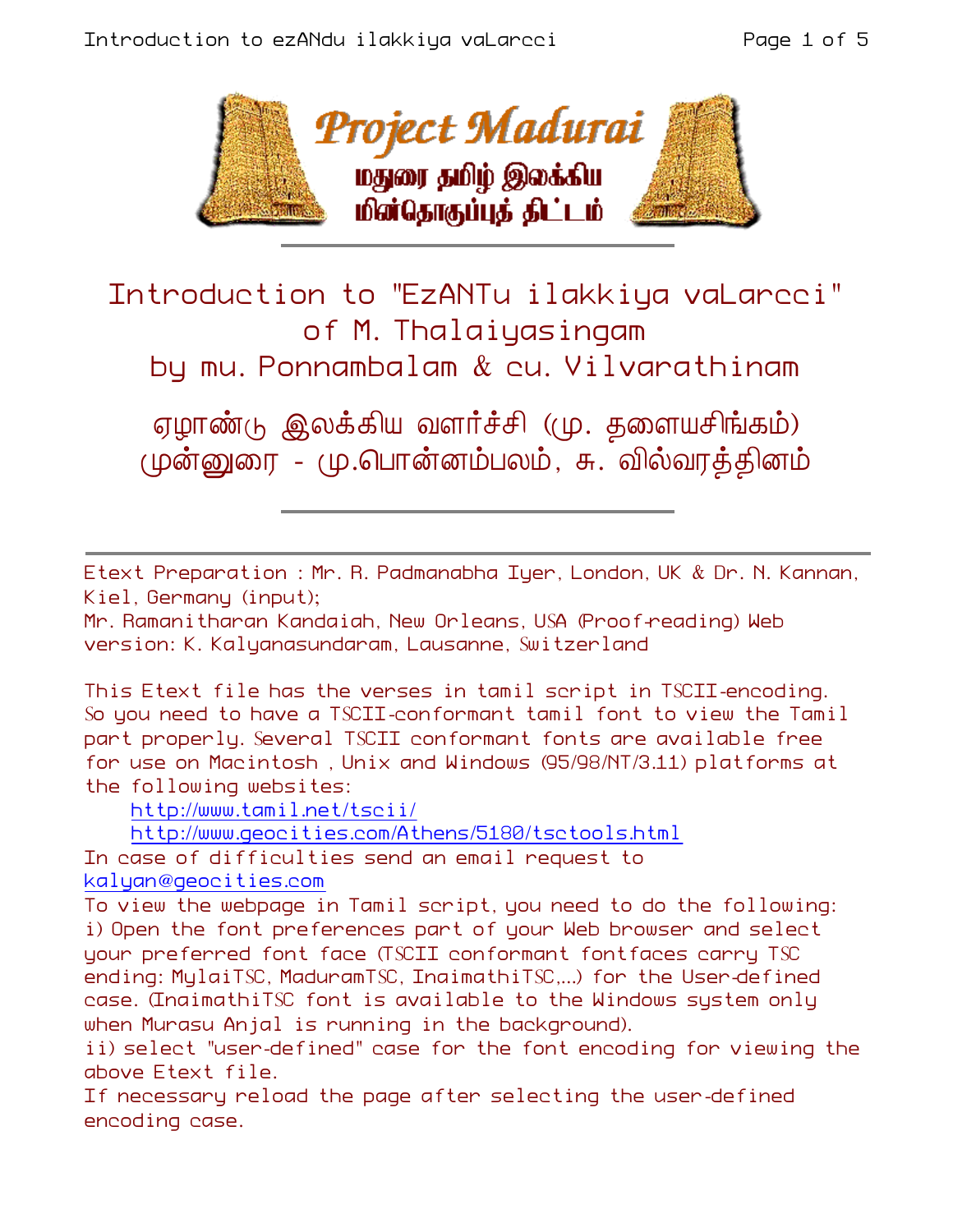# Introduction to "EzANTu ilakkiya vaLarcci" of M. Thalaiyasingam by mu. Ponnambalam & cu. Vilvarathinam

# ஏழாண்டு இலக்கிய வளர்ச்சி (மு. தளையசிங்கம்) முன்னுரை - மு.பொன்னம்பலம், சு. வில்வரத்தினம்

---

Etext Preparation : Mr. R. Padmanabha Iyer, London, UK & Dr. N. Kannan, Kiel, Germany (input);
Mr. Ramanitharan Kandaiah, New Orleans, USA (Proof-reading) Web version: K. Kalyanasundaram, Lausanne, Switzerland

This Etext file has the verses in tamil script in TSCII-encoding. So you need to have a TSCII-conformant tamil font to view the Tamil part properly. Several TSCII conformant fonts are available free for use on Macintosh , Unix and Windows (95/98/NT/3.11) platforms at the following websites:

http://www.tamil.net/tscii/
http://www.geocities.com/Athens/5180/tsctools.html

In case of difficulties send an email request to kalyan@geocities.com

To view the webpage in Tamil script, you need to do the following:
i) Open the font preferences part of your Web browser and select your preferred font face (TSCII conformant fontfaces carry TSC ending: MylaiTSC, MaduramTSC, InaimathiTSC,...) for the User-defined case. (InaimathiTSC font is available to the Windows system only when Murasu Anjal is running in the background).
ii) select "user-defined" case for the font encoding for viewing the above Etext file.
If necessary reload the page after selecting the user-defined encoding case.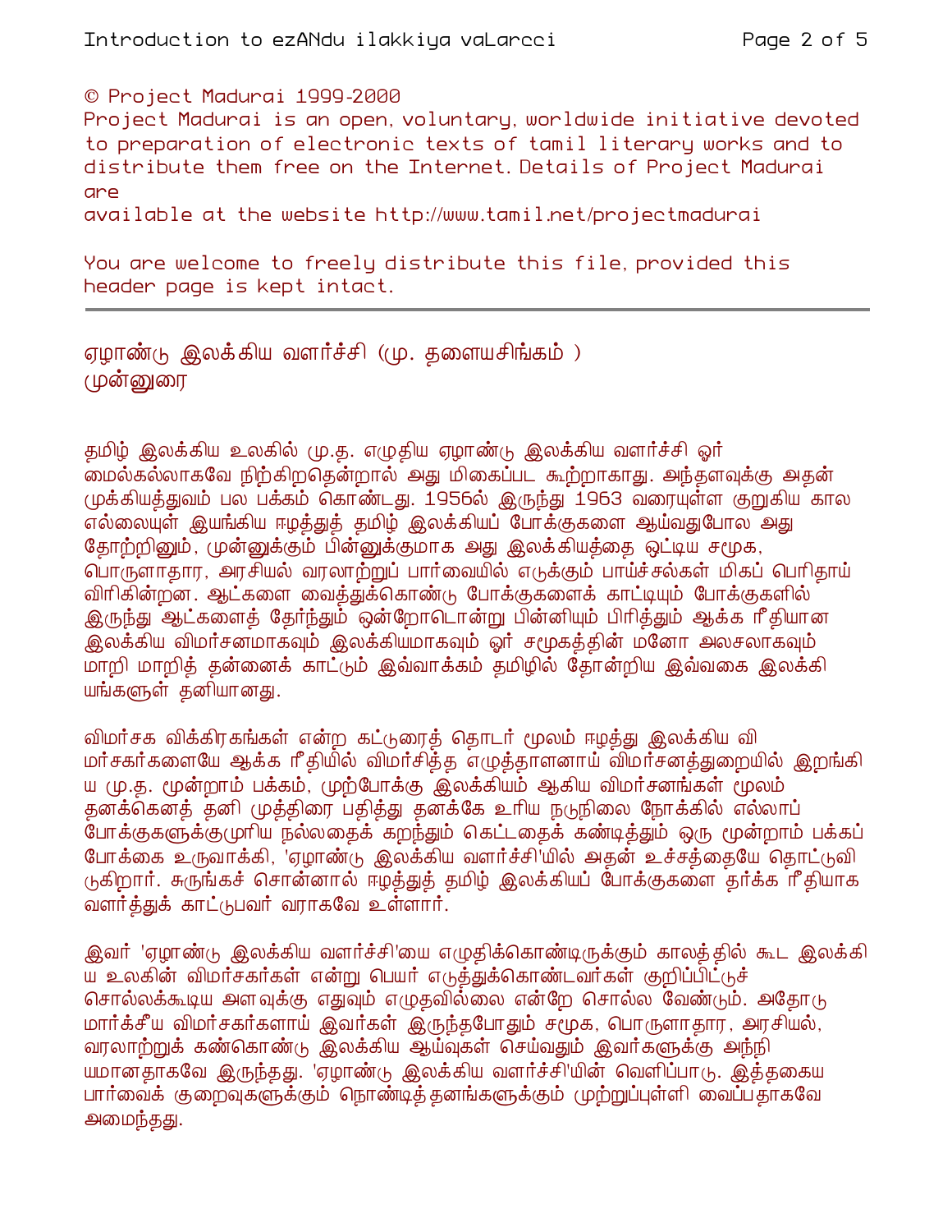© Project Madurai 1999-2000
Project Madurai is an open, voluntary, worldwide initiative devoted to preparation of electronic texts of tamil literary works and to distribute them free on the Internet. Details of Project Madurai are
available at the website http://www.tamil.net/projectmadurai

You are welcome to freely distribute this file, provided this header page is kept intact.

---

## ஏழாண்டு இலக்கிய வளர்ச்சி (மு. தளையசிங்கம் )
## முன்னுரை

தமிழ் இலக்கிய உலகில் மு.த. எழுதிய ஏழாண்டு இலக்கிய வளர்ச்சி ஓர் மைல்கல்லாகவே நிற்கிறதென்றால் அது மிகைப்பட கூற்றாகாது. அந்தளவுக்கு அதன் முக்கியத்துவம் பல பக்கம் கொண்டது. 1956ல் இருந்து 1963 வரையுள்ள குறுகிய கால எல்லையுள் இயங்கிய ஈழத்துத் தமிழ் இலக்கியப் போக்குகளை ஆய்வதுபோல அது தோற்றினும், முன்னுக்கும் பின்னுக்குமாக அது இலக்கியத்தை ஒட்டிய சமூக, பொருளாதார, அரசியல் வரலாற்றுப் பார்வையில் எடுக்கும் பாய்ச்சல்கள் மிகப் பெரிதாய் விரிகின்றன. ஆட்களை வைத்துக்கொண்டு போக்குகளைக் காட்டியும் போக்குகளில் இருந்து ஆட்களைத் தேர்ந்தும் ஒன்றோடொன்று பின்னியும் பிரித்தும் ஆக்க ரீதியான இலக்கிய விமர்சனமாகவும் இலக்கியமாகவும் ஓர் சமூகத்தின் மனோ அலசலாகவும் மாறி மாறித் தன்னைக் காட்டும் இவ்வாக்கம் தமிழில் தோன்றிய இவ்வகை இலக்கி யங்களுள் தனியானது.

விமர்சக விக்கிரகங்கள் என்ற கட்டுரைத் தொடர் மூலம் ஈழத்து இலக்கிய வி மர்சகர்களையே ஆக்க ரீதியில் விமர்சித்த எழுத்தாளனாய் விமர்சனத்துறையில் இறங்கி ய மு.த. மூன்றாம் பக்கம், முற்போக்கு இலக்கியம் ஆகிய விமர்சனங்கள் மூலம் தனக்கெனத் தனி முத்திரை பதித்து தனக்கே உரிய நடுநிலை நோக்கில் எல்லாப் போக்குகளுக்குமுரிய நல்லதைக் கறந்தும் கெட்டதைக் கண்டித்தும் ஒரு மூன்றாம் பக்கப் போக்கை உருவாக்கி, 'ஏழாண்டு இலக்கிய வளர்ச்சி'யில் அதன் உச்சத்தையே தொட்டுவி டுகிறார். சுருங்கச் சொன்னால் ஈழத்துத் தமிழ் இலக்கியப் போக்குகளை தர்க்க ரீதியாக வளர்த்துக் காட்டுபவர் வராகவே உள்ளார்.

இவர் 'ஏழாண்டு இலக்கிய வளர்ச்சி'யை எழுதிக்கொண்டிருக்கும் காலத்தில் கூட இலக்கி ய உலகின் விமர்சகர்கள் என்று பெயர் எடுத்துக்கொண்டவர்கள் குறிப்பிட்டுச் சொல்லக்கூடிய அளவுக்கு எதுவும் எழுதவில்லை என்றே சொல்ல வேண்டும். அதோடு மார்க்சீய விமர்சகர்களாய் இவர்கள் இருந்தபோதும் சமூக, பொருளாதார, அரசியல், வரலாற்றுக் கண்கொண்டு இலக்கிய ஆய்வுகள் செய்வதும் இவர்களுக்கு அந்நி யமானதாகவே இருந்தது. 'ஏழாண்டு இலக்கிய வளர்ச்சி'யின் வெளிப்பாடு. இத்தகைய பார்வைக் குறைவுகளுக்கும் நொண்டித்தனங்களுக்கும் முற்றுப்புள்ளி வைப்பதாகவே அமைந்தது.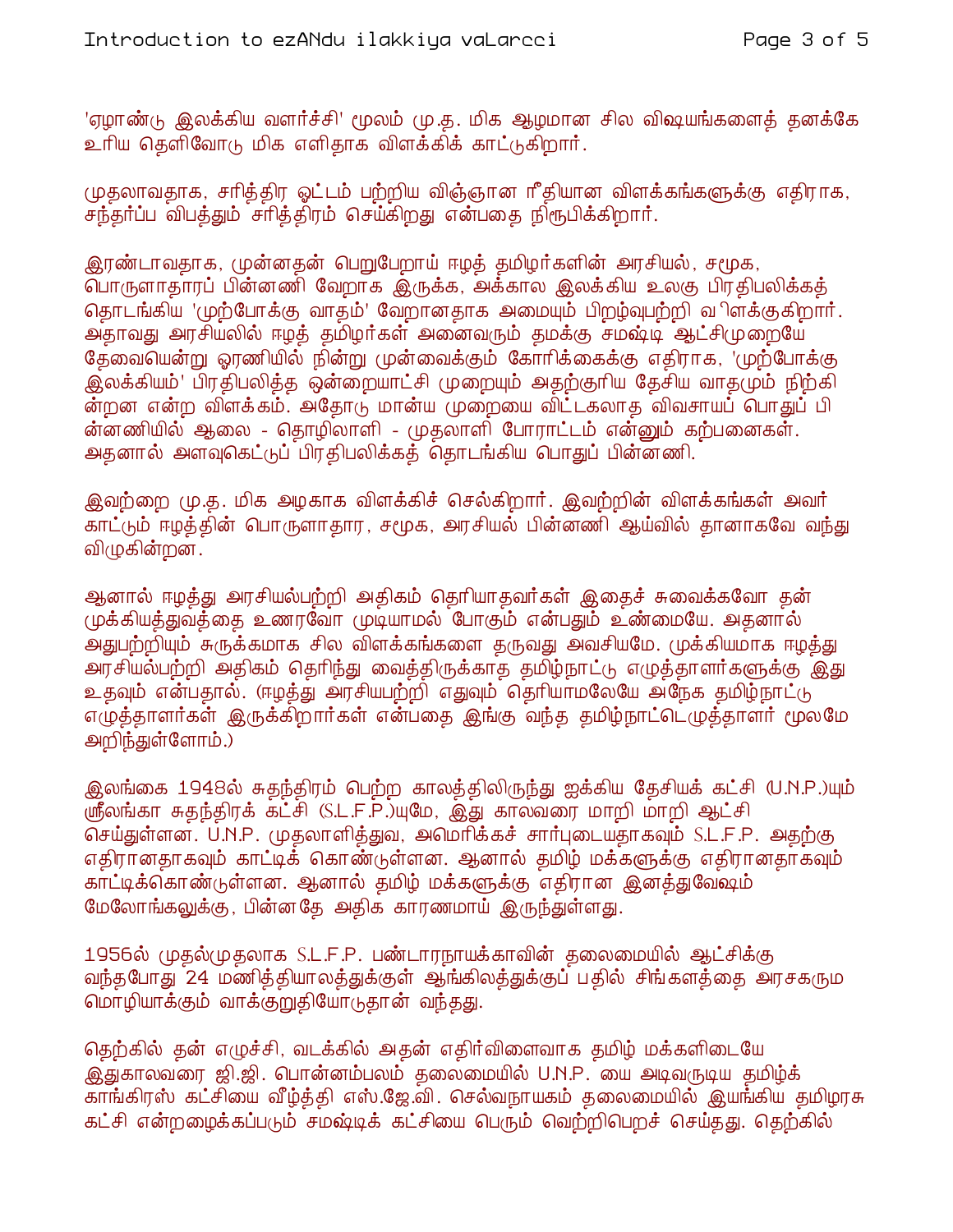'ஏழாண்டு இலக்கிய வளர்ச்சி' மூலம் மு.த. மிக ஆழமான சில விஷயங்களைத் தனக்கே உரிய தெளிவோடு மிக எளிதாக விளக்கிக் காட்டுகிறார்.

முதலாவதாக, சரித்திர ஓட்டம் பற்றிய விஞ்ஞான ரீதியான விளக்கங்களுக்கு எதிராக, சந்தர்ப்ப விபத்தும் சரித்திரம் செய்கிறது என்பதை நிரூபிக்கிறார்.

இரண்டாவதாக, முன்னதன் பெறுபேறாய் ஈழத் தமிழர்களின் அரசியல், சமூக, பொருளாதாரப் பின்னணி வேறாக இருக்க, அக்கால இலக்கிய உலகு பிரதிபலிக்கத் தொடங்கிய 'முற்போக்கு வாதம்' வேறானதாக அமையும் பிறழ்வுபற்றி விளக்குகிறார். அதாவது அரசியலில் ஈழத் தமிழர்கள் அனைவரும் தமக்கு சமஷ்டி ஆட்சிமுறையே தேவையென்று ஓரணியில் நின்று முன்வைக்கும் கோரிக்கைக்கு எதிராக, 'முற்போக்கு இலக்கியம்' பிரதிபலித்த ஒன்றையாட்சி முறையும் அதற்குரிய தேசிய வாதமும் நிற்கின்றன என்ற விளக்கம். அதோடு மான்ய முறையை விட்டகலாத விவசாயப் பொதுப் பின்னணியில் ஆலை - தொழிலாளி - முதலாளி போராட்டம் என்னும் கற்பனைகள். அதனால் அளவுகெட்டுப் பிரதிபலிக்கத் தொடங்கிய பொதுப் பின்னணி.

இவற்றை மு.த. மிக அழகாக விளக்கிச் செல்கிறார். இவற்றின் விளக்கங்கள் அவர் காட்டும் ஈழத்தின் பொருளாதார, சமூக, அரசியல் பின்னணி ஆய்வில் தானாகவே வந்து விழுகின்றன.

ஆனால் ஈழத்து அரசியல்பற்றி அதிகம் தெரியாதவர்கள் இதைச் சுவைக்கவோ தன் முக்கியத்துவத்தை உணரவோ முடியாமல் போகும் என்பதும் உண்மையே. அதனால் அதுபற்றியும் சுருக்கமாக சில விளக்கங்களை தருவது அவசியமே. முக்கியமாக ஈழத்து அரசியல்பற்றி அதிகம் தெரிந்து வைத்திருக்காத தமிழ்நாட்டு எழுத்தாளர்களுக்கு இது உதவும் என்பதால். (ஈழத்து அரசியபற்றி எதுவும் தெரியாமலேயே அநேக தமிழ்நாட்டு எழுத்தாளர்கள் இருக்கிறார்கள் என்பதை இங்கு வந்த தமிழ்நாட்டெழுத்தாளர் மூலமே அறிந்துள்ளோம்.)

இலங்கை 1948ல் சுதந்திரம் பெற்ற காலத்திலிருந்து ஐக்கிய தேசியக் கட்சி (U.N.P.)யும் ஸ்ரீலங்கா சுதந்திரக் கட்சி (S.L.F.P.)யுமே, இது காலவரை மாறி மாறி ஆட்சி செய்துள்ளன. U.N.P. முதலாளித்துவ, அமெரிக்கச் சார்புடையதாகவும் S.L.F.P. அதற்கு எதிரானதாகவும் காட்டிக் கொண்டுள்ளன. ஆனால் தமிழ் மக்களுக்கு எதிரானதாகவும் காட்டிக்கொண்டுள்ளன. ஆனால் தமிழ் மக்களுக்கு எதிரான இனத்துவேஷம் மேலோங்கலுக்கு, பின்னதே அதிக காரணமாய் இருந்துள்ளது.

1956ல் முதல்முதலாக S.L.F.P. பண்டாரநாயக்காவின் தலைமையில் ஆட்சிக்கு வந்தபோது 24 மணித்தியாலத்துக்குள் ஆங்கிலத்துக்குப் பதில் சிங்களத்தை அரசகரும மொழியாக்கும் வாக்குறுதியோடுதான் வந்தது.

தெற்கில் தன் எழுச்சி, வடக்கில் அதன் எதிர்விளைவாக தமிழ் மக்களிடையே இதுகாலவரை ஜி.ஜி. பொன்னம்பலம் தலைமையில் U.N.P. யை அடிவருடிய தமிழ்க் காங்கிரஸ் கட்சியை வீழ்த்தி எஸ்.ஜே.வி. செல்வநாயகம் தலைமையில் இயங்கிய தமிழரசு கட்சி என்றழைக்கப்படும் சமஷ்டிக் கட்சியை பெரும் வெற்றிபெறச் செய்தது. தெற்கில்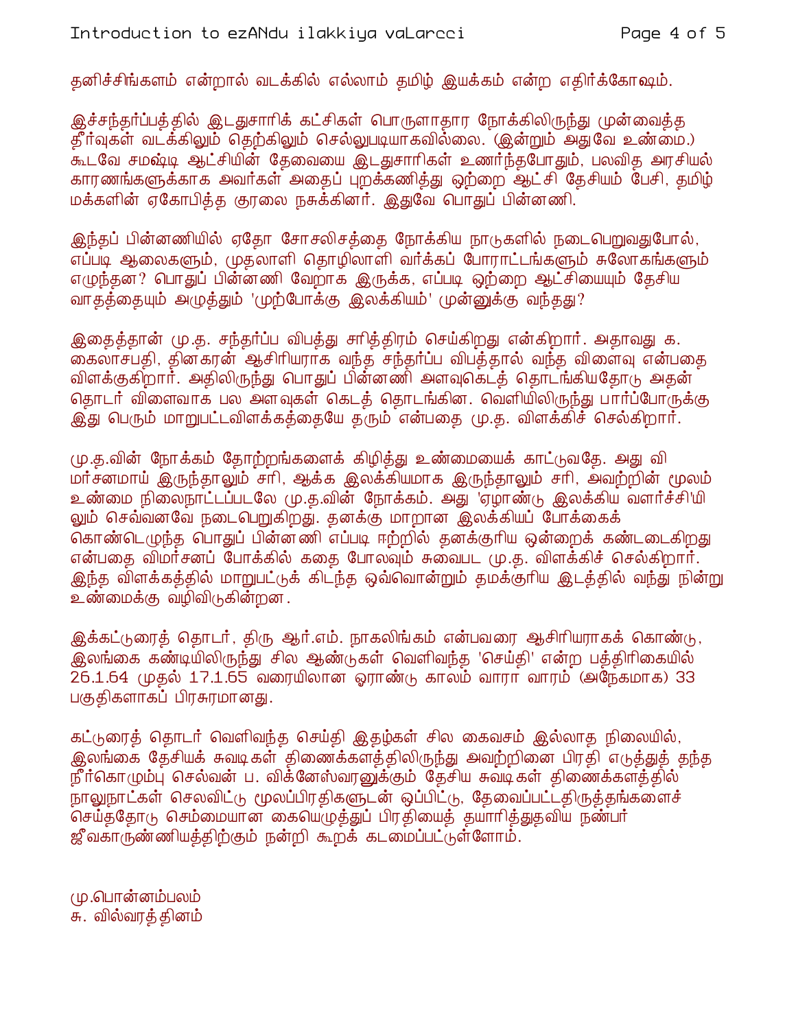தனிச்சிங்களம் என்றால் வடக்கில் எல்லாம் தமிழ் இயக்கம் என்ற எதிர்க்கோஷம்.

இச்சந்தர்ப்பத்தில் இடதுசாரிக் கட்சிகள் பொருளாதார நோக்கிலிருந்து முன்வைத்த தீர்வுகள் வடக்கிலும் தெற்கிலும் செல்லுபடியாகவில்லை. (இன்றும் அதுவே உண்மை.) கூடவே சமஷ்டி ஆட்சியின் தேவையை இடதுசாரிகள் உணர்ந்தபோதும், பலவித அரசியல் காரணங்களுக்காக அவர்கள் அதைப் புறக்கணித்து ஒற்றை ஆட்சி தேசியம் பேசி, தமிழ் மக்களின் ஏகோபித்த குரலை நசுக்கினர். இதுவே பொதுப் பின்னணி.

இந்தப் பின்னணியில் ஏதோ சோசலிசத்தை நோக்கிய நாடுகளில் நடைபெறுவதுபோல், எப்படி ஆலைகளும், முதலாளி தொழிலாளி வர்க்கப் போராட்டங்களும் சுலோகங்களும் எழுந்தன? பொதுப் பின்னணி வேறாக இருக்க, எப்படி ஒற்றை ஆட்சியையும் தேசிய வாதத்தையும் அமுத்தும் 'முற்போக்கு இலக்கியம்' முன்னுக்கு வந்தது?

இதைத்தான் மு.த. சந்தர்ப்ப விபத்து சரித்திரம் செய்கிறது என்கிறார். அதாவது க. கைலாசபதி, தினகரன் ஆசிரியராக வந்த சந்தர்ப்ப விபத்தால் வந்த விளைவு என்பதை விளக்குகிறார். அதிலிருந்து பொதுப் பின்னணி அளவுகெடத் தொடங்கியதோடு அதன் தொடர் விளைவாக பல அளவுகள் கெடத் தொடங்கின. வெளியிலிருந்து பார்ப்போருக்கு இது பெரும் மாறுபட்டவிளக்கத்தையே தரும் என்பதை மு.த. விளக்கிச் செல்கிறார்.

மு.த.வின் நோக்கம் தோற்றங்களைக் கிழித்து உண்மையைக் காட்டுவதே. அது விமர்சனமாய் இருந்தாலும் சரி, ஆக்க இலக்கியமாக இருந்தாலும் சரி, அவற்றின் மூலம் உண்மை நிலைநாட்டப்படலே மு.த.வின் நோக்கம். அது 'ஏழாண்டு இலக்கிய வளர்ச்சி'யிலும் செவ்வனவே நடைபெறுகிறது. தனக்கு மாறான இலக்கியப் போக்கைக் கொண்டெழுந்த பொதுப் பின்னணி எப்படி ஈற்றில் தனக்குரிய ஒன்றைக் கண்டடைகிறது என்பதை விமர்சனப் போக்கில் கதை போலவும் சுவைபட மு.த. விளக்கிச் செல்கிறார். இந்த விளக்கத்தில் மாறுபட்டுக் கிடந்த ஒவ்வொன்றும் தமக்குரிய இடத்தில் வந்து நின்று உண்மைக்கு வழிவிடுகின்றன.

இக்கட்டுரைத் தொடர், திரு ஆர்.எம். நாகலிங்கம் என்பவரை ஆசிரியராகக் கொண்டு, இலங்கை கண்டியிலிருந்து சில ஆண்டுகள் வெளிவந்த 'செய்தி' என்ற பத்திரிகையில் 26.1.64 முதல் 17.1.65 வரையிலான ஓராண்டு காலம் வாரா வாரம் (அநேகமாக) 33 பகுதிகளாகப் பிரசுரமானது.

கட்டுரைத் தொடர் வெளிவந்த செய்தி இதழ்கள் சில கைவசம் இல்லாத நிலையில், இலங்கை தேசியச் சுவடிகள் திணைக்களத்திலிருந்து அவற்றினை பிரதி எடுத்துத் தந்த நீர்கொழும்பு செல்வன் ப. விக்னேஸ்வரனுக்கும் தேசிய சுவடிகள் திணைக்களத்தில் நாலுநாட்கள் செலவிட்டு மூலப்பிரதிகளுடன் ஒப்பிட்டு, தேவைப்பட்டதிருத்தங்களைச் செய்ததோடு செம்மையான கையெழுத்துப் பிரதியைத் தயாரித்துதவிய நண்பர் ஜீவகாருண்ணியத்திற்கும் நன்றி கூறக் கடமைப்பட்டுள்ளோம்.

மு.பொன்னம்பலம்
சு. வில்வரத்தினம்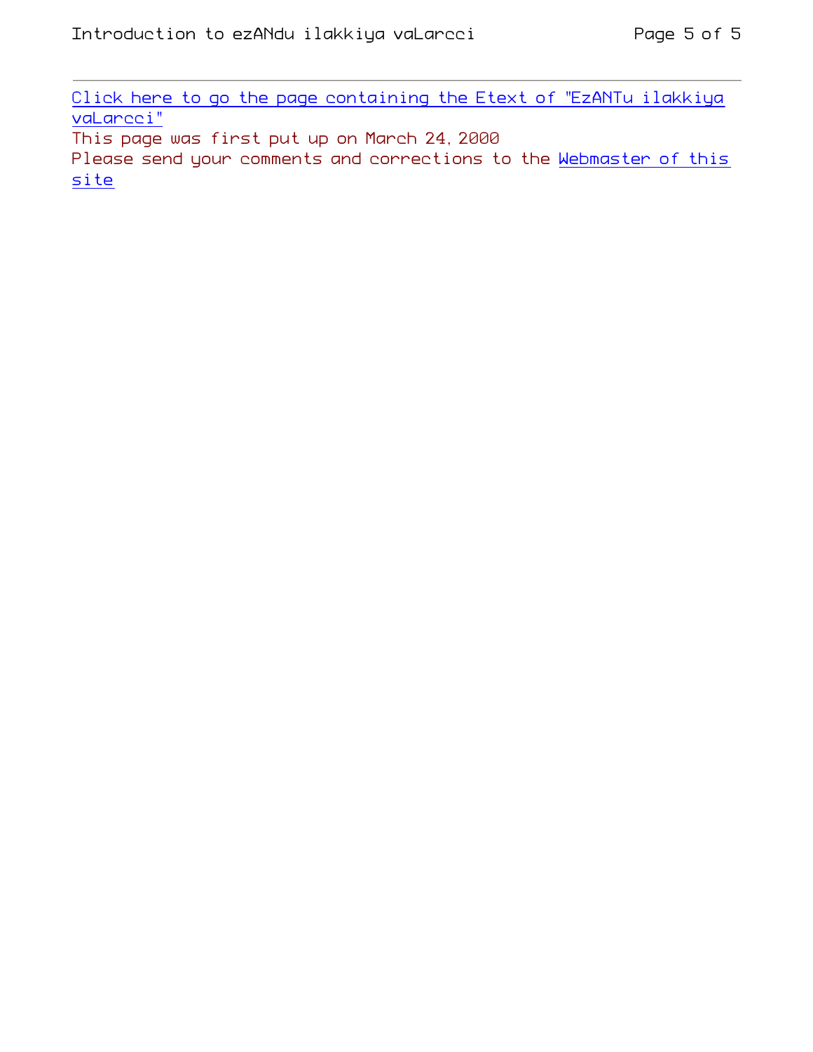---

Click here to go the page containing the Etext of "EzANTu ilakkiya vaLarcci"

This page was first put up on March 24, 2000

Please send your comments and corrections to the Webmaster of this site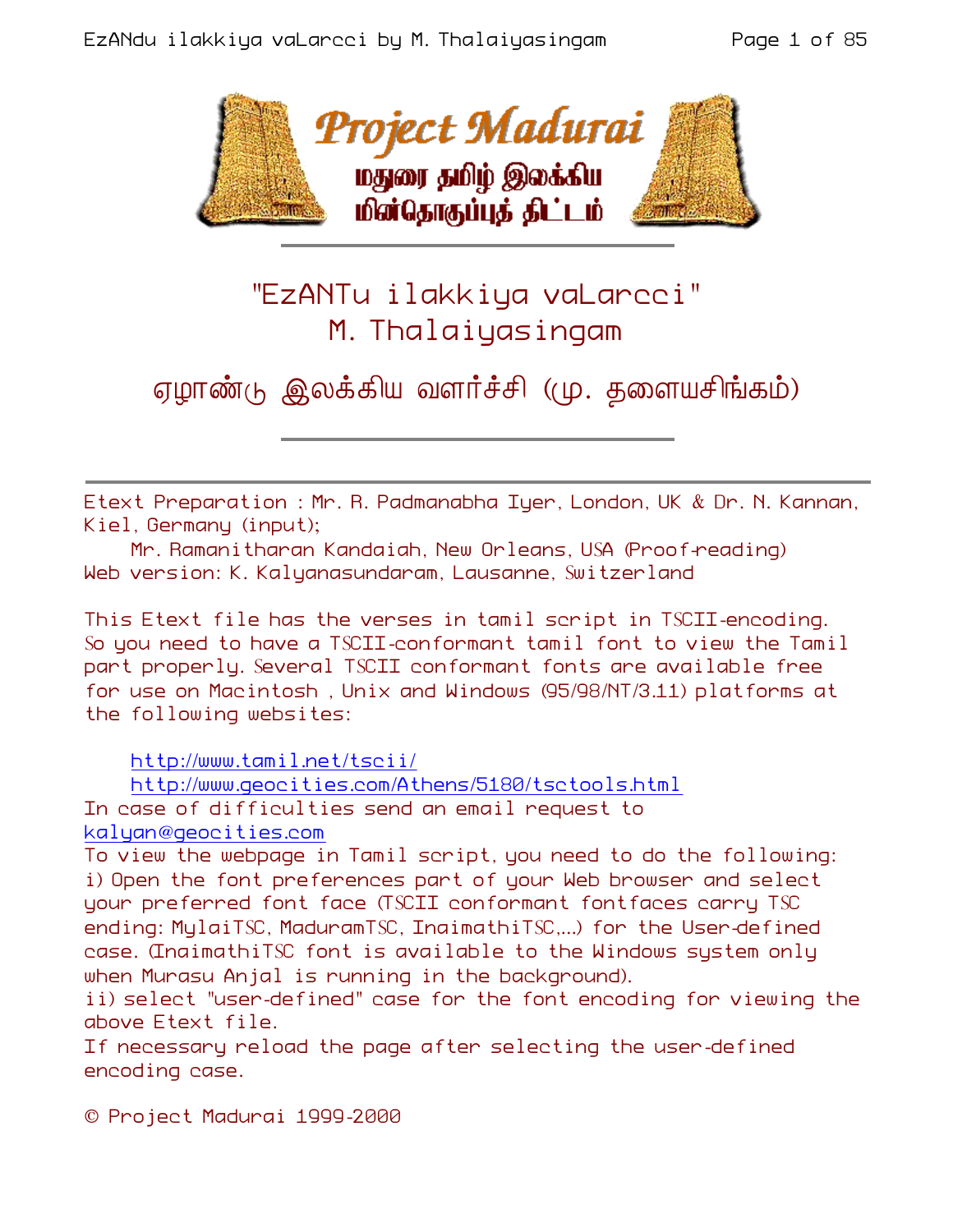# "EzANTu ilakkiya vaLarcci"
## M. Thalaiyasingam

## ஏழாண்டு இலக்கிய வளர்ச்சி (மு. தளையசிங்கம்)

---

Etext Preparation : Mr. R. Padmanabha Iyer, London, UK & Dr. N. Kannan, Kiel, Germany (input);
Mr. Ramanitharan Kandaiah, New Orleans, USA (Proof-reading)
Web version: K. Kalyanasundaram, Lausanne, Switzerland

This Etext file has the verses in tamil script in TSCII-encoding. So you need to have a TSCII-conformant tamil font to view the Tamil part properly. Several TSCII conformant fonts are available free for use on Macintosh , Unix and Windows (95/98/NT/3.11) platforms at the following websites:

http://www.tamil.net/tscii/
http://www.geocities.com/Athens/5180/tsctools.html

In case of difficulties send an email request to kalyan@geocities.com

To view the webpage in Tamil script, you need to do the following:
i) Open the font preferences part of your Web browser and select your preferred font face (TSCII conformant fontfaces carry TSC ending: MylaiTSC, MaduramTSC, InaimathiTSC,...) for the User-defined case. (InaimathiTSC font is available to the Windows system only when Murasu Anjal is running in the background).
ii) select "user-defined" case for the font encoding for viewing the above Etext file.
If necessary reload the page after selecting the user-defined encoding case.

© Project Madurai 1999-2000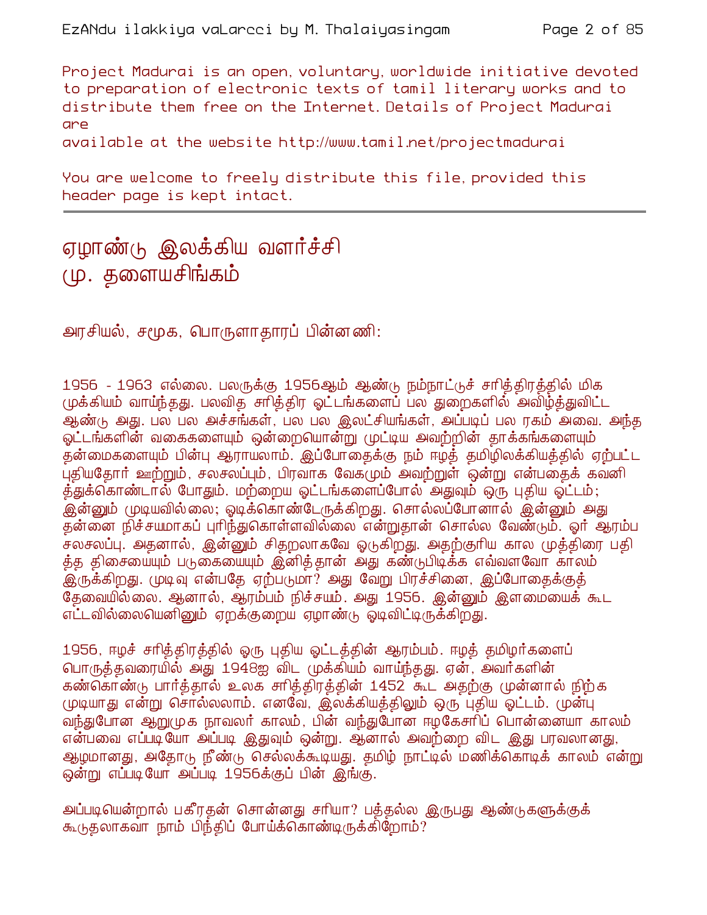Project Madurai is an open, voluntary, worldwide initiative devoted to preparation of electronic texts of tamil literary works and to distribute them free on the Internet. Details of Project Madurai are
available at the website http://www.tamil.net/projectmadurai

You are welcome to freely distribute this file, provided this header page is kept intact.

---

# ஏழாண்டு இலக்கிய வளர்ச்சி
# மு. தளையசிங்கம்

அரசியல், சமூக, பொருளாதாரப் பின்னணி:

1956 - 1963 எல்லை. பலருக்கு 1956ஆம் ஆண்டு நம்நாட்டுச் சரித்திரத்தில் மிக முக்கியம் வாய்ந்தது. பலவித சரித்திர ஓட்டங்களைப் பல துறைகளில் அவிழ்த்துவிட்ட ஆண்டு அது. பல பல அச்சங்கள், பல பல இலட்சியங்கள், அப்படிப் பல ரகம் அவை. அந்த ஓட்டங்களின் வகைகளையும் ஒன்றையொன்று முட்டிய அவற்றின் தாக்கங்களையும் தன்மைகளையும் பின்பு ஆராயலாம். இப்போதைக்கு நம் ஈழத் தமிழிலக்கியத்தில் ஏற்பட்ட புதியதோர் ஊற்றும், சலசலப்பும், பிரவாக வேகமும் அவற்றுள் ஒன்று என்பதைக் கவனித்துக்கொண்டால் போதும். மற்றைய ஓட்டங்களைப்போல் அதுவும் ஒரு புதிய ஓட்டம்; இன்னும் முடியவில்லை; ஓடிக்கொண்டேருக்கிறது. சொல்லப்போனால் இன்னும் அது தன்னை நிச்சயமாகப் புரிந்துகொள்ளவில்லை என்றுதான் சொல்ல வேண்டும். ஓர் ஆரம்ப சலசலப்பு. அதனால், இன்னும் சிதறலாகவே ஓடுகிறது. அதற்குரிய கால முத்திரை பதித்த திசையையும் படுகையையும் இனித்தான் அது கண்டுபிடிக்க எவ்வளவோ காலம் இருக்கிறது. முடிவு என்பதே ஏற்படுமா? அது வேறு பிரச்சினை, இப்போதைக்குத் தேவையில்லை. ஆனால், ஆரம்பம் நிச்சயம். அது 1956. இன்னும் இளமையைக் கூட எட்டவில்லையெனினும் ஏறக்குறைய ஏழாண்டு ஓடிவிட்டிருக்கிறது.

1956, ஈழச் சரித்திரத்தில் ஒரு புதிய ஓட்டத்தின் ஆரம்பம். ஈழத் தமிழர்களைப் பொருத்தவரையில் அது 1948ஐ விட முக்கியம் வாய்ந்தது. ஏன், அவர்களின் கண்கொண்டு பார்த்தால் உலக சரித்திரத்தின் 1452 கூட அதற்கு முன்னால் நிற்க முடியாது என்று சொல்லலாம். எனவே, இலக்கியத்திலும் ஒரு புதிய ஓட்டம். முன்பு வந்துபோன ஆறுமுக நாவலர் காலம், பின் வந்துபோன ஈழகேசரிப் பொன்னையா காலம் என்பவை எப்படியோ அப்படி இதுவும் ஒன்று. ஆனால் அவற்றை விட இது பரவலானது, ஆழமானது, அதோடு நீண்டு செல்லக்கூடியது. தமிழ் நாட்டில் மணிக்கொடிக் காலம் என்று ஒன்று எப்படியோ அப்படி 1956க்குப் பின் இங்கு.

அப்படியென்றால் பகீரதன் சொன்னது சரியா? பத்தல்ல இருபது ஆண்டுகளுக்குக் கூடுதலாகவா நாம் பிந்திப் போய்க்கொண்டிருக்கிறோம்?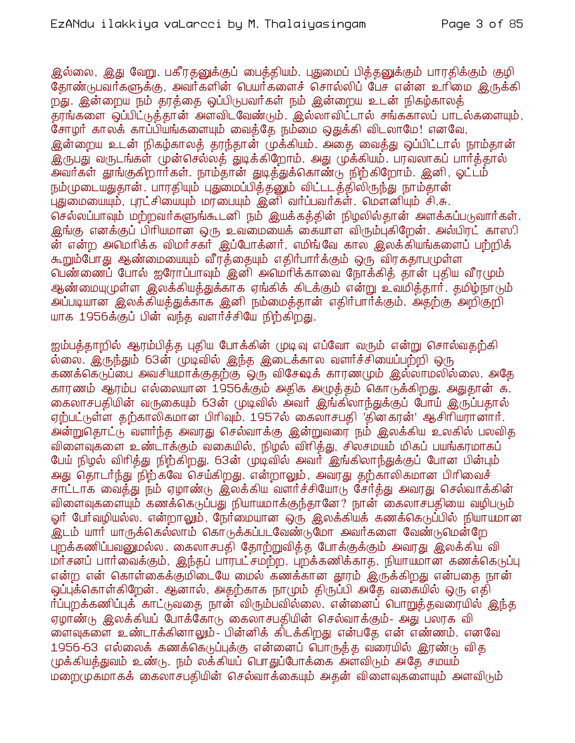இல்லை, இது வேறு. பகீரதனுக்குப் பைத்தியம். புதுமைப் பித்தனுக்கும் பாரதிக்கும் குழி தோண்டுபவர்களுக்கு, அவர்களின் பெயர்களைச் சொல்லிப் பேச என்ன உரிமை இருக்கிறது. இன்றைய நம் தரத்தை ஒப்பிடுபவர்கள் நம் இன்றைய உடன் நிகழ்காலத் தரங்களை ஒப்பிட்டுத்தான் அளவிடவேண்டும். இல்லாவிட்டால் சங்ககாலப் பாடல்களையும், சோழர் காலக் காப்பியங்களையும் வைத்தே நம்மை ஒதுக்கி விடலாமே! எனவே, இன்றைய உடன் நிகழ்காலத் தரந்தான் முக்கியம். அதை வைத்து ஒப்பிட்டால் நாம்தான் இருபது வருடங்கள் முன்செல்லத் துடிக்கிறோம். அது முக்கியம். பரவலாகப் பார்த்தால் அவர்கள் தூங்குகிறார்கள். நாம்தான் துடித்துக்கொண்டு நிற்கிறோம். இனி, ஓட்டம் நம்முடையதுதான். பாரதியும் புதுமைப்பித்தனும் விட்டடத்திலிருந்து நாம்தான் புதுமையையும், புரட்சியையும் மரபையும் இனி வர்ப்பவர்கள். மௌனியும் சி.சு. செல்லப்பாவும் மற்றவர்களுங்கூடனி நம் இயக்கத்தின் நிழலில்தான் அளக்கப்படுவார்கள். இங்கு எனக்குப் பிரியமான ஒரு உவமையைக் கையாள விரும்புகிறேன். அல்பிரட் காஸின் என்ற அமெரிக்க விமர்சகர் இப்போக்னர், எமிங்வே கால இலக்கியங்களைப் பற்றிக் கூறும்போது ஆண்மையையும் வீரத்தையும் எதிர்பார்க்கும் ஒரு விரகதாபமுள்ள பெண்ணைப் போல் ஐரோப்பாவும் இனி அமெரிக்காவை நோக்கித் தான் புதிய வீரமும் ஆண்மையுமுள்ள இலக்கியத்துக்காக ஏங்கிக் கிடக்கும் என்று உவமித்தார். தமிழ்நாடும் அப்படியான இலக்கியத்துக்காக இனி நம்மைத்தான் எதிர்பார்க்கும். அதற்கு அறிகுறியாக 1956க்குப் பின் வந்த வளர்ச்சியே நிற்கிறது.

ஐம்பத்தாறில் ஆரம்பித்த புதிய போக்கின் முடிவு எப்போ வரும் என்று சொல்வதற்கில்லை. இருந்தும் 63ன் முடிவில் இந்த இடைக்கால வளர்ச்சியைப்பற்றி ஒரு கணக்கெடுப்பை அவசியமாக்குதற்கு ஒரு விசேஷக் காரணமும் இல்லாமலில்லை. அதே காரணம் ஆரம்ப எல்லையான 1956க்கும் அதிக அழுத்தம் கொடுக்கிறது. அதுதான் க. கைலாசபதியின் வருகையும் 63ன் முடிவில் அவர் இங்கிலாந்துக்குப் போய் இருப்பதால் ஏற்பட்டுள்ள தற்காலிகமான பிரிவும். 1957ல் கைலாசபதி 'தினகரன்' ஆசிரியரானார். அன்றுதொட்டு வளர்ந்த அவரது செல்வாக்கு இன்றுவரை நம் இலக்கிய உலகில் பலவித விளைவுகளை உண்டாக்கும் வகையில், நிழல் விரித்து, சிலசமயம் மிகப் பயங்கரமாகப் பேய் நிழல் விரித்து நிற்கிறது. 63ன் முடிவில் அவர் இங்கிலாந்துக்குப் போன பின்பும் அது தொடர்ந்து நிற்கவே செய்கிறது. என்றாலும், அவரது தற்காலிகமான பிரிவைச் சாட்டாக வைத்து நம் ஏழாண்டு இலக்கிய வளர்ச்சியோடு சேர்த்து அவரது செல்வாக்கின் விளைவுகளையும் கணக்கெடுப்பது நியாயமாக்குந்தானே? நான் கைலாசபதியை வழிபடும் ஓர் பேர்வழியல்ல. என்றாலும், நேர்மையான ஒரு இலக்கியக் கணக்கெடுப்பில் நியாயமான இடம் யார் யாருக்கெல்லாம் கொடுக்கப்படவேண்டுமோ அவர்களை வேண்டுமென்றே புறக்கணிப்பவனுமல்ல. கைலாசபதி தோற்றுவித்த போக்குக்கும் அவரது இலக்கிய விமர்சனப் பார்வைக்கும், இந்தப் பாரபட்சமற்ற, புறக்கணிக்காத, நியாயமான கணக்கெடுப்பு என்ற என் கொள்கைக்குமிடையே மைல் கணக்கான தூரம் இருக்கிறது என்பதை நான் ஒப்புக்கொள்கிறேன். ஆனால், அதற்காக நாமும் திருப்பி அதே வகையில் ஒரு எதிர்ப்புறக்கணிப்புக் காட்டுவதை நான் விரும்பவில்லை. என்னைப் பொறுத்தவரையில் இந்த ஏழாண்டு இலக்கியப் போக்கோடு கைலாசபதியின் செல்வாக்கும்- அது பலரக விளைவுகளை உண்டாக்கினாலும்- பின்னிக் கிடக்கிறது என்பதே என் எண்ணம். எனவே 1956-63 எல்லைக் கணக்கெடுப்புக்கு என்னைப் பொருத்த வரையில் இரண்டு வித முக்கியத்துவம் உண்டு. நம் லக்கியப் பொதுப்போக்கை அளவிடும் அதே சமயம் மறைமுகமாகக் கைலாசபதியின் செல்வாக்கையும் அதன் விளைவுகளையும் அளவிடும்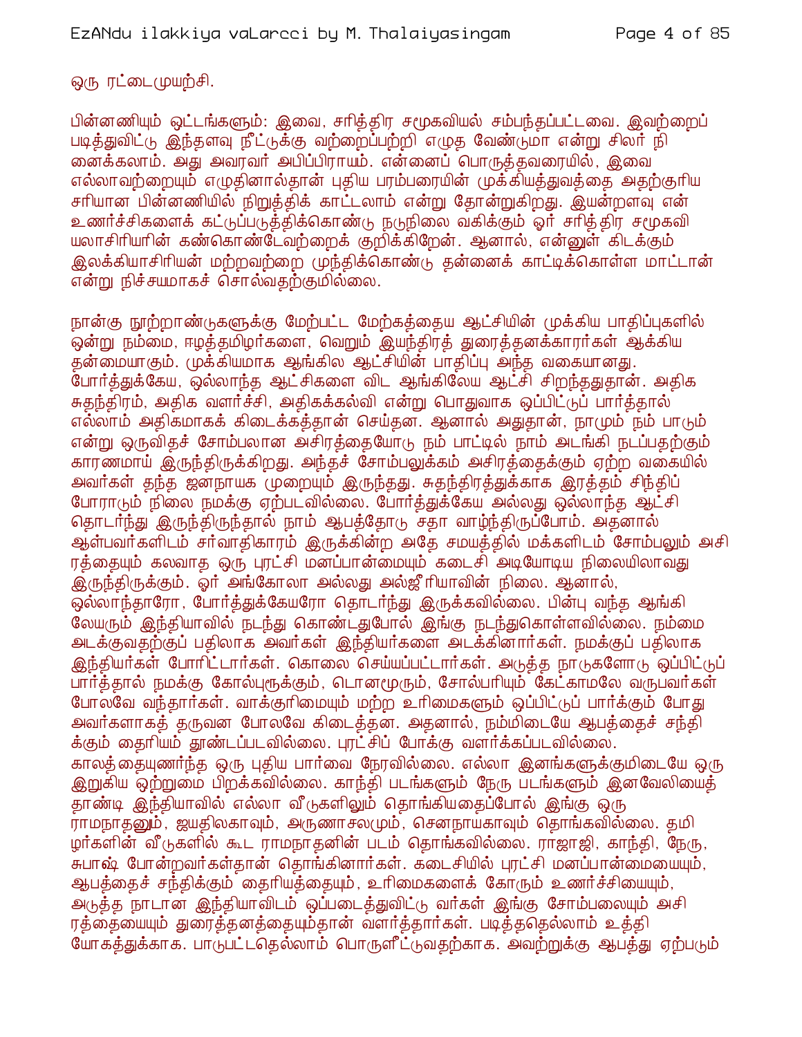ஒரு ரட்டைமுயற்சி.

பின்னணியும் ஒட்டங்களும்: இவை, சரித்திர சமூகவியல் சம்பந்தப்பட்டவை. இவற்றைப் படித்துவிட்டு இந்தளவு நீட்டுக்கு வற்றைப்பற்றி எழுத வேண்டுமா என்று சிலர் நினைக்கலாம். அது அவரவர் அபிப்பிராயம். என்னைப் பொருத்தவரையில், இவை எல்லாவற்றையும் எழுதினால்தான் புதிய பரம்பரையின் முக்கியத்துவத்தை அதற்குரிய சரியான பின்னணியில் நிறுத்திக் காட்டலாம் என்று தோன்றுகிறது. இயன்றளவு என் உணர்ச்சிகளைக் கட்டுப்படுத்திக்கொண்டு நடுநிலை வகிக்கும் ஓர் சரித்திர சமூகவியலாசிரியரின் கண்கொண்டேவற்றைக் குறிக்கிறேன். ஆனால், என்னுள் கிடக்கும் இலக்கியாசிரியன் மற்றவற்றை முந்திக்கொண்டு தன்னைக் காட்டிக்கொள்ள மாட்டான் என்று நிச்சயமாகச் சொல்வதற்குமில்லை.

நான்கு நூற்றாண்டுகளுக்கு மேற்பட்ட மேற்கத்தைய ஆட்சியின் முக்கிய பாதிப்புகளில் ஒன்று நம்மை, ஈழத்தமிழர்களை, வெறும் இயந்திரத் துரைத்தனக்காரர்கள் ஆக்கிய தன்மையாகும். முக்கியமாக ஆங்கில ஆட்சியின் பாதிப்பு அந்த வகையானது. போர்த்துக்கேய, ஒல்லாந்த ஆட்சிகளை விட ஆங்கிலேய ஆட்சி சிறந்ததுதான். அதிக சுதந்திரம், அதிக வளர்ச்சி, அதிகக்கல்வி என்று பொதுவாக ஒப்பிட்டுப் பார்த்தால் எல்லாம் அதிகமாகக் கிடைக்கத்தான் செய்தன. ஆனால் அதுதான், நாமும் நம் பாடும் என்று ஒருவிதச் சோம்பலான அசிரத்தையோடு நம் பாட்டில் நாம் அடங்கி நடப்பதற்கும் காரணமாய் இருந்திருக்கிறது. அந்தச் சோம்பலுக்கம் அசிரத்தைக்கும் ஏற்ற வகையில் அவர்கள் தந்த ஜனநாயக முறையும் இருந்தது. சுதந்திரத்துக்காக இரத்தம் சிந்திப் போராடும் நிலை நமக்கு ஏற்படவில்லை. போர்த்துக்கேய அல்லது ஒல்லாந்த ஆட்சி தொடர்ந்து இருந்திருந்தால் நாம் ஆபத்தோடு சதா வாழ்ந்திருப்போம். அதனால் ஆள்பவர்களிடம் சர்வாதிகாரம் இருக்கின்ற அதே சமயத்தில் மக்களிடம் சோம்பலும் அசிரத்தையும் கலவாத ஒரு புரட்சி மனப்பான்மையும் கடைசி அடியோடிய நிலையிலாவது இருந்திருக்கும். ஓர் அங்கோலா அல்லது அல்ஜீரியாவின் நிலை. ஆனால், ஒல்லாந்தாரோ, போர்த்துக்கேயரோ தொடர்ந்து இருக்கவில்லை. பின்பு வந்த ஆங்கிலேயரும் இந்தியாவில் நடந்து கொண்டதுபோல் இங்கு நடந்துகொள்ளவில்லை. நம்மை அடக்குவதற்குப் பதிலாக அவர்கள் இந்தியர்களை அடக்கினார்கள். நமக்குப் பதிலாக இந்தியர்கள் போரிட்டார்கள். கொலை செய்யப்பட்டார்கள். அடுத்த நாடுகளோடு ஒப்பிட்டுப் பார்த்தால் நமக்கு கோல்புரூக்கும், டொனமூரும், சோல்பரியும் கேட்காமலே வருபவர்கள் போலவே வந்தார்கள். வாக்குரிமையும் மற்ற உரிமைகளும் ஒப்பிட்டுப் பார்க்கும் போது அவர்களாகத் தருவன போலவே கிடைத்தன. அதனால், நம்மிடையே ஆபத்தைச் சந்திக்கும் தைரியம் தூண்டப்படவில்லை. புரட்சிப் போக்கு வளர்க்கப்படவில்லை. காலத்தையுணர்ந்த ஒரு புதிய பார்வை நேரவில்லை. எல்லா இனங்களுக்குமிடையே ஒரு இறுகிய ஒற்றுமை பிறக்கவில்லை. காந்தி படங்களும் நேரு படங்களும் இனவேலியைத் தாண்டி இந்தியாவில் எல்லா வீடுகளிலும் தொங்கியதைப்போல் இங்கு ஒரு ராமநாதனும், ஜயதிலகாவும், அருணாசலமும், சேனநாயகாவும் தொங்கவில்லை. தமிழர்களின் வீடுகளில் கூட ராமநாதனின் படம் தொங்கவில்லை. ராஜாஜி, காந்தி, நேரு, சுபாஷ் போன்றவர்கள்தான் தொங்கினார்கள். கடைசியில் புரட்சி மனப்பான்மையையும், ஆபத்தைச் சந்திக்கும் தைரியத்தையும், உரிமைகளைக் கோரும் உணர்ச்சியையும், அடுத்த நாடான இந்தியாவிடம் ஒப்படைத்துவிட்டு வர்கள் இங்கு சோம்பலையும் அசிரத்தையையும் துரைத்தனத்தையும்தான் வளர்த்தார்கள். படித்ததெல்லாம் உத்தியோகத்துக்காக. பாடுபட்டதெல்லாம் பொருளீட்டுவதற்காக. அவற்றுக்கு ஆபத்து ஏற்படும்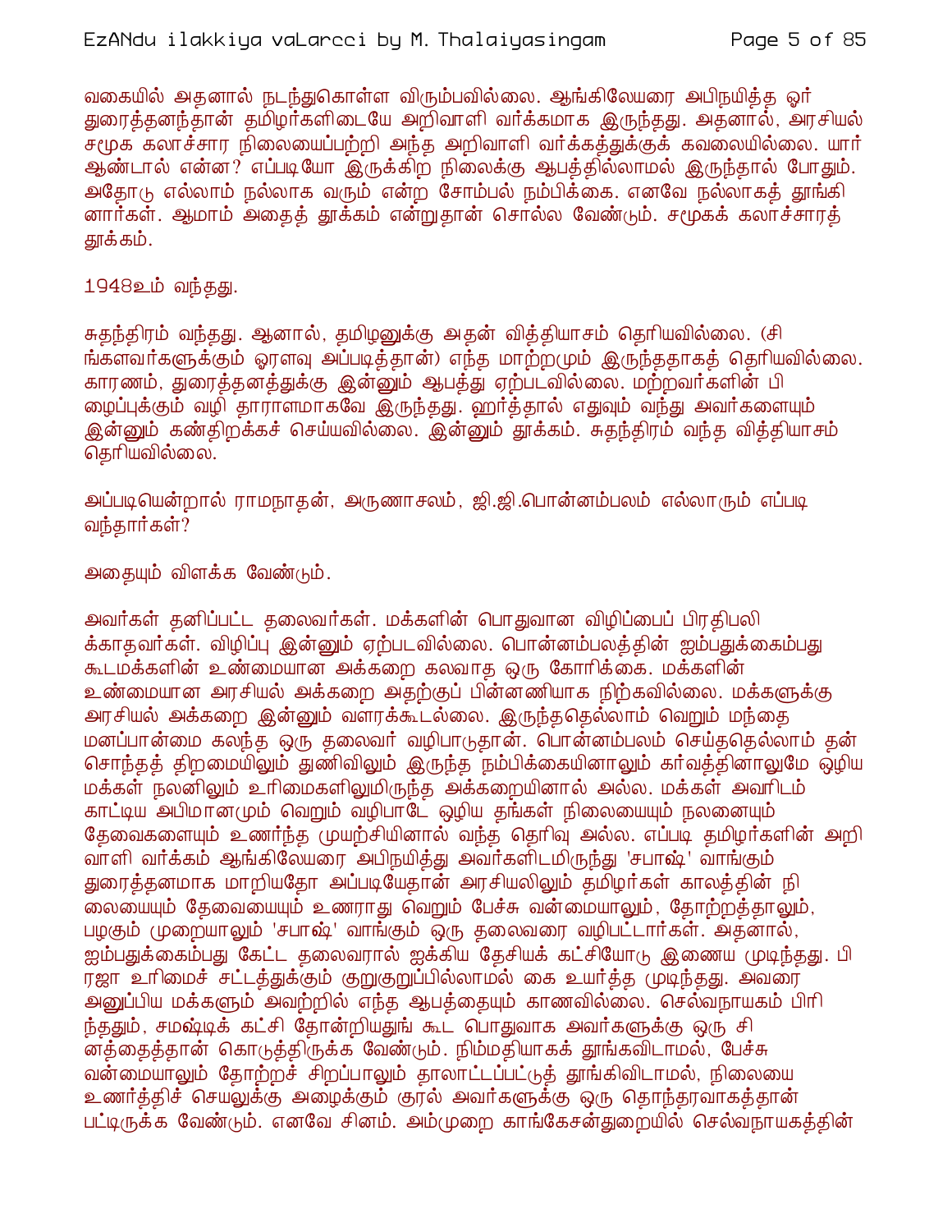வகையில் அதனால் நடந்துகொள்ள விரும்பவில்லை. ஆங்கிலேயரை அபிநயித்த ஓர் துரைத்தனந்தான் தமிழர்களிடையே அறிவாளி வர்க்கமாக இருந்தது. அதனால், அரசியல் சமூக கலாச்சார நிலையைப்பற்றி அந்த அறிவாளி வர்க்கத்துக்குக் கவலையில்லை. யார் ஆண்டால் என்ன? எப்படியோ இருக்கிற நிலைக்கு ஆபத்தில்லாமல் இருந்தால் போதும். அதோடு எல்லாம் நல்லாக வரும் என்ற சோம்பல் நம்பிக்கை. எனவே நல்லாகத் தூங்கினார்கள். ஆமாம் அதைத் தூக்கம் என்றுதான் சொல்ல வேண்டும். சமூகக் கலாச்சாரத் தூக்கம்.

1948உம் வந்தது.

சுதந்திரம் வந்தது. ஆனால், தமிழனுக்கு அதன் வித்தியாசம் தெரியவில்லை. (சிங்களவர்களுக்கும் ஓரளவு அப்படித்தான்) எந்த மாற்றமும் இருந்ததாகத் தெரியவில்லை. காரணம், துரைத்தனத்துக்கு இன்னும் ஆபத்து ஏற்படவில்லை. மற்றவர்களின் பிழைப்புக்கும் வழி தாராளமாகவே இருந்தது. ஹர்த்தால் எதுவும் வந்து அவர்களையும் இன்னும் கண்திறக்கச் செய்யவில்லை. இன்னும் தூக்கம். சுதந்திரம் வந்த வித்தியாசம் தெரியவில்லை.

அப்படியென்றால் ராமநாதன், அருணாசலம், ஜி.ஜி.பொன்னம்பலம் எல்லாரும் எப்படி வந்தார்கள்?

அதையும் விளக்க வேண்டும்.

அவர்கள் தனிப்பட்ட தலைவர்கள். மக்களின் பொதுவான விழிப்பைப் பிரதிபலிக்காதவர்கள். விழிப்பு இன்னும் ஏற்படவில்லை. பொன்னம்பலத்தின் ஐம்பதுக்கைம்பது கூடமக்களின் உண்மையான அக்கறை கலவாத ஒரு கோரிக்கை. மக்களின் உண்மையான அரசியல் அக்கறை அதற்குப் பின்னணியாக நிற்கவில்லை. மக்களுக்கு அரசியல் அக்கறை இன்னும் வளரக்கூடலில்லை. இருந்ததெல்லாம் வெறும் மந்தை மனப்பான்மை கலந்த ஒரு தலைவர் வழிபாடுதான். பொன்னம்பலம் செய்ததெல்லாம் தன் சொந்தத் திறமையிலும் துணிவிலும் இருந்த நம்பிக்கையினாலும் கர்வத்தினாலுமே ஒழிய மக்கள் நலனிலும் உரிமைகளிலுமிருந்த அக்கறையினால் அல்ல. மக்கள் அவரிடம் காட்டிய அபிமானமும் வெறும் வழிபாடே ஒழிய தங்கள் நிலையையும் நலனையும் தேவைகளையும் உணர்ந்த முயற்சியினால் வந்த தெரிவு அல்ல. எப்படி தமிழர்களின் அறிவாளி வர்க்கம் ஆங்கிலேயரை அபிநயித்து அவர்களிடமிருந்து 'சபாஷ்' வாங்கும் துரைத்தனமாக மாறியதோ அப்படியேதான் அரசியலிலும் தமிழர்கள் காலத்தின் நிலையையும் தேவையையும் உணராது வெறும் பேச்சு வன்மையாலும், தோற்றத்தாலும், பழகும் முறையாலும் 'சபாஷ்' வாங்கும் ஒரு தலைவரை வழிபட்டார்கள். அதனால், ஐம்பதுக்கைம்பது கேட்ட தலைவரால் ஐக்கிய தேசியக் கட்சியோடு இணைய முடிந்தது. பிரஜா உரிமைச் சட்டத்துக்கும் குறுகுறுப்பில்லாமல் கை உயர்த்த முடிந்தது. அவரை அனுப்பிய மக்களும் அவற்றில் எந்த ஆபத்தையும் காணவில்லை. செல்வநாயகம் பிரிந்ததும், சமஷ்டிக் கட்சி தோன்றியதுங் கூட பொதுவாக அவர்களுக்கு ஒரு சினத்தைத்தான் கொடுத்திருக்க வேண்டும். நிம்மதியாகத் தூங்கவிடாமல், பேச்சு வன்மையாலும் தோற்றச் சிறப்பாலும் தாலாட்டப்பட்டுத் தூங்கிவிடாமல், நிலையை உணர்த்திச் செயலுக்கு அழைக்கும் குரல் அவர்களுக்கு ஒரு தொந்தரவாகத்தான் பட்டிருக்க வேண்டும். எனவே சினம். அம்முறை காங்கேசன்துறையில் செல்வநாயகத்தின்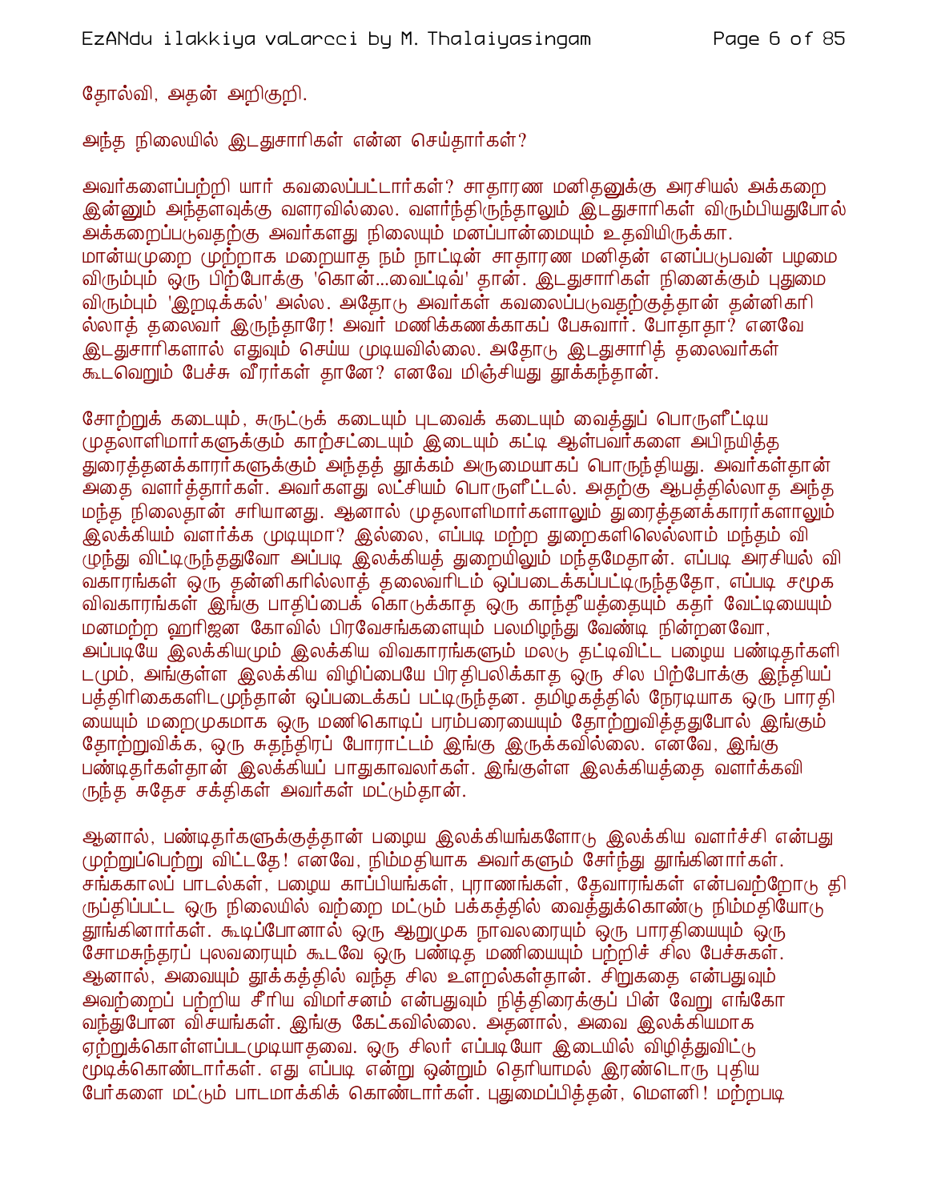தோல்வி, அதன் அறிகுறி.

அந்த நிலையில் இடதுசாரிகள் என்ன செய்தார்கள்?

அவர்களைப்பற்றி யார் கவலைப்பட்டார்கள்? சாதாரண மனிதனுக்கு அரசியல் அக்கறை இன்னும் அந்தளவுக்கு வளரவில்லை. வளர்ந்திருந்தாலும் இடதுசாரிகள் விரும்பியதுபோல் அக்கறைப்படுவதற்கு அவர்களது நிலையும் மனப்பான்மையும் உதவியிருக்கா. மான்யமுறை முற்றாக மறையாத நம் நாட்டின் சாதாரண மனிதன் எனப்படுபவன் பழமை விரும்பும் ஒரு பிற்போக்கு 'கொன்...வைட்டிவ்' தான். இடதுசாரிகள் நினைக்கும் புதுமை விரும்பும் 'இறடிக்கல்' அல்ல. அதோடு அவர்கள் கவலைப்படுவதற்குத்தான் தன்னிகரில்லாத் தலைவர் இருந்தாரே! அவர் மணிக்கணக்காகப் பேசுவார். போதாதா? எனவே இடதுசாரிகளால் எதுவும் செய்ய முடியவில்லை. அதோடு இடதுசாரித் தலைவர்கள் கூடவெறும் பேச்சு வீரர்கள் தானே? எனவே மிஞ்சியது தூக்கந்தான்.

சோற்றுக் கடையும், சுருட்டுக் கடையும் புடவைக் கடையும் வைத்துப் பொருளீட்டிய முதலாளிமார்களுக்கும் காற்சட்டையும் இடையும் கட்டி ஆள்பவர்களை அபிநயித்த துரைத்தனக்காரர்களுக்கும் அந்தத் தூக்கம் அருமையாகப் பொருந்தியது. அவர்கள்தான் அதை வளர்த்தார்கள். அவர்களது லட்சியம் பொருளீட்டல். அதற்கு ஆபத்தில்லாத அந்த மந்த நிலைதான் சரியானது. ஆனால் முதலாளிமார்களாலும் துரைத்தனக்காரர்களாலும் இலக்கியம் வளர்க்க முடியுமா? இல்லை, எப்படி மற்ற துறைகளிலெல்லாம் மந்தம் விழுந்து விட்டிருந்ததுவோ அப்படி இலக்கியத் துறையிலும் மந்தமேதான். எப்படி அரசியல் விவகாரங்கள் ஒரு தன்னிகரில்லாத் தலைவரிடம் ஒப்படைக்கப்பட்டிருந்ததோ, எப்படி சமூக விவகாரங்கள் இங்கு பாதிப்பைக் கொடுக்காத ஒரு காந்தீயத்தையும் கதர் வேட்டியையும் மனமற்ற ஹரிஜன கோவில் பிரவேசங்களையும் பலமிழந்து வேண்டி நின்றனவோ, அப்படியே இலக்கியமும் இலக்கிய விவகாரங்களும் மலடு தட்டிவிட்ட பழைய பண்டிதர்களிடமும், அங்குள்ள இலக்கிய விழிப்பையே பிரதிபலிக்காத ஒரு சில பிற்போக்கு இந்தியப் பத்திரிகைகளிடமுந்தான் ஒப்படைக்கப் பட்டிருந்தன. தமிழகத்தில் நேரடியாக ஒரு பாரதியையும் மறைமுகமாக ஒரு மணிகொடிப் பரம்பரையையும் தோற்றுவித்ததுபோல் இங்கும் தோற்றுவிக்க, ஒரு சுதந்திரப் போராட்டம் இங்கு இருக்கவில்லை. எனவே, இங்கு பண்டிதர்கள்தான் இலக்கியப் பாதுகாவலர்கள். இங்குள்ள இலக்கியத்தை வளர்க்கவிருந்த சுதேச சக்திகள் அவர்கள் மட்டும்தான்.

ஆனால், பண்டிதர்களுக்குத்தான் பழைய இலக்கியங்களோடு இலக்கிய வளர்ச்சி என்பது முற்றுப்பெற்று விட்டதே! எனவே, நிம்மதியாக அவர்களும் சேர்ந்து தூங்கினார்கள். சங்ககாலப் பாடல்கள், பழைய காப்பியங்கள், புராணங்கள், தேவாரங்கள் என்பவற்றோடு திருப்திப்பட்ட ஒரு நிலையில் வற்றை மட்டும் பக்கத்தில் வைத்துக்கொண்டு நிம்மதியோடு தூங்கினார்கள். கூடிப்போனால் ஒரு ஆறுமுக நாவலரையும் ஒரு பாரதியையும் ஒரு சோமசுந்தரப் புலவரையும் கூடவே ஒரு பண்டித மணியையும் பற்றிச் சில பேச்சுகள். ஆனால், அவையும் தூக்கத்தில் வந்த சில உளறல்கள்தான். சிறுகதை என்பதுவும் அவற்றைப் பற்றிய சீரிய விமர்சனம் என்பதுவும் நித்திரைக்குப் பின் வேறு எங்கோ வந்துபோன விசயங்கள். இங்கு கேட்கவில்லை. அதனால், அவை இலக்கியமாக ஏற்றுக்கொள்ளப்படமுடியாதவை. ஒரு சிலர் எப்படியோ இடையில் விழித்துவிட்டு மூடிக்கொண்டார்கள். எது எப்படி என்று ஒன்றும் தெரியாமல் இரண்டொரு புதிய பேர்களை மட்டும் பாடமாக்கிக் கொண்டார்கள். புதுமைப்பித்தன், மௌனி! மற்றபடி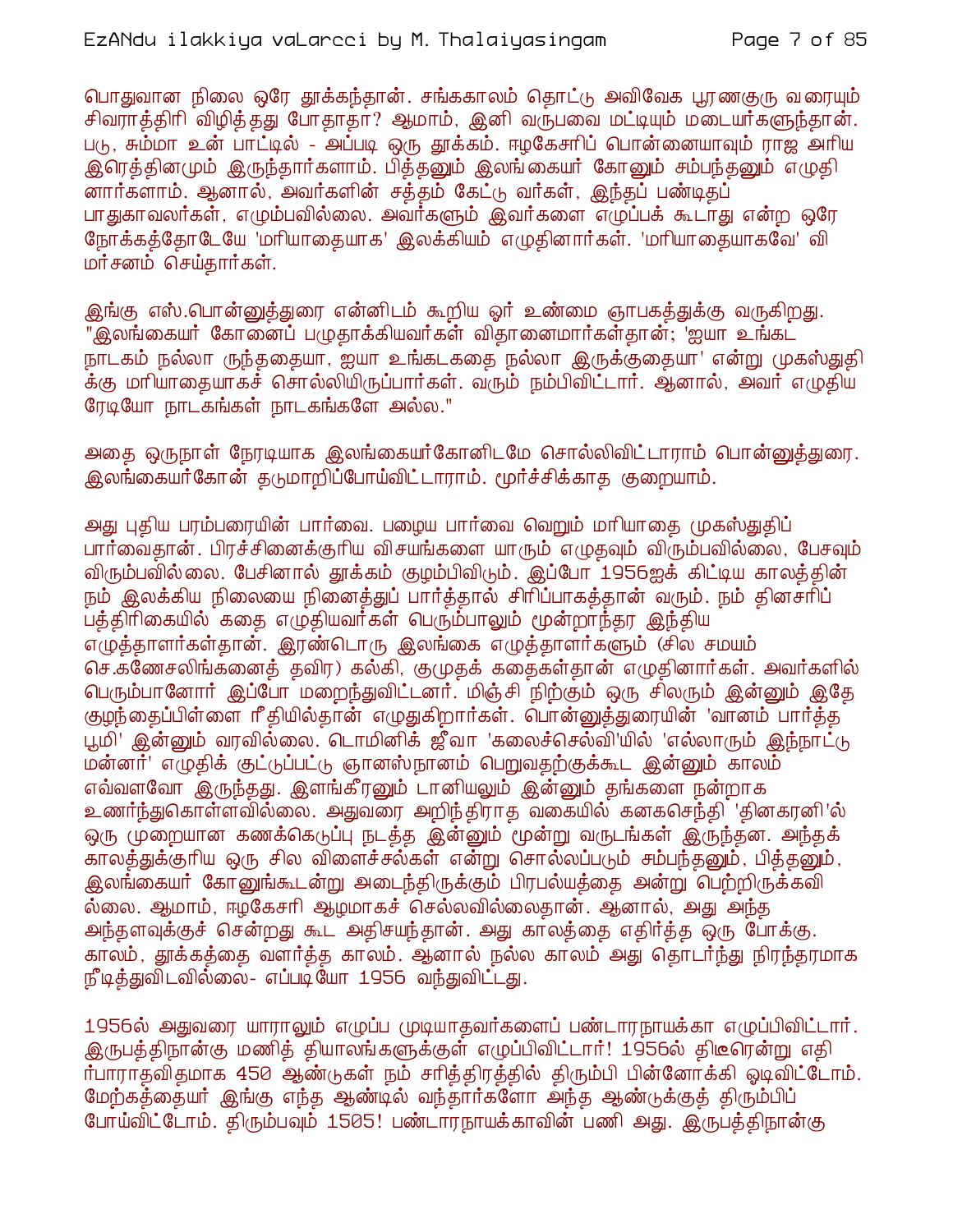பொதுவான நிலை ஒரே தூக்கந்தான். சங்ககாலம் தொட்டு அவிவேக பூரணகுரு வரையும் சிவராத்திரி விழித்தது போதாதா? ஆமாம், இனி வருபவை மட்டியும் மடையர்களுந்தான். படு, சும்மா உன் பாட்டில் - அப்படி ஒரு தூக்கம். ஈழகேசரிப் பொன்னையாவும் ராஜ அரிய இரெத்தினமும் இருந்தார்களாம். பித்தனும் இலங்கையர் கோனும் சம்பந்தனும் எழுதினார்களாம். ஆனால், அவர்களின் சத்தம் கேட்டு வர்கள், இந்தப் பண்டிதப் பாதுகாவலர்கள், எழும்பவில்லை. அவர்களும் இவர்களை எழுப்பக் கூடாது என்ற ஒரே நோக்கத்தோடேயே 'மரியாதையாக' இலக்கியம் எழுதினார்கள். 'மரியாதையாகவே' விமர்சனம் செய்தார்கள்.

இங்கு எஸ்.பொன்னுத்துரை என்னிடம் கூறிய ஓர் உண்மை ஞாபகத்துக்கு வருகிறது. "இலங்கையர் கோனைப் பழுதாக்கியவர்கள் விதானைமார்கள்தான்; 'ஐயா உங்கட நாடகம் நல்லா ருந்ததையா, ஐயா உங்கடகதை நல்லா இருக்குதையா' என்று முகஸ்துதிக்கு மரியாதையாகச் சொல்லியிருப்பார்கள். வரும் நம்பிவிட்டார். ஆனால், அவர் எழுதிய ரேடியோ நாடகங்கள் நாடகங்களே அல்ல."

அதை ஒருநாள் நேரடியாக இலங்கையர்கோனிடமே சொல்லிவிட்டாராம் பொன்னுத்துரை. இலங்கையர்கோன் தடுமாறிப்போய்விட்டாராம். மூர்ச்சிக்காத குறையாம்.

அது புதிய பரம்பரையின் பார்வை. பழைய பார்வை வெறும் மரியாதை முகஸ்துதிப் பார்வைதான். பிரச்சினைக்குரிய விசயங்களை யாரும் எழுதவும் விரும்பவில்லை, பேசவும் விரும்பவில்லை. பேசினால் தூக்கம் குழம்பிவிடும். இப்போ 1956ஐக் கிட்டிய காலத்தின் நம் இலக்கிய நிலையை நினைத்துப் பார்த்தால் சிரிப்பாகத்தான் வரும். நம் தினசரிப் பத்திரிகையில் கதை எழுதியவர்கள் பெரும்பாலும் மூன்றாந்தர இந்திய எழுத்தாளர்கள்தான். இரண்டொரு இலங்கை எழுத்தாளர்களும் (சில சமயம் செ.கணேசலிங்கனைத் தவிர) கல்கி, குமுதக் கதைகள்தான் எழுதினார்கள். அவர்களில் பெரும்பானோர் இப்போ மறைந்துவிட்டனர். மிஞ்சி நிற்கும் ஒரு சிலரும் இன்னும் இதே குழந்தைப்பிள்ளை ரீதியில்தான் எழுதுகிறார்கள். பொன்னுத்துரையின் 'வானம் பார்த்த பூமி' இன்னும் வரவில்லை. டொமினிக் ஜீவா 'கலைச்செல்வி'யில் 'எல்லாரும் இந்நாட்டு மன்னர்' எழுதிக் குட்டுப்பட்டு ஞானஸ்நானம் பெறுவதற்குக்கூட இன்னும் காலம் எவ்வளவோ இருந்தது. இளங்கீரனும் டானியலும் இன்னும் தங்களை நன்றாக உணர்ந்துகொள்ளவில்லை. அதுவரை அறிந்திராத வகையில் கனகசெந்தி 'தினகரனி'ல் ஒரு முறையான கணக்கெடுப்பு நடத்த இன்னும் மூன்று வருடங்கள் இருந்தன. அந்தக் காலத்துக்குரிய ஒரு சில விளைச்சல்கள் என்று சொல்லப்படும் சம்பந்தனும், பித்தனும், இலங்கையர் கோனுங்கூடன்று அடைந்திருக்கும் பிரபல்யத்தை அன்று பெற்றிருக்கவில்லை. ஆமாம், ஈழகேசரி ஆழமாகச் செல்லவில்லைதான். ஆனால், அது அந்த அந்தளவுக்குச் சென்றது கூட அதிசயந்தான். அது காலத்தை எதிர்த்த ஒரு போக்கு. காலம், தூக்கத்தை வளர்த்த காலம். ஆனால் நல்ல காலம் அது தொடர்ந்து நிரந்தரமாக நீடித்துவிடவில்லை- எப்படியோ 1956 வந்துவிட்டது.

1956ல் அதுவரை யாராலும் எழுப்ப முடியாதவர்களைப் பண்டாரநாயக்கா எழுப்பிவிட்டார். இருபத்திநான்கு மணித் தியாலங்களுக்குள் எழுப்பிவிட்டார்! 1956ல் திடீரென்று எதிர்பாராதவிதமாக 450 ஆண்டுகள் நம் சரித்திரத்தில் திரும்பி பின்னோக்கி ஓடிவிட்டோம். மேற்கத்தையர் இங்கு எந்த ஆண்டில் வந்தார்களோ அந்த ஆண்டுக்குத் திரும்பிப் போய்விட்டோம். திரும்பவும் 1505! பண்டாரநாயக்காவின் பணி அது. இருபத்திநான்கு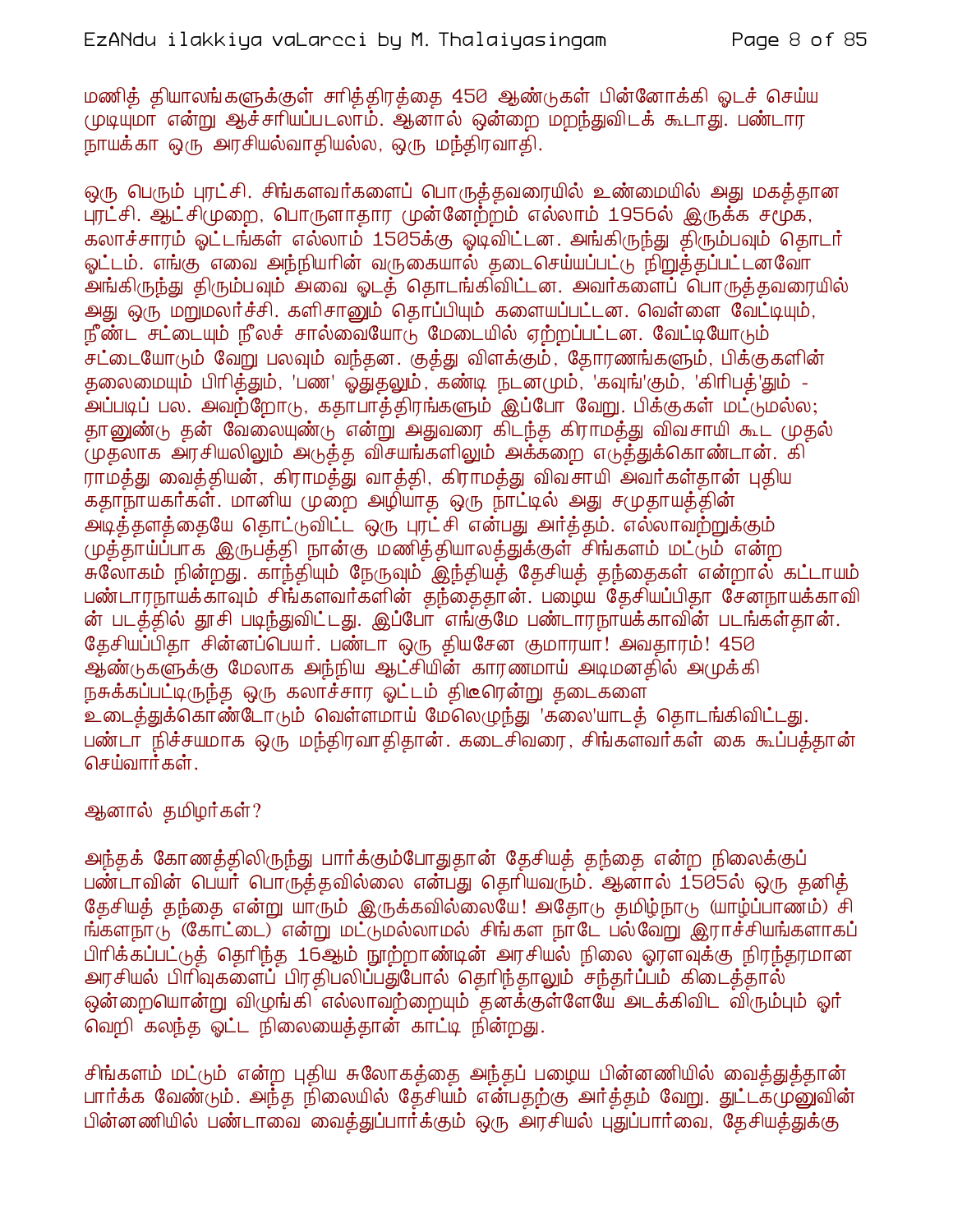மணித் தியாலங்களுக்குள் சரித்திரத்தை 450 ஆண்டுகள் பின்னோக்கி ஓடச் செய்ய முடியுமா என்று ஆச்சரியப்படலாம். ஆனால் ஒன்றை மறந்துவிடக் கூடாது. பண்டார நாயக்கா ஒரு அரசியல்வாதியல்ல, ஒரு மந்திரவாதி.

ஒரு பெரும் புரட்சி. சிங்களவர்களைப் பொருத்தவரையில் உண்மையில் அது மகத்தான புரட்சி. ஆட்சிமுறை, பொருளாதார முன்னேற்றம் எல்லாம் 1956ல் இருக்க சமூக, கலாச்சாரம் ஓட்டங்கள் எல்லாம் 1505க்கு ஓடிவிட்டன. அங்கிருந்து திரும்பவும் தொடர் ஓட்டம். எங்கு எவை அந்நியரின் வருகையால் தடைசெய்யப்பட்டு நிறுத்தப்பட்டனவோ அங்கிருந்து திரும்பவும் அவை ஓடத் தொடங்கிவிட்டன. அவர்களைப் பொருத்தவரையில் அது ஒரு மறுமலர்ச்சி. களிசானும் தொப்பியும் களையப்பட்டன. வெள்ளை வேட்டியும், நீண்ட சட்டையும் நீலச் சால்வையோடு மேடையில் ஏற்றப்பட்டன. வேட்டியோடும் சட்டையோடும் வேறு பலவும் வந்தன. குத்து விளக்கும், தோரணங்களும், பிக்குகளின் தலைமையும் பிரித்தும், 'பண' ஓதுதலும், கண்டி நடனமும், 'கவுங்'கும், 'கிரிபத்'தும் - அப்படிப் பல. அவற்றோடு, கதாபாத்திரங்களும் இப்போ வேறு. பிக்குகள் மட்டுமல்ல; தானுண்டு தன் வேலையுண்டு என்று அதுவரை கிடந்த கிராமத்து விவசாயி கூட முதல் முதலாக அரசியலிலும் அடுத்த விசயங்களிலும் அக்கறை எடுத்துக்கொண்டான். கிராமத்து வைத்தியன், கிராமத்து வாத்தி, கிராமத்து விவசாயி அவர்கள்தான் புதிய கதாநாயகர்கள். மானிய முறை அழியாத ஒரு நாட்டில் அது சமுதாயத்தின் அடித்தளத்தையே தொட்டுவிட்ட ஒரு புரட்சி என்பது அர்த்தம். எல்லாவற்றுக்கும் முத்தாய்ப்பாக இருபத்தி நான்கு மணித்தியாலத்துக்குள் சிங்களம் மட்டும் என்ற சுலோகம் நின்றது. காந்தியும் நேருவும் இந்தியத் தேசியத் தந்தைகள் என்றால் கட்டாயம் பண்டாரநாயக்காவும் சிங்களவர்களின் தந்தைதான். பழைய தேசியப்பிதா சேனநாயக்காவின் படத்தில் தூசி படிந்துவிட்டது. இப்போ எங்குமே பண்டாரநாயக்காவின் படங்கள்தான். தேசியப்பிதா சின்னப்பெயர். பண்டா ஒரு தியசேன குமாரயா! அவதாரம்! 450 ஆண்டுகளுக்கு மேலாக அந்நிய ஆட்சியின் காரணமாய் அடிமனதில் அமுக்கி நசுக்கப்பட்டிருந்த ஒரு கலாச்சார ஓட்டம் திடீரென்று தடைகளை உடைத்துக்கொண்டோடும் வெள்ளமாய் மேலெழுந்து 'கலை'யாடத் தொடங்கிவிட்டது. பண்டா நிச்சயமாக ஒரு மந்திரவாதிதான். கடைசிவரை, சிங்களவர்கள் கை கூப்பத்தான் செய்வார்கள்.

ஆனால் தமிழர்கள்?

அந்தக் கோணத்திலிருந்து பார்க்கும்போதுதான் தேசியத் தந்தை என்ற நிலைக்குப் பண்டாவின் பெயர் பொருத்தவில்லை என்பது தெரியவரும். ஆனால் 1505ல் ஒரு தனித் தேசியத் தந்தை என்று யாரும் இருக்கவில்லையே! அதோடு தமிழ்நாடு (யாழ்ப்பாணம்) சிங்களநாடு (கோட்டை) என்று மட்டுமல்லாமல் சிங்கள நாடே பல்வேறு இராச்சியங்களாகப் பிரிக்கப்பட்டுத் தெரிந்த 16ஆம் நூற்றாண்டின் அரசியல் நிலை ஓரளவுக்கு நிரந்தரமான அரசியல் பிரிவுகளைப் பிரதிபலிப்பதுபோல் தெரிந்தாலும் சந்தர்ப்பம் கிடைத்தால் ஒன்றையொன்று விழுங்கி எல்லாவற்றையும் தனக்குள்ளேயே அடக்கிவிட விரும்பும் ஓர் வெறி கலந்த ஓட்ட நிலையைத்தான் காட்டி நின்றது.

சிங்களம் மட்டும் என்ற புதிய சுலோகத்தை அந்தப் பழைய பின்னணியில் வைத்துத்தான் பார்க்க வேண்டும். அந்த நிலையில் தேசியம் என்பதற்கு அர்த்தம் வேறு. துட்டகமுனுவின் பின்னணியில் பண்டாவை வைத்துப்பார்க்கும் ஒரு அரசியல் புதுப்பார்வை, தேசியத்துக்கு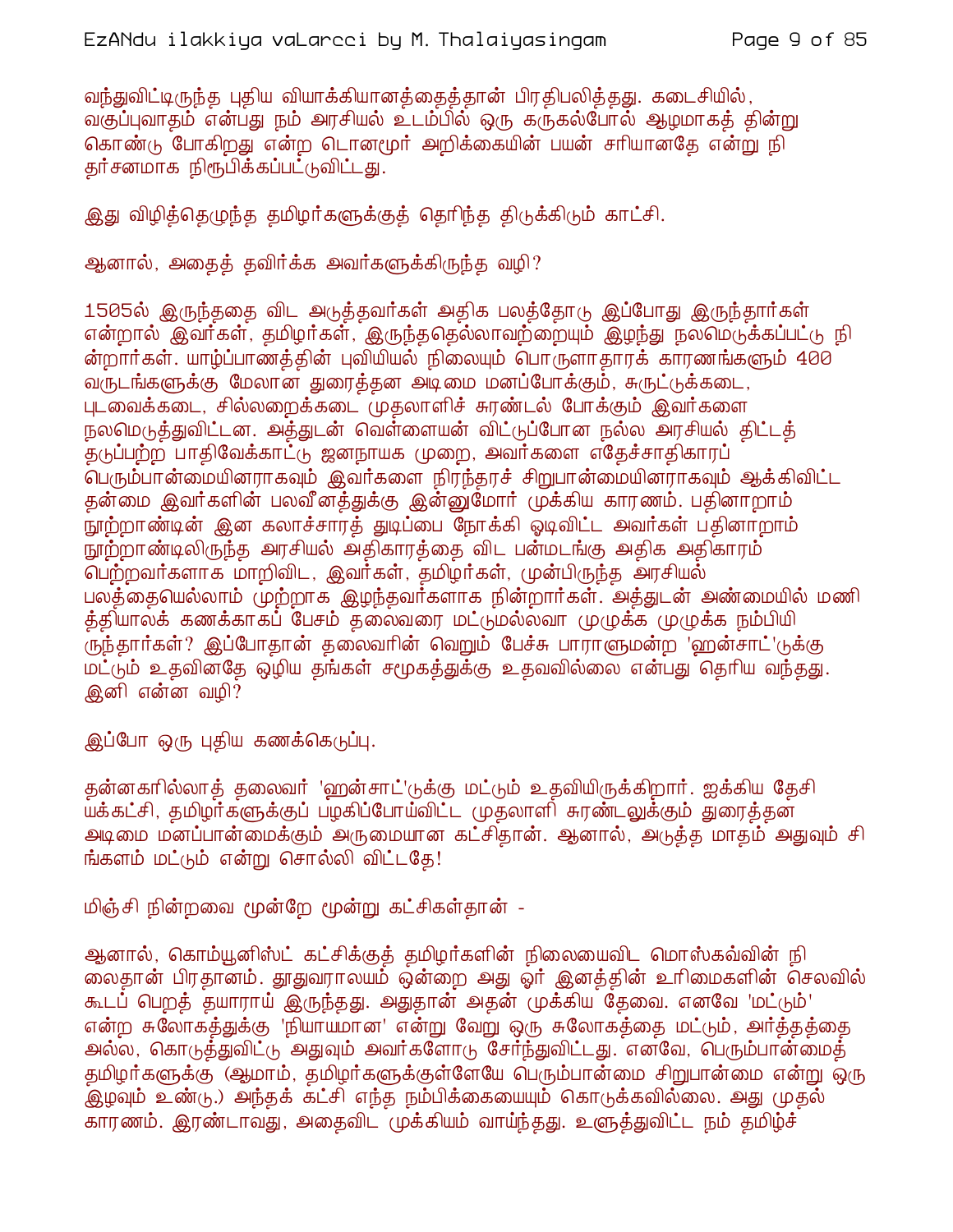வந்துவிட்டிருந்த புதிய வியாக்கியானத்தைத்தான் பிரதிபலித்தது. கடைசியில், வகுப்புவாதம் என்பது நம் அரசியல் உடம்பில் ஒரு கருகல்போல் ஆழமாகத் தின்று கொண்டு போகிறது என்ற டொனமூர் அறிக்கையின் பயன் சரியானதே என்று நிதர்சனமாக நிரூபிக்கப்பட்டுவிட்டது.

இது விழித்தெழுந்த தமிழர்களுக்குத் தெரிந்த திடுக்கிடும் காட்சி.

ஆனால், அதைத் தவிர்க்க அவர்களுக்கிருந்த வழி?

1505ல் இருந்ததை விட அடுத்தவர்கள் அதிக பலத்தோடு இப்போது இருந்தார்கள் என்றால் இவர்கள், தமிழர்கள், இருந்ததெல்லாவற்றையும் இழந்து நலமெடுக்கப்பட்டு நின்றார்கள். யாழ்ப்பாணத்தின் புவியியல் நிலையும் பொருளாதாரக் காரணங்களும் 400 வருடங்களுக்கு மேலான துரைத்தன அடிமை மனப்போக்கும், சுருட்டுக்கடை, புடவைக்கடை, சில்லறைக்கடை முதலாளிச் சுரண்டல் போக்கும் இவர்களை நலமெடுத்துவிட்டன. அத்துடன் வெள்ளையன் விட்டுப்போன நல்ல அரசியல் திட்டத் தடுப்பற்ற பாதிவேக்காட்டு ஜனநாயக முறை, அவர்களை எதேச்சாதிகாரப் பெரும்பான்மையினராகவும் இவர்களை நிரந்தரச் சிறுபான்மையினராகவும் ஆக்கிவிட்ட தன்மை இவர்களின் பலவீனத்துக்கு இன்னுமோர் முக்கிய காரணம். பதினாறாம் நூற்றாண்டின் இன கலாச்சாரத் துடிப்பை நோக்கி ஓடிவிட்ட அவர்கள் பதினாறாம் நூற்றாண்டிலிருந்த அரசியல் அதிகாரத்தை விட பன்மடங்கு அதிக அதிகாரம் பெற்றவர்களாக மாறிவிட, இவர்கள், தமிழர்கள், முன்பிருந்த அரசியல் பலத்தையெல்லாம் முற்றாக இழந்தவர்களாக நின்றார்கள். அத்துடன் அண்மையில் மணித்தியாலக் கணக்காகப் பேசும் தலைவரை மட்டுமல்லவா முழுக்க முழுக்க நம்பியிருந்தார்கள்? இப்போதான் தலைவரின் வெறும் பேச்சு பாராளுமன்ற 'ஹன்சாட்'டுக்கு மட்டும் உதவினதே ஒழிய தங்கள் சமூகத்துக்கு உதவவில்லை என்பது தெரிய வந்தது. இனி என்ன வழி?

இப்போ ஒரு புதிய கணக்கெடுப்பு.

தன்னகரில்லாத் தலைவர் 'ஹன்சாட்'டுக்கு மட்டும் உதவியிருக்கிறார். ஐக்கிய தேசியக்கட்சி, தமிழர்களுக்குப் பழகிப்போய்விட்ட முதலாளி சுரண்டலுக்கும் துரைத்தன அடிமை மனப்பான்மைக்கும் அருமையான கட்சிதான். ஆனால், அடுத்த மாதம் அதுவும் சிங்களம் மட்டும் என்று சொல்லி விட்டதே!

மிஞ்சி நின்றவை மூன்றே மூன்று கட்சிகள்தான் -

ஆனால், கொம்யூனிஸ்ட் கட்சிக்குத் தமிழர்களின் நிலையைவிட மொஸ்கவ்வின் நிலைதான் பிரதானம். தூதுவராலயம் ஒன்றை அது ஓர் இனத்தின் உரிமைகளின் செலவில் கூடப் பெறத் தயாராய் இருந்தது. அதுதான் அதன் முக்கிய தேவை. எனவே 'மட்டும்' என்ற சுலோகத்துக்கு 'நியாயமான' என்று வேறு ஒரு சுலோகத்தை மட்டும், அர்த்தத்தை அல்ல, கொடுத்துவிட்டு அதுவும் அவர்களோடு சேர்ந்துவிட்டது. எனவே, பெரும்பான்மைத் தமிழர்களுக்கு (ஆமாம், தமிழர்களுக்குள்ளேயே பெரும்பான்மை சிறுபான்மை என்று ஒரு இழவும் உண்டு.) அந்தக் கட்சி எந்த நம்பிக்கையையும் கொடுக்கவில்லை. அது முதல் காரணம். இரண்டாவது, அதைவிட முக்கியம் வாய்ந்தது. உளுத்துவிட்ட நம் தமிழ்ச்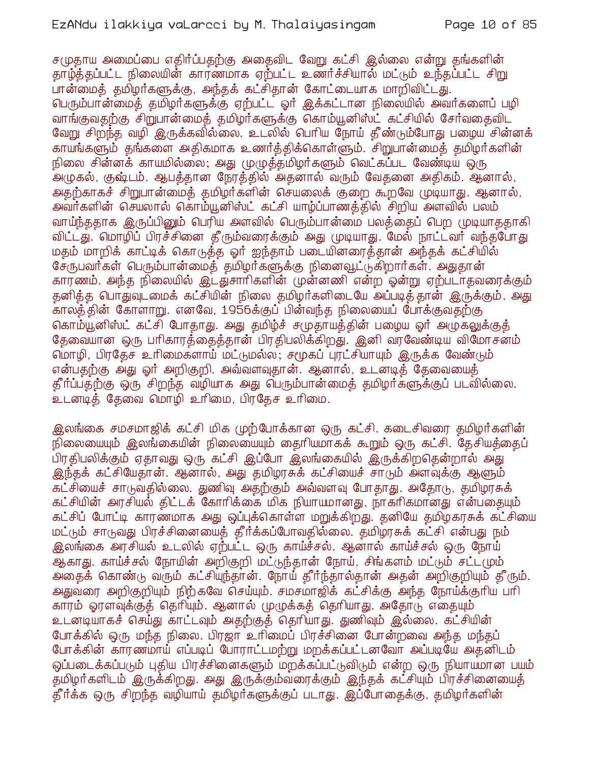சமுதாய அமைப்பை எதிர்ப்பதற்கு அதைவிட வேறு கட்சி இல்லை என்று தங்களின் தாழ்த்தப்பட்ட நிலையின் காரணமாக ஏற்பட்ட உணர்ச்சியால் மட்டும் உந்தப்பட்ட சிறு பான்மைத் தமிழர்களுக்கு, அந்தக் கட்சிதான் கோட்டையாக மாறிவிட்டது. பெரும்பான்மைத் தமிழர்களுக்கு ஏற்பட்ட ஓர் இக்கட்டான நிலையில் அவர்களைப் பழி வாங்குவதற்கு சிறுபான்மைத் தமிழர்களுக்கு கொம்யூனிஸ்ட் கட்சியில் சேர்வதைவிட வேறு சிறந்த வழி இருக்கவில்லை. உடலில் பெரிய நோய் தீண்டும்போது பழைய சின்னக் காயங்களும் தங்களை அதிகமாக உணர்த்திக்கொள்ளும். சிறுபான்மைத் தமிழர்களின் நிலை சின்னக் காயமில்லை; அது முழுத்தமிழர்களும் வெட்கப்பட வேண்டிய ஒரு அழுகல், குஷ்டம். ஆபத்தான நேரத்தில் அதனால் வரும் வேதனை அதிகம். ஆனால், அதற்காகச் சிறுபான்மைத் தமிழர்களின் செயலைக் குறை கூறவே முடியாது. ஆனால், அவர்களின் செயலால் கொம்யூனிஸ்ட் கட்சி யாழ்ப்பாணத்தில் சிறிய அளவில் பலம் வாய்ந்ததாக இருப்பினும் பெரிய அளவில் பெரும்பான்மை பலத்தைப் பெற முடியாததாகி விட்டது. மொழிப் பிரச்சினை தீரும்வரைக்கும் அது முடியாது. மேல் நாட்டவர் வந்தபோது மதம் மாறிக் காட்டிக் கொடுத்த ஓர் ஐந்தாம் படையினரைத்தான் அந்தக் கட்சியில் சேருபவர்கள் பெரும்பான்மைத் தமிழர்களுக்கு நினைவூட்டுகிறார்கள். அதுதான் காரணம். அந்த நிலையில் இடதுசாரிகளின் முன்னணி என்ற ஒன்று ஏற்படாதவரைக்கும் தனித்த பொதுவுடமைக் கட்சியின் நிலை தமிழர்களிடையே அப்படித்தான் இருக்கும். அது காலத்தின் கோளாறு. எனவே, 1956க்குப் பின்வந்த நிலையைப் போக்குவதற்கு கொம்யூனிஸ்ட் கட்சி போதாது. அது தமிழ்ச் சமுதாயத்தின் பழைய ஓர் அழுகலுக்குத் தேவையான ஒரு பரிகாரத்தைத்தான் பிரதிபலிக்கிறது. இனி வரவேண்டிய விமோசனம் மொழி, பிரதேச உரிமைகளாய் மட்டுமல்ல; சமூகப் புரட்சியாயும் இருக்க வேண்டும் என்பதற்கு அது ஓர் அறிகுறி. அவ்வளவுதான். ஆனால், உடனடித் தேவையைத் தீர்ப்பதற்கு ஒரு சிறந்த வழியாக அது பெரும்பான்மைத் தமிழர்களுக்குப் படவில்லை. உடனடித் தேவை மொழி உரிமை, பிரதேச உரிமை.

இலங்கை சமசமாஜிக் கட்சி மிக முற்போக்கான ஒரு கட்சி. கடைசிவரை தமிழர்களின் நிலையையும் இலங்கையின் நிலையையும் தைரியமாகக் கூறும் ஒரு கட்சி. தேசியத்தைப் பிரதிபலிக்கும் ஏதாவது ஒரு கட்சி இப்போ இலங்கையில் இருக்கிறதென்றால் அது இந்தக் கட்சியேதான். ஆனால், அது தமிழரசுக் கட்சியைச் சாடும் அளவுக்கு ஆளும் கட்சியைச் சாடுவதில்லை. துணிவு அதற்கும் அவ்வளவு போதாது. அதோடு, தமிழரசுக் கட்சியின் அரசியல் திட்டக் கோரிக்கை மிக நியாயமானது, நாகரிகமானது என்பதையும் கட்சிப் போட்டி காரணமாக அது ஒப்புக்கொள்ள மறுக்கிறது. தனியே தமிழகரசுக் கட்சியை மட்டும் சாடுவது பிரச்சினையைத் தீர்க்கப்போவதில்லை. தமிழரசுக் கட்சி என்பது நம் இலங்கை அரசியல் உடலில் ஏற்பட்ட ஒரு காய்ச்சல். ஆனால் காய்ச்சல் ஒரு நோய் ஆகாது. காய்ச்சல் நோயின் அறிகுறி மட்டுந்தான் நோய், சிங்களம் மட்டும் சட்டமும் அதைக் கொண்டு வரும் கட்சியுந்தான். நோய் தீர்ந்தால்தான் அதன் அறிகுறியும் தீரும். அதுவரை அறிகுறியும் நிற்கவே செய்யும். சமசமாஜிக் கட்சிக்கு அந்த நோய்க்குரிய பரி காரம் ஓரளவுக்குத் தெரியும். ஆனால் முழுக்கத் தெரியாது. அதோடு எதையும் உடனடியாகச் செய்து காட்டவும் அதற்குத் தெரியாது. துணிவும் இல்லை. கட்சியின் போக்கில் ஒரு மந்த நிலை. பிரஜா உரிமைப் பிரச்சினை போன்றவை அந்த மந்தப் போக்கின் காரணமாய் எப்படிப் போராட்டமற்று மறக்கப்பட்டனவோ அப்படியே அதனிடம் ஒப்படைக்கப்படும் புதிய பிரச்சினைகளும் மறக்கப்பட்டுவிடும் என்ற ஒரு நியாயமான பயம் தமிழர்களிடம் இருக்கிறது. அது இருக்கும்வரைக்கும் இந்தக் கட்சியும் பிரச்சினையைத் தீர்க்க ஒரு சிறந்த வழியாய் தமிழர்களுக்குப் படாது. இப்போதைக்கு, தமிழர்களின்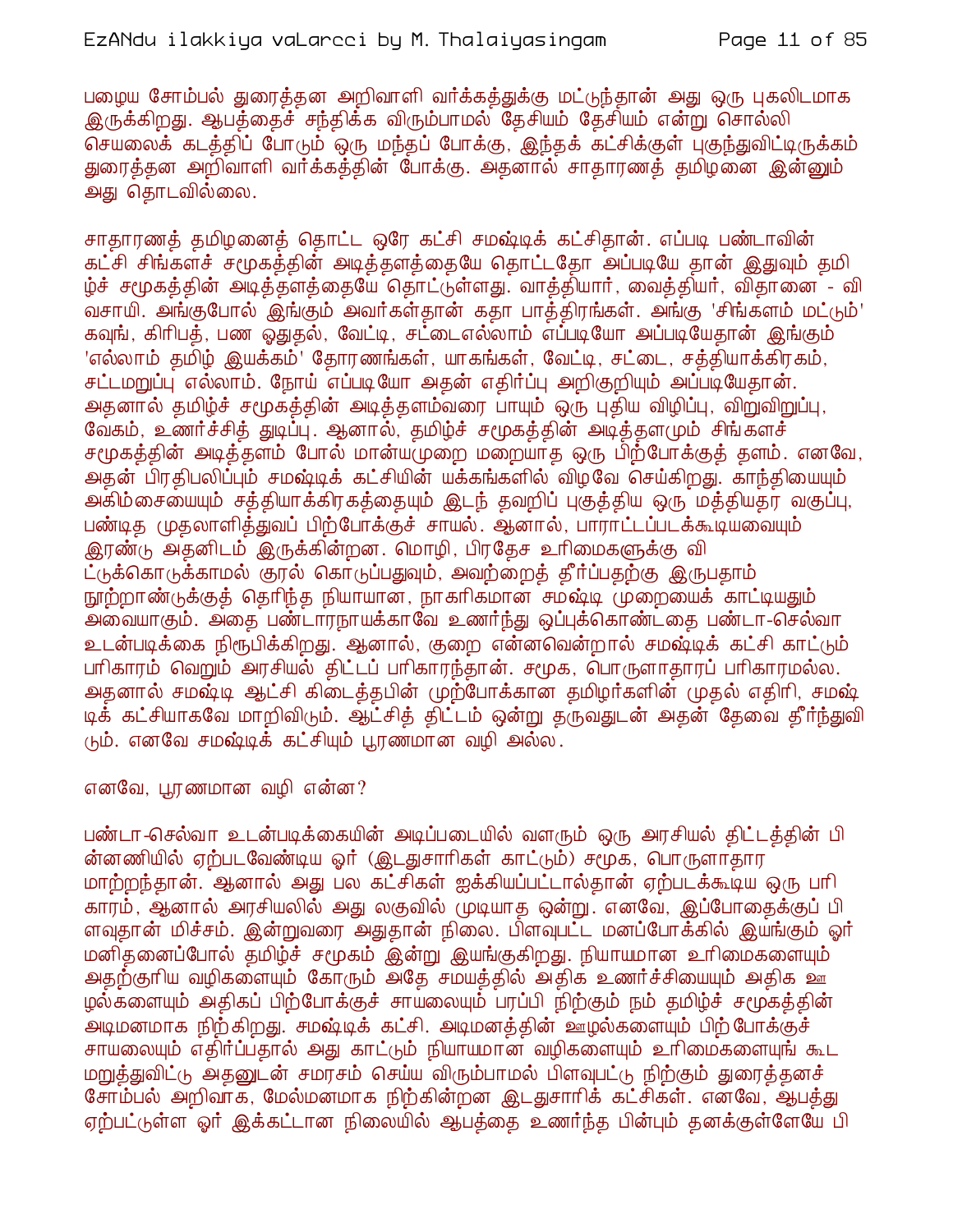பழைய சோம்பல் துரைத்தன அறிவாளி வர்க்கத்துக்கு மட்டுந்தான் அது ஒரு புகலிடமாக இருக்கிறது. ஆபத்தைச் சந்திக்க விரும்பாமல் தேசியம் தேசியம் என்று சொல்லி செயலைக் கடத்திப் போடும் ஒரு மந்தப் போக்கு, இந்தக் கட்சிக்குள் புகுந்துவிட்டிருக்கம் துரைத்தன அறிவாளி வர்க்கத்தின் போக்கு. அதனால் சாதாரணத் தமிழனை இன்னும் அது தொடவில்லை.

சாதாரணத் தமிழனைத் தொட்ட ஒரே கட்சி சமஷ்டிக் கட்சிதான். எப்படி பண்டாவின் கட்சி சிங்களச் சமூகத்தின் அடித்தளத்தையே தொட்டதோ அப்படியே தான் இதுவும் தமிழ்ச் சமூகத்தின் அடித்தளத்தையே தொட்டுள்ளது. வாத்தியார், வைத்தியர், விதானை - விவசாயி. அங்குபோல் இங்கும் அவர்கள்தான் கதா பாத்திரங்கள். அங்கு 'சிங்களம் மட்டும்' கவுங், கிரிபத், பண ஓதுதல், வேட்டி, சட்டைஎல்லாம் எப்படியோ அப்படியேதான் இங்கும் 'எல்லாம் தமிழ் இயக்கம்' தோரணங்கள், யாகங்கள், வேட்டி, சட்டை, சத்தியாக்கிரகம், சட்டமறுப்பு எல்லாம். நோய் எப்படியோ அதன் எதிர்ப்பு அறிகுறியும் அப்படியேதான். அதனால் தமிழ்ச் சமூகத்தின் அடித்தளம்வரை பாயும் ஒரு புதிய விழிப்பு, விறுவிறுப்பு, வேகம், உணர்ச்சித் துடிப்பு. ஆனால், தமிழ்ச் சமூகத்தின் அடித்தளமும் சிங்களச் சமூகத்தின் அடித்தளம் போல் மான்யமுறை மறையாத ஒரு பிற்போக்குத் தளம். எனவே, அதன் பிரதிபலிப்பும் சமஷ்டிக் கட்சியின் யக்கங்களில் விழவே செய்கிறது. காந்தியையும் அகிம்சையையும் சத்தியாக்கிரகத்தையும் இடந் தவறிப் புகுத்திய ஒரு மத்தியதர வகுப்பு, பண்டித முதலாளித்துவப் பிற்போக்குச் சாயல். ஆனால், பாராட்டப்படக்கூடியவையும் இரண்டு அதனிடம் இருக்கின்றன. மொழி, பிரதேச உரிமைகளுக்கு விட்டுக்கொடுக்காமல் குரல் கொடுப்பதுவும், அவற்றைத் தீர்ப்பதற்கு இருபதாம் நூற்றாண்டுக்குத் தெரிந்த நியாயான, நாகரிகமான சமஷ்டி முறையைக் காட்டியதும் அவையாகும். அதை பண்டாரநாயக்காவே உணர்ந்து ஒப்புக்கொண்டதை பண்டா-செல்வா உடன்படிக்கை நிரூபிக்கிறது. ஆனால், குறை என்னவென்றால் சமஷ்டிக் கட்சி காட்டும் பரிகாரம் வெறும் அரசியல் திட்டப் பரிகாரந்தான். சமூக, பொருளாதாரப் பரிகாரமல்ல. அதனால் சமஷ்டி ஆட்சி கிடைத்தபின் முற்போக்கான தமிழர்களின் முதல் எதிரி, சமஷ்டிக் கட்சியாகவே மாறிவிடும். ஆட்சித் திட்டம் ஒன்று தருவதுடன் அதன் தேவை தீர்ந்துவிடும். எனவே சமஷ்டிக் கட்சியும் பூரணமான வழி அல்ல.

எனவே, பூரணமான வழி என்ன?

பண்டா-செல்வா உடன்படிக்கையின் அடிப்படையில் வளரும் ஒரு அரசியல் திட்டத்தின் பின்னணியில் ஏற்படவேண்டிய ஓர் (இடதுசாரிகள் காட்டும்) சமூக, பொருளாதார மாற்றந்தான். ஆனால் அது பல கட்சிகள் ஐக்கியப்பட்டால்தான் ஏற்படக்கூடிய ஒரு பரிகாரம், ஆனால் அரசியலில் அது லகுவில் முடியாத ஒன்று. எனவே, இப்போதைக்குப் பிளவுதான் மிச்சம். இன்றுவரை அதுதான் நிலை. பிளவுபட்ட மனப்போக்கில் இயங்கும் ஓர் மனிதனைப்போல் தமிழ்ச் சமூகம் இன்று இயங்குகிறது. நியாயமான உரிமைகளையும் அதற்குரிய வழிகளையும் கோரும் அதே சமயத்தில் அதிக உணர்ச்சியையும் அதிக ஊழல்களையும் அதிகப் பிற்போக்குச் சாயலையும் பரப்பி நிற்கும் நம் தமிழ்ச் சமூகத்தின் அடிமனமாக நிற்கிறது. சமஷ்டிக் கட்சி. அடிமனத்தின் ஊழல்களையும் பிற்போக்குச் சாயலையும் எதிர்ப்பதால் அது காட்டும் நியாயமான வழிகளையும் உரிமைகளையுங் கூட மறுத்துவிட்டு அதனுடன் சமரசம் செய்ய விரும்பாமல் பிளவுபட்டு நிற்கும் துரைத்தனச் சோம்பல் அறிவாக, மேல்மனமாக நிற்கின்றன இடதுசாரிக் கட்சிகள். எனவே, ஆபத்து ஏற்பட்டுள்ள ஓர் இக்கட்டான நிலையில் ஆபத்தை உணர்ந்த பின்பும் தனக்குள்ளேயே பி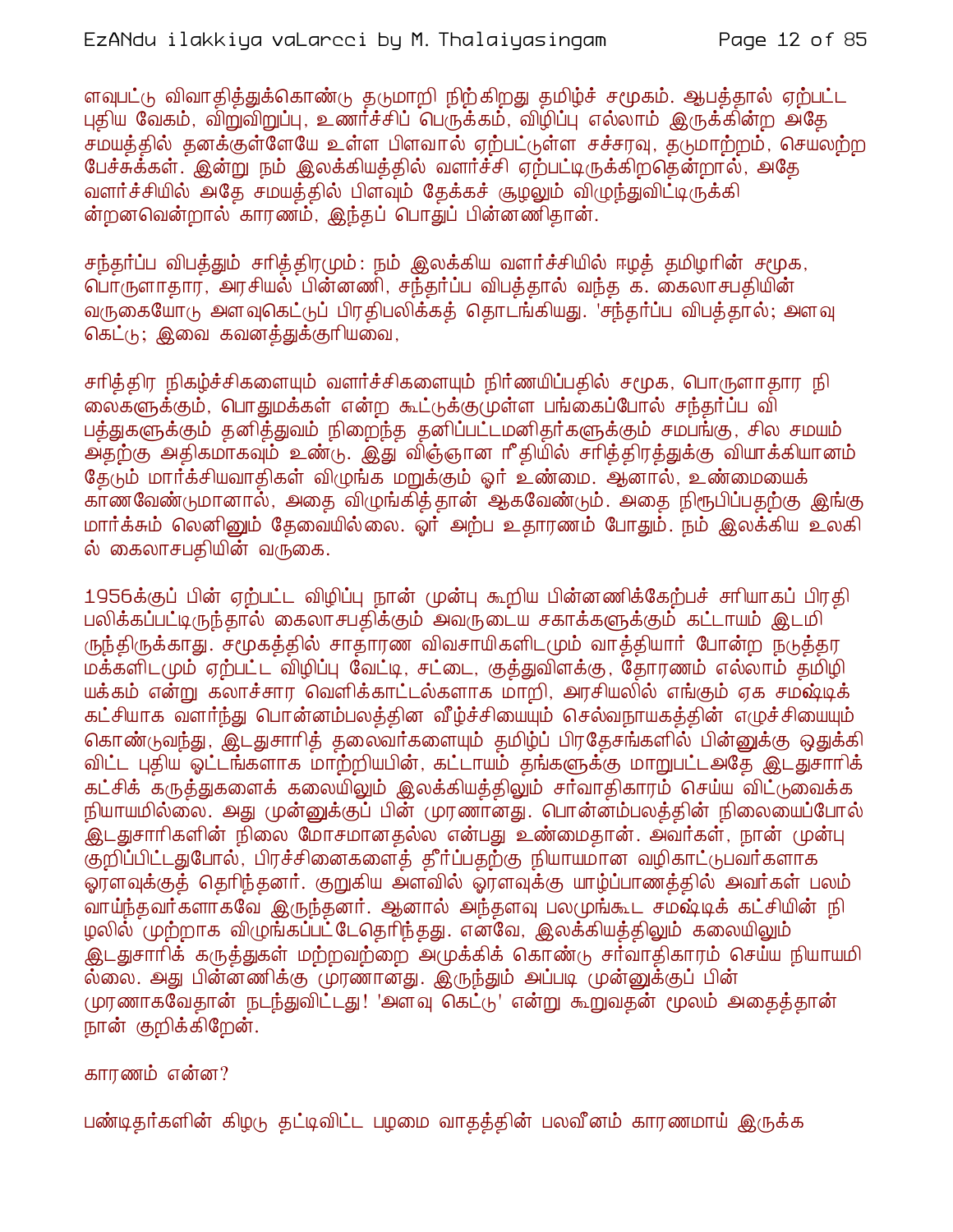ளவுபட்டு விவாதித்துக்கொண்டு தடுமாறி நிற்கிறது தமிழ்ச் சமூகம். ஆபத்தால் ஏற்பட்ட புதிய வேகம், விறுவிறுப்பு, உணர்ச்சிப் பெருக்கம், விழிப்பு எல்லாம் இருக்கின்ற அதே சமயத்தில் தனக்குள்ளேயே உள்ள பிளவால் ஏற்பட்டுள்ள சச்சரவு, தடுமாற்றம், செயலற்ற பேச்சுக்கள். இன்று நம் இலக்கியத்தில் வளர்ச்சி ஏற்பட்டிருக்கிறதென்றால், அதே வளர்ச்சியில் அதே சமயத்தில் பிளவும் தேக்கச் சூழலும் விழுந்துவிட்டிருக்கின்றனவென்றால் காரணம், இந்தப் பொதுப் பின்னணிதான்.

சந்தர்ப்ப விபத்தும் சரித்திரமும்: நம் இலக்கிய வளர்ச்சியில் ஈழத் தமிழரின் சமூக, பொருளாதார, அரசியல் பின்னணி, சந்தர்ப்ப விபத்தால் வந்த க. கைலாசபதியின் வருகையோடு அளவுகெட்டுப் பிரதிபலிக்கத் தொடங்கியது. 'சந்தர்ப்ப விபத்தால்; அளவு கெட்டு; இவை கவனத்துக்குரியவை,

சரித்திர நிகழ்ச்சிகளையும் வளர்ச்சிகளையும் நிர்ணயிப்பதில் சமூக, பொருளாதார நிலைகளுக்கும், பொதுமக்கள் என்ற கூட்டுக்குமுள்ள பங்கைப்போல் சந்தர்ப்ப விபத்துகளுக்கும் தனித்துவம் நிறைந்த தனிப்பட்டமனிதர்களுக்கும் சமபங்கு, சில சமயம் அதற்கு அதிகமாகவும் உண்டு. இது விஞ்ஞான ரீதியில் சரித்திரத்துக்கு வியாக்கியானம் தேடும் மார்க்சியவாதிகள் விழுங்க மறுக்கும் ஓர் உண்மை. ஆனால், உண்மையைக் காணவேண்டுமானால், அதை விழுங்கித்தான் ஆகவேண்டும். அதை நிரூபிப்பதற்கு இங்கு மார்க்சும் லெனினும் தேவையில்லை. ஓர் அற்ப உதாரணம் போதும். நம் இலக்கிய உலகில் கைலாசபதியின் வருகை.

1956க்குப் பின் ஏற்பட்ட விழிப்பு நான் முன்பு கூறிய பின்னணிக்கேற்பச் சரியாகப் பிரதிபலிக்கப்பட்டிருந்தால் கைலாசபதிக்கும் அவருடைய சகாக்களுக்கும் கட்டாயம் இடமிருந்திருக்காது. சமூகத்தில் சாதாரண விவசாயிகளிடமும் வாத்தியார் போன்ற நடுத்தர மக்களிடமும் ஏற்பட்ட விழிப்பு வேட்டி, சட்டை, குத்துவிளக்கு, தோரணம் எல்லாம் தமிழியக்கம் என்று கலாச்சார வெளிக்காட்டல்களாக மாறி, அரசியலில் எங்கும் ஏக சமஷ்டிக் கட்சியாக வளர்ந்து பொன்னம்பலத்தின வீழ்ச்சியையும் செல்வநாயகத்தின் எழுச்சியையும் கொண்டுவந்து, இடதுசாரித் தலைவர்களையும் தமிழ்ப் பிரதேசங்களில் பின்னுக்கு ஒதுக்கிவிட்ட புதிய ஓட்டங்களாக மாற்றியபின், கட்டாயம் தங்களுக்கு மாறுபட்டஅதே இடதுசாரிக் கட்சிக் கருத்துகளைக் கலையிலும் இலக்கியத்திலும் சர்வாதிகாரம் செய்ய விட்டுவைக்க நியாயமில்லை. அது முன்னுக்குப் பின் முரணானது. பொன்னம்பலத்தின் நிலையைப்போல் இடதுசாரிகளின் நிலை மோசமானதல்ல என்பது உண்மைதான். அவர்கள், நான் முன்பு குறிப்பிட்டதுபோல், பிரச்சினைகளைத் தீர்ப்பதற்கு நியாயமான வழிகாட்டுபவர்களாக ஓரளவுக்குத் தெரிந்தனர். குறுகிய அளவில் ஓரளவுக்கு யாழ்ப்பாணத்தில் அவர்கள் பலம் வாய்ந்தவர்களாகவே இருந்தனர். ஆனால் அந்தளவு பலமுங்கூட சமஷ்டிக் கட்சியின் நிழலில் முற்றாக விழுங்கப்பட்டேதெரிந்தது. எனவே, இலக்கியத்திலும் கலையிலும் இடதுசாரிக் கருத்துகள் மற்றவற்றை அமுக்கிக் கொண்டு சர்வாதிகாரம் செய்ய நியாயமில்லை. அது பின்னணிக்கு முரணானது. இருந்தும் அப்படி முன்னுக்குப் பின் முரணாகவேதான் நடந்துவிட்டது! 'அளவு கெட்டு' என்று கூறுவதன் மூலம் அதைத்தான் நான் குறிக்கிறேன்.

காரணம் என்ன?

பண்டிதர்களின் கிழடு தட்டிவிட்ட பழமை வாதத்தின் பலவீனம் காரணமாய் இருக்க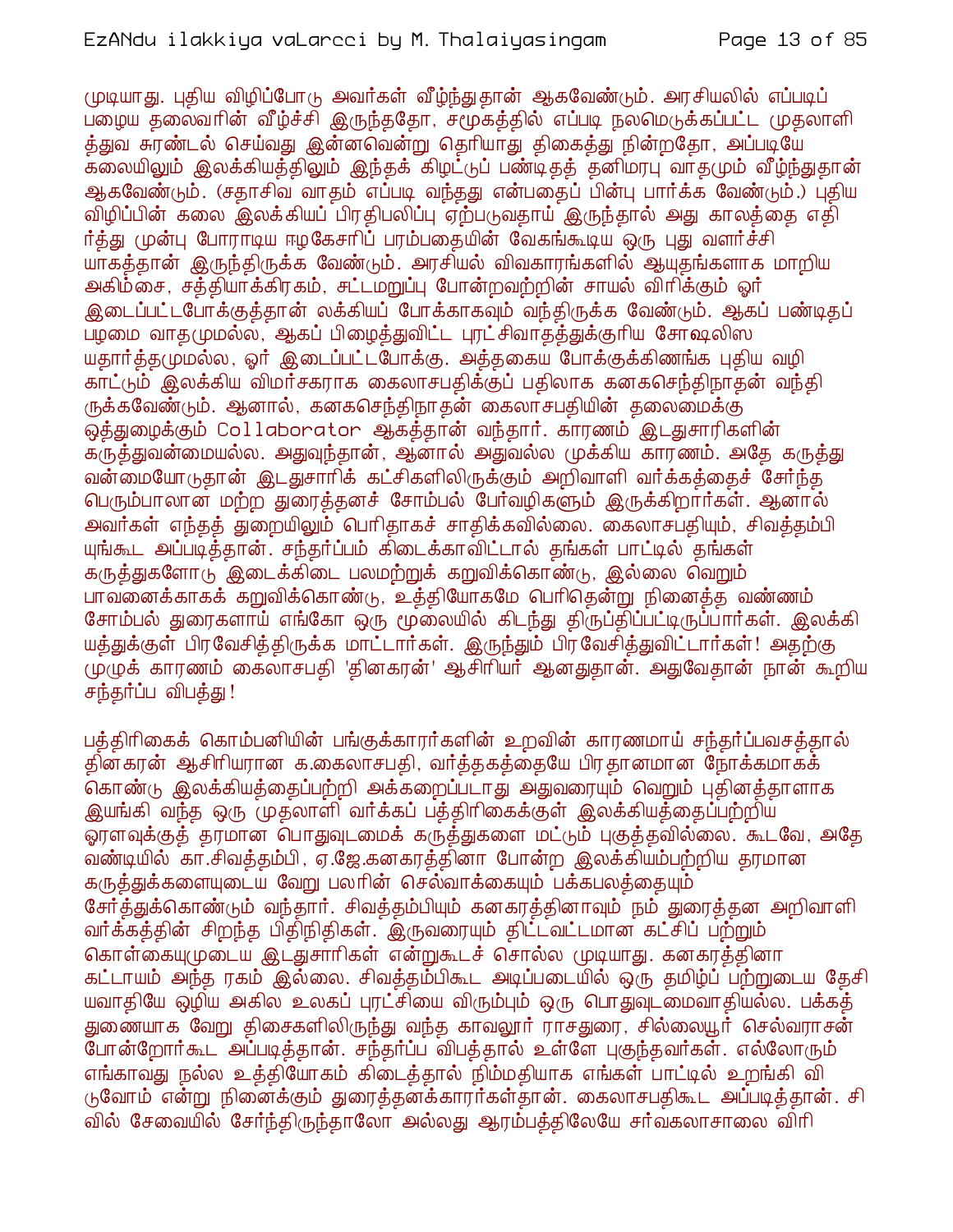முடியாது. புதிய விழிப்போடு அவர்கள் வீழ்ந்துதான் ஆகவேண்டும். அரசியலில் எப்படிப் பழைய தலைவரின் வீழ்ச்சி இருந்ததோ, சமூகத்தில் எப்படி நலமெடுக்கப்பட்ட முதலாளித்துவ சுரண்டல் செய்வது இன்னவென்று தெரியாது திகைத்து நின்றதோ, அப்படியே கலையிலும் இலக்கியத்திலும் இந்தக் கிழட்டுப் பண்டிதத் தனிமரபு வாதமும் வீழ்ந்துதான் ஆகவேண்டும். (சதாசிவ வாதம் எப்படி வந்தது என்பதைப் பின்பு பார்க்க வேண்டும்.) புதிய விழிப்பின் கலை இலக்கியப் பிரதிபலிப்பு ஏற்படுவதாய் இருந்தால் அது காலத்தை எதிர்த்து முன்பு போராடிய ஈழகேசரிப் பரம்பரையின் வேகங்கூடிய ஒரு புது வளர்ச்சியாகத்தான் இருந்திருக்க வேண்டும். அரசியல் விவகாரங்களில் ஆயுதங்களாக மாறிய அகிம்சை, சத்தியாக்கிரகம், சட்டமறுப்பு போன்றவற்றின் சாயல் விரிக்கும் ஓர் இடைப்பட்டபோக்குத்தான் லக்கியப் போக்காகவும் வந்திருக்க வேண்டும். ஆகப் பண்டிதப் பழமை வாதமுமல்ல, ஆகப் பிழைத்துவிட்ட புரட்சிவாதத்துக்குரிய சோஷலிஸ யதார்த்தமுமல்ல, ஓர் இடைப்பட்டபோக்கு. அத்தகைய போக்குக்கிணங்க புதிய வழிகாட்டும் இலக்கிய விமர்சகராக கைலாசபதிக்குப் பதிலாக கனகசெந்திநாதன் வந்திருக்கவேண்டும். ஆனால், கனகசெந்திநாதன் கைலாசபதியின் தலைமைக்கு ஒத்துழைக்கும் Collaborator ஆகத்தான் வந்தார். காரணம் இடதுசாரிகளின் கருத்துவன்மையல்ல. அதுவுந்தான், ஆனால் அதுவல்ல முக்கிய காரணம். அதே கருத்துவன்மையோடுதான் இடதுசாரிக் கட்சிகளிலிருக்கும் அறிவாளி வர்க்கத்தைச் சேர்ந்த பெரும்பாலான மற்ற துரைத்தனச் சோம்பல் பேர்வழிகளும் இருக்கிறார்கள். ஆனால் அவர்கள் எந்தத் துறையிலும் பெரிதாகச் சாதிக்கவில்லை. கைலாசபதியும், சிவத்தம்பியுங்கூட அப்படித்தான். சந்தர்ப்பம் கிடைக்காவிட்டால் தங்கள் பாட்டில் தங்கள் கருத்துகளோடு இடைக்கிடை பலமற்றுக் கறுவிக்கொண்டு, இல்லை வெறும் பாவனைக்காகக் கறுவிக்கொண்டு, உத்தியோகமே பெரிதென்று நினைத்த வண்ணம் சோம்பல் துரைகளாய் எங்கோ ஒரு மூலையில் கிடந்து திருப்திப்பட்டிருப்பார்கள். இலக்கியத்துக்குள் பிரவேசித்திருக்க மாட்டார்கள். இருந்தும் பிரவேசித்துவிட்டார்கள்! அதற்கு முழுக் காரணம் கைலாசபதி 'தினகரன்' ஆசிரியர் ஆனதுதான். அதுவேதான் நான் கூறிய சந்தர்ப்ப விபத்து!

பத்திரிகைக் கொம்பனியின் பங்குக்காரர்களின் உறவின் காரணமாய் சந்தர்ப்பவசத்தால் தினகரன் ஆசிரியரான க.கைலாசபதி, வர்த்தகத்தையே பிரதானமான நோக்கமாகக் கொண்டு இலக்கியத்தைப்பற்றி அக்கறைப்படாது அதுவரையும் வெறும் புதினத்தாளாக இயங்கி வந்த ஒரு முதலாளி வர்க்கப் பத்திரிகைக்குள் இலக்கியத்தைப்பற்றிய ஓரளவுக்குத் தரமான பொதுவுடமைக் கருத்துகளை மட்டும் புகுத்தவில்லை. கூடவே, அதே வண்டியில் கா.சிவத்தம்பி, ஏ.ஜே.கனகரத்தினா போன்ற இலக்கியம்பற்றிய தரமான கருத்துக்களையுடைய வேறு பலரின் செல்வாக்கையும் பக்கபலத்தையும் சேர்த்துக்கொண்டும் வந்தார். சிவத்தம்பியும் கனகரத்தினாவும் நம் துரைத்தன அறிவாளி வர்க்கத்தின் சிறந்த பிதிநிதிகள். இருவரையும் திட்டவட்டமான கட்சிப் பற்றும் கொள்கையுமுடைய இடதுசாரிகள் என்றுகூடச் சொல்ல முடியாது. கனகரத்தினா கட்டாயம் அந்த ரகம் இல்லை. சிவத்தம்பிகூட அடிப்படையில் ஒரு தமிழ்ப் பற்றுடைய தேசியவாதியே ஒழிய அகில உலகப் புரட்சியை விரும்பும் ஒரு பொதுவுடமைவாதியல்ல. பக்கத் துணையாக வேறு திசைகளிலிருந்து வந்த காவலூர் ராசதுரை, சில்லையூர் செல்வராசன் போன்றோர்கூட அப்படித்தான். சந்தர்ப்ப விபத்தால் உள்ளே புகுந்தவர்கள். எல்லோரும் எங்காவது நல்ல உத்தியோகம் கிடைத்தால் நிம்மதியாக எங்கள் பாட்டில் உறங்கி விடுவோம் என்று நினைக்கும் துரைத்தனக்காரர்கள்தான். கைலாசபதிகூட அப்படித்தான். சிவில் சேவையில் சேர்ந்திருந்தாலோ அல்லது ஆரம்பத்திலேயே சர்வகலாசாலை விரி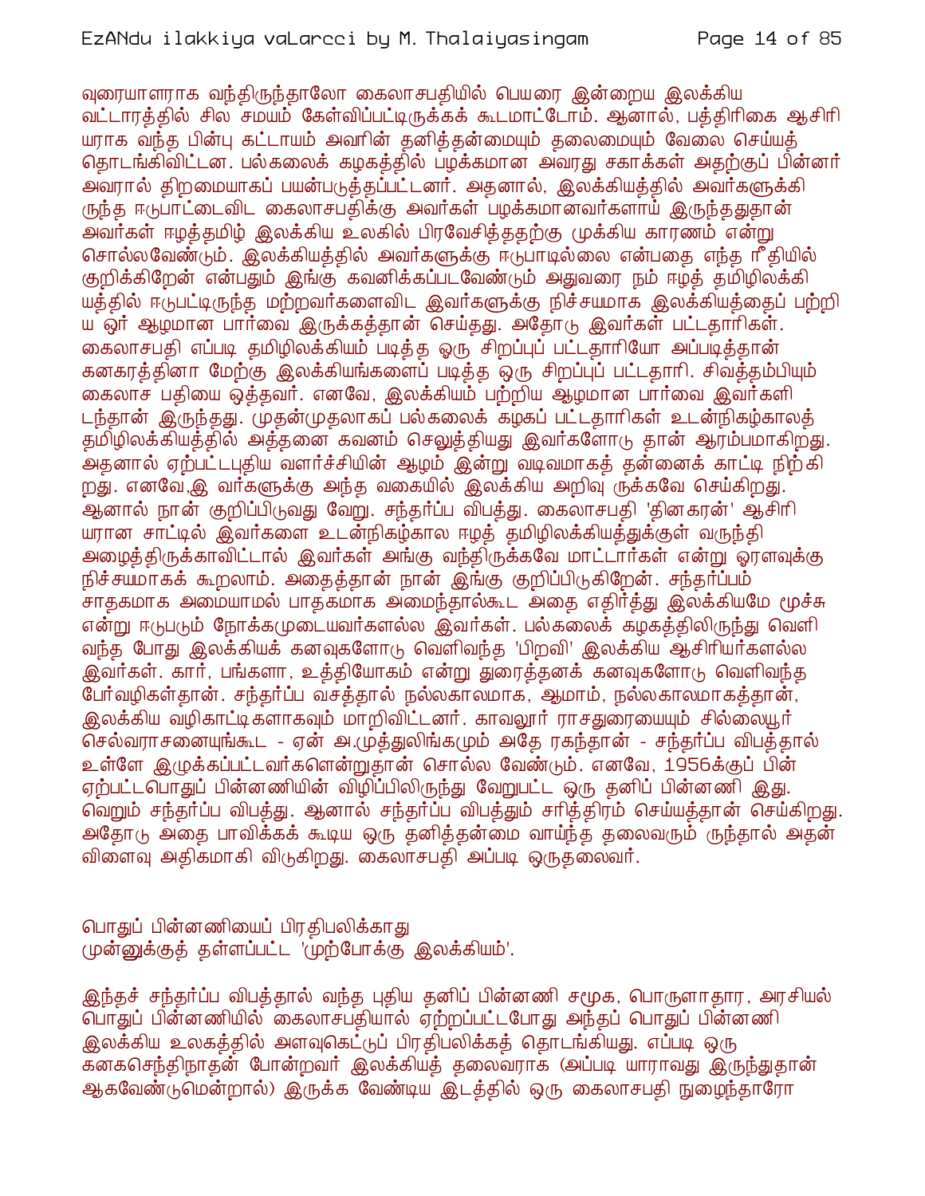வுரையாளராக வந்திருந்தாலோ கைலாசபதியில் பெயரை இன்றைய இலக்கிய வட்டாரத்தில் சில சமயம் கேள்விப்பட்டிருக்கக் கூடமாட்டோம். ஆனால், பத்திரிகை ஆசிரியராக வந்த பின்பு கட்டாயம் அவரின் தனித்தன்மையும் தலைமையும் வேலை செய்யத் தொடங்கிவிட்டன. பல்கலைக் கழகத்தில் பழக்கமான அவரது சகாக்கள் அதற்குப் பின்னர் அவரால் திறமையாகப் பயன்படுத்தப்பட்டனர். அதனால், இலக்கியத்தில் அவர்களுக்கிருந்த ஈடுபாட்டைவிட கைலாசபதிக்கு அவர்கள் பழக்கமானவர்களாய் இருந்ததுதான் அவர்கள் ஈழத்தமிழ் இலக்கிய உலகில் பிரவேசித்ததற்கு முக்கிய காரணம் என்று சொல்லவேண்டும். இலக்கியத்தில் அவர்களுக்கு ஈடுபாடில்லை என்பதை எந்த ரீதியில் குறிக்கிறேன் என்பதும் இங்கு கவனிக்கப்படவேண்டும் அதுவரை நம் ஈழத் தமிழிலக்கியத்தில் ஈடுபட்டிருந்த மற்றவர்களைவிட இவர்களுக்கு நிச்சயமாக இலக்கியத்தைப் பற்றிய ஓர் ஆழமான பார்வை இருக்கத்தான் செய்தது. அதோடு இவர்கள் பட்டதாரிகள். கைலாசபதி எப்படி தமிழிலக்கியம் படித்த ஒரு சிறப்புப் பட்டதாரியோ அப்படித்தான் கனகரத்தினா மேற்கு இலக்கியங்களைப் படித்த ஒரு சிறப்புப் பட்டதாரி. சிவத்தம்பியும் கைலாச பதியை ஒத்தவர். எனவே, இலக்கியம் பற்றிய ஆழமான பார்வை இவர்களிடந்தான் இருந்தது. முதன்முதலாகப் பல்கலைக் கழகப் பட்டதாரிகள் உடன்நிகழ்காலத் தமிழிலக்கியத்தில் அத்தனை கவனம் செலுத்தியது இவர்களோடு தான் ஆரம்பமாகிறது. அதனால் ஏற்பட்டபுதிய வளர்ச்சியின் ஆழம் இன்று வடிவமாகத் தன்னைக் காட்டி நிற்கிறது. எனவே,இ வர்களுக்கு அந்த வகையில் இலக்கிய அறிவு ருக்கவே செய்கிறது. ஆனால் நான் குறிப்பிடுவது வேறு. சந்தர்ப்ப விபத்து. கைலாசபதி 'தினகரன்' ஆசிரியரான சாட்டில் இவர்களை உடன்நிகழ்கால ஈழத் தமிழிலக்கியத்துக்குள் வருந்தி அழைத்திருக்காவிட்டால் இவர்கள் அங்கு வந்திருக்கவே மாட்டார்கள் என்று ஓரளவுக்கு நிச்சயமாகக் கூறலாம். அதைத்தான் நான் இங்கு குறிப்பிடுகிறேன். சந்தர்ப்பம் சாதகமாக அமையாமல் பாதகமாக அமைந்தால்கூட அதை எதிர்த்து இலக்கியமே மூச்சு என்று ஈடுபடும் நோக்கமுடையவர்களல்ல இவர்கள். பல்கலைக் கழகத்திலிருந்து வெளிவந்த போது இலக்கியக் கனவுகளோடு வெளிவந்த 'பிறவி' இலக்கிய ஆசிரியர்களல்ல இவர்கள். கார், பங்களா, உத்தியோகம் என்று துரைத்தனக் கனவுகளோடு வெளிவந்த பேர்வழிகள்தான். சந்தர்ப்ப வசத்தால் நல்லகாலமாக, ஆமாம், நல்லகாலமாகத்தான், இலக்கிய வழிகாட்டிகளாகவும் மாறிவிட்டனர். காவலூர் ராசதுரையையும் சில்லையூர் செல்வராசனையுங்கூட - ஏன் அ.முத்துலிங்கமும் அதே ரகந்தான் - சந்தர்ப்ப விபத்தால் உள்ளே இழுக்கப்பட்டவர்களென்றுதான் சொல்ல வேண்டும். எனவே, 1956க்குப் பின் ஏற்பட்டபொதுப் பின்னணியின் விழிப்பிலிருந்து வேறுபட்ட ஒரு தனிப் பின்னணி இது. வெறும் சந்தர்ப்ப விபத்து. ஆனால் சந்தர்ப்ப விபத்தும் சரித்திரம் செய்யத்தான் செய்கிறது. அதோடு அதை பாவிக்கக் கூடிய ஒரு தனித்தன்மை வாய்ந்த தலைவரும் ருந்தால் அதன் விளைவு அதிகமாகி விடுகிறது. கைலாசபதி அப்படி ஒருதலைவர்.

பொதுப் பின்னணியைப் பிரதிபலிக்காது
முன்னுக்குத் தள்ளப்பட்ட 'முற்போக்கு இலக்கியம்'.

இந்தச் சந்தர்ப்ப விபத்தால் வந்த புதிய தனிப் பின்னணி சமூக, பொருளாதார, அரசியல் பொதுப் பின்னணியில் கைலாசபதியால் ஏற்றப்பட்டபோது அந்தப் பொதுப் பின்னணி இலக்கிய உலகத்தில் அளவுகெட்டுப் பிரதிபலிக்கத் தொடங்கியது. எப்படி ஒரு கனகசெந்திநாதன் போன்றவர் இலக்கியத் தலைவராக (அப்படி யாராவது இருந்துதான் ஆகவேண்டுமென்றால்) இருக்க வேண்டிய இடத்தில் ஒரு கைலாசபதி நுழைந்தாரோ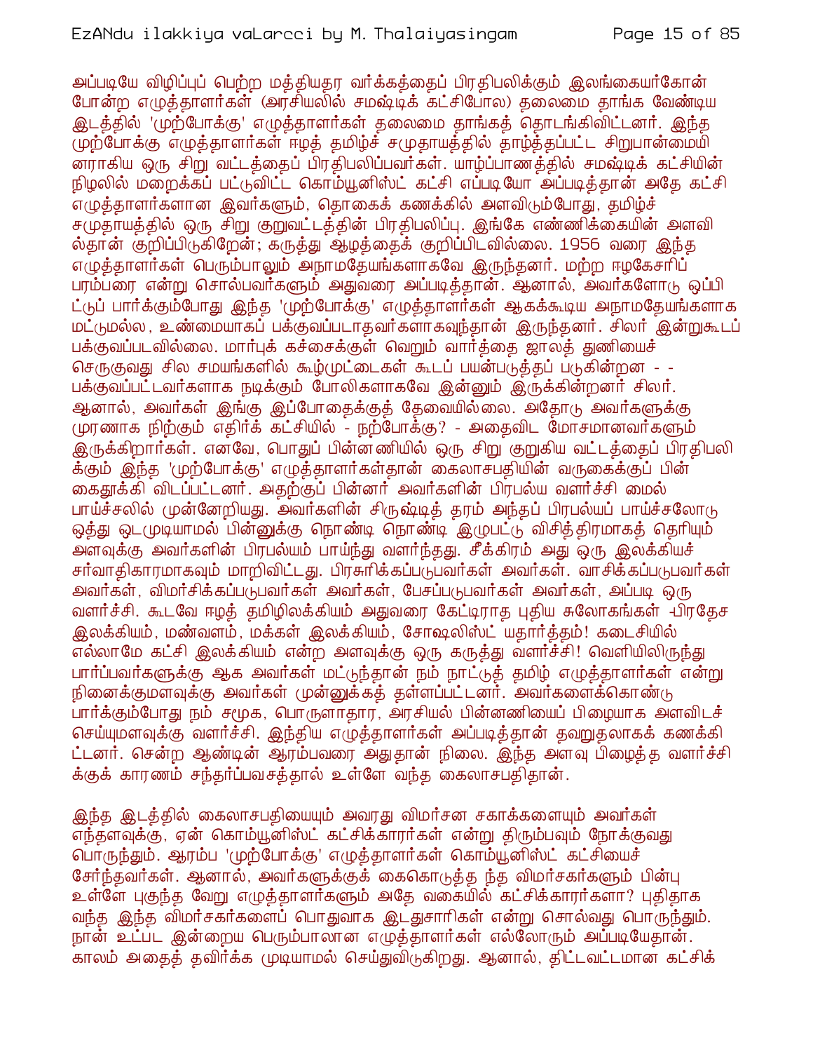அப்படியே விழிப்புப் பெற்ற மத்தியதர வர்க்கத்தைப் பிரதிபலிக்கும் இலங்கையர்கோன் போன்ற எழுத்தாளர்கள் (அரசியலில் சமஷ்டிக் கட்சிபோல) தலைமை தாங்க வேண்டிய இடத்தில் 'முற்போக்கு' எழுத்தாளர்கள் தலைமை தாங்கத் தொடங்கிவிட்டனர். இந்த முற்போக்கு எழுத்தாளர்கள் ஈழத் தமிழ்ச் சமுதாயத்தில் தாழ்த்தப்பட்ட சிறுபான்மையினராகிய ஒரு சிறு வட்டத்தைப் பிரதிபலிப்பவர்கள். யாழ்ப்பாணத்தில் சமஷ்டிக் கட்சியின் நிழலில் மறைக்கப் பட்டுவிட்ட கொம்யூனிஸ்ட் கட்சி எப்படியோ அப்படித்தான் அதே கட்சி எழுத்தாளர்களான இவர்களும், தொகைக் கணக்கில் அளவிடும்போது, தமிழ்ச் சமுதாயத்தில் ஒரு சிறு குறுவட்டத்தின் பிரதிபலிப்பு. இங்கே எண்ணிக்கையின் அளவில்தான் குறிப்பிடுகிறேன்; கருத்து ஆழத்தைக் குறிப்பிடவில்லை. 1956 வரை இந்த எழுத்தாளர்கள் பெரும்பாலும் அநாமதேயங்களாகவே இருந்தனர். மற்ற ஈழகேசரிப் பரம்பரை என்று சொல்பவர்களும் அதுவரை அப்படித்தான். ஆனால், அவர்களோடு ஒப்பிட்டுப் பார்க்கும்போது இந்த 'முற்போக்கு' எழுத்தாளர்கள் ஆகக்கூடிய அநாமதேயங்களாக மட்டுமல்ல, உண்மையாகப் பக்குவப்படாதவர்களாகவுந்தான் இருந்தனர். சிலர் இன்றுகூடப் பக்குவப்படவில்லை. மார்புக் கச்சைக்குள் வெறும் வார்த்தை ஜாலத் துணியைச் செருகுவது சில சமயங்களில் கூழ்முட்டைகள் கூடப் பயன்படுத்தப் படுகின்றன - - பக்குவப்பட்டவர்களாக நடிக்கும் போலிகளாகவே இன்னும் இருக்கின்றனர் சிலர். ஆனால், அவர்கள் இங்கு இப்போதைக்குத் தேவையில்லை. அதோடு அவர்களுக்கு முரணாக நிற்கும் எதிர்க் கட்சியில் - நற்போக்கு? - அதைவிட மோசமானவர்களும் இருக்கிறார்கள். எனவே, பொதுப் பின்னணியில் ஒரு சிறு குறுகிய வட்டத்தைப் பிரதிபலிக்கும் இந்த 'முற்போக்கு' எழுத்தாளர்கள்தான் கைலாசபதியின் வருகைக்குப் பின் கைதூக்கி விடப்பட்டனர். அதற்குப் பின்னர் அவர்களின் பிரபல்ய வளர்ச்சி மைல் பாய்ச்சலில் முன்னேறியது. அவர்களின் சிருஷ்டித் தரம் அந்தப் பிரபல்யப் பாய்ச்சலோடு ஒத்து ஓடமுடியாமல் பின்னுக்கு நொண்டி நொண்டி இழுபட்டு விசித்திரமாகத் தெரியும் அளவுக்கு அவர்களின் பிரபல்யம் பாய்ந்து வளர்ந்தது. சீக்கிரம் அது ஒரு இலக்கியச் சர்வாதிகாரமாகவும் மாறிவிட்டது. பிரசுரிக்கப்படுபவர்கள் அவர்கள். வாசிக்கப்படுபவர்கள் அவர்கள், விமர்சிக்கப்படுபவர்கள் அவர்கள், பேசப்படுபவர்கள் அவர்கள், அப்படி ஒரு வளர்ச்சி. கூடவே ஈழத் தமிழிலக்கியம் அதுவரை கேட்டிராத புதிய சுலோகங்கள் -பிரதேச இலக்கியம், மண்வளம், மக்கள் இலக்கியம், சோஷலிஸ்ட் யதார்த்தம்! கடைசியில் எல்லாமே கட்சி இலக்கியம் என்ற அளவுக்கு ஒரு கருத்து வளர்ச்சி! வெளியிலிருந்து பார்ப்பவர்களுக்கு ஆக அவர்கள் மட்டுந்தான் நம் நாட்டுத் தமிழ் எழுத்தாளர்கள் என்று நினைக்குமளவுக்கு அவர்கள் முன்னுக்கத் தள்ளப்பட்டனர். அவர்களைக்கொண்டு பார்க்கும்போது நம் சமூக, பொருளாதார, அரசியல் பின்னணியைப் பிழையாக அளவிடச் செய்யுமளவுக்கு வளர்ச்சி. இந்திய எழுத்தாளர்கள் அப்படித்தான் தவறுதலாகக் கணக்கிட்டனர். சென்ற ஆண்டின் ஆரம்பவரை அதுதான் நிலை. இந்த அளவு பிழைத்த வளர்ச்சிக்குக் காரணம் சந்தர்ப்பவசத்தால் உள்ளே வந்த கைலாசபதிதான்.

இந்த இடத்தில் கைலாசபதியையும் அவரது விமர்சன சகாக்களையும் அவர்கள் எந்தளவுக்கு, ஏன் கொம்யூனிஸ்ட் கட்சிக்காரர்கள் என்று திரும்பவும் நோக்குவது பொருந்தும். ஆரம்ப 'முற்போக்கு' எழுத்தாளர்கள் கொம்யூனிஸ்ட் கட்சியைச் சேர்ந்தவர்கள். ஆனால், அவர்களுக்குக் கைகொடுத்த நத விமர்சகர்களும் பின்பு உள்ளே புகுந்த வேறு எழுத்தாளர்களும் அதே வகையில் கட்சிக்காரர்களா? புதிதாக வந்த இந்த விமர்சகர்களைப் பொதுவாக இடதுசாரிகள் என்று சொல்வது பொருந்தும். நான் உட்பட இன்றைய பெரும்பாலான எழுத்தாளர்கள் எல்லோரும் அப்படியேதான். காலம் அதைத் தவிர்க்க முடியாமல் செய்துவிடுகிறது. ஆனால், திட்டவட்டமான கட்சிக்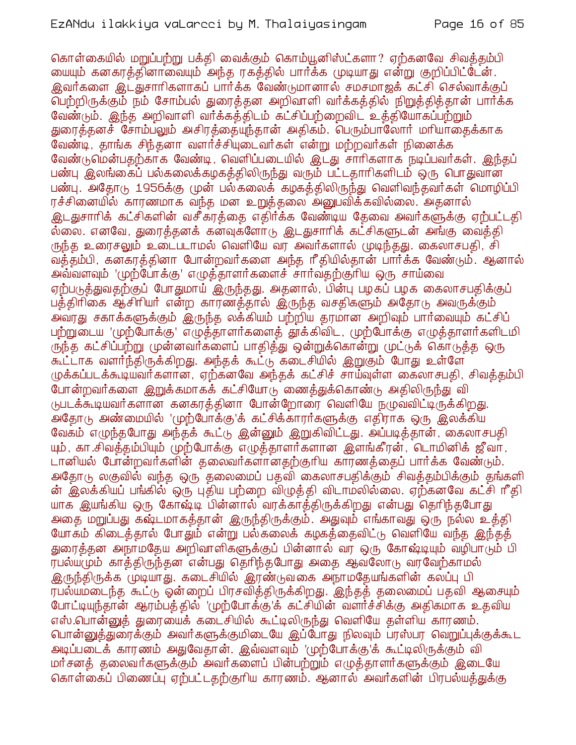கொள்கையில் மறுப்பற்று பக்தி வைக்கும் கொம்யூனிஸ்ட்களா? ஏற்கனவே சிவத்தம்பியையும் கனகரத்தினாவையும் அந்த ரகத்தில் பார்க்க முடியாது என்று குறிப்பிட்டேன். இவர்களை இடதுசாரிகளாகப் பார்க்க வேண்டுமானால் சமசமாஜக் கட்சி செல்வாக்குப் பெற்றிருக்கும் நம் சோம்பல் துரைத்தன அறிவாளி வர்க்கத்தில் நிறுத்தித்தான் பார்க்க வேண்டும். இந்த அறிவாளி வர்க்கத்திடம் கட்சிப்பற்றைவிட உத்தியோகப்பற்றும் துரைத்தனச் சோம்பலும் அசிரத்தையுந்தான் அதிகம். பெரும்பாலோர் மரியாதைக்காக வேண்டி, தாங்க சிந்தனா வளர்ச்சியுடைவர்கள் என்று மற்றவர்கள் நினைக்க வேண்டுமென்பதற்காக வேண்டி, வெளிப்படையில் இடது சாரிகளாக நடிப்பவர்கள். இந்தப் பண்பு இலங்கைப் பல்கலைக்கழகத்திலிருந்து வரும் பட்டதாரிகளிடம் ஒரு பொதுவான பண்பு. அதோடு 1956க்கு முன் பல்கலைக் கழகத்திலிருந்து வெளிவந்தவர்கள் மொழிப்பிரச்சினையில் காரணமாக வந்த மன உறுத்தலை அனுபவிக்கவில்லை. அதனால் இடதுசாரிக் கட்சிகளின் வசீகரத்தை எதிர்க்க வேண்டிய தேவை அவர்களுக்கு ஏற்பட்டதில்லை. எனவே, துரைத்தனக் கனவுகளோடு இடதுசாரிக் கட்சிகளுடன் அங்கு வைத்திருந்த உரைசலும் உடைபடாமல் வெளியே வர அவர்களால் முடிந்தது. கைலாசபதி, சிவத்தம்பி, கனகரத்தினா போன்றவர்களை அந்த ரீதியில்தான் பார்க்க வேண்டும். ஆனால் அவ்வளவும் 'முற்போக்கு' எழுத்தாளர்களைச் சார்வதற்குரிய ஒரு சாய்வை ஏற்படுத்துவதற்குப் போதுமாய் இருந்தது. அதனால், பின்பு பழகப் பழக கைலாசபதிக்குப் பத்திரிகை ஆசிரியர் என்ற காரணத்தால் இருந்த வசதிகளும் அதோடு அவருக்கும் அவரது சகாக்களுக்கும் இருந்த லக்கியம் பற்றிய தரமான அறிவும் பார்வையும் கட்சிப் பற்றுடைய 'முற்போக்கு' எழுத்தாளர்களைத் தூக்கிவிட, முற்போக்கு எழுத்தாளர்களிடமிருந்த கட்சிப்பற்று முன்னவர்களைப் பாதித்து ஒன்றுக்கொன்று முட்டுக் கொடுத்த ஒரு கூட்டாக வளர்ந்திருக்கிறது. அந்தக் கூட்டு கடைசியில் இறுகும் போது உள்ளே முக்கப்படக்கூடியவர்களான, ஏற்கனவே அந்தக் கட்சிச் சாய்வுள்ள கைலாசபதி, சிவத்தம்பி போன்றவர்களை இறுக்கமாகக் கட்சியோடு ணைத்துக்கொண்டு அதிலிருந்து விடுபடக்கூடியவர்களான கனகரத்தினா போன்றோரை வெளியே நழுவவிட்டிருக்கிறது. அதோடு அண்மையில் 'முற்போக்கு'க் கட்சிக்காரர்களுக்கு எதிராக ஒரு இலக்கிய வேகம் எழுந்தபோது அந்தக் கூட்டு இன்னும் இறுகிவிட்டது. அப்படித்தான், கைலாசபதியும், கா.சிவத்தம்பியும் முற்போக்கு எழுத்தாளர்களான இளங்கீரன், டொமினிக் ஜீவா, டானியல் போன்றவர்களின் தலைவர்களானதற்குரிய காரணத்தைப் பார்க்க வேண்டும். அதோடு லகுவில் வந்த ஒரு தலைமைப் பதவி கைலாசபதிக்கும் சிவத்தம்பிக்கும் தங்களின் இலக்கியப் பங்கில் ஒரு புதிய பற்றை விழுத்தி விடாமலில்லை. ஏற்கனவே கட்சி ரீதியாக இயங்கிய ஒரு கோஷ்டி பின்னால் வரக்காத்திருக்கிறது என்பது தெரிந்தபோது அதை மறுப்பது கஷ்டமாகத்தான் இருந்திருக்கும். அதுவும் எங்காவது ஒரு நல்ல உத்தியோகம் கிடைத்தால் போதும் என்று பல்கலைக் கழகத்தைவிட்டு வெளியே வந்த இந்தத் துரைத்தன அநாமதேய அறிவாளிகளுக்குப் பின்னால் வர ஒரு கோஷ்டியும் வழிபாடும் பிரபல்யமும் காத்திருந்தன என்பது தெரிந்தபோது அதை ஆவலோடு வரவேற்காமல் இருந்திருக்க முடியாது. கடைசியில் இரண்டுவகை அநாமதேயங்களின் கலப்பு பிரபல்யமடைந்த கூட்டு ஒன்றைப் பிரசவித்திருக்கிறது. இந்தத் தலைமைப் பதவி ஆசையும் போட்டியுந்தான் ஆரம்பத்தில் 'முற்போக்கு'க் கட்சியின் வளர்ச்சிக்கு அதிகமாக உதவிய எஸ்.பொன்னுத் துரையைக் கடைசியில் கூட்டிலிருந்து வெளியே தள்ளிய காரணம். பொன்னுத்துரைக்கும் அவர்களுக்குமிடையே இப்போது நிலவும் பரஸ்பர வெறுப்புக்குக்கூட அடிப்படைக் காரணம் அதுவேதான். இவ்வளவும் 'முற்போக்கு'க் கூட்டிலிருக்கும் விமர்சனத் தலைவர்களுக்கும் அவர்களைப் பின்பற்றும் எழுத்தாளர்களுக்கும் இடையே கொள்கைப் பிணைப்பு ஏற்பட்டதற்குரிய காரணம். ஆனால் அவர்களின் பிரபல்யத்துக்கு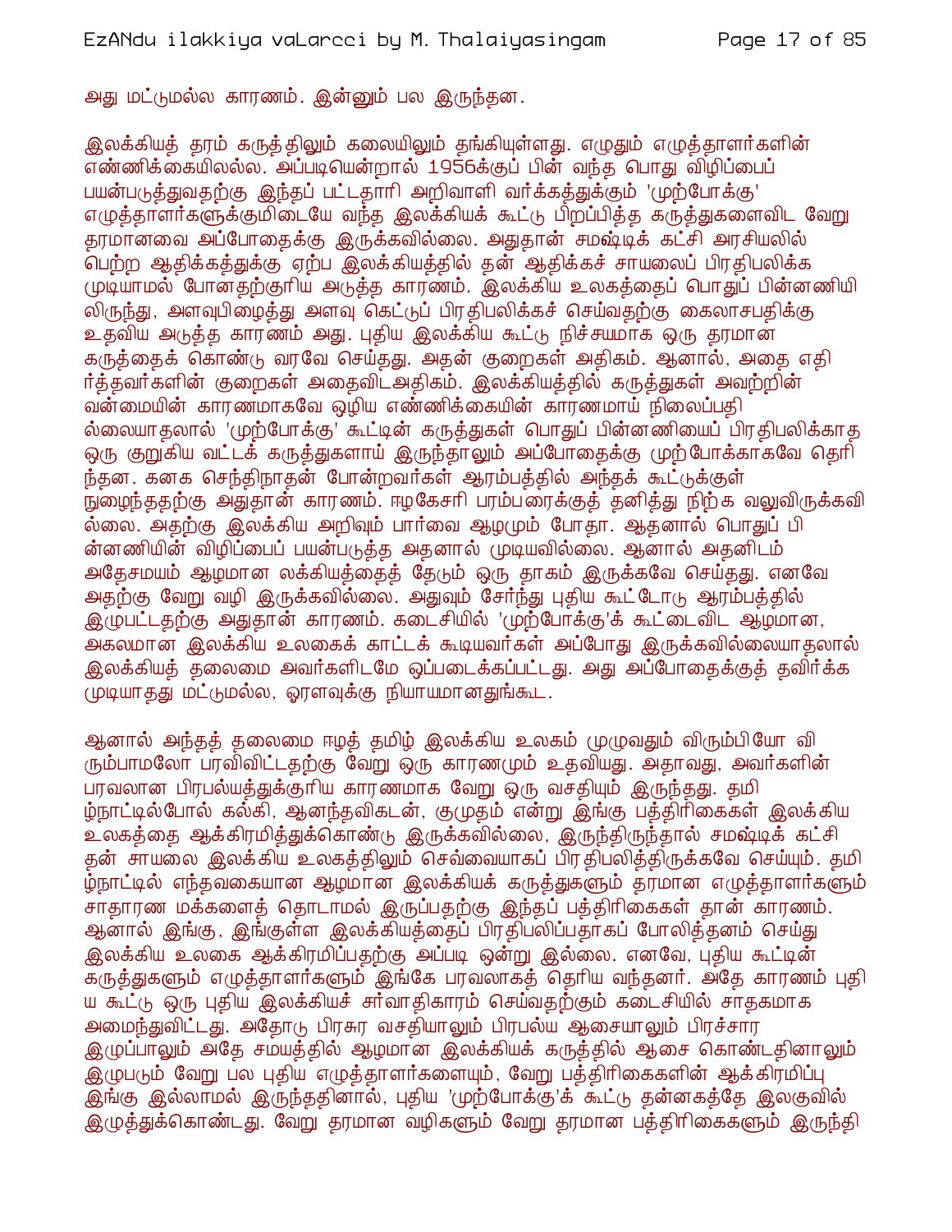அது மட்டுமல்ல காரணம். இன்னும் பல இருந்தன.

இலக்கியத் தரம் கருத்திலும் கலையிலும் தங்கியுள்ளது. எழுதும் எழுத்தாளர்களின் எண்ணிக்கையிலல்ல. அப்படியென்றால் 1956க்குப் பின் வந்த பொது விழிப்பைப் பயன்படுத்துவதற்கு இந்தப் பட்டதாரி அறிவாளி வர்க்கத்துக்கும் 'முற்போக்கு' எழுத்தாளர்களுக்குமிடையே வந்த இலக்கியக் கூட்டு பிறப்பித்த கருத்துகளைவிட வேறு தரமானவை அப்போதைக்கு இருக்கவில்லை. அதுதான் சமஷ்டிக் கட்சி அரசியலில் பெற்ற ஆதிக்கத்துக்கு ஏற்ப இலக்கியத்தில் தன் ஆதிக்கச் சாயலைப் பிரதிபலிக்க முடியாமல் போனதற்குரிய அடுத்த காரணம். இலக்கிய உலகத்தைப் பொதுப் பின்னணியிலிருந்து, அளவுபிழைத்து அளவு கெட்டுப் பிரதிபலிக்கச் செய்வதற்கு கைலாசபதிக்கு உதவிய அடுத்த காரணம் அது. புதிய இலக்கிய கூட்டு நிச்சயமாக ஒரு தரமான கருத்தைக் கொண்டு வரவே செய்தது. அதன் குறைகள் அதிகம். ஆனால், அதை எதிர்த்தவர்களின் குறைகள் அதைவிடஅதிகம். இலக்கியத்தில் கருத்துகள் அவற்றின் வன்மையின் காரணமாகவே ஒழிய எண்ணிக்கையின் காரணமாய் நிலைப்பதில்லையாதலால் 'முற்போக்கு' கூட்டின் கருத்துகள் பொதுப் பின்னணியைப் பிரதிபலிக்காத ஒரு குறுகிய வட்டக் கருத்துகளாய் இருந்தாலும் அப்போதைக்கு முற்போக்காகவே தெரிந்தன. கனக செந்திநாதன் போன்றவர்கள் ஆரம்பத்தில் அந்தக் கூட்டுக்குள் நுழைந்ததற்கு அதுதான் காரணம். ஈழகேசரி பரம்பரைக்குத் தனித்து நிற்க வலுவிருக்கவில்லை. அதற்கு இலக்கிய அறிவும் பார்வை ஆழமும் போதா. ஆதனால் பொதுப் பின்னணியின் விழிப்பைப் பயன்படுத்த அதனால் முடியவில்லை. ஆனால் அதனிடம் அதேசமயம் ஆழமான லக்கியத்தைத் தேடும் ஒரு தாகம் இருக்கவே செய்தது. எனவே அதற்கு வேறு வழி இருக்கவில்லை. அதுவும் சேர்ந்து புதிய கூட்டோடு ஆரம்பத்தில் இழுபட்டதற்கு அதுதான் காரணம். கடைசியில் 'முற்போக்கு'க் கூட்டைவிட ஆழமான, அகலமான இலக்கிய உலகைக் காட்டக் கூடியவர்கள் அப்போது இருக்கவில்லையாதலால் இலக்கியத் தலைமை அவர்களிடமே ஒப்படைக்கப்பட்டது. அது அப்போதைக்குத் தவிர்க்க முடியாதது மட்டுமல்ல, ஓரளவுக்கு நியாயமானதுங்கூட.

ஆனால் அந்தத் தலைமை ஈழத் தமிழ் இலக்கிய உலகம் முழுவதும் விரும்பியோ விரும்பாமலோ பரவிவிட்டதற்கு வேறு ஒரு காரணமும் உதவியது. அதாவது, அவர்களின் பரவலான பிரபல்யத்துக்குரிய காரணமாக வேறு ஒரு வசதியும் இருந்தது. தமிழ்நாட்டில்போல் கல்கி, ஆனந்தவிகடன், குமுதம் என்று இங்கு பத்திரிகைகள் இலக்கிய உலகத்தை ஆக்கிரமித்துக்கொண்டு இருக்கவில்லை, இருந்திருந்தால் சமஷ்டிக் கட்சி தன் சாயலை இலக்கிய உலகத்திலும் செவ்வையாகப் பிரதிபலித்திருக்கவே செய்யும். தமிழ்நாட்டில் எந்தவகையான ஆழமான இலக்கியக் கருத்துகளும் தரமான எழுத்தாளர்களும் சாதாரண மக்களைத் தொடாமல் இருப்பதற்கு இந்தப் பத்திரிகைகள் தான் காரணம். ஆனால் இங்கு, இங்குள்ள இலக்கியத்தைப் பிரதிபலிப்பதாகப் போலித்தனம் செய்து இலக்கிய உலகை ஆக்கிரமிப்பதற்கு அப்படி ஒன்று இல்லை. எனவே, புதிய கூட்டின் கருத்துகளும் எழுத்தாளர்களும் இங்கே பரவலாகத் தெரிய வந்தனர். அதே காரணம் புதிய கூட்டு ஒரு புதிய இலக்கியச் சர்வாதிகாரம் செய்வதற்கும் கடைசியில் சாதகமாக அமைந்துவிட்டது. அதோடு பிரசுர வசதியாலும் பிரபல்ய ஆசையாலும் பிரச்சார இழுப்பாலும் அதே சமயத்தில் ஆழமான இலக்கியக் கருத்தில் ஆசை கொண்டதினாலும் இழுபடும் வேறு பல புதிய எழுத்தாளர்களையும், வேறு பத்திரிகைகளின் ஆக்கிரமிப்பு இங்கு இல்லாமல் இருந்ததினால், புதிய 'முற்போக்கு'க் கூட்டு தன்னகத்தே இலகுவில் இழுத்துக்கொண்டது. வேறு தரமான வழிகளும் வேறு தரமான பத்திரிகைகளும் இருந்தி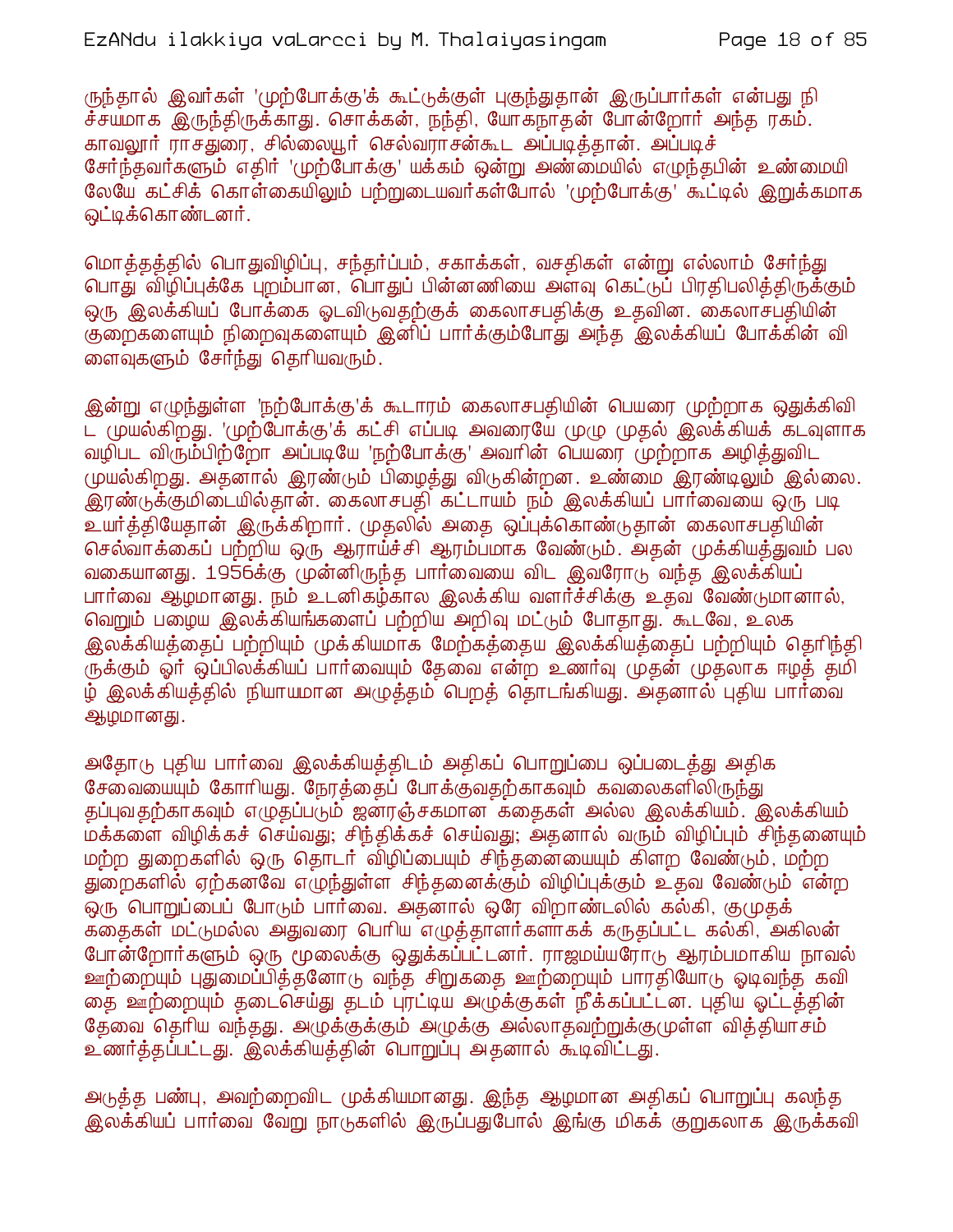ருந்தால் இவர்கள் 'முற்போக்கு'க் கூட்டுக்குள் புகுந்துதான் இருப்பார்கள் என்பது நிச்சயமாக இருந்திருக்காது. சொக்கன், நந்தி, யோகநாதன் போன்றோர் அந்த ரகம். காவலூர் ராசதுரை, சில்லையூர் செல்வராசன்கூட அப்படித்தான். அப்படிச் சேர்ந்தவர்களும் எதிர் 'முற்போக்கு' யக்கம் ஒன்று அண்மையில் எழுந்தபின் உண்மையிலேயே கட்சிக் கொள்கையிலும் பற்றுடையவர்கள்போல் 'முற்போக்கு' கூட்டில் இறுக்கமாக ஒட்டிக்கொண்டனர்.

மொத்தத்தில் பொதுவிழிப்பு, சந்தர்ப்பம், சகாக்கள், வசதிகள் என்று எல்லாம் சேர்ந்து பொது விழிப்புக்கே புறம்பான, பொதுப் பின்னணியை அளவு கெட்டுப் பிரதிபலித்திருக்கும் ஒரு இலக்கியப் போக்கை ஓடவிடுவதற்குக் கைலாசபதிக்கு உதவின. கைலாசபதியின் குறைகளையும் நிறைவுகளையும் இனிப் பார்க்கும்போது அந்த இலக்கியப் போக்கின் விளைவுகளும் சேர்ந்து தெரியவரும்.

இன்று எழுந்துள்ள 'நற்போக்கு'க் கூடாரம் கைலாசபதியின் பெயரை முற்றாக ஒதுக்கிவிட முயல்கிறது. 'முற்போக்கு'க் கட்சி எப்படி அவரையே முழு முதல் இலக்கியக் கடவுளாக வழிபட விரும்பிற்றோ அப்படியே 'நற்போக்கு' அவரின் பெயரை முற்றாக அழித்துவிட முயல்கிறது. அதனால் இரண்டும் பிழைத்து விடுகின்றன. உண்மை இரண்டிலும் இல்லை. இரண்டுக்குமிடையில்தான். கைலாசபதி கட்டாயம் நம் இலக்கியப் பார்வையை ஒரு படி உயர்த்தியேதான் இருக்கிறார். முதலில் அதை ஒப்புக்கொண்டுதான் கைலாசபதியின் செல்வாக்கைப் பற்றிய ஒரு ஆராய்ச்சி ஆரம்பமாக வேண்டும். அதன் முக்கியத்துவம் பல வகையானது. 1956க்கு முன்னிருந்த பார்வையை விட இவரோடு வந்த இலக்கியப் பார்வை ஆழமானது. நம் உடனிகழ்கால இலக்கிய வளர்ச்சிக்கு உதவ வேண்டுமானால், வெறும் பழைய இலக்கியங்களைப் பற்றிய அறிவு மட்டும் போதாது. கூடவே, உலக இலக்கியத்தைப் பற்றியும் முக்கியமாக மேற்கத்தைய இலக்கியத்தைப் பற்றியும் தெரிந்திருக்கும் ஓர் ஒப்பிலக்கியப் பார்வையும் தேவை என்ற உணர்வு முதன் முதலாக ஈழத் தமிழ் இலக்கியத்தில் நியாயமான அழுத்தம் பெறத் தொடங்கியது. அதனால் புதிய பார்வை ஆழமானது.

அதோடு புதிய பார்வை இலக்கியத்திடம் அதிகப் பொறுப்பை ஒப்படைத்து அதிக சேவையையும் கோரியது. நேரத்தைப் போக்குவதற்காகவும் கவலைகளிலிருந்து தப்புவதற்காகவும் எழுதப்படும் ஜனரஞ்சகமான கதைகள் அல்ல இலக்கியம். இலக்கியம் மக்களை விழிக்கச் செய்வது; சிந்திக்கச் செய்வது; அதனால் வரும் விழிப்பும் சிந்தனையும் மற்ற துறைகளில் ஒரு தொடர் விழிப்பையும் சிந்தனையையும் கிளற வேண்டும், மற்ற துறைகளில் ஏற்கனவே எழுந்துள்ள சிந்தனைக்கும் விழிப்புக்கும் உதவ வேண்டும் என்ற ஒரு பொறுப்பைப் போடும் பார்வை. அதனால் ஒரே விறாண்டலில் கல்கி, குமுதக் கதைகள் மட்டுமல்ல அதுவரை பெரிய எழுத்தாளர்களாகக் கருதப்பட்ட கல்கி, அகிலன் போன்றோர்களும் ஒரு மூலைக்கு ஒதுக்கப்பட்டனர். ராஜமய்யரோடு ஆரம்பமாகிய நாவல் ஊற்றையும் புதுமைப்பித்தனோடு வந்த சிறுகதை ஊற்றையும் பாரதியோடு ஓடிவந்த கவிதை ஊற்றையும் தடைசெய்து தடம் புரட்டிய அழுக்குகள் நீக்கப்பட்டன. புதிய ஓட்டத்தின் தேவை தெரிய வந்தது. அழுக்குக்கும் அழுக்கு அல்லாதவற்றுக்குமுள்ள வித்தியாசம் உணர்த்தப்பட்டது. இலக்கியத்தின் பொறுப்பு அதனால் கூடிவிட்டது.

அடுத்த பண்பு, அவற்றைவிட முக்கியமானது. இந்த ஆழமான அதிகப் பொறுப்பு கலந்த இலக்கியப் பார்வை வேறு நாடுகளில் இருப்பதுபோல் இங்கு மிகக் குறுகலாக இருக்கவி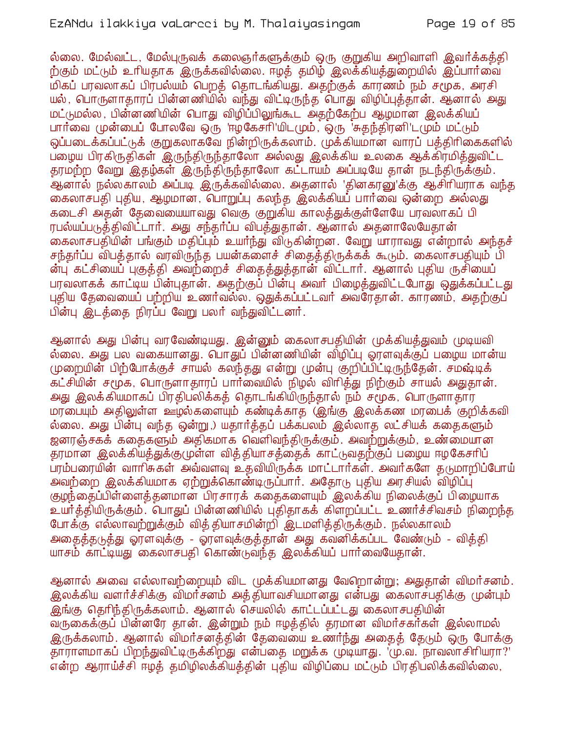ல்லை. மேல்வட்ட, மேல்புருவக் கலைஞர்களுக்கும் ஒரு குறுகிய அறிவாளி இவர்க்கத்திற்கும் மட்டும் உரியதாக இருக்கவில்லை. ஈழத் தமிழ் இலக்கியத்துறையில் இப்பார்வை மிகப் பரவலாகப் பிரபல்யம் பெறத் தொடங்கியது. அதற்குக் காரணம் நம் சமூக, அரசியல், பொருளாதாரப் பின்னணியில் வந்து விட்டிருந்த பொது விழிப்புத்தான். ஆனால் அது மட்டுமல்ல, பின்னணியின் பொது விழிப்பிலுங்கூட அதற்கேற்ப ஆழமான இலக்கியப் பார்வை முன்பைப் போலவே ஒரு 'ஈழகேசரி'யிடமும், ஒரு 'சுதந்திரனி'டமும் மட்டும் ஒப்படைக்கப்பட்டுக் குறுகலாகவே நின்றிருக்கலாம். முக்கியமான வாரப் பத்திரிகைகளில் பழைய பிரகிருதிகள் இருந்திருந்தாலோ அல்லது இலக்கிய உலகை ஆக்கிரமித்துவிட்ட தரமற்ற வேறு இதழ்கள் இருந்திருந்தாலோ கட்டாயம் அப்படியே தான் நடந்திருக்கும். ஆனால் நல்லகாலம் அப்படி இருக்கவில்லை. அதனால் 'தினகரனு'க்கு ஆசிரியராக வந்த கைலாசபதி புதிய, ஆழமான, பொறுப்பு கலந்த இலக்கியப் பார்வை ஒன்றை அல்லது கடைசி அதன் தேவையையாவது வெகு குறுகிய காலத்துக்குள்ளேயே பரவலாகப் பிரபல்யப்படுத்திவிட்டார். அது சந்தர்ப்ப விபத்துதான். ஆனால் அதனாலேயேதான் கைலாசபதியின் பங்கும் மதிப்பும் உயர்ந்து விடுகின்றன. வேறு யாராவது என்றால் அந்தச் சந்தர்ப்ப விபத்தால் வரவிருந்த பயன்களைச் சிதைத்திருக்கக் கூடும். கைலாசபதியும் பின்பு கட்சியைப் புகுத்தி அவற்றைச் சிதைத்துத்தான் விட்டார். ஆனால் புதிய ருசியைப் பரவலாகக் காட்டிய பின்புதான். அதற்குப் பின்பு அவர் பிழைத்துவிட்டபோது ஒதுக்கப்பட்டது புதிய தேவையைப் பற்றிய உணர்வல்ல. ஒதுக்கப்பட்டவர் அவரேதான். காரணம், அதற்குப் பின்பு இடத்தை நிரப்ப வேறு பலர் வந்துவிட்டனர்.

ஆனால் அது பின்பு வரவேண்டியது. இன்னும் கைலாசபதியின் முக்கியத்துவம் முடியவில்லை. அது பல வகையானது. பொதுப் பின்னணியின் விழிப்பு ஓரளவுக்குப் பழைய மான்ய முறையின் பிற்போக்குச் சாயல் கலந்தது என்று முன்பு குறிப்பிட்டிருந்தேன். சமஷ்டிக் கட்சியின் சமூக, பொருளாதாரப் பார்வையில் நிழல் விரித்து நிற்கும் சாயல் அதுதான். அது இலக்கியமாகப் பிரதிபலிக்கத் தொடங்கியிருந்தால் நம் சமூக, பொருளாதார மரபையும் அதிலுள்ள ஊழல்களையும் கண்டிக்காத (இங்கு இலக்கண மரபைக் குறிக்கவில்லை. அது பின்பு வந்த ஒன்று,) யதார்த்தப் பக்கபலம் இல்லாத லட்சியக் கதைகளும் ஜனரஞ்சகக் கதைகளும் அதிகமாக வெளிவந்திருக்கும். அவற்றுக்கும், உண்மையான தரமான இலக்கியத்துக்குமுள்ள வித்தியாசத்தைக் காட்டுவதற்குப் பழைய ஈழகேசரிப் பரம்பரையின் வாரிசுகள் அவ்வளவு உதவியிருக்க மாட்டார்கள். அவர்களே தடுமாறிப்போய் அவற்றை இலக்கியமாக ஏற்றுக்கொண்டிருப்பார். அதோடு புதிய அரசியல் விழிப்பு குழந்தைப்பிள்ளைத்தனமான பிரசாரக் கதைகளையும் இலக்கிய நிலைக்குப் பிழையாக உயர்த்தியிருக்கும். பொதுப் பின்னணியில் புதிதாகக் கிளறப்பட்ட உணர்ச்சிவசம் நிறைந்த போக்கு எல்லாவற்றுக்கும் வித்தியாசமின்றி இடமளித்திருக்கும். நல்லகாலம் அதைத்தடுத்து ஓரளவுக்கு - ஓரளவுக்குத்தான் அது கவனிக்கப்பட வேண்டும் - வித்தியாசம் காட்டியது கைலாசபதி கொண்டுவந்த இலக்கியப் பார்வையேதான்.

ஆனால் அவை எல்லாவற்றையும் விட முக்கியமானது வேறொன்று; அதுதான் விமர்சனம். இலக்கிய வளர்ச்சிக்கு விமர்சனம் அத்தியாவசியமானது என்பது கைலாசபதிக்கு முன்பும் இங்கு தெரிந்திருக்கலாம். ஆனால் செயலில் காட்டப்பட்டது கைலாசபதியின் வருகைக்குப் பின்னரே தான். இன்றும் நம் ஈழத்தில் தரமான விமர்சகர்கள் இல்லாமல் இருக்கலாம். ஆனால் விமர்சனத்தின் தேவையை உணர்ந்து அதைத் தேடும் ஒரு போக்கு தாராளமாகப் பிறந்துவிட்டிருக்கிறது என்பதை மறுக்க முடியாது. 'மு.வ. நாவலாசிரியரா?' என்ற ஆராய்ச்சி ஈழத் தமிழிலக்கியத்தின் புதிய விழிப்பை மட்டும் பிரதிபலிக்கவில்லை,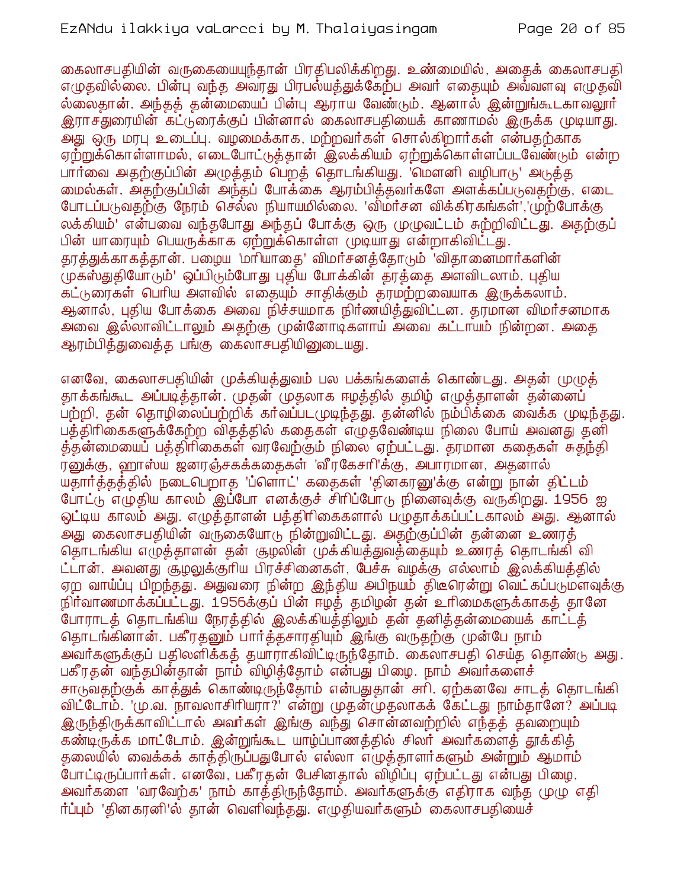கைலாசபதியின் வருகையையுந்தான் பிரதிபலிக்கிறது. உண்மையில், அதைக் கைலாசபதி எழுதவில்லை. பின்பு வந்த அவரது பிரபல்யத்துக்கேற்ப அவர் எதையும் அவ்வளவு எழுதவில்லைதான். அந்தத் தன்மையைப் பின்பு ஆராய வேண்டும். ஆனால் இன்றுங்கூடகாவலூர் இராசதுரையின் கட்டுரைக்குப் பின்னால் கைலாசபதியைக் காணாமல் இருக்க முடியாது. அது ஒரு மரபு உடைப்பு. வழமைக்காக, மற்றவர்கள் சொல்கிறார்கள் என்பதற்காக ஏற்றுக்கொள்ளாமல், எடைபோட்டுத்தான் இலக்கியம் ஏற்றுக்கொள்ளப்படவேண்டும் என்ற பார்வை அதற்குப்பின் அழுத்தம் பெறத் தொடங்கியது. 'மௌனி வழிபாடு' அடுத்த மைல்கள். அதற்குப்பின் அந்தப் போக்கை ஆரம்பித்தவர்களே அளக்கப்படுவதற்கு, எடை போடப்படுவதற்கு நேரம் செல்ல நியாயமில்லை. 'விமர்சன விக்கிரகங்கள்','முற்போக்கு லக்கியம்' என்பவை வந்தபோது அந்தப் போக்கு ஒரு முழுவட்டம் சுற்றிவிட்டது. அதற்குப் பின் யாரையும் பெயருக்காக ஏற்றுக்கொள்ள முடியாது என்றாகிவிட்டது. தரத்துக்காகத்தான். பழைய 'மரியாதை' விமர்சனத்தோடும் 'விதானைமார்களின் முகஸ்துதியோடும்' ஒப்பிடும்போது புதிய போக்கின் தரத்தை அளவிடலாம். புதிய கட்டுரைகள் பெரிய அளவில் எதையும் சாதிக்கும் தரமற்றவையாக இருக்கலாம். ஆனால், புதிய போக்கை அவை நிச்சயமாக நிர்ணயித்துவிட்டன. தரமான விமர்சனமாக அவை இல்லாவிட்டாலும் அதற்கு முன்னோடிகளாய் அவை கட்டாயம் நின்றன. அதை ஆரம்பித்துவைத்த பங்கு கைலாசபதியினுடையது.

எனவே, கைலாசபதியின் முக்கியத்துவம் பல பக்கங்களைக் கொண்டது. அதன் முழுத் தாக்கங்கூட அப்படித்தான். முதன் முதலாக ஈழத்தில் தமிழ் எழுத்தாளன் தன்னைப் பற்றி, தன் தொழிலைப்பற்றிக் கர்வப்படமுடிந்தது. தன்னில் நம்பிக்கை வைக்க முடிந்தது. பத்திரிகைகளுக்கேற்ற விதத்தில் கதைகள் எழுதவேண்டிய நிலை போய் அவனது தனித்தன்மையைப் பத்திரிகைகள் வரவேற்கும் நிலை ஏற்பட்டது. தரமான கதைகள் சுதந்திரனுக்கு, ஹாஸ்ய ஜனரஞ்சகக்கதைகள் 'வீரகேசரி'க்கு, அபாரமான, அதனால் யதார்த்தத்தில் நடைபெறாத 'ப்ளொட்' கதைகள் 'தினகரனு'க்கு என்று நான் திட்டம் போட்டு எழுதிய காலம் இப்போ எனக்குச் சிரிப்போடு நினைவுக்கு வருகிறது. 1956 ஐ ஒட்டிய காலம் அது. எழுத்தாளன் பத்திரிகைகளால் பழுதாக்கப்பட்டகாலம் அது. ஆனால் அது கைலாசபதியின் வருகையோடு நின்றுவிட்டது. அதற்குப்பின் தன்னை உணரத் தொடங்கிய எழுத்தாளன் தன் சூழலின் முக்கியத்துவத்தையும் உணரத் தொடங்கி விட்டான். அவனது சூழலுக்குரிய பிரச்சினைகள், பேச்சு வழக்கு எல்லாம் இலக்கியத்தில் ஏற வாய்ப்பு பிறந்தது. அதுவரை நின்ற இந்திய அபிநயம் திடீரென்று வெட்கப்படுமளவுக்கு நிர்வாணமாக்கப்பட்டது. 1956க்குப் பின் ஈழத் தமிழன் தன் உரிமைகளுக்காகத் தானே போராடத் தொடங்கிய நேரத்தில் இலக்கியத்திலும் தன் தனித்தன்மையைக் காட்டத் தொடங்கினான். பகீரதனும் பார்த்தசாரதியும் இங்கு வருதற்கு முன்பே நாம் அவர்களுக்குப் பதிலளிக்கத் தயாராகிவிட்டிருந்தோம். கைலாசபதி செய்த தொண்டு அது. பகீரதன் வந்தபின்தான் நாம் விழித்தோம் என்பது பிழை. நாம் அவர்களைச் சாடுவதற்குக் காத்துக் கொண்டிருந்தோம் என்பதுதான் சரி. ஏற்கனவே சாடத் தொடங்கி விட்டோம். 'மு.வ. நாவலாசிரியரா?' என்று முதன்முதலாகக் கேட்டது நாம்தானே? அப்படி இருந்திருக்காவிட்டால் அவர்கள் இங்கு வந்து சொன்னவற்றில் எந்தத் தவறையும் கண்டிருக்க மாட்டோம். இன்றுங்கூட யாழ்ப்பாணத்தில் சிலர் அவர்களைத் தூக்கித் தலையில் வைக்கக் காத்திருப்பதுபோல் எல்லா எழுத்தாளர்களும் அன்றும் ஆமாம் போட்டிருப்பார்கள். எனவே, பகீரதன் பேசினதால் விழிப்பு ஏற்பட்டது என்பது பிழை. அவர்களை 'வரவேற்க' நாம் காத்திருந்தோம். அவர்களுக்கு எதிராக வந்த முழு எதிர்ப்பும் 'தினகரனி'ல் தான் வெளிவந்தது. எழுதியவர்களும் கைலாசபதியைச்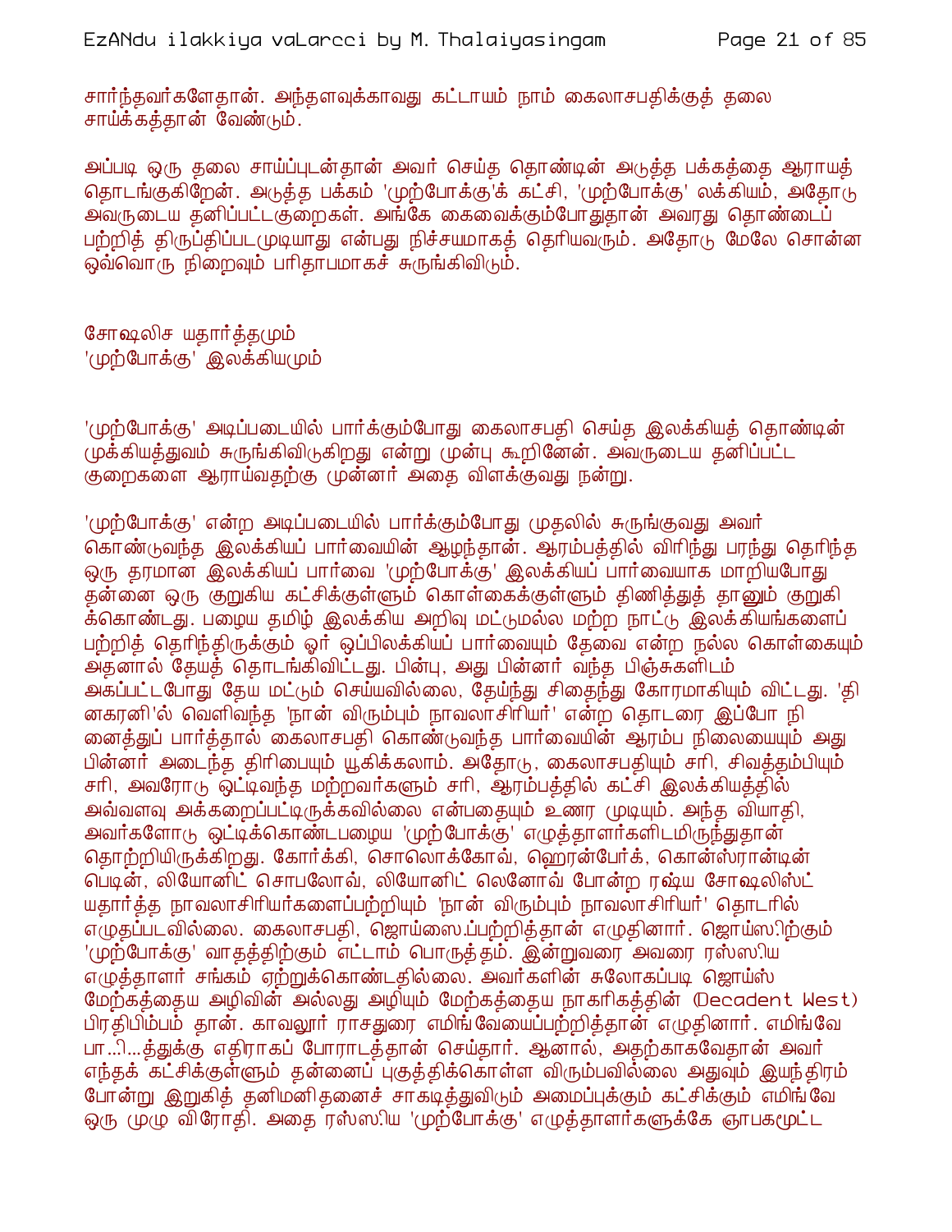சார்ந்தவர்களேதான். அந்தளவுக்காவது கட்டாயம் நாம் கைலாசபதிக்குத் தலை சாய்க்கத்தான் வேண்டும்.

அப்படி ஒரு தலை சாய்ப்புடன்தான் அவர் செய்த தொண்டின் அடுத்த பக்கத்தை ஆராயத் தொடங்குகிறேன். அடுத்த பக்கம் 'முற்போக்கு'க் கட்சி, 'முற்போக்கு' லக்கியம், அதோடு அவருடைய தனிப்பட்ட குறைகள். அங்கே கைவைக்கும்போதுதான் அவரது தொண்டைப் பற்றித் திருப்திப்படமுடியாது என்பது நிச்சயமாகத் தெரியவரும். அதோடு மேலே சொன்ன ஒவ்வொரு நிறைவும் பரிதாபமாகச் சுருங்கிவிடும்.

## சோஷலிச யதார்த்தமும் 'முற்போக்கு' இலக்கியமும்

'முற்போக்கு' அடிப்படையில் பார்க்கும்போது கைலாசபதி செய்த இலக்கியத் தொண்டின் முக்கியத்துவம் சுருங்கிவிடுகிறது என்று முன்பு கூறினேன். அவருடைய தனிப்பட்ட குறைகளை ஆராய்வதற்கு முன்னர் அதை விளக்குவது நன்று.

'முற்போக்கு' என்ற அடிப்படையில் பார்க்கும்போது முதலில் சுருங்குவது அவர் கொண்டுவந்த இலக்கியப் பார்வையின் ஆழந்தான். ஆரம்பத்தில் விரிந்து பரந்து தெரிந்த ஒரு தரமான இலக்கியப் பார்வை 'முற்போக்கு' இலக்கியப் பார்வையாக மாறியபோது தன்னை ஒரு குறுகிய கட்சிக்குள்ளும் கொள்கைக்குள்ளும் திணித்துத் தானும் குறுகிக்கொண்டது. பழைய தமிழ் இலக்கிய அறிவு மட்டுமல்ல மற்ற நாட்டு இலக்கியங்களைப் பற்றித் தெரிந்திருக்கும் ஓர் ஒப்பிலக்கியப் பார்வையும் தேவை என்ற நல்ல கொள்கையும் அதனால் தேயத் தொடங்கிவிட்டது. பின்பு, அது பின்னர் வந்த பிஞ்சுகளிடம் அகப்பட்டபோது தேய மட்டும் செய்யவில்லை, தேய்ந்து சிதைந்து கோரமாகியும் விட்டது. 'தினகரனி'ல் வெளிவந்த 'நான் விரும்பும் நாவலாசிரியர்' என்ற தொடரை இப்போ நினைத்துப் பார்த்தால் கைலாசபதி கொண்டுவந்த பார்வையின் ஆரம்ப நிலையையும் அது பின்னர் அடைந்த திரிபையும் யூகிக்கலாம். அதோடு, கைலாசபதியும் சரி, சிவத்தம்பியும் சரி, அவரோடு ஒட்டிவந்த மற்றவர்களும் சரி, ஆரம்பத்தில் கட்சி இலக்கியத்தில் அவ்வளவு அக்கறைப்பட்டிருக்கவில்லை என்பதையும் உணர முடியும். அந்த வியாதி, அவர்களோடு ஒட்டிக்கொண்டபழைய 'முற்போக்கு' எழுத்தாளர்களிடமிருந்துதான் தொற்றியிருக்கிறது. கோர்க்கி, சொலொக்கோவ், ஹெரன்பேர்க், கொன்ஸ்ரான்டின் பெடின், லியோனிட் சொபலோவ், லியோனிட் லெனோவ் போன்ற ரஷ்ய சோஷலிஸ்ட் யதார்த்த நாவலாசிரியர்களைப்பற்றியும் 'நான் விரும்பும் நாவலாசிரியர்' தொடரில் எழுதப்படவில்லை. கைலாசபதி, ஜொய்ஸை.ப்பற்றித்தான் எழுதினார். ஜொய்ஸ.ிற்கும் 'முற்போக்கு' வாதத்திற்கும் எட்டாம் பொருத்தம். இன்றுவரை அவரை ரஸ்ஸ.ிய எழுத்தாளர் சங்கம் ஏற்றுக்கொண்டதில்லை. அவர்களின் சுலோகப்படி ஜொய்ஸ் மேற்கத்தைய அழிவின் அல்லது அழியும் மேற்கத்தைய நாகரிகத்தின் (Decadent West) பிரதிபிம்பம் தான். காவலூர் ராசதுரை எமிங்வேயைப்பற்றித்தான் எழுதினார். எமிங்வே பா...ி...த்துக்கு எதிராகப் போராடத்தான் செய்தார். ஆனால், அதற்காகவேதான் அவர் எந்தக் கட்சிக்குள்ளும் தன்னைப் புகுத்திக்கொள்ள விரும்பவில்லை அதுவும் இயந்திரம் போன்று இறுகித் தனிமனிதனைச் சாகடித்துவிடும் அமைப்புக்கும் கட்சிக்கும் எமிங்வே ஒரு முழு விரோதி. அதை ரஸ்ஸ.ிய 'முற்போக்கு' எழுத்தாளர்களுக்கே ஞாபகமூட்ட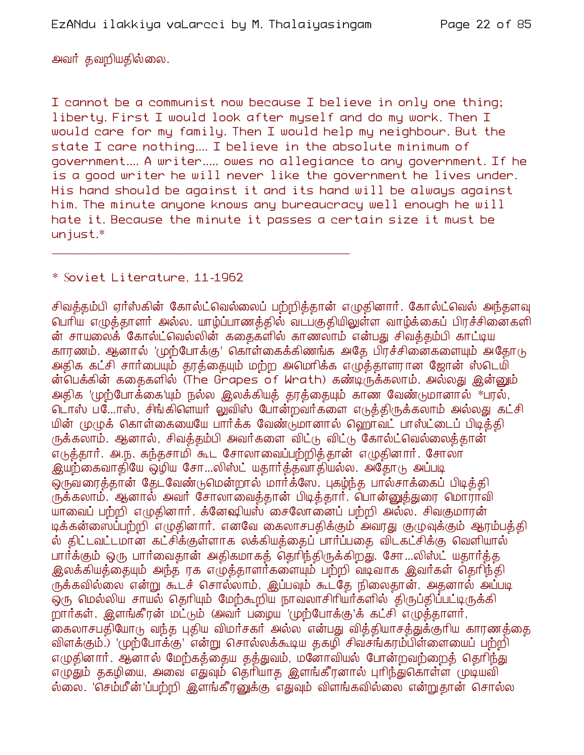அவர் தவறியதில்லை.

I cannot be a communist now because I believe in only one thing; liberty. First I would look after myself and do my work. Then I would care for my family. Then I would help my neighbour. But the state I care nothing.... I believe in the absolute minimum of government.... A writer..... owes no allegiance to any government. If he is a good writer he will never like the government he lives under. His hand should be against it and its hand will be always against him. The minute anyone knows any bureaucracy well enough he will hate it. Because the minute it passes a certain size it must be unjust.*

---

* Soviet Literature, 11-1962

சிவத்தம்பி ஏர்ஸ்கின் கோல்ட்வெல்லைப் பற்றித்தான் எழுதினார். கோல்ட்வெல் அந்தளவு பெரிய எழுத்தாளர் அல்ல. யாழ்ப்பாணத்தில் வடபகுதியிலுள்ள வாழ்க்கைப் பிரச்சினைகளின் சாயலைக் கோல்ட்வெல்லின் கதைகளில் காணலாம் என்பது சிவத்தம்பி காட்டிய காரணம். ஆனால் 'முற்போக்கு' கொள்கைக்கிணங்க அதே பிரச்சினைகளையும் அதோடு அதிக கட்சி சார்பையும் தரத்தையும் மற்ற அமெரிக்க எழுத்தாளரான ஜோன் ஸ்டெயின்பெக்கின் கதைகளில் (The Grapes of Wrath) கண்டிருக்கலாம். அல்லது இன்னும் அதிக 'முற்போக்கை'யும் நல்ல இலக்கியத் தரத்தையும் காண வேண்டுமானால் *பரல், டொஸ் பஸோஸ், சிங்கிளெயர் லுவிஸ் போன்றவர்களை எடுத்திருக்கலாம் அல்லது கட்சியின் முழுக் கொள்கையையே பார்க்க வேண்டுமானால் ஹொவட் பாஸ்ட்டைப் பிடித்திருக்கலாம். ஆனால், சிவத்தம்பி அவர்களை விட்டு விட்டு கோல்ட்வெல்லைத்தான் எடுத்தார். அ.ந. கந்தசாமி கூட சோலாவைப்பற்றித்தான் எழுதினார். சோலா இயற்கைவாதியே ஒழிய சோஷலிஸ்ட் யதார்த்தவாதியல்ல. அதோடு அப்படி ஒருவரைத்தான் தேடவேண்டுமென்றால் மார்க்ஸே புகழ்ந்த பால்சாக்கைப் பிடித்திருக்கலாம். ஆனால் அவர் சோலாவைத்தான் பிடித்தார். பொன்னுத்துரை மொராவியாவைப் பற்றி எழுதினார். க்னேஷியஸ் சைலோனைப் பற்றி அல்ல. சிவகுமாரன் டிக்கன்ஸைப்பற்றி எழுதினார். எனவே கைலாசபதிக்கும் அவரது குழுவுக்கும் ஆரம்பத்தில் திட்டவட்டமான கட்சிக்குள்ளாக லக்கியத்தைப் பார்ப்பதை விடகட்சிக்கு வெளியால் பார்க்கும் ஒரு பார்வைதான் அதிகமாகத் தெரிந்திருக்கிறது. சோஷலிஸ்ட் யதார்த்த இலக்கியத்தையும் அந்த ரக எழுத்தாளர்களையும் பற்றி வடிவாக இவர்கள் தெரிந்திருக்கவில்லை என்று கூடச் சொல்லலாம். இப்பவும் கூடதே நிலைதான். அதனால் அப்படி ஒரு மெல்லிய சாயல் தெரியும் மேற்கூறிய நாவலாசிரியர்களில் திருப்திப்பட்டிருக்கிறார்கள். இளங்கீரன் மட்டும் (அவர் பழைய 'முற்போக்கு'க் கட்சி எழுத்தாளர், கைலாசபதியோடு வந்த புதிய விமர்சகர் அல்ல என்பது வித்தியாசத்துக்குரிய காரணத்தை விளக்கும்.) 'முற்போக்கு' என்று சொல்லக்கூடிய தகழி சிவசங்கரம்பிள்ளையைப் பற்றி எழுதினார். ஆனால் மேற்கத்தைய தத்துவம், மனோவியல் போன்றவற்றைத் தெரிந்து எழுதும் தகழியை, அவை எதுவும் தெரியாத இளங்கீரனால் புரிந்துகொள்ள முடியவில்லை. 'செம்மீன்'ப்பற்றி இளங்கீரனுக்கு எதுவும் விளங்கவில்லை என்றுதான் சொல்ல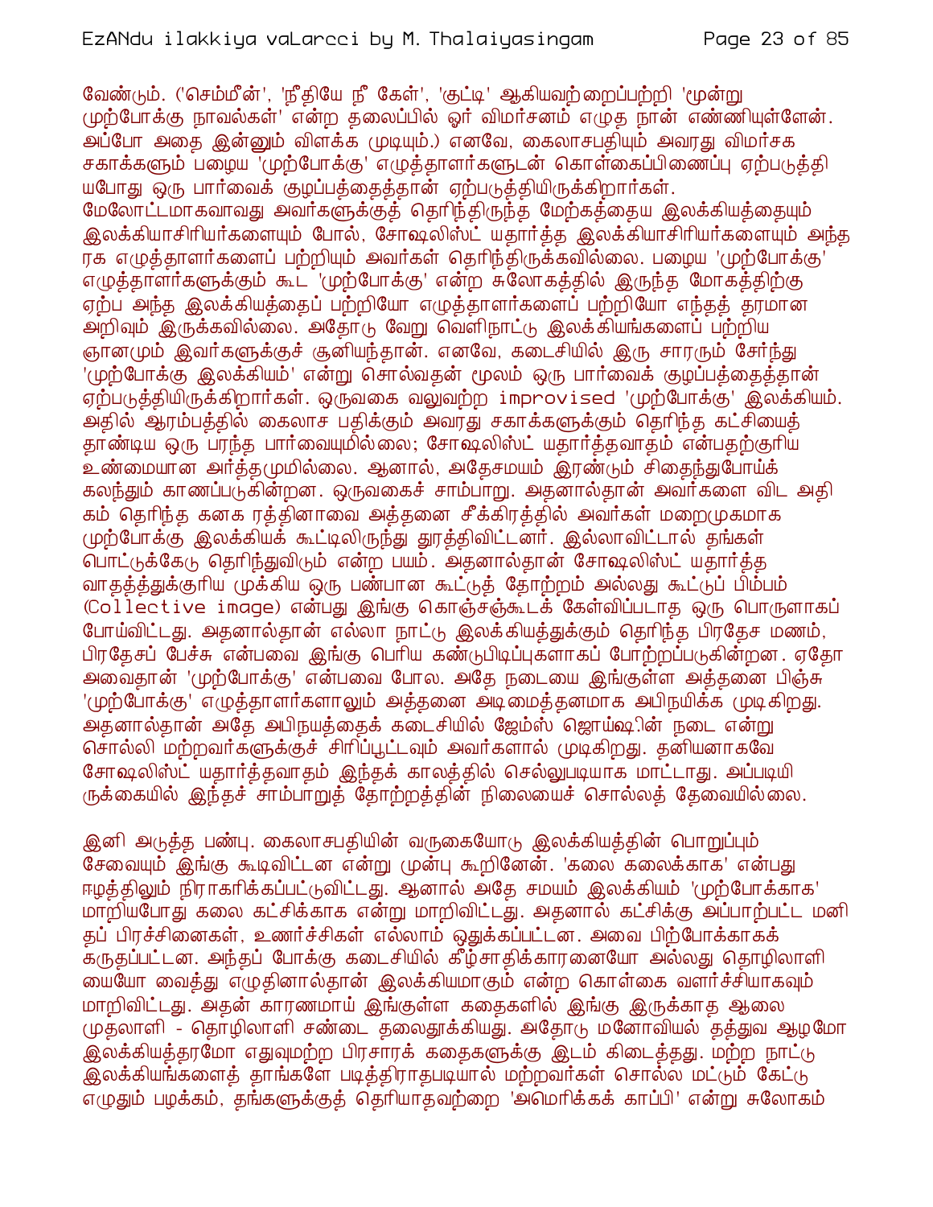வேண்டும். ('செம்மீன்', 'நீதியே நீ கேள்', 'குட்டி' ஆகியவற்றைப்பற்றி 'மூன்று முற்போக்கு நாவல்கள்' என்ற தலைப்பில் ஓர் விமர்சனம் எழுத நான் எண்ணியுள்ளேன். அப்போ அதை இன்னும் விளக்க முடியும்.) எனவே, கைலாசபதியும் அவரது விமர்சக சகாக்களும் பழைய 'முற்போக்கு' எழுத்தாளர்களுடன் கொள்கைப்பிணைப்பு ஏற்படுத்தியபோது ஒரு பார்வைக் குழப்பத்தைத்தான் ஏற்படுத்தியிருக்கிறார்கள். மேலோட்டமாகவாவது அவர்களுக்குத் தெரிந்திருந்த மேற்கத்தைய இலக்கியத்தையும் இலக்கியாசிரியர்களையும் போல், சோஷலிஸ்ட் யதார்த்த இலக்கியாசிரியர்களையும் அந்த ரக எழுத்தாளர்களைப் பற்றியும் அவர்கள் தெரிந்திருக்கவில்லை. பழைய 'முற்போக்கு' எழுத்தாளர்களுக்கும் கூட 'முற்போக்கு' என்ற சுலோகத்தில் இருந்த மோகத்திற்கு ஏற்ப அந்த இலக்கியத்தைப் பற்றியோ எழுத்தாளர்களைப் பற்றியோ எந்தத் தரமான அறிவும் இருக்கவில்லை. அதோடு வேறு வெளிநாட்டு இலக்கியங்களைப் பற்றிய ஞானமும் இவர்களுக்குச் சூனியந்தான். எனவே, கடைசியில் இரு சாரரும் சேர்ந்து 'முற்போக்கு இலக்கியம்' என்று சொல்வதன் மூலம் ஒரு பார்வைக் குழப்பத்தைத்தான் ஏற்படுத்தியிருக்கிறார்கள். ஒருவகை வலுவற்ற improvised 'முற்போக்கு' இலக்கியம். அதில் ஆரம்பத்தில் கைலாச பதிக்கும் அவரது சகாக்களுக்கும் தெரிந்த கட்சியைத் தாண்டிய ஒரு பரந்த பார்வையுமில்லை; சோஷலிஸ்ட் யதார்த்தவாதம் என்பதற்குரிய உண்மையான அர்த்தமுமில்லை. ஆனால், அதேசமயம் இரண்டும் சிதைந்துபோய்க் கலந்தும் காணப்படுகின்றன. ஒருவகைச் சாம்பாறு. அதனால்தான் அவர்களை விட அதிகம் தெரிந்த கனக ரத்தினாவை அத்தனை சீக்கிரத்தில் அவர்கள் மறைமுகமாக முற்போக்கு இலக்கியக் கூட்டிலிருந்து துரத்திவிட்டனர். இல்லாவிட்டால் தங்கள் பொட்டுக்கேடு தெரிந்துவிடும் என்ற பயம். அதனால்தான் சோஷலிஸ்ட் யதார்த்த வாதத்த்துக்குரிய முக்கிய ஒரு பண்பான கூட்டுத் தோற்றம் அல்லது கூட்டுப் பிம்பம் (Collective image) என்பது இங்கு கொஞ்சஞ்சுடக் கேள்விப்படாத ஒரு பொருளாகப் போய்விட்டது. அதனால்தான் எல்லா நாட்டு இலக்கியத்துக்கும் தெரிந்த பிரதேச மணம், பிரதேசப் பேச்சு என்பவை இங்கு பெரிய கண்டுபிடிப்புகளாகப் போற்றப்படுகின்றன. ஏதோ அவைதான் 'முற்போக்கு' என்பவை போல. அதே நடையை இங்குள்ள அத்தனை பிஞ்சு 'முற்போக்கு' எழுத்தாளர்களாலும் அத்தனை அடிமைத்தனமாக அபிநயிக்க முடிகிறது. அதனால்தான் அதே அபிநயத்தைக் கடைசியில் ஜேம்ஸ் ஜொய்ஷின் நடை என்று சொல்லி மற்றவர்களுக்குச் சிரிப்பூட்டவும் அவர்களால் முடிகிறது. தனியாகவே சோஷலிஸ்ட் யதார்த்தவாதம் இந்தக் காலத்தில் செல்லுபடியாக மாட்டாது. அப்படியிருக்கையில் இந்தச் சாம்பாறுத் தோற்றத்தின் நிலையைச் சொல்லத் தேவையில்லை.

இனி அடுத்த பண்பு. கைலாசபதியின் வருகையோடு இலக்கியத்தின் பொறுப்பும் சேவையும் இங்கு கூடிவிட்டன என்று முன்பு கூறினேன். 'கலை கலைக்காக' என்பது ஈழத்திலும் நிராகரிக்கப்பட்டுவிட்டது. ஆனால் அதே சமயம் இலக்கியம் 'முற்போக்காக' மாறியபோது கலை கட்சிக்காக என்று மாறிவிட்டது. அதனால் கட்சிக்கு அப்பாற்பட்ட மனிதப் பிரச்சினைகள், உணர்ச்சிகள் எல்லாம் ஒதுக்கப்பட்டன. அவை பிற்போக்காகக் கருதப்பட்டன. அந்தப் போக்கு கடைசியில் கீழ்சாதிக்காரனையோ அல்லது தொழிலாளியையோ வைத்து எழுதினால்தான் இலக்கியமாகும் என்ற கொள்கை வளர்ச்சியாகவும் மாறிவிட்டது. அதன் காரணமாய் இங்குள்ள கதைகளில் இங்கு இருக்காத ஆலை முதலாளி - தொழிலாளி சண்டை தலைதூக்கியது. அதோடு மனோவியல் தத்துவ ஆழமோ இலக்கியத்தரமோ எதுவுமற்ற பிரசாரக் கதைகளுக்கு இடம் கிடைத்தது. மற்ற நாட்டு இலக்கியங்களைத் தாங்களே படித்திராதபடியால் மற்றவர்கள் சொல்ல மட்டும் கேட்டு எழுதும் பழக்கம், தங்களுக்குத் தெரியாதவற்றை 'அமெரிக்கக் காப்பி' என்று சுலோகம்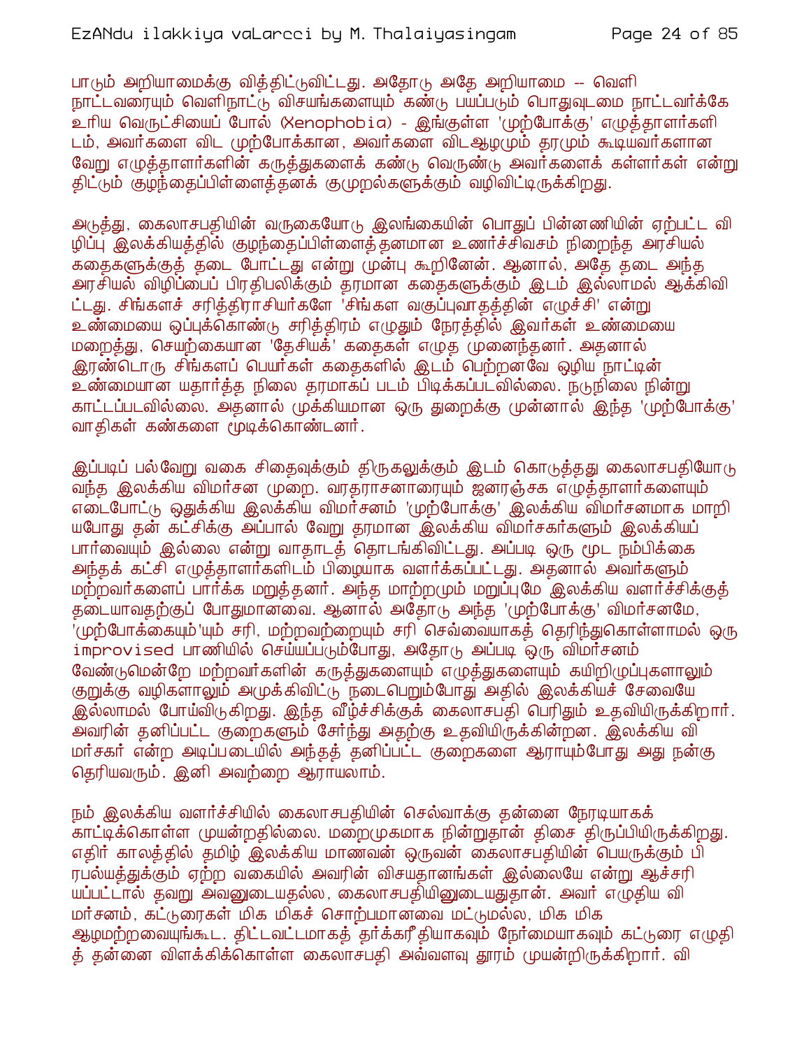பாடும் அறியாமைக்கு வித்திட்டுவிட்டது. அதோடு அதே அறியாமை -- வெளி நாட்டவரையும் வெளிநாட்டு விசயங்களையும் கண்டு பயப்படும் பொதுவுடமை நாட்டவர்க்கே உரிய வெருட்சியைப் போல் (Xenophobia) - இங்குள்ள 'முற்போக்கு' எழுத்தாளர்களிடம், அவர்களை விட முற்போக்கான, அவர்களை விடஆழமும் தரமும் கூடியவர்களான வேறு எழுத்தாளர்களின் கருத்துகளைக் கண்டு வெருண்டு அவர்களைக் கள்ளர்கள் என்று திட்டும் குழந்தைப்பிள்ளைத்தனக் குமுறல்களுக்கும் வழிவிட்டிருக்கிறது.

அடுத்து, கைலாசபதியின் வருகையோடு இலங்கையின் பொதுப் பின்னணியின் ஏற்பட்ட விழிப்பு இலக்கியத்தில் குழந்தைப்பிள்ளைத்தனமான உணர்ச்சிவசம் நிறைந்த அரசியல் கதைகளுக்குத் தடை போட்டது என்று முன்பு கூறினேன். ஆனால், அதே தடை அந்த அரசியல் விழிப்பைப் பிரதிபலிக்கும் தரமான கதைகளுக்கும் இடம் இல்லாமல் ஆக்கிவிட்டது. சிங்களச் சரித்திராசியர்களே 'சிங்கள வகுப்புவாதத்தின் எழுச்சி' என்று உண்மையை ஒப்புக்கொண்டு சரித்திரம் எழுதும் நேரத்தில் இவர்கள் உண்மையை மறைத்து, செயற்கையான 'தேசியக்' கதைகள் எழுத முனைந்தனர். அதனால் இரண்டொரு சிங்களப் பெயர்கள் கதைகளில் இடம் பெற்றனவே ஒழிய நாட்டின் உண்மையான யதார்த்த நிலை தரமாகப் படம் பிடிக்கப்படவில்லை. நடுநிலை நின்று காட்டப்படவில்லை. அதனால் முக்கியமான ஒரு துறைக்கு முன்னால் இந்த 'முற்போக்கு' வாதிகள் கண்களை மூடிக்கொண்டனர்.

இப்படிப் பல்வேறு வகை சிதைவுக்கும் திருகலுக்கும் இடம் கொடுத்தது கைலாசபதியோடு வந்த இலக்கிய விமர்சன முறை. வரதராசனாரையும் ஜனரஞ்சக எழுத்தாளர்களையும் எடைபோட்டு ஒதுக்கிய இலக்கிய விமர்சனம் 'முற்போக்கு' இலக்கிய விமர்சனமாக மாறியபோது தன் கட்சிக்கு அப்பால் வேறு தரமான இலக்கிய விமர்சகர்களும் இலக்கியப் பார்வையும் இல்லை என்று வாதாடத் தொடங்கிவிட்டது. அப்படி ஒரு மூட நம்பிக்கை அந்தக் கட்சி எழுத்தாளர்களிடம் பிழையாக வளர்க்கப்பட்டது. அதனால் அவர்களும் மற்றவர்களைப் பார்க்க மறுத்தனர். அந்த மாற்றமும் மறுப்புமே இலக்கிய வளர்ச்சிக்குத் தடையாவதற்குப் போதுமானவை. ஆனால் அதோடு அந்த 'முற்போக்கு' விமர்சனமே, 'முற்போக்கை'யும் சரி, மற்றவற்றையும் சரி செவ்வையாகத் தெரிந்துகொள்ளாமல் ஒரு improvised பாணியில் செய்யப்படும்போது, அதோடு அப்படி ஒரு விமர்சனம் வேண்டுமென்றே மற்றவர்களின் கருத்துகளையும் எழுத்துகளையும் கயிறிழுப்புகளாலும் குறுக்கு வழிகளாலும் அமுக்கிவிட்டு நடைபெறும்போது அதில் இலக்கியச் சேவையே இல்லாமல் போய்விடுகிறது. இந்த வீழ்ச்சிக்குக் கைலாசபதி பெரிதும் உதவியிருக்கிறார். அவரின் தனிப்பட்ட குறைகளும் சேர்ந்து அதற்கு உதவியிருக்கின்றன. இலக்கிய விமர்சகர் என்ற அடிப்படையில் அந்தத் தனிப்பட்ட குறைகளை ஆராயும்போது அது நன்கு தெரியவரும். இனி அவற்றை ஆராயலாம்.

நம் இலக்கிய வளர்ச்சியில் கைலாசபதியின் செல்வாக்கு தன்னை நேரடியாகக் காட்டிக்கொள்ள முயன்றதில்லை. மறைமுகமாக நின்றுதான் திசை திருப்பியிருக்கிறது. எதிர் காலத்தில் தமிழ் இலக்கிய மாணவன் ஒருவன் கைலாசபதியின் பெயருக்கும் பிரபல்யத்துக்கும் ஏற்ற வகையில் அவரின் விசயதானங்கள் இல்லையே என்று ஆச்சரியப்பட்டால் தவறு அவனுடையதல்ல, கைலாசபதியினுடையதுதான். அவர் எழுதிய விமர்சனம், கட்டுரைகள் மிக மிகச் சொற்பமானவை மட்டுமல்ல, மிக மிக ஆழமற்றவையுங்கூட. திட்டவட்டமாகத் தர்க்கரீதியாகவும் நேர்மையாகவும் கட்டுரை எழுதித் தன்னை விளக்கிக்கொள்ள கைலாசபதி அவ்வளவு தூரம் முயன்றிருக்கிறார். வி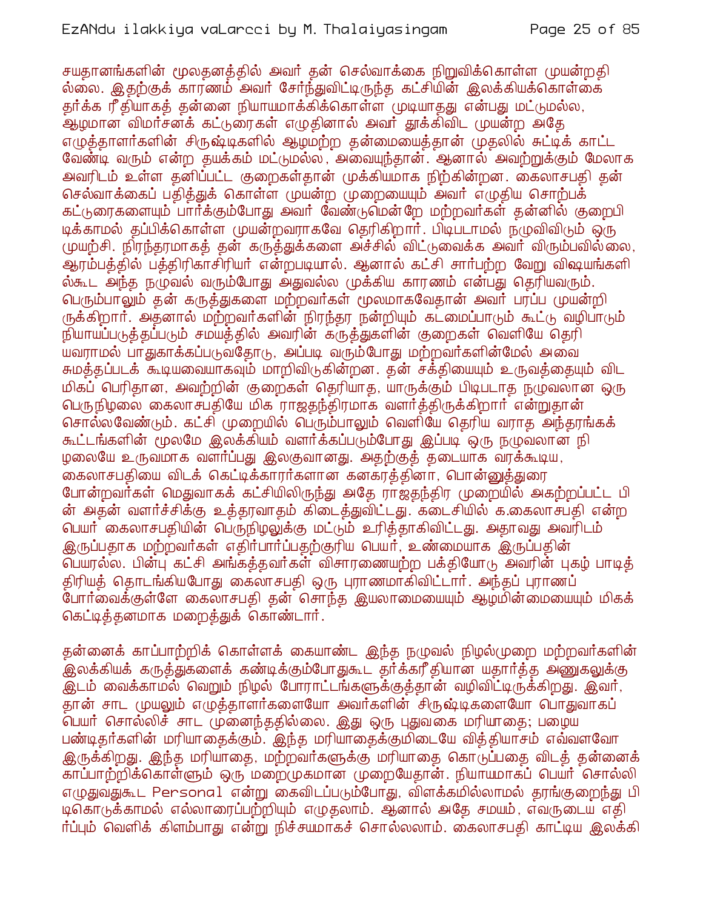சயதானங்களின் மூலதனத்தில் அவர் தன் செல்வாக்கை நிறுவிக்கொள்ள முயன்றதில்லை. இதற்குக் காரணம் அவர் சேர்ந்துவிட்டிருந்த கட்சியின் இலக்கியக்கொள்கை தர்க்க ரீதியாகத் தன்னை நியாயமாக்கிக்கொள்ள முடியாதது என்பது மட்டுமல்ல, ஆழமான விமர்சனக் கட்டுரைகள் எழுதினால் அவர் தூக்கிவிட முயன்ற அதே எழுத்தாளர்களின் சிருஷ்டிகளில் ஆழமற்ற தன்மையைத்தான் முதலில் சுட்டிக் காட்ட வேண்டி வரும் என்ற தயக்கம் மட்டுமல்ல, அவையுந்தான். ஆனால் அவற்றுக்கும் மேலாக அவரிடம் உள்ள தனிப்பட்ட குறைகள்தான் முக்கியமாக நிற்கின்றன. கைலாசபதி தன் செல்வாக்கைப் பதித்துக் கொள்ள முயன்ற முறையையும் அவர் எழுதிய சொற்பக் கட்டுரைகளையும் பார்க்கும்போது அவர் வேண்டுமென்றே மற்றவர்கள் தன்னில் குறைபிடிக்காமல் தப்பிக்கொள்ள முயன்றவராகவே தெரிகிறார். பிடிபடாமல் நழுவிவிடும் ஒரு முயற்சி. நிரந்தரமாகத் தன் கருத்துக்களை அச்சில் விட்டுவைக்க அவர் விரும்பவில்லை, ஆரம்பத்தில் பத்திரிகாசிரியர் என்றபடியால். ஆனால் கட்சி சார்பற்ற வேறு விஷயங்களில்கூட அந்த நழுவல் வரும்போது அதுவல்ல முக்கிய காரணம் என்பது தெரியவரும். பெரும்பாலும் தன் கருத்துகளை மற்றவர்கள் மூலமாகவேதான் அவர் பரப்ப முயன்றிருக்கிறார். அதனால் மற்றவர்களின் நிரந்தர நன்றியும் கடமைப்பாடும் கூட்டு வழிபாடும் நியாயப்படுத்தப்படும் சமயத்தில் அவரின் கருத்துகளின் குறைகள் வெளியே தெரியவராமல் பாதுகாக்கப்படுவதோடு, அப்படி வரும்போது மற்றவர்களின்மேல் அவை சுமத்தப்படக் கூடியவையாகவும் மாறிவிடுகின்றன. தன் சக்தியையும் உருவத்தையும் விட மிகப் பெரிதான, அவற்றின் குறைகள் தெரியாத, யாருக்கும் பிடிபடாத நழுவலான ஒரு பெருநிழலை கைலாசபதியே மிக ராஜதந்திரமாக வளர்த்திருக்கிறார் என்றுதான் சொல்லவேண்டும். கட்சி முறையில் பெரும்பாலும் வெளியே தெரிய வராத அந்தரங்கக் கூட்டங்களின் மூலமே இலக்கியம் வளர்க்கப்படும்போது இப்படி ஒரு நழுவலான நிழலையே உருவமாக வளர்ப்பது இலகுவானது. அதற்குத் தடையாக வரக்கூடிய, கைலாசபதியை விடக் கெட்டிக்காரர்களான கனகரத்தினா, பொன்னுத்துரை போன்றவர்கள் மெதுவாகக் கட்சியிலிருந்து அதே ராஜதந்திர முறையில் அகற்றப்பட்ட பின் அதன் வளர்ச்சிக்கு உத்தரவாதம் கிடைத்துவிட்டது. கடைசியில் க.கைலாசபதி என்ற பெயர் கைலாசபதியின் பெருநிழலுக்கு மட்டும் உரித்தாகிவிட்டது. அதாவது அவரிடம் இருப்பதாக மற்றவர்கள் எதிர்பார்ப்பதற்குரிய பெயர், உண்மையாக இருப்பதின் பெயரல்ல. பின்பு கட்சி அங்கத்தவர்கள் விசாரணையற்ற பக்தியோடு அவரின் புகழ் பாடித் திரியத் தொடங்கியபோது கைலாசபதி ஒரு புராணமாகிவிட்டார். அந்தப் புராணப் போர்வைக்குள்ளே கைலாசபதி தன் சொந்த இயலாமையையும் ஆழமின்மையையும் மிகக் கெட்டித்தனமாக மறைத்துக் கொண்டார்.

தன்னைக் காப்பாற்றிக் கொள்ளக் கையாண்ட இந்த நழுவல் நிழல்முறை மற்றவர்களின் இலக்கியக் கருத்துகளைக் கண்டிக்கும்போதுகூட தர்க்கரீதியான யதார்த்த அணுகலுக்கு இடம் வைக்காமல் வெறும் நிழல் போராட்டங்களுக்குத்தான் வழிவிட்டிருக்கிறது. இவர், தான் சாட முயலும் எழுத்தாளர்களையோ அவர்களின் சிருஷ்டிகளையோ பொதுவாகப் பெயர் சொல்லிச் சாட முனைந்ததில்லை. இது ஒரு புதுவகை மரியாதை; பழைய பண்டிதர்களின் மரியாதைக்கும். இந்த மரியாதைக்குமிடையே வித்தியாசம் எவ்வளவோ இருக்கிறது. இந்த மரியாதை, மற்றவர்களுக்கு மரியாதை கொடுப்பதை விடத் தன்னைக் காப்பாற்றிக்கொள்ளும் ஒரு மறைமுகமான முறையேதான். நியாயமாகப் பெயர் சொல்லி எழுதுவதுகூட Personal என்று கைவிடப்படும்போது, விளக்கமில்லாமல் தரங்குறைந்து பிடிகொடுக்காமல் எல்லாரைப்பற்றியும் எழுதலாம். ஆனால் அதே சமயம், எவருடைய எதிர்ப்பும் வெளிக் கிளம்பாது என்று நிச்சயமாகச் சொல்லலாம். கைலாசபதி காட்டிய இலக்கி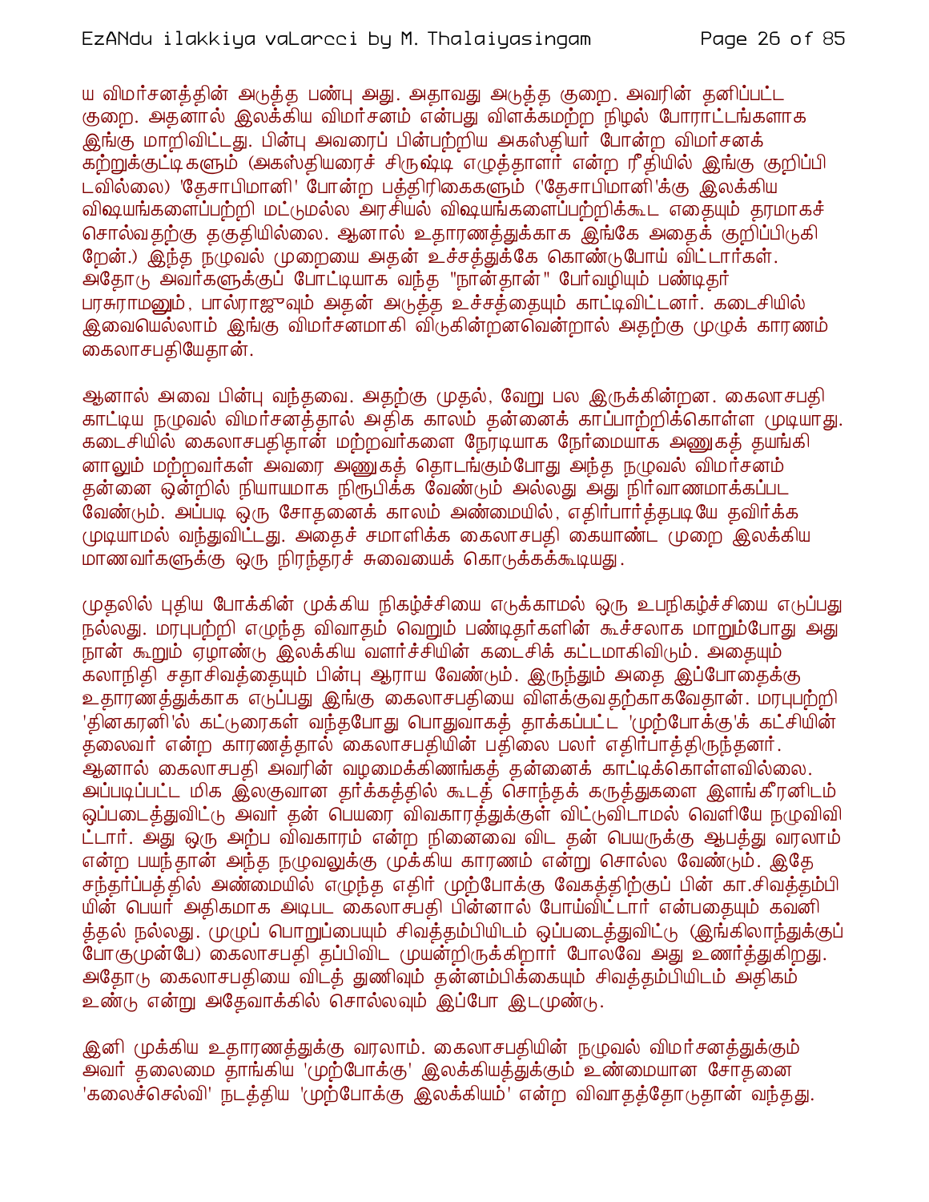ய விமர்சனத்தின் அடுத்த பண்பு அது. அதாவது அடுத்த குறை. அவரின் தனிப்பட்ட குறை. அதனால் இலக்கிய விமர்சனம் என்பது விளக்கமற்ற நிழல் போராட்டங்களாக இங்கு மாறிவிட்டது. பின்பு அவரைப் பின்பற்றிய அகஸ்தியர் போன்ற விமர்சனக் கற்றுக்குட்டிகளும் (அகஸ்தியரைச் சிருஷ்டி எழுத்தாளர் என்ற ரீதியில் இங்கு குறிப்பிடவில்லை) 'தேசாபிமானி' போன்ற பத்திரிகைகளும் ('தேசாபிமானி'க்கு இலக்கிய விஷயங்களைப்பற்றி மட்டுமல்ல அரசியல் விஷயங்களைப்பற்றிக்கூட எதையும் தரமாகச் சொல்வதற்கு தகுதியில்லை. ஆனால் உதாரணத்துக்காக இங்கே அதைக் குறிப்பிடுகிறேன்.) இந்த நழுவல் முறையை அதன் உச்சத்துக்கே கொண்டுபோய் விட்டார்கள். அதோடு அவர்களுக்குப் போட்டியாக வந்த "நான்தான்" பேர்வழியும் பண்டிதர் பரசுராமனும், பால்ராஜுவும் அதன் அடுத்த உச்சத்தையும் காட்டிவிட்டனர். கடைசியில் இவையெல்லாம் இங்கு விமர்சனமாகி விடுகின்றனவென்றால் அதற்கு முழுக் காரணம் கைலாசபதியேதான்.

ஆனால் அவை பின்பு வந்தவை. அதற்கு முதல், வேறு பல இருக்கின்றன. கைலாசபதி காட்டிய நழுவல் விமர்சனத்தால் அதிக காலம் தன்னைக் காப்பாற்றிக்கொள்ள முடியாது. கடைசியில் கைலாசபதிதான் மற்றவர்களை நேரடியாக நேர்மையாக அணுகத் தயங்கினாலும் மற்றவர்கள் அவரை அணுகத் தொடங்கும்போது அந்த நழுவல் விமர்சனம் தன்னை ஒன்றில் நியாயமாக நிரூபிக்க வேண்டும் அல்லது அது நிர்வாணமாக்கப்பட வேண்டும். அப்படி ஒரு சோதனைக் காலம் அண்மையில், எதிர்பார்த்தபடியே தவிர்க்க முடியாமல் வந்துவிட்டது. அதைச் சமாளிக்க கைலாசபதி கையாண்ட முறை இலக்கிய மாணவர்களுக்கு ஒரு நிரந்தரச் சுவையைக் கொடுக்கக்கூடியது.

முதலில் புதிய போக்கின் முக்கிய நிகழ்ச்சியை எடுக்காமல் ஒரு உபநிகழ்ச்சியை எடுப்பது நல்லது. மரபுபற்றி எழுந்த விவாதம் வெறும் பண்டிதர்களின் கூச்சலாக மாறும்போது அது நான் கூறும் ஏழாண்டு இலக்கிய வளர்ச்சியின் கடைசிக் கட்டமாகிவிடும். அதையும் கலாநிதி சதாசிவத்தையும் பின்பு ஆராய வேண்டும். இருந்தும் அதை இப்போதைக்கு உதாரணத்துக்காக எடுப்பது இங்கு கைலாசபதியை விளக்குவதற்காகவேதான். மரபுபற்றி 'தினகரனி'ல் கட்டுரைகள் வந்தபோது பொதுவாகத் தாக்கப்பட்ட 'முற்போக்கு'க் கட்சியின் தலைவர் என்ற காரணத்தால் கைலாசபதியின் பதிலை பலர் எதிர்பாத்திருந்தனர். ஆனால் கைலாசபதி அவரின் வழமைக்கிணங்கத் தன்னைக் காட்டிக்கொள்ளவில்லை. அப்படிப்பட்ட மிக இலகுவான தர்க்கத்தில் கூடத் சொந்தக் கருத்துகளை இளங்கீரனிடம் ஒப்படைத்துவிட்டு அவர் தன் பெயரை விவகாரத்துக்குள் விட்டுவிடாமல் வெளியே நழுவிவிட்டார். அது ஒரு அற்ப விவகாரம் என்ற நினைவை விட தன் பெயருக்கு ஆபத்து வரலாம் என்ற பயந்தான் அந்த நழுவலுக்கு முக்கிய காரணம் என்று சொல்ல வேண்டும். இதே சந்தர்ப்பத்தில் அண்மையில் எழுந்த எதிர் முற்போக்கு வேகத்திற்குப் பின் கா.சிவத்தம்பியின் பெயர் அதிகமாக அடிபட கைலாசபதி பின்னால் போய்விட்டார் என்பதையும் கவனித்தல் நல்லது. முழுப் பொறுப்பையும் சிவத்தம்பியிடம் ஒப்படைத்துவிட்டு (இங்கிலாந்துக்குப் போகுமுன்பே) கைலாசபதி தப்பிவிட முயன்றிருக்கிறார் போலவே அது உணர்த்துகிறது. அதோடு கைலாசபதியை விடத் துணிவும் தன்னம்பிக்கையும் சிவத்தம்பியிடம் அதிகம் உண்டு என்று அதேவாக்கில் சொல்லவும் இப்போ இடமுண்டு.

இனி முக்கிய உதாரணத்துக்கு வரலாம். கைலாசபதியின் நழுவல் விமர்சனத்துக்கும் அவர் தலைமை தாங்கிய 'முற்போக்கு' இலக்கியத்துக்கும் உண்மையான சோதனை 'கலைச்செல்வி' நடத்திய 'முற்போக்கு இலக்கியம்' என்ற விவாதத்தோடுதான் வந்தது.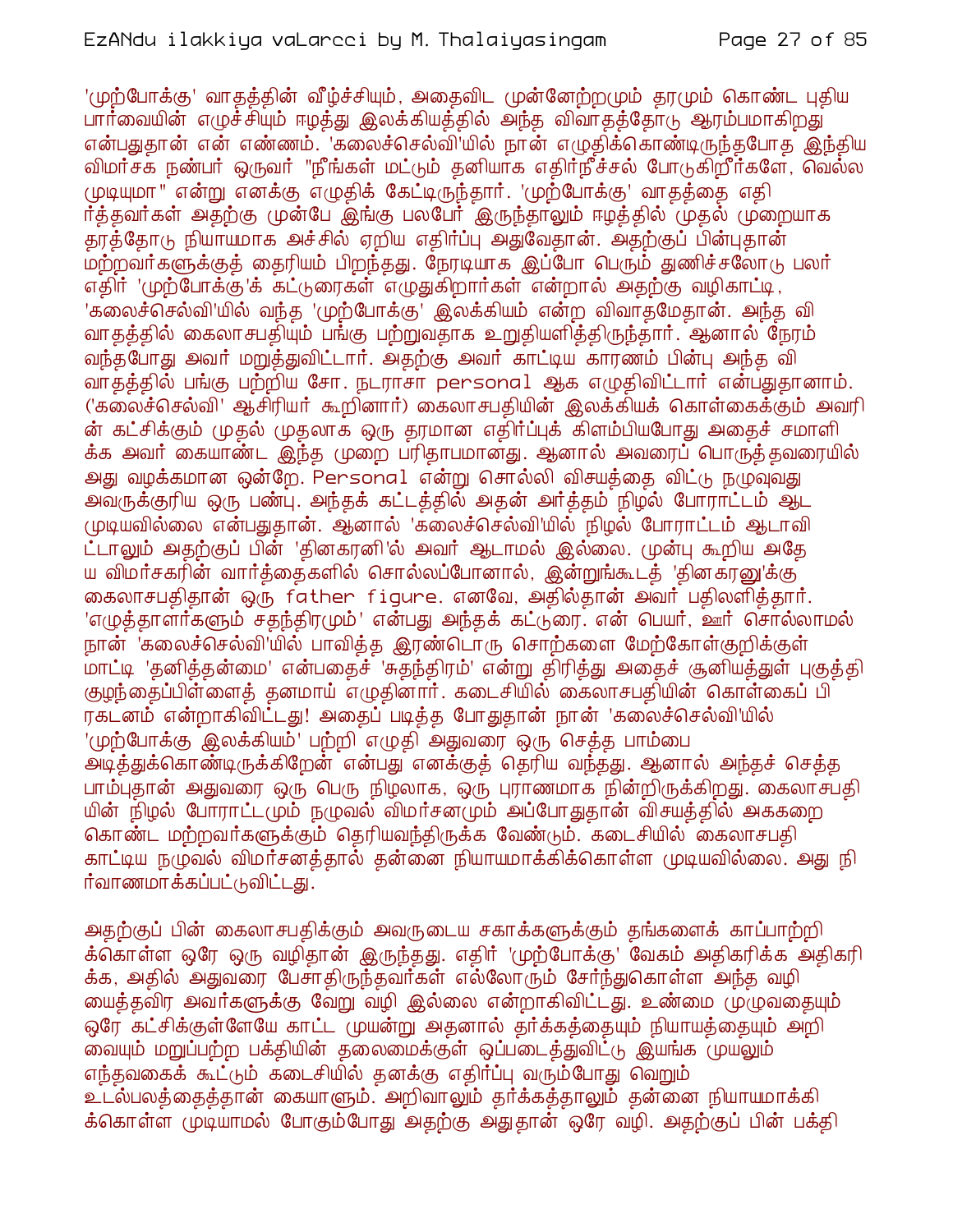'முற்போக்கு' வாதத்தின் வீழ்ச்சியும், அதைவிட முன்னேற்றமும் தரமும் கொண்ட புதிய பார்வையின் எழுச்சியும் ஈழத்து இலக்கியத்தில் அந்த விவாதத்தோடு ஆரம்பமாகிறது என்பதுதான் என் எண்ணம். 'கலைச்செல்வி'யில் நான் எழுதிக்கொண்டிருந்தபோது இந்திய விமர்சக நண்பர் ஒருவர் "நீங்கள் மட்டும் தனியாக எதிர்நீச்சல் போடுகிறீர்களே, வெல்ல முடியுமா" என்று எனக்கு எழுதிக் கேட்டிருந்தார். 'முற்போக்கு' வாதத்தை எதிர்த்தவர்கள் அதற்கு முன்பே இங்கு பலபேர் இருந்தாலும் ஈழத்தில் முதல் முறையாக தரத்தோடு நியாயமாக அச்சில் ஏறிய எதிர்ப்பு அதுவேதான். அதற்குப் பின்புதான் மற்றவர்களுக்குத் தைரியம் பிறந்தது. நேரடியாக இப்போ பெரும் துணிச்சலோடு பலர் எதிர் 'முற்போக்கு'க் கட்டுரைகள் எழுதுகிறார்கள் என்றால் அதற்கு வழிகாட்டி, 'கலைச்செல்வி'யில் வந்த 'முற்போக்கு' இலக்கியம் என்ற விவாதமேதான். அந்த விவாதத்தில் கைலாசபதியும் பங்கு பற்றுவதாக உறுதியளித்திருந்தார். ஆனால் நேரம் வந்தபோது அவர் மறுத்துவிட்டார். அதற்கு அவர் காட்டிய காரணம் பின்பு அந்த விவாதத்தில் பங்கு பற்றிய சோ. நடராசா personal ஆக எழுதிவிட்டார் என்பதுதானாம். ('கலைச்செல்வி' ஆசிரியர் கூறினார்) கைலாசபதியின் இலக்கியக் கொள்கைக்கும் அவரின் கட்சிக்கும் முதல் முதலாக ஒரு தரமான எதிர்ப்புக் கிளம்பியபோது அதைச் சமாளிக்க அவர் கையாண்ட இந்த முறை பரிதாபமானது. ஆனால் அவரைப் பொருத்தவரையில் அது வழக்கமான ஒன்றே. Personal என்று சொல்லி விசயத்தை விட்டு நழுவுவது அவருக்குரிய ஒரு பண்பு. அந்தக் கட்டத்தில் அதன் அர்த்தம் நிழல் போராட்டம் ஆட முடியவில்லை என்பதுதான். ஆனால் 'கலைச்செல்வி'யில் நிழல் போராட்டம் ஆடாவிட்டாலும் அதற்குப் பின் 'தினகரனி'ல் அவர் ஆடாமல் இல்லை. முன்பு கூறிய அதேய விமர்சகரின் வார்த்தைகளில் சொல்லப்போனால், இன்றுங்கூடத் 'தினகரனு'க்கு கைலாசபதிதான் ஒரு father figure. எனவே, அதில்தான் அவர் பதிலளித்தார். 'எழுத்தாளர்களும் சதந்திரமும்' என்பது அந்தக் கட்டுரை. என் பெயர், ஊர் சொல்லாமல் நான் 'கலைச்செல்வி'யில் பாவித்த இரண்டொரு சொற்களை மேற்கோள்குறிக்குள் மாட்டி 'தனித்தன்மை' என்பதைச் 'சுதந்திரம்' என்று திரித்து அதைச் சூனியத்துள் புகுத்தி குழந்தைப்பிள்ளைத் தனமாய் எழுதினார். கடைசியில் கைலாசபதியின் கொள்கைப் பிரகடனம் என்றாகிவிட்டது! அதைப் படித்த போதுதான் நான் 'கலைச்செல்வி'யில் 'முற்போக்கு இலக்கியம்' பற்றி எழுதி அதுவரை ஒரு செத்த பாம்பை அடித்துக்கொண்டிருக்கிறேன் என்பது எனக்குத் தெரிய வந்தது. ஆனால் அந்தச் செத்த பாம்புதான் அதுவரை ஒரு பெரு நிழலாக, ஒரு புராணமாக நின்றிருக்கிறது. கைலாசபதியின் நிழல் போராட்டமும் நழுவல் விமர்சனமும் அப்போதுதான் விசயத்தில் அக்கறை கொண்ட மற்றவர்களுக்கும் தெரியவந்திருக்க வேண்டும். கடைசியில் கைலாசபதி காட்டிய நழுவல் விமர்சனத்தால் தன்னை நியாயமாக்கிக்கொள்ள முடியவில்லை. அது நிர்வாணமாக்கப்பட்டுவிட்டது.

அதற்குப் பின் கைலாசபதிக்கும் அவருடைய சகாக்களுக்கும் தங்களைக் காப்பாற்றிக்கொள்ள ஒரே ஒரு வழிதான் இருந்தது. எதிர் 'முற்போக்கு' வேகம் அதிகரிக்க அதிகரிக்க, அதில் அதுவரை பேசாதிருந்தவர்கள் எல்லோரும் சேர்ந்துகொள்ள அந்த வழியைத்தவிர அவர்களுக்கு வேறு வழி இல்லை என்றாகிவிட்டது. உண்மை முழுவதையும் ஒரே கட்சிக்குள்ளேயே காட்ட முயன்று அதனால் தர்க்கத்தையும் நியாயத்தையும் அறிவையும் மறுப்பற்ற பக்தியின் தலைமைக்குள் ஒப்படைத்துவிட்டு இயங்க முயலும் எந்தவகைக் கூட்டும் கடைசியில் தனக்கு எதிர்ப்பு வரும்போது வெறும் உடல்பலத்தைத்தான் கையாளும். அறிவாலும் தர்க்கத்தாலும் தன்னை நியாயமாக்கிக்கொள்ள முடியாமல் போகும்போது அதற்கு அதுதான் ஒரே வழி. அதற்குப் பின் பக்தி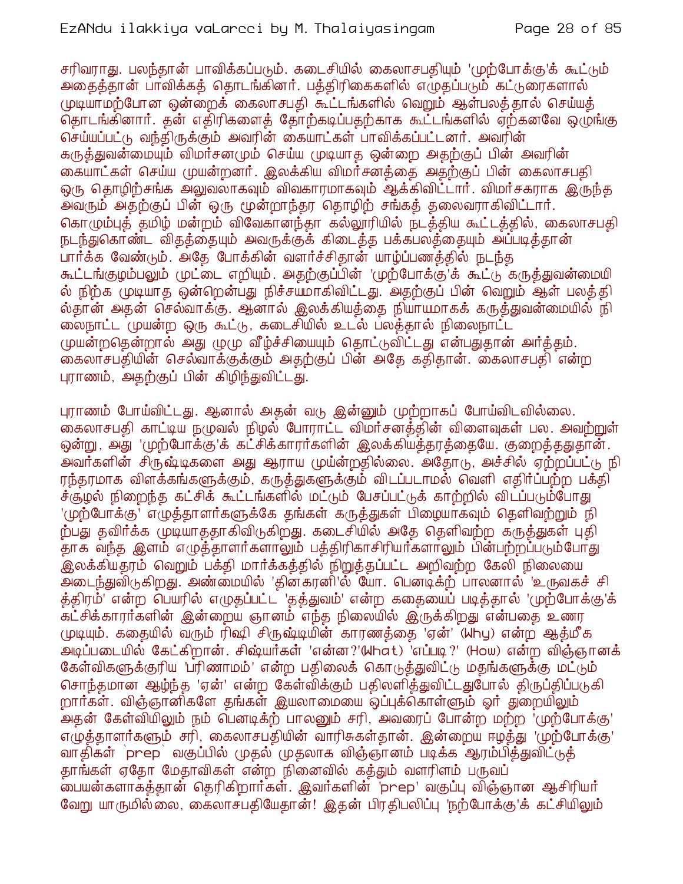சரிவராது. பலந்தான் பாவிக்கப்படும். கடைசியில் கைலாசபதியும் 'முற்போக்கு'க் கூட்டும் அதைத்தான் பாவிக்கத் தொடங்கினர். பத்திரிகைகளில் எழுதப்படும் கட்டுரைகளால் முடியாமற்போன ஒன்றைக் கைலாசபதி கூட்டங்களில் வெறும் ஆள்பலத்தால் செய்யத் தொடங்கினார். தன் எதிரிகளைத் தோற்கடிப்பதற்காக கூட்டங்களில் ஏற்கனவே ஒழுங்கு செய்யப்பட்டு வந்திருக்கும் அவரின் கையாட்கள் பாவிக்கப்பட்டனர். அவரின் கருத்துவன்மையும் விமர்சனமும் செய்ய முடியாத ஒன்றை அதற்குப் பின் அவரின் கையாட்கள் செய்ய முயன்றனர். இலக்கிய விமர்சனத்தை அதற்குப் பின் கைலாசபதி ஒரு தொழிற்சங்க அலுவலாகவும் விவகாரமாகவும் ஆக்கிவிட்டார். விமர்சகராக இருந்த அவரும் அதற்குப் பின் ஒரு மூன்றாந்தர தொழிற் சங்கத் தலைவராகிவிட்டார். கொழும்புத் தமிழ் மன்றம் விவேகானந்தா கல்லூரியில் நடத்திய கூட்டத்தில், கைலாசபதி நடந்துகொண்ட விதத்தையும் அவருக்குக் கிடைத்த பக்கபலத்தையும் அப்படித்தான் பார்க்க வேண்டும். அதே போக்கின் வளர்ச்சிதான் யாழ்ப்பணத்தில் நடந்த கூட்டங்குழம்பலும் முட்டை எறியும். அதற்குப்பின் 'முற்போக்கு'க் கூட்டு கருத்துவன்மையில் நிற்க முடியாத ஒன்றென்பது நிச்சயமாகிவிட்டது. அதற்குப் பின் வெறும் ஆள் பலத்தில்தான் அதன் செல்வாக்கு. ஆனால் இலக்கியத்தை நியாயமாகக் கருத்துவன்மையில் நிலைநாட்ட முயன்ற ஒரு கூட்டு, கடைசியில் உடல் பலத்தால் நிலைநாட்ட முயன்றதென்றால் அது முழு வீழ்ச்சியையும் தொட்டுவிட்டது என்பதுதான் அர்த்தம். கைலாசபதியின் செல்வாக்குக்கும் அதற்குப் பின் அதே கதிதான். கைலாசபதி என்ற புராணம், அதற்குப் பின் கிழிந்துவிட்டது.

புராணம் போய்விட்டது. ஆனால் அதன் வடு இன்னும் முற்றாகப் போய்விடவில்லை. கைலாசபதி காட்டிய நழுவல் நிழல் போராட்ட விமர்சனத்தின் விளைவுகள் பல. அவற்றுள் ஒன்று, அது 'முற்போக்கு'க் கட்சிக்காரர்களின் இலக்கியத்தரத்தையே. குறைத்ததுதான். அவர்களின் சிருஷ்டிகளை அது ஆராய முய்ன்றதில்லை. அதோடு, அச்சில் ஏற்றப்பட்டு நிரந்தரமாக விளக்கங்களுக்கும், கருத்துகளுக்கும் விடப்படாமல் வெளி எதிர்ப்பற்ற பக்திச்சூழல் நிறைந்த கட்சிக் கூட்டங்களில் மட்டும் பேசப்பட்டுக் காற்றில் விடப்படும்போது 'முற்போக்கு' எழுத்தாளர்களுக்கே தங்கள் கருத்துகள் பிழையாகவும் தெளிவற்றும் நிற்பது தவிர்க்க முடியாததாகிவிடுகிறது. கடைசியில் அதே தெளிவற்ற கருத்துகள் புதிதாக வந்த இளம் எழுத்தாளர்களாலும் பத்திரிகாசிரியர்களாலும் பின்பற்றப்படும்போது இலக்கியதரம் வெறும் பக்தி மார்க்கத்தில் நிறுத்தப்பட்ட அறிவற்ற கேலி நிலையை அடைந்துவிடுகிறது. அண்மையில் 'தினகரனி'ல் யோ. பெனடிக்ற் பாலனால் 'உருவகச் சித்திரம்' என்ற பெயரில் எழுதப்பட்ட 'தத்துவம்' என்ற கதையைப் படித்தால் 'முற்போக்கு'க் கட்சிக்காரர்களின் இன்றைய ஞானம் எந்த நிலையில் இருக்கிறது என்பதை உணர முடியும். கதையில் வரும் ரிஷி சிருஷ்டியின் காரணத்தை 'ஏன்' (Why) என்ற ஆத்மீக அடிப்படையில் கேட்கிறான். சிஷ்யர்கள் 'என்ன?'(What) 'எப்படி?' (How) என்ற விஞ்ஞானக் கேள்விகளுக்குரிய 'பரிணாமம்' என்ற பதிலைக் கொடுத்துவிட்டு மதங்களுக்கு மட்டும் சொந்தமான ஆழ்ந்த 'ஏன்' என்ற கேள்விக்கும் பதிலளித்துவிட்டதுபோல் திருப்திப்படுகிறார்கள். விஞ்ஞானிகளே தங்கள் இயலாமையை ஒப்புக்கொள்ளும் ஓர் துறையிலும் அதன் கேள்வியிலும் நம் பெனடிக்ற் பாலனும் சரி, அவரைப் போன்ற மற்ற 'முற்போக்கு' எழுத்தாளர்களும் சரி, கைலாசபதியின் வாரிசுகள்தான். இன்றைய ஈழத்து 'முற்போக்கு' வாதிகள் `prep` வகுப்பில் முதல் முதலாக விஞ்ஞானம் படிக்க ஆரம்பித்துவிட்டுத் தாங்கள் ஏதோ மேதாவிகள் என்ற நினைவில் கத்தும் வளரிளம் பருவப் பையன்களாகத்தான் தெரிகிறார்கள். இவர்களின் 'prep' வகுப்பு விஞ்ஞான ஆசிரியர் வேறு யாருமில்லை, கைலாசபதியேதான்! இதன் பிரதிபலிப்பு 'நற்போக்கு'க் கட்சியிலும்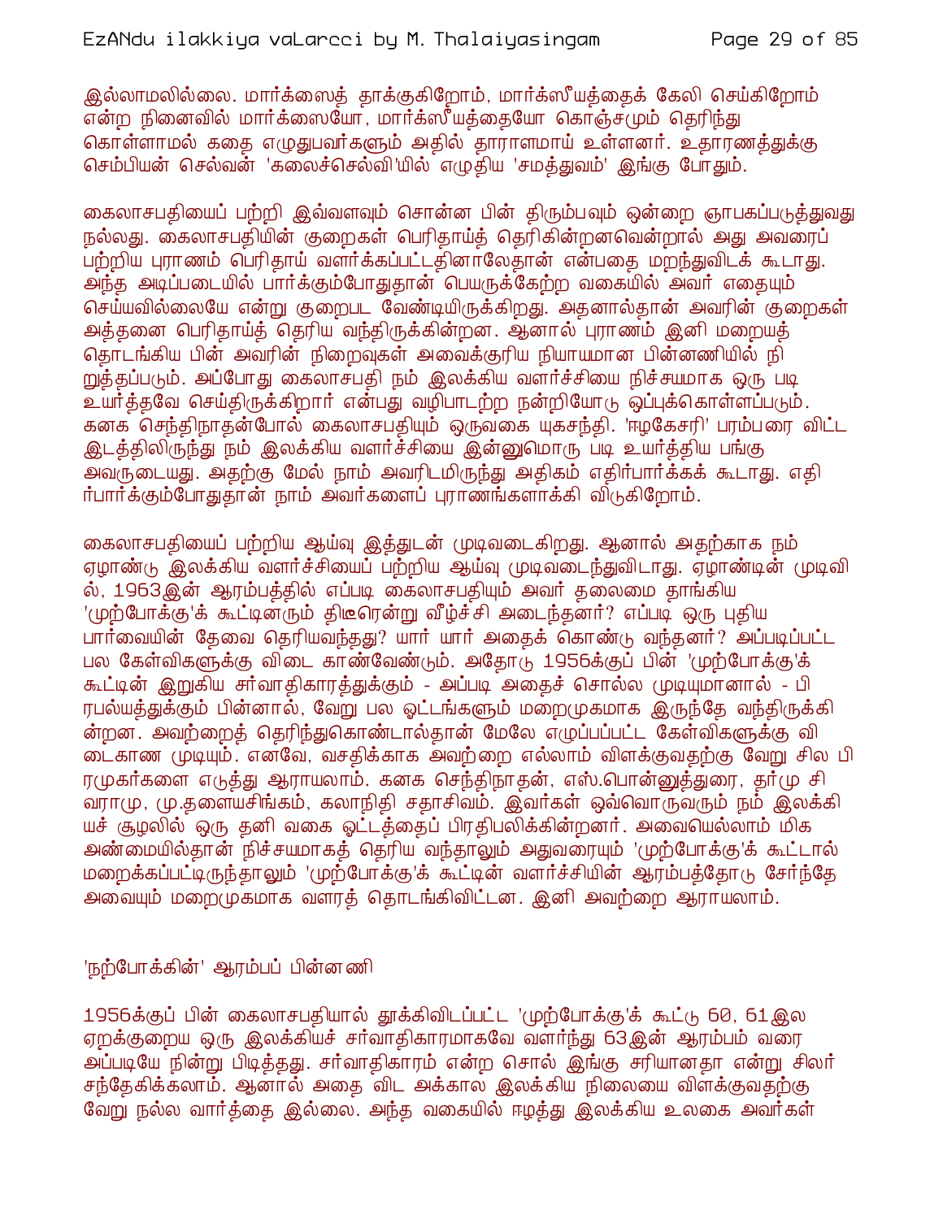இல்லாமலில்லை. மார்க்ஸைத் தாக்குகிறோம், மார்க்ஸீயத்தைக் கேலி செய்கிறோம் என்ற நினைவில் மார்க்ஸையோ, மார்க்ஸீயத்தையோ கொஞ்சமும் தெரிந்து கொள்ளாமல் கதை எழுதுபவர்களும் அதில் தாராளமாய் உள்ளனர். உதாரணத்துக்கு செம்பியன் செல்வன் 'கலைச்செல்வி'யில் எழுதிய 'சமத்துவம்' இங்கு போதும்.

கைலாசபதியைப் பற்றி இவ்வளவும் சொன்ன பின் திரும்பவும் ஒன்றை ஞாபகப்படுத்துவது நல்லது. கைலாசபதியின் குறைகள் பெரிதாய்த் தெரிகின்றனவென்றால் அது அவரைப் பற்றிய புராணம் பெரிதாய் வளர்க்கப்பட்டதினாலேதான் என்பதை மறந்துவிடக் கூடாது. அந்த அடிப்படையில் பார்க்கும்போதுதான் பெயருக்கேற்ற வகையில் அவர் எதையும் செய்யவில்லையே என்று குறைபட வேண்டியிருக்கிறது. அதனால்தான் அவரின் குறைகள் அத்தனை பெரிதாய்த் தெரிய வந்திருக்கின்றன. ஆனால் புராணம் இனி மறையத் தொடங்கிய பின் அவரின் நிறைவுகள் அவைக்குரிய நியாயமான பின்னணியில் நிறுத்தப்படும். அப்போது கைலாசபதி நம் இலக்கிய வளர்ச்சியை நிச்சயமாக ஒரு படி உயர்த்தவே செய்திருக்கிறார் என்பது வழிபாடற்ற நன்றியோடு ஒப்புக்கொள்ளப்படும். கனக செந்திநாதன்போல் கைலாசபதியும் ஒருவகை யுகசந்தி. 'ஈழகேசரி' பரம்பரை விட்ட இடத்திலிருந்து நம் இலக்கிய வளர்ச்சியை இன்னுமொரு படி உயர்த்திய பங்கு அவருடையது. அதற்கு மேல் நாம் அவரிடமிருந்து அதிகம் எதிர்பார்க்கக் கூடாது. எதிர்பார்க்கும்போதுதான் நாம் அவர்களைப் புராணங்களாக்கி விடுகிறோம்.

கைலாசபதியைப் பற்றிய ஆய்வு இத்துடன் முடிவடைகிறது. ஆனால் அதற்காக நம் ஏழாண்டு இலக்கிய வளர்ச்சியைப் பற்றிய ஆய்வு முடிவடைந்துவிடாது. ஏழாண்டின் முடிவில், 1963இன் ஆரம்பத்தில் எப்படி கைலாசபதியும் அவர் தலைமை தாங்கிய 'முற்போக்கு'க் கூட்டினரும் திடீரென்று வீழ்ச்சி அடைந்தனர்? எப்படி ஒரு புதிய பார்வையின் தேவை தெரியவந்தது? யார் யார் அதைக் கொண்டு வந்தனர்? அப்படிப்பட்ட பல கேள்விகளுக்கு விடை காண்வேண்டும். அதோடு 1956க்குப் பின் 'முற்போக்கு'க் கூட்டின் இறுகிய சர்வாதிகாரத்துக்கும் - அப்படி அதைச் சொல்ல முடியுமானால் - பிரபல்யத்துக்கும் பின்னால், வேறு பல ஓட்டங்களும் மறைமுகமாக இருந்தே வந்திருக்கின்றன. அவற்றைத் தெரிந்துகொண்டால்தான் மேலே எழுப்பப்பட்ட கேள்விகளுக்கு விடைகாண முடியும். எனவே, வசதிக்காக அவற்றை எல்லாம் விளக்குவதற்கு வேறு சில பிரமுகர்களை எடுத்து ஆராயலாம். கனக செந்திநாதன், எஸ்.பொன்னுத்துரை, தர்மு சிவராமு, மு.தளையசிங்கம், கலாநிதி சதாசிவம். இவர்கள் ஒவ்வொருவரும் நம் இலக்கியச் சூழலில் ஒரு தனி வகை ஓட்டத்தைப் பிரதிபலிக்கின்றனர். அவையெல்லாம் மிக அண்மையில்தான் நிச்சயமாகத் தெரிய வந்தாலும் அதுவரையும் 'முற்போக்கு'க் கூட்டால் மறைக்கப்பட்டிருந்தாலும் 'முற்போக்கு'க் கூட்டின் வளர்ச்சியின் ஆரம்பத்தோடு சேர்ந்தே அவையும் மறைமுகமாக வளரத் தொடங்கிவிட்டன. இனி அவற்றை ஆராயலாம்.

## 'நற்போக்கின்' ஆரம்பப் பின்னணி

1956க்குப் பின் கைலாசபதியால் தூக்கிவிடப்பட்ட 'முற்போக்கு'க் கூட்டு 60, 61இல ஏறக்குறைய ஒரு இலக்கியச் சர்வாதிகாரமாகவே வளர்ந்து 63இன் ஆரம்பம் வரை அப்படியே நின்று பிடித்தது. சர்வாதிகாரம் என்ற சொல் இங்கு சரியானதா என்று சிலர் சந்தேகிக்கலாம். ஆனால் அதை விட அக்கால இலக்கிய நிலையை விளக்குவதற்கு வேறு நல்ல வார்த்தை இல்லை. அந்த வகையில் ஈழத்து இலக்கிய உலகை அவர்கள்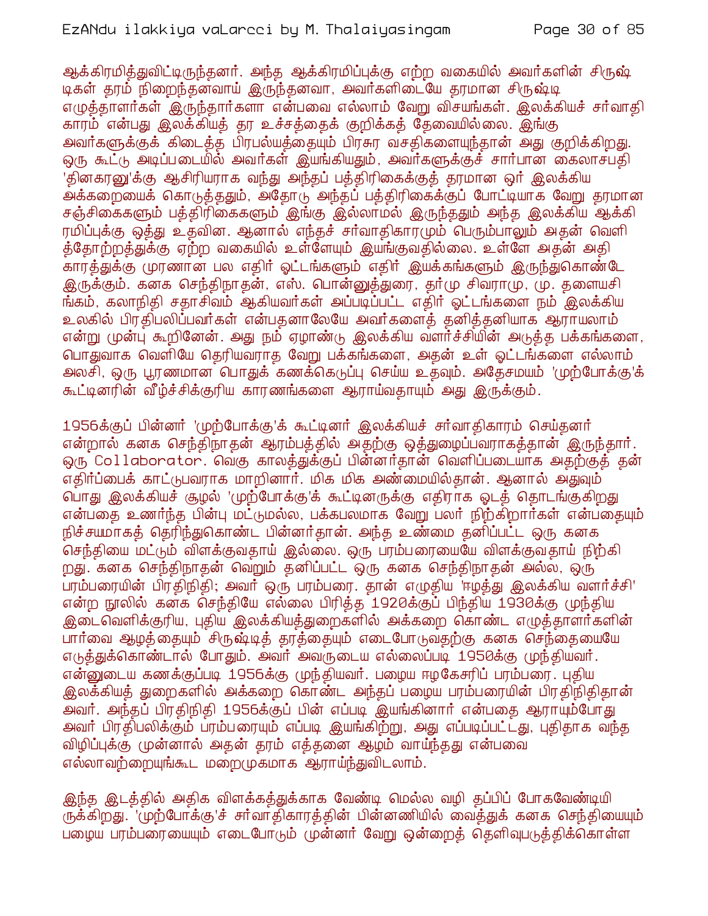ஆக்கிரமித்துவிட்டிருந்தனர். அந்த ஆக்கிரமிப்புக்கு எற்ற வகையில் அவர்களின் சிருஷ்டிகள் தரம் நிறைந்தனவாய் இருந்தனவா, அவர்களிடையே தரமான சிருஷ்டி எழுத்தாளர்கள் இருந்தார்களா என்பவை எல்லாம் வேறு விசயங்கள். இலக்கியச் சர்வாதிகாரம் என்பது இலக்கியத் தர உச்சத்தைக் குறிக்கத் தேவையில்லை. இங்கு அவர்களுக்குக் கிடைத்த பிரபல்யத்தையும் பிரசுர வசதிகளையுந்தான் அது குறிக்கிறது. ஒரு கூட்டு அடிப்படையில் அவர்கள் இயங்கியதும், அவர்களுக்குச் சார்பான கைலாசபதி 'தினகரனு'க்கு ஆசிரியராக வந்து அந்தப் பத்திரிகைக்குத் தரமான ஓர் இலக்கிய அக்கறையைக் கொடுத்ததும், அதோடு அந்தப் பத்திரிகைக்குப் போட்டியாக வேறு தரமான சஞ்சிகைகளும் பத்திரிகைகளும் இங்கு இல்லாமல் இருந்ததும் அந்த இலக்கிய ஆக்கிரமிப்புக்கு ஒத்து உதவின. ஆனால் எந்தச் சர்வாதிகாரமும் பெரும்பாலும் அதன் வெளித்தோற்றத்துக்கு ஏற்ற வகையில் உள்ளேயும் இயங்குவதில்லை. உள்ளே அதன் அதிகாரத்துக்கு முரணான பல எதிர் ஓட்டங்களும் எதிர் இயக்கங்களும் இருந்துகொண்டே இருக்கும். கனக செந்திநாதன், எஸ். பொன்னுத்துரை, தர்மு சிவராமு, மு. தளையசிங்கம், கலாநிதி சதாசிவம் ஆகியவர்கள் அப்படிப்பட்ட எதிர் ஓட்டங்களை நம் இலக்கிய உலகில் பிரதிபலிப்பவர்கள் என்பதனாலேயே அவர்களைத் தனித்தனியாக ஆராயலாம் என்று முன்பு கூறினேன். அது நம் ஏழாண்டு இலக்கிய வளர்ச்சியின் அடுத்த பக்கங்களை, பொதுவாக வெளியே தெரியவராத வேறு பக்கங்களை, அதன் உள் ஓட்டங்களை எல்லாம் அலசி, ஒரு பூரணமான பொதுக் கணக்கெடுப்பு செய்ய உதவும். அதேசமயம் 'முற்போக்கு'க் கூட்டினரின் வீழ்ச்சிக்குரிய காரணங்களை ஆராய்வதாயும் அது இருக்கும்.

1956க்குப் பின்னர் 'முற்போக்கு'க் கூட்டினர் இலக்கியச் சர்வாதிகாரம் செய்தனர் என்றால் கனக செந்திநாதன் ஆரம்பத்தில் அதற்கு ஒத்துழைப்பவராகத்தான் இருந்தார். ஒரு Collaborator. வெகு காலத்துக்குப் பின்னர்தான் வெளிப்படையாக அதற்குத் தன் எதிர்ப்பைக் காட்டுபவராக மாறினார். மிக மிக அண்மையில்தான். ஆனால் அதுவும் பொது இலக்கியச் சூழல் 'முற்போக்கு'க் கூட்டினருக்கு எதிராக ஓடத் தொடங்குகிறது என்பதை உணர்ந்த பின்பு மட்டுமல்ல, பக்கபலமாக வேறு பலர் நிற்கிறார்கள் என்பதையும் நிச்சயமாகத் தெரிந்துகொண்ட பின்னர்தான். அந்த உண்மை தனிப்பட்ட ஒரு கனக செந்தியை மட்டும் விளக்குவதாய் இல்லை. ஒரு பரம்பரையையே விளக்குவதாய் நிற்கிறது. கனக செந்திநாதன் வெறும் தனிப்பட்ட ஒரு கனக செந்திநாதன் அல்ல, ஒரு பரம்பரையின் பிரதிநிதி; அவர் ஒரு பரம்பரை. தான் எழுதிய 'ஈழத்து இலக்கிய வளர்ச்சி' என்ற நூலில் கனக செந்தியே எல்லை பிரித்த 1920க்குப் பிந்திய 1930க்கு முந்திய இடைவெளிக்குரிய, புதிய இலக்கியத்துறைகளில் அக்கறை கொண்ட எழுத்தாளர்களின் பார்வை ஆழத்தையும் சிருஷ்டித் தரத்தையும் எடைபோடுவதற்கு கனக செந்தையையே எடுத்துக்கொண்டால் போதும். அவர் அவருடைய எல்லைப்படி 1950க்கு முந்தியவர். என்னுடைய கணக்குப்படி 1956க்கு முந்தியவர். பழைய ஈழகேசரிப் பரம்பரை. புதிய இலக்கியத் துறைகளில் அக்கறை கொண்ட அந்தப் பழைய பரம்பரையின் பிரதிநிதிதான் அவர். அந்தப் பிரதிநிதி 1956க்குப் பின் எப்படி இயங்கினார் என்பதை ஆராயும்போது அவர் பிரதிபலிக்கும் பரம்பரையும் எப்படி இயங்கிற்று, அது எப்படிப்பட்டது, புதிதாக வந்த விழிப்புக்கு முன்னால் அதன் தரம் எத்தனை ஆழம் வாய்ந்தது என்பவை எல்லாவற்றையுங்கூட மறைமுகமாக ஆராய்ந்துவிடலாம்.

இந்த இடத்தில் அதிக விளக்கத்துக்காக வேண்டி மெல்ல வழி தப்பிப் போகவேண்டியிருக்கிறது. 'முற்போக்கு'ச் சர்வாதிகாரத்தின் பின்னணியில் வைத்துக் கனக செந்தியையும் பழைய பரம்பரையையும் எடைபோடும் முன்னர் வேறு ஒன்றைத் தெளிவுபடுத்திக்கொள்ள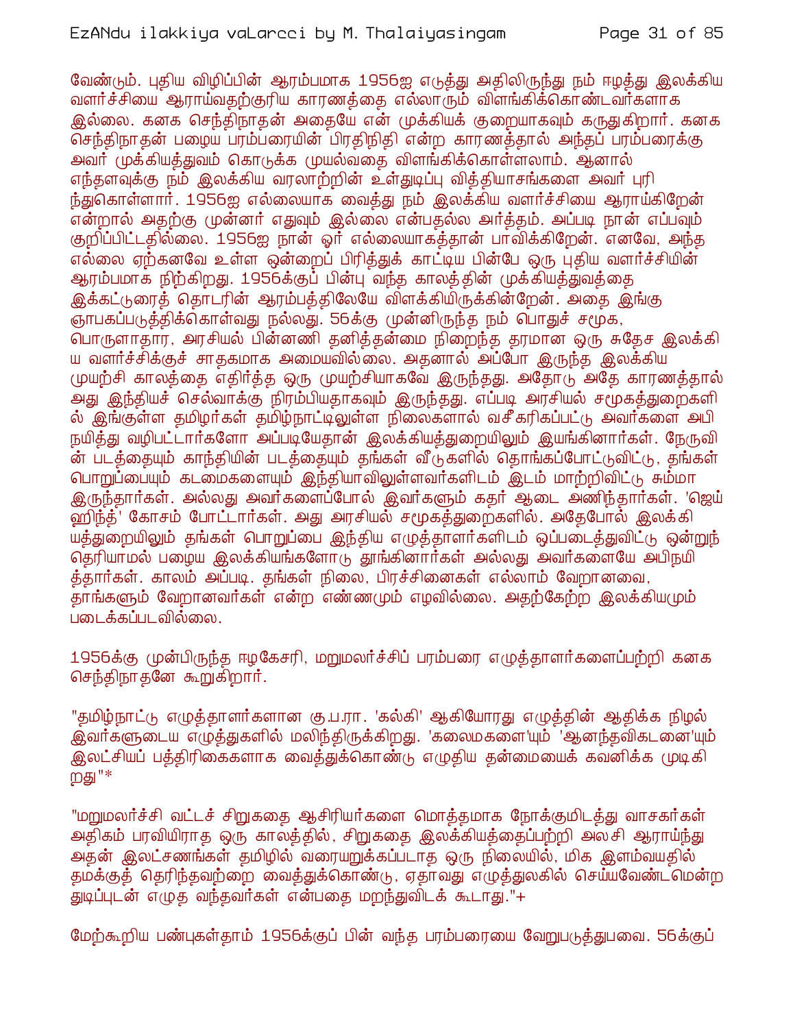வேண்டும். புதிய விழிப்பின் ஆரம்பமாக 1956ஐ எடுத்து அதிலிருந்து நம் ஈழத்து இலக்கிய வளர்ச்சியை ஆராய்வதற்குரிய காரணத்தை எல்லாரும் விளங்கிக்கொண்டவர்களாக இல்லை. கனக செந்திநாதன் அதையே என் முக்கியக் குறையாகவும் கருதுகிறார். கனக செந்திநாதன் பழைய பரம்பரையின் பிரதிநிதி என்ற காரணத்தால் அந்தப் பரம்பரைக்கு அவர் முக்கியத்துவம் கொடுக்க முயல்வதை விளங்கிக்கொள்ளலாம். ஆனால் எந்தளவுக்கு நம் இலக்கிய வரலாற்றின் உள்துடிப்பு வித்தியாசங்களை அவர் புரிந்துகொள்ளார். 1956ஐ எல்லையாக வைத்து நம் இலக்கிய வளர்ச்சியை ஆராய்கிறேன் என்றால் அதற்கு முன்னர் எதுவும் இல்லை என்பதல்ல அர்த்தம். அப்படி நான் எப்பவும் குறிப்பிட்டதில்லை. 1956ஐ நான் ஓர் எல்லையாகத்தான் பாவிக்கிறேன். எனவே, அந்த எல்லை ஏற்கனவே உள்ள ஒன்றைப் பிரித்துக் காட்டிய பின்பே ஒரு புதிய வளர்ச்சியின் ஆரம்பமாக நிற்கிறது. 1956க்குப் பின்பு வந்த காலத்தின் முக்கியத்துவத்தை இக்கட்டுரைத் தொடரின் ஆரம்பத்திலேயே விளக்கியிருக்கின்றேன். அதை இங்கு ஞாபகப்படுத்திக்கொள்வது நல்லது. 56க்கு முன்னிருந்த நம் பொதுச் சமூக, பொருளாதார, அரசியல் பின்னணி தனித்தன்மை நிறைந்த தரமான ஒரு சுதேச இலக்கிய வளர்ச்சிக்குச் சாதகமாக அமையவில்லை. அதனால் அப்போ இருந்த இலக்கிய முயற்சி காலத்தை எதிர்த்த ஒரு முயற்சியாகவே இருந்தது. அதோடு அதே காரணத்தால் அது இந்தியச் செல்வாக்கு நிரம்பியதாகவும் இருந்தது. எப்படி அரசியல் சமூகத்துறைகளில் இங்குள்ள தமிழர்கள் தமிழ்நாட்டிலுள்ள நிலைகளால் வசீகரிக்கப்பட்டு அவர்களை அபிநயித்து வழிபட்டார்களோ அப்படியேதான் இலக்கியத்துறையிலும் இயங்கினார்கள். நேருவின் படத்தையும் காந்தியின் படத்தையும் தங்கள் வீடுகளில் தொங்கப்போட்டுவிட்டு, தங்கள் பொறுப்பையும் கடமைகளையும் இந்தியாவிலுள்ளவர்களிடம் இடம் மாற்றிவிட்டு சும்மா இருந்தார்கள். அல்லது அவர்களைப்போல் இவர்களும் கதர் ஆடை அணிந்தார்கள். 'ஜெய் ஹிந்த்' கோசம் போட்டார்கள். அது அரசியல் சமூகத்துறைகளில். அதேபோல் இலக்கியத்துறையிலும் தங்கள் பொறுப்பை இந்திய எழுத்தாளர்களிடம் ஒப்படைத்துவிட்டு ஒன்றுந் தெரியாமல் பழைய இலக்கியங்களோடு தூங்கினார்கள் அல்லது அவர்களையே அபிநயித்தார்கள். காலம் அப்படி. தங்கள் நிலை, பிரச்சினைகள் எல்லாம் வேறானவை, தாங்களும் வேறானவர்கள் என்ற எண்ணமும் எழவில்லை. அதற்கேற்ற இலக்கியமும் படைக்கப்படவில்லை.

1956க்கு முன்பிருந்த ஈழகேசரி, மறுமலர்ச்சிப் பரம்பரை எழுத்தாளர்களைப்பற்றி கனக செந்திநாதனே கூறுகிறார்.

"தமிழ்நாட்டு எழுத்தாளர்களான கு.ப.ரா. 'கல்கி' ஆகியோரது எழுத்தின் ஆதிக்க நிழல் இவர்களுடைய எழுத்துகளில் மலிந்திருக்கிறது. 'கலைமகளை'யும் 'ஆனந்தவிகடனை'யும் இலட்சியப் பத்திரிகைகளாக வைத்துக்கொண்டு எழுதிய தன்மையைக் கவனிக்க முடிகிறது"*

"மறுமலர்ச்சி வட்டச் சிறுகதை ஆசிரியர்களை மொத்தமாக நோக்குமிடத்து வாசகர்கள் அதிகம் பரவியிராத ஒரு காலத்தில், சிறுகதை இலக்கியத்தைப்பற்றி அலசி ஆராய்ந்து அதன் இலட்சணங்கள் தமிழில் வரையறுக்கப்படாத ஒரு நிலையில், மிக இளம்வயதில் தமக்குத் தெரிந்தவற்றை வைத்துக்கொண்டு, ஏதாவது எழுத்துலகில் செய்யவேண்டமென்ற துடிப்புடன் எழுத வந்தவர்கள் என்பதை மறந்துவிடக் கூடாது."+

மேற்கூறிய பண்புகள்தாம் 1956க்குப் பின் வந்த பரம்பரையை வேறுபடுத்துபவை. 56க்குப்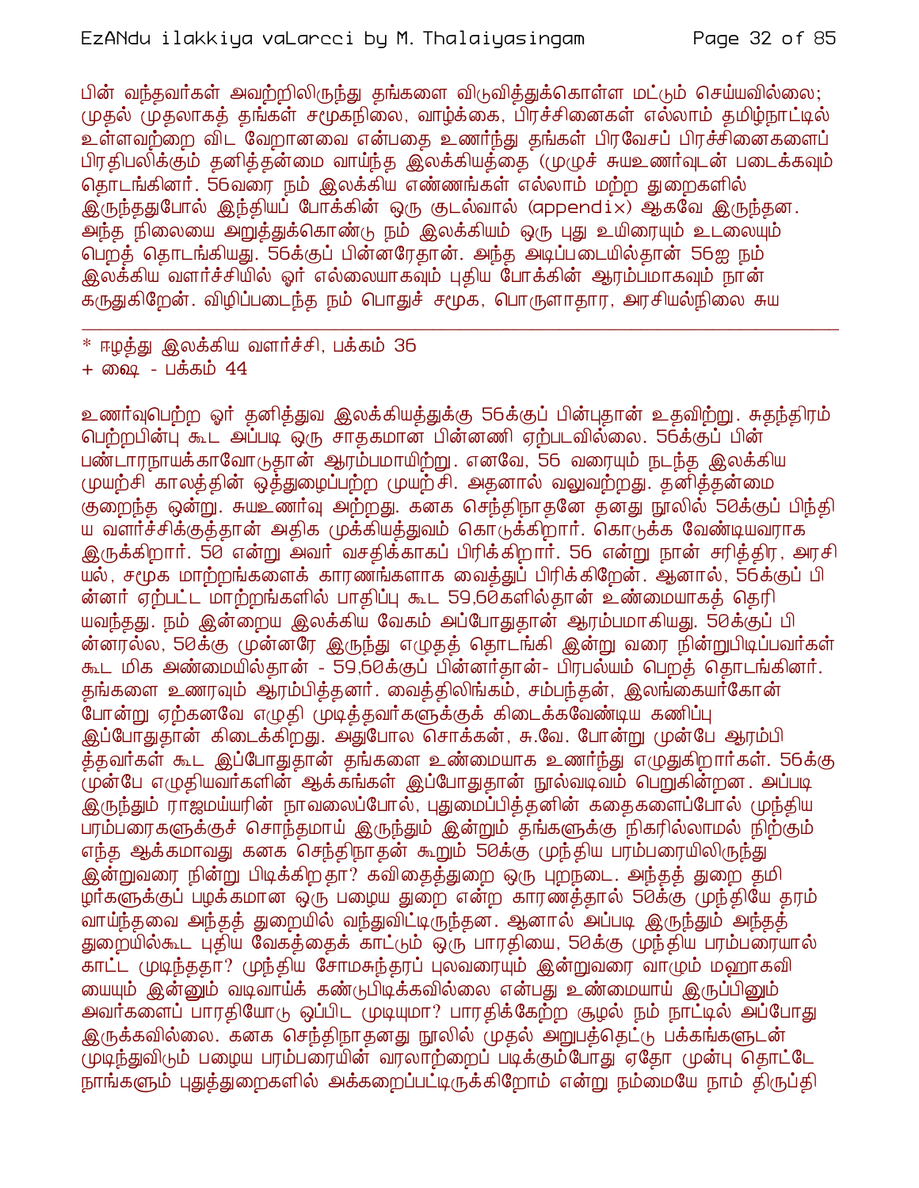பின் வந்தவர்கள் அவற்றிலிருந்து தங்களை விடுவித்துக்கொள்ள மட்டும் செய்யவில்லை; முதல் முதலாகத் தங்கள் சமூகநிலை, வாழ்க்கை, பிரச்சினைகள் எல்லாம் தமிழ்நாட்டில் உள்ளவற்றை விட வேறானவை என்பதை உணர்ந்து தங்கள் பிரவேசப் பிரச்சினைகளைப் பிரதிபலிக்கும் தனித்தன்மை வாய்ந்த இலக்கியத்தை (முழுச் சுயஉணர்வுடன் படைக்கவும் தொடங்கினர். 56வரை நம் இலக்கிய எண்ணங்கள் எல்லாம் மற்ற துறைகளில் இருந்ததுபோல் இந்தியப் போக்கின் ஒரு குடல்வால் (appendix) ஆகவே இருந்தன. அந்த நிலையை அறுத்துக்கொண்டு நம் இலக்கியம் ஒரு புது உயிரையும் உடலையும் பெறத் தொடங்கியது. 56க்குப் பின்னரேதான். அந்த அடிப்படையில்தான் 56ஐ நம் இலக்கிய வளர்ச்சியில் ஓர் எல்லையாகவும் புதிய போக்கின் ஆரம்பமாகவும் நான் கருதுகிறேன். விழிப்படைந்த நம் பொதுச் சமூக, பொருளாதார, அரசியல்நிலை சுய

---

\* ஈழத்து இலக்கிய வளர்ச்சி, பக்கம் 36

+ ஷை - பக்கம் 44

உணர்வுபெற்ற ஓர் தனித்துவ இலக்கியத்துக்கு 56க்குப் பின்புதான் உதவிற்று. சுதந்திரம் பெற்றபின்பு கூட அப்படி ஒரு சாதகமான பின்னணி ஏற்படவில்லை. 56க்குப் பின் பண்டாரநாயக்காவோடுதான் ஆரம்பமாயிற்று. எனவே, 56 வரையும் நடந்த இலக்கிய முயற்சி காலத்தின் ஒத்துழைப்பற்ற முயற்சி. அதனால் வலுவற்றது. தனித்தன்மை குறைந்த ஒன்று. சுயஉணர்வு அற்றது. கனக செந்திநாதனே தனது நூலில் 50க்குப் பிந்திய வளர்ச்சிக்குத்தான் அதிக முக்கியத்துவம் கொடுக்கிறார். கொடுக்க வேண்டியவராக இருக்கிறார். 50 என்று அவர் வசதிக்காகப் பிரிக்கிறார். 56 என்று நான் சரித்திர, அரசியல், சமூக மாற்றங்களைக் காரணங்களாக வைத்துப் பிரிக்கிறேன். ஆனால், 56க்குப் பின்னர் ஏற்பட்ட மாற்றங்களில் பாதிப்பு கூட 59,60களில்தான் உண்மையாகத் தெரியவந்தது. நம் இன்றைய இலக்கிய வேகம் அப்போதுதான் ஆரம்பமாகியது. 50க்குப் பின்னரல்ல, 50க்கு முன்னரே இருந்து எழுதத் தொடங்கி இன்று வரை நின்றுபிடிப்பவர்கள் கூட மிக அண்மையில்தான் - 59,60க்குப் பின்னர்தான்- பிரபல்யம் பெறத் தொடங்கினர். தங்களை உணரவும் ஆரம்பித்தனர். வைத்திலிங்கம், சம்பந்தன், இலங்கையர்கோன் போன்று ஏற்கனவே எழுதி முடித்தவர்களுக்குக் கிடைக்கவேண்டிய கணிப்பு இப்போதுதான் கிடைக்கிறது. அதுபோல சொக்கன், சு.வே. போன்று முன்பே ஆரம்பித்தவர்கள் கூட இப்போதுதான் தங்களை உண்மையாக உணர்ந்து எழுதுகிறார்கள். 56க்கு முன்பே எழுதியவர்களின் ஆக்கங்கள் இப்போதுதான் நூல்வடிவம் பெறுகின்றன. அப்படி இருந்தும் ராஜமய்யரின் நாவலைப்போல், புதுமைப்பித்தனின் கதைகளைப்போல் முந்திய பரம்பரைகளுக்குச் சொந்தமாய் இருந்தும் இன்றும் தங்களுக்கு நிகரில்லாமல் நிற்கும் எந்த ஆக்கமாவது கனக செந்திநாதன் கூறும் 50க்கு முந்திய பரம்பரையிலிருந்து இன்றுவரை நின்று பிடிக்கிறதா? கவிதைத்துறை ஒரு புறநடை. அந்தத் துறை தமிழர்களுக்குப் பழக்கமான ஒரு பழைய துறை என்ற காரணத்தால் 50க்கு முந்தியே தரம் வாய்ந்தவை அந்தத் துறையில் வந்துவிட்டிருந்தன. ஆனால் அப்படி இருந்தும் அந்தத் துறையில்கூட புதிய வேகத்தைக் காட்டும் ஒரு பாரதியை, 50க்கு முந்திய பரம்பரையால் காட்ட முடிந்ததா? முந்திய சோமசுந்தரப் புலவரையும் இன்றுவரை வாழும் மஹாகவியையும் இன்னும் வடிவாய்க் கண்டுபிடிக்கவில்லை என்பது உண்மையாய் இருப்பினும் அவர்களைப் பாரதியோடு ஒப்பிட முடியுமா? பாரதிக்கேற்ற சூழல் நம் நாட்டில் அப்போது இருக்கவில்லை. கனக செந்திநாதனது நூலில் முதல் அறுபத்தெட்டு பக்கங்களுடன் முடிந்துவிடும் பழைய பரம்பரையின் வரலாற்றைப் படிக்கும்போது ஏதோ முன்பு தொட்டே நாங்களும் புதுத்துறைகளில் அக்கறைப்பட்டிருக்கிறோம் என்று நம்மையே நாம் திருப்தி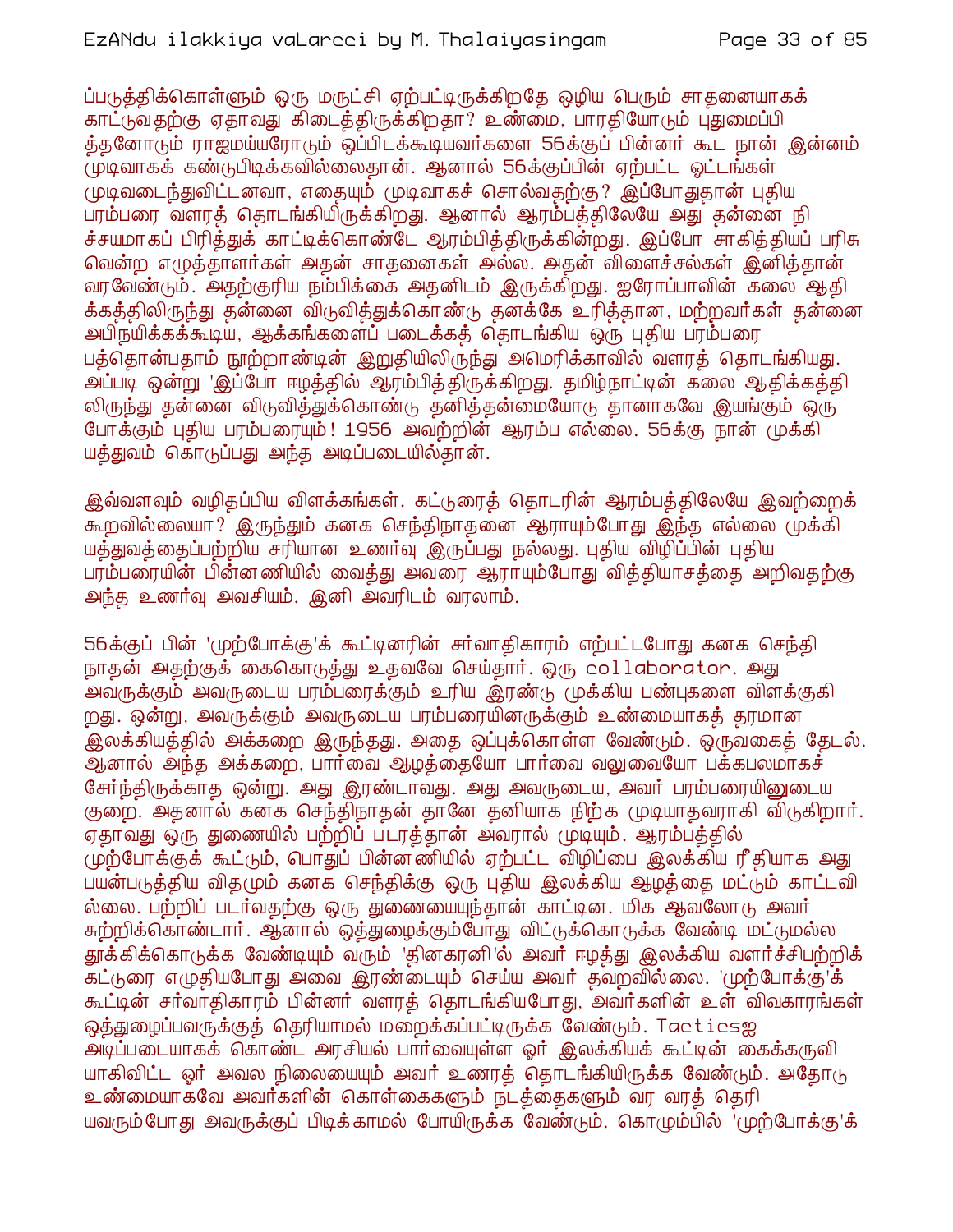ப்படுத்திக்கொள்ளும் ஒரு மருட்சி ஏற்பட்டிருக்கிறதே ஒழிய பெரும் சாதனையாகக் காட்டுவதற்கு ஏதாவது கிடைத்திருக்கிறதா? உண்மை, பாரதியோடும் புதுமைப்பித்தனோடும் ராஜமய்யரோடும் ஒப்பிடக்கூடியவர்களை 56க்குப் பின்னர் கூட நான் இன்னம் முடிவாகக் கண்டுபிடிக்கவில்லைதான். ஆனால் 56க்குப்பின் ஏற்பட்ட ஓட்டங்கள் முடிவடைந்துவிட்டனவா, எதையும் முடிவாகச் சொல்வதற்கு? இப்போதுதான் புதிய பரம்பரை வளரத் தொடங்கியிருக்கிறது. ஆனால் ஆரம்பத்திலேயே அது தன்னை நிச்சயமாகப் பிரித்துக் காட்டிக்கொண்டே ஆரம்பித்திருக்கின்றது. இப்போ சாகித்தியப் பரிசு வென்ற எழுத்தாளர்கள் அதன் சாதனைகள் அல்ல. அதன் விளைச்சல்கள் இனித்தான் வரவேண்டும். அதற்குரிய நம்பிக்கை அதனிடம் இருக்கிறது. ஐரோப்பாவின் கலை ஆதிக்கத்திலிருந்து தன்னை விடுவித்துக்கொண்டு தனக்கே உரித்தான, மற்றவர்கள் தன்னை அபிநயிக்கக்கூடிய, ஆக்கங்களைப் படைக்கத் தொடங்கிய ஒரு புதிய பரம்பரை பத்தொன்பதாம் நூற்றாண்டின் இறுதியிலிருந்து அமெரிக்காவில் வளரத் தொடங்கியது. அப்படி ஒன்று 'இப்போ ஈழத்தில் ஆரம்பித்திருக்கிறது. தமிழ்நாட்டின் கலை ஆதிக்கத்திலிருந்து தன்னை விடுவித்துக்கொண்டு தனித்தன்மையோடு தானாகவே இயங்கும் ஒரு போக்கும் புதிய பரம்பரையும்! 1956 அவற்றின் ஆரம்ப எல்லை. 56க்கு நான் முக்கியத்துவம் கொடுப்பது அந்த அடிப்படையில்தான்.

இவ்வளவும் வழிதப்பிய விளக்கங்கள். கட்டுரைத் தொடரின் ஆரம்பத்திலேயே இவற்றைக் கூறவில்லையா? இருந்தும் கனக செந்திநாதனை ஆராயும்போது இந்த எல்லை முக்கியத்துவத்தைப்பற்றிய சரியான உணர்வு இருப்பது நல்லது. புதிய விழிப்பின் புதிய பரம்பரையின் பின்னணியில் வைத்து அவரை ஆராயும்போது வித்தியாசத்தை அறிவதற்கு அந்த உணர்வு அவசியம். இனி அவரிடம் வரலாம்.

56க்குப் பின் 'முற்போக்கு'க் கூட்டினரின் சர்வாதிகாரம் எற்பட்டபோது கனக செந்திநாதன் அதற்குக் கைகொடுத்து உதவவே செய்தார். ஒரு collaborator. அது அவருக்கும் அவருடைய பரம்பரைக்கும் உரிய இரண்டு முக்கிய பண்புகளை விளக்குகிறது. ஒன்று, அவருக்கும் அவருடைய பரம்பரையினருக்கும் உண்மையாகத் தரமான இலக்கியத்தில் அக்கறை இருந்தது. அதை ஒப்புக்கொள்ள வேண்டும். ஒருவகைத் தேடல். ஆனால் அந்த அக்கறை, பார்வை ஆழத்தையோ பார்வை வலுவையோ பக்கபலமாகச் சேர்ந்திருக்காத ஒன்று. அது இரண்டாவது. அது அவருடைய, அவர் பரம்பரையினுடைய குறை. அதனால் கனக செந்திநாதன் தானே தனியாக நிற்க முடியாதவராகி விடுகிறார். ஏதாவது ஒரு துணையில் பற்றிப் படரத்தான் அவரால் முடியும். ஆரம்பத்தில் முற்போக்குக் கூட்டும், பொதுப் பின்னணியில் ஏற்பட்ட விழிப்பை இலக்கிய ரீதியாக அது பயன்படுத்திய விதமும் கனக செந்திக்கு ஒரு புதிய இலக்கிய ஆழத்தை மட்டும் காட்டவில்லை. பற்றிப் படர்வதற்கு ஒரு துணையையுந்தான் காட்டின. மிக ஆவலோடு அவர் சுற்றிக்கொண்டார். ஆனால் ஒத்துழைக்கும்போது விட்டுக்கொடுக்க வேண்டி மட்டுமல்ல தூக்கிக்கொடுக்க வேண்டியும் வரும் 'தினகரனி'ல் அவர் ஈழத்து இலக்கிய வளர்ச்சிபற்றிக் கட்டுரை எழுதியபோது அவை இரண்டையும் செய்ய அவர் தவறவில்லை. 'முற்போக்கு'க் கூட்டின் சர்வாதிகாரம் பின்னர் வளரத் தொடங்கியபோது, அவர்களின் உள் விவகாரங்கள் ஒத்துழைப்பவருக்குத் தெரியாமல் மறைக்கப்பட்டிருக்க வேண்டும். Tacticsஐ அடிப்படையாகக் கொண்ட அரசியல் பார்வையுள்ள ஓர் இலக்கியக் கூட்டின் கைக்கருவியாகிவிட்ட ஓர் அவல நிலையையும் அவர் உணரத் தொடங்கியிருக்க வேண்டும். அதோடு உண்மையாகவே அவர்களின் கொள்கைகளும் நடத்தைகளும் வர வரத் தெரியவரும்போது அவருக்குப் பிடிக்காமல் போயிருக்க வேண்டும். கொழும்பில் 'முற்போக்கு'க்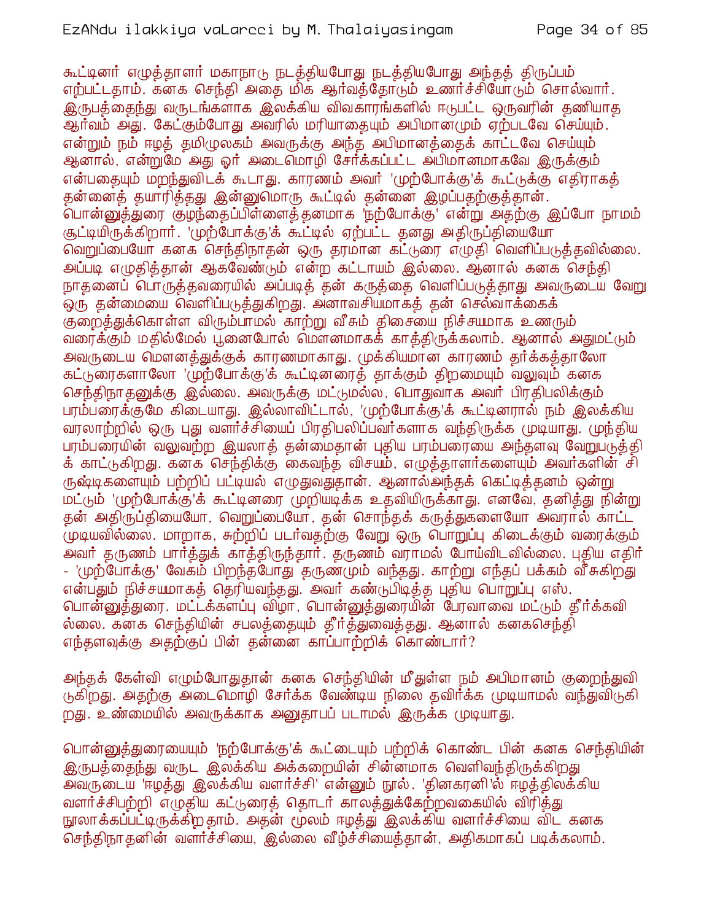கூட்டினர் எழுத்தாளர் மகாநாடு நடத்தியபோது நடத்தியபோது அந்தத் திருப்பம் ஏற்பட்டதாம். கனக செந்தி அதை மிக ஆர்வத்தோடும் உணர்ச்சியோடும் சொல்வார். இருபத்தைந்து வருடங்களாக இலக்கிய விவகாரங்களில் ஈடுபட்ட ஒருவரின் தணியாத ஆர்வம் அது. கேட்கும்போது அவரில் மரியாதையும் அபிமானமும் ஏற்படவே செய்யும். என்றும் நம் ஈழத் தமிழுலகம் அவருக்கு அந்த அபிமானத்தைக் காட்டவே செய்யும் ஆனால், என்றுமே அது ஓர் அடைமொழி சேர்க்கப்பட்ட அபிமானமாகவே இருக்கும் என்பதையும் மறந்துவிடக் கூடாது. காரணம் அவர் 'முற்போக்கு'க் கூட்டுக்கு எதிராகத் தன்னைத் தயாரித்தது இன்னுமொரு கூட்டில் தன்னை இழப்பதற்குத்தான். பொன்னுத்துரை குழந்தைப்பிள்ளைத்தனமாக 'நற்போக்கு' என்று அதற்கு இப்போ நாமம் சூட்டியிருக்கிறார். 'முற்போக்கு'க் கூட்டில் ஏற்பட்ட தனது அதிருப்தியையோ வெறுப்பையோ கனக செந்திநாதன் ஒரு தரமான கட்டுரை எழுதி வெளிப்படுத்தவில்லை. அப்படி எழுதித்தான் ஆகவேண்டும் என்ற கட்டாயம் இல்லை. ஆனால் கனக செந்தி நாதனைப் பொருத்தவரையில் அப்படித் தன் கருத்தை வெளிப்படுத்தாது அவருடைய வேறு ஒரு தன்மையை வெளிப்படுத்துகிறது. அனாவசியமாகத் தன் செல்வாக்கைக் குறைத்துக்கொள்ள விரும்பாமல் காற்று வீசும் திசையை நிச்சயமாக உணரும் வரைக்கும் மதில்மேல் பூனைபோல் மௌனமாகக் காத்திருக்கலாம். ஆனால் அதுமட்டும் அவருடைய மௌனத்துக்குக் காரணமாகாது. முக்கியமான காரணம் தர்க்கத்தாலோ கட்டுரைகளாலோ 'முற்போக்கு'க் கூட்டினரைத் தாக்கும் திறமையும் வலுவும் கனக செந்திநாதனுக்கு இல்லை. அவருக்கு மட்டுமல்ல, பொதுவாக அவர் பிரதிபலிக்கும் பரம்பரைக்குமே கிடையாது. இல்லாவிட்டால், 'முற்போக்கு'க் கூட்டினரால் நம் இலக்கிய வரலாற்றில் ஒரு புது வளர்ச்சியைப் பிரதிபலிப்பவர்களாக வந்திருக்க முடியாது. முந்திய பரம்பரையின் வலுவற்ற இயலாத் தன்மைதான் புதிய பரம்பரையை அந்தளவு வேறுபடுத்திக் காட்டுகிறது. கனக செந்திக்கு கைவந்த விசயம், எழுத்தாளர்களையும் அவர்களின் சிருஷ்டிகளையும் பற்றிப் பட்டியல் எழுதுவதுதான். ஆனால்அந்தக் கெட்டித்தனம் ஒன்று மட்டும் 'முற்போக்கு'க் கூட்டினரை முறியடிக்க உதவியிருக்காது. எனவே, தனித்து நின்று தன் அதிருப்தியையோ, வெறுப்பையோ, தன் சொந்தக் கருத்துகளையோ அவரால் காட்ட முடியவில்லை. மாறாக, சுற்றிப் படர்வதற்கு வேறு ஒரு பொறுப்பு கிடைக்கும் வரைக்கும் அவர் தருணம் பார்த்துக் காத்திருந்தார். தருணம் வராமல் போய்விடவில்லை. புதிய எதிர் - 'முற்போக்கு' வேகம் பிறந்தபோது தருணமும் வந்தது. காற்று எந்தப் பக்கம் வீசுகிறது என்பதும் நிச்சயமாகத் தெரியவந்தது. அவர் கண்டுபிடித்த புதிய பொறுப்பு எஸ். பொன்னுத்துரை. மட்டக்களப்பு விழா, பொன்னுத்துரையின் பேரவாவை மட்டும் தீர்க்கவில்லை. கனக செந்தியின் சபலத்தையும் தீர்த்துவைத்தது. ஆனால் கனகசெந்தி எந்தளவுக்கு அதற்குப் பின் தன்னை காப்பாற்றிக் கொண்டார்?

அந்தக் கேள்வி எழும்போதுதான் கனக செந்தியின் மீதுள்ள நம் அபிமானம் குறைந்துவிடுகிறது. அதற்கு அடைமொழி சேர்க்க வேண்டிய நிலை தவிர்க்க முடியாமல் வந்துவிடுகிறது. உண்மையில் அவருக்காக அனுதாபப் படாமல் இருக்க முடியாது.

பொன்னுத்துரையையும் 'நற்போக்கு'க் கூட்டையும் பற்றிக் கொண்ட பின் கனக செந்தியின் இருபத்தைந்து வருட இலக்கிய அக்கறையின் சின்னமாக வெளிவந்திருக்கிறது அவருடைய 'ஈழத்து இலக்கிய வளர்ச்சி' என்னும் நூல். 'தினகரனி'ல் ஈழத்திலக்கிய வளர்ச்சிபற்றி எழுதிய கட்டுரைத் தொடர் காலத்துக்கேற்றவகையில் விரித்து நூலாக்கப்பட்டிருக்கிறதாம். அதன் மூலம் ஈழத்து இலக்கிய வளர்ச்சியை விட கனக செந்திநாதனின் வளர்ச்சியை, இல்லை வீழ்ச்சியைத்தான், அதிகமாகப் படிக்கலாம்.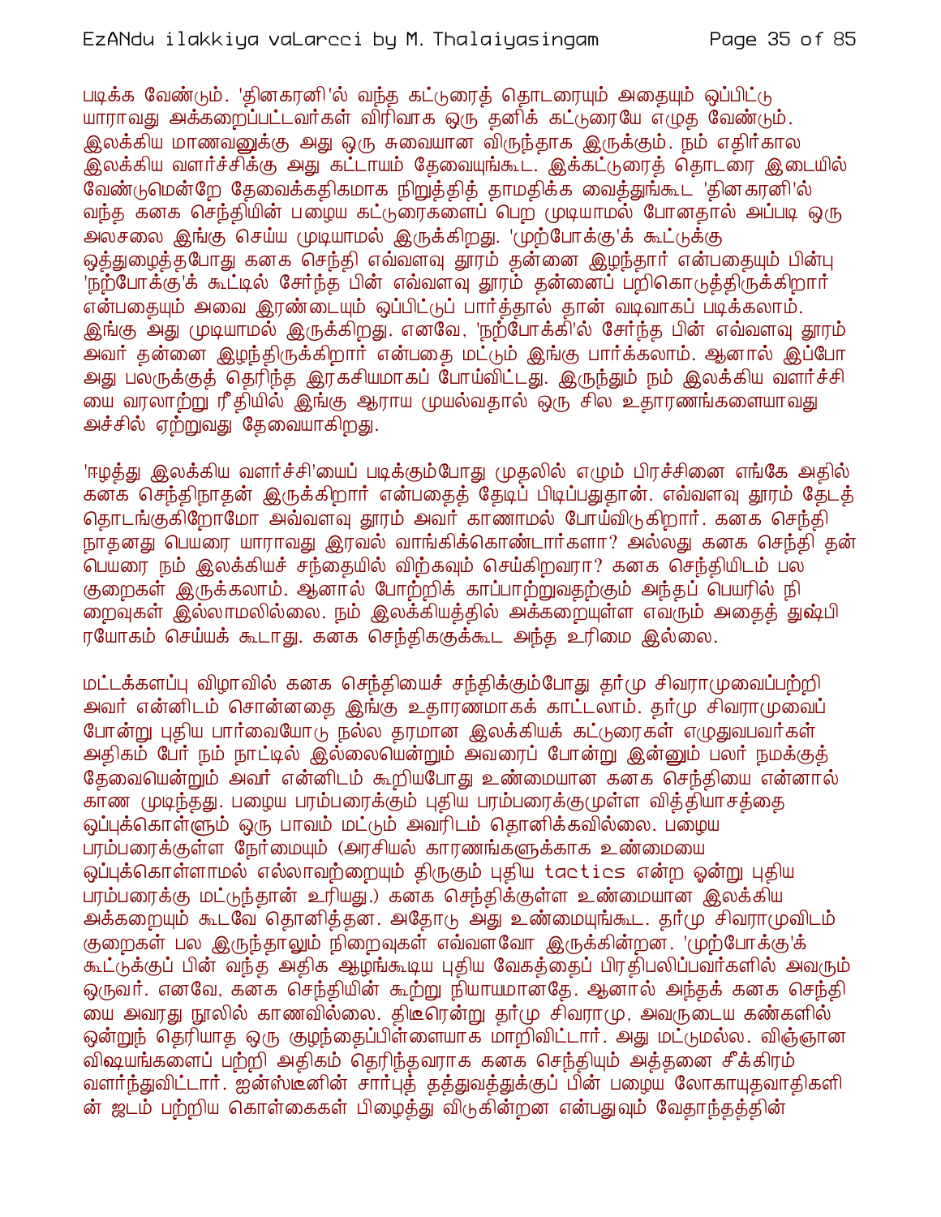படிக்க வேண்டும். 'தினகரனி'ல் வந்த கட்டுரைத் தொடரையும் அதையும் ஒப்பிட்டு யாராவது அக்கறைப்பட்டவர்கள் விரிவாக ஒரு தனிக் கட்டுரையே எழுத வேண்டும். இலக்கிய மாணவனுக்கு அது ஒரு சுவையான விருந்தாக இருக்கும். நம் எதிர்கால இலக்கிய வளர்ச்சிக்கு அது கட்டாயம் தேவையுங்கூட. இக்கட்டுரைத் தொடரை இடையில் வேண்டுமென்றே தேவைக்கதிகமாக நிறுத்தித் தாமதிக்க வைத்துங்கூட 'தினகரனி'ல் வந்த கனக செந்தியின் பழைய கட்டுரைகளைப் பெற முடியாமல் போனதால் அப்படி ஒரு அலசலை இங்கு செய்ய முடியாமல் இருக்கிறது. 'முற்போக்கு'க் கூட்டுக்கு ஒத்துழைத்தபோது கனக செந்தி எவ்வளவு தூரம் தன்னை இழந்தார் என்பதையும் பின்பு 'நற்போக்கு'க் கூட்டில் சேர்ந்த பின் எவ்வளவு தூரம் தன்னைப் பறிகொடுத்திருக்கிறார் என்பதையும் அவை இரண்டையும் ஒப்பிட்டுப் பார்த்தால் தான் வடிவாகப் படிக்கலாம். இங்கு அது முடியாமல் இருக்கிறது. எனவே, 'நற்போக்கி'ல் சேர்ந்த பின் எவ்வளவு தூரம் அவர் தன்னை இழந்திருக்கிறார் என்பதை மட்டும் இங்கு பார்க்கலாம். ஆனால் இப்போ அது பலருக்குத் தெரிந்த இரகசியமாகப் போய்விட்டது. இருந்தும் நம் இலக்கிய வளர்ச்சியை வரலாற்று ரீதியில் இங்கு ஆராய முயல்வதால் ஒரு சில உதாரணங்களையாவது அச்சில் ஏற்றுவது தேவையாகிறது.

'ஈழத்து இலக்கிய வளர்ச்சி'யைப் படிக்கும்போது முதலில் எழும் பிரச்சினை எங்கே அதில் கனக செந்திநாதன் இருக்கிறார் என்பதைத் தேடிப் பிடிப்பதுதான். எவ்வளவு தூரம் தேடத் தொடங்குகிறோமோ அவ்வளவு தூரம் அவர் காணாமல் போய்விடுகிறார். கனக செந்தி நாதனது பெயரை யாராவது இரவல் வாங்கிக்கொண்டார்களா? அல்லது கனக செந்தி தன் பெயரை நம் இலக்கியச் சந்தையில் விற்கவும் செய்கிறவரா? கனக செந்தியிடம் பல குறைகள் இருக்கலாம். ஆனால் போற்றிக் காப்பாற்றுவதற்கும் அந்தப் பெயரில் நிறைவுகள் இல்லாமலில்லை. நம் இலக்கியத்தில் அக்கறையுள்ள எவரும் அதைத் துஷ்பிரயோகம் செய்யக் கூடாது. கனக செந்திககுக்கூட அந்த உரிமை இல்லை.

மட்டக்களப்பு விழாவில் கனக செந்தியைச் சந்திக்கும்போது தர்மு சிவராமுவைப்பற்றி அவர் என்னிடம் சொன்னதை இங்கு உதாரணமாகக் காட்டலாம். தர்மு சிவராமுவைப் போன்று புதிய பார்வையோடு நல்ல தரமான இலக்கியக் கட்டுரைகள் எழுதுபவர்கள் அதிகம் பேர் நம் நாட்டில் இல்லையென்றும் அவரைப் போன்று இன்னும் பலர் நமக்குத் தேவையென்றும் அவர் என்னிடம் கூறியபோது உண்மையான கனக செந்தியை என்னால் காண முடிந்தது. பழைய பரம்பரைக்கும் புதிய பரம்பரைக்குமுள்ள வித்தியாசத்தை ஒப்புக்கொள்ளும் ஒரு பாவம் மட்டும் அவரிடம் தொனிக்கவில்லை. பழைய பரம்பரைக்குள்ள நேர்மையும் (அரசியல் காரணங்களுக்காக உண்மையை ஒப்புக்கொள்ளாமல் எல்லாவற்றையும் திருகும் புதிய tactics என்ற ஒன்று புதிய பரம்பரைக்கு மட்டுந்தான் உரியது.) கனக செந்திக்குள்ள உண்மையான இலக்கிய அக்கறையும் கூடவே தொனித்தன. அதோடு அது உண்மையுங்கூட. தர்மு சிவராமுவிடம் குறைகள் பல இருந்தாலும் நிறைவுகள் எவ்வளவோ இருக்கின்றன. 'முற்போக்கு'க் கூட்டுக்குப் பின் வந்த அதிக ஆழங்கூடிய புதிய வேகத்தைப் பிரதிபலிப்பவர்களில் அவரும் ஒருவர். எனவே, கனக செந்தியின் கூற்று நியாயமானதே. ஆனால் அந்தக் கனக செந்தியை அவரது நூலில் காணவில்லை. திடீரென்று தர்மு சிவராமு, அவருடைய கண்களில் ஒன்றுந் தெரியாத ஒரு குழந்தைப்பிள்ளையாக மாறிவிட்டார். அது மட்டுமல்ல. விஞ்ஞான விஷயங்களைப் பற்றி அதிகம் தெரிந்தவராக கனக செந்தியும் அத்தனை சீக்கிரம் வளர்ந்துவிட்டார். ஐன்ஸ்டீனின் சார்புத் தத்துவத்துக்குப் பின் பழைய லோகாயுதவாதிகளின் ஜடம் பற்றிய கொள்கைகள் பிழைத்து விடுகின்றன என்பதுவும் வேதாந்தத்தின்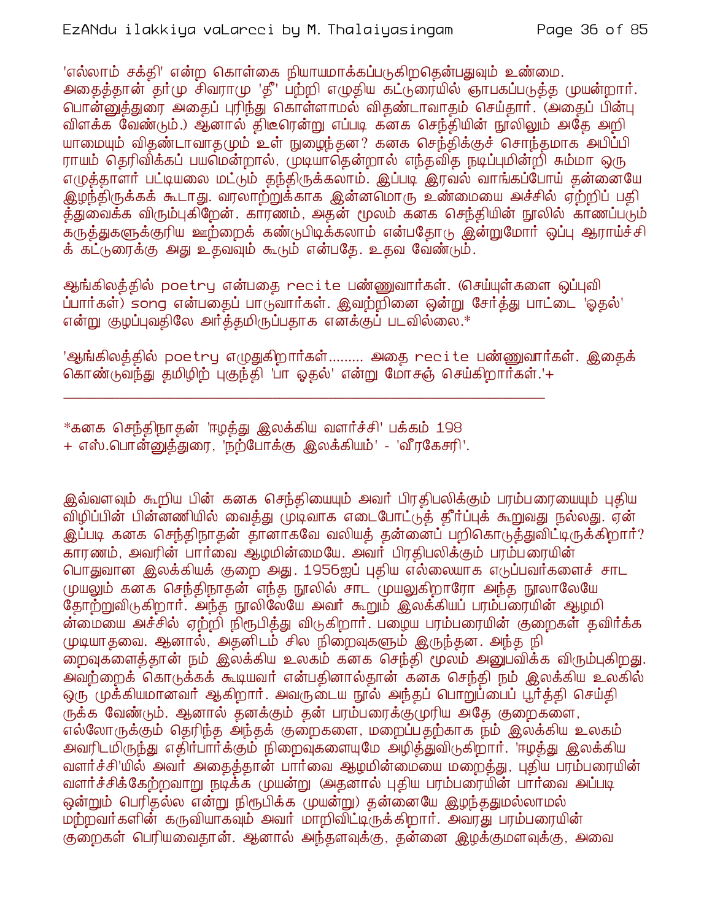'எல்லாம் சக்தி' என்ற கொள்கை நியாயமாக்கப்படுகிறதென்பதுவும் உண்மை. அதைத்தான் தர்மு சிவராமு 'தீ' பற்றி எழுதிய கட்டுரையில் ஞாபகப்படுத்த முயன்றார். பொன்னுத்துரை அதைப் புரிந்து கொள்ளாமல் விதண்டாவாதம் செய்தார். (அதைப் பின்பு விளக்க வேண்டும்.) ஆனால் திடீரென்று எப்படி கனக செந்தியின் நூலிலும் அதே அறியாமையும் விதண்டாவாதமும் உள் நுழைந்தன? கனக செந்திக்குச் சொந்தமாக அபிப்பிராயம் தெரிவிக்கப் பயமென்றால், முடியாதென்றால் எந்தவித நடிப்புமின்றி சும்மா ஒரு எழுத்தாளர் பட்டியலை மட்டும் தந்திருக்கலாம். இப்படி இரவல் வாங்கப்போய் தன்னையே இழந்திருக்கக் கூடாது. வரலாற்றுக்காக இன்னமொரு உண்மையை அச்சில் ஏற்றிப் பதித்துவைக்க விரும்புகிறேன். காரணம், அதன் மூலம் கனக செந்தியின் நூலில் காணப்படும் கருத்துகளுக்குரிய ஊற்றைக் கண்டுபிடிக்கலாம் என்பதோடு இன்றுமோர் ஒப்பு ஆராய்ச்சிக் கட்டுரைக்கு அது உதவவும் கூடும் என்பதே. உதவ வேண்டும்.

ஆங்கிலத்தில் poetry என்பதை recite பண்ணுவார்கள். (செய்யுள்களை ஒப்புவிப்பார்கள்) song என்பதைப் பாடுவார்கள். இவற்றினை ஒன்று சேர்த்து பாட்டை 'ஓதல்' என்று குழப்புவதிலே அர்த்தமிருப்பதாக எனக்குப் படவில்லை.*

'ஆங்கிலத்தில் poetry எழுதுகிறார்கள்......... அதை recite பண்ணுவார்கள். இதைக் கொண்டுவந்து தமிழிற் புகுந்தி 'பா ஓதல்' என்று மோசஞ் செய்கிறார்கள்.'+

---

*கனக செந்திநாதன் 'ஈழத்து இலக்கிய வளர்ச்சி' பக்கம் 198
+ எஸ்.பொன்னுத்துரை, 'நற்போக்கு இலக்கியம்' - 'வீரகேசரி'.

இவ்வளவும் கூறிய பின் கனக செந்தியையும் அவர் பிரதிபலிக்கும் பரம்பரையையும் புதிய விழிப்பின் பின்னணியில் வைத்து முடிவாக எடைபோட்டுத் தீர்ப்புக் கூறுவது நல்லது. ஏன் இப்படி கனக செந்திநாதன் தானாகவே வலியத் தன்னைப் பறிகொடுத்துவிட்டிருக்கிறார்? காரணம், அவரின் பார்வை ஆழமின்மையே. அவர் பிரதிபலிக்கும் பரம்பரையின் பொதுவான இலக்கியக் குறை அது. 1956ஐப் புதிய எல்லையாக எடுப்பவர்களைச் சாட முயலும் கனக செந்திநாதன் எந்த நூலில் சாட முயலுகிறாரோ அந்த நூலாலேயே தோற்றுவிடுகிறார். அந்த நூலிலேயே அவர் கூறும் இலக்கியப் பரம்பரையின் ஆழமின்மையை அச்சில் ஏற்றி நிரூபித்து விடுகிறார். பழைய பரம்பரையின் குறைகள் தவிர்க்க முடியாதவை. ஆனால், அதனிடம் சில நிறைவுகளும் இருந்தன. அந்த நிறைவுகளைத்தான் நம் இலக்கிய உலகம் கனக செந்தி மூலம் அனுபவிக்க விரும்புகிறது. அவற்றைக் கொடுக்கக் கூடியவர் என்பதினால்தான் கனக செந்தி நம் இலக்கிய உலகில் ஒரு முக்கியமானவர் ஆகிறார். அவருடைய நூல் அந்தப் பொறுப்பைப் பூர்த்தி செய்திருக்க வேண்டும். ஆனால் தனக்கும் தன் பரம்பரைக்குமுரிய அதே குறைகளை, எல்லோருக்கும் தெரிந்த அந்தக் குறைகளை, மறைப்பதற்காக நம் இலக்கிய உலகம் அவரிடமிருந்து எதிர்பார்க்கும் நிறைவுகளையுமே அழித்துவிடுகிறார். 'ஈழத்து இலக்கிய வளர்ச்சி'யில் அவர் அதைத்தான் பார்வை ஆழமின்மையை மறைத்து, புதிய பரம்பரையின் வளர்ச்சிக்கேற்றவாறு நடிக்க முயன்று (அதனால் புதிய பரம்பரையின் பார்வை அப்படி ஒன்றும் பெரிதல்ல என்று நிரூபிக்க முயன்று) தன்னையே இழந்ததுமல்லாமல் மற்றவர்களின் கருவியாகவும் அவர் மாறிவிட்டிருக்கிறார். அவரது பரம்பரையின் குறைகள் பெரியவைதான். ஆனால் அந்தளவுக்கு, தன்னை இழக்குமளவுக்கு, அவை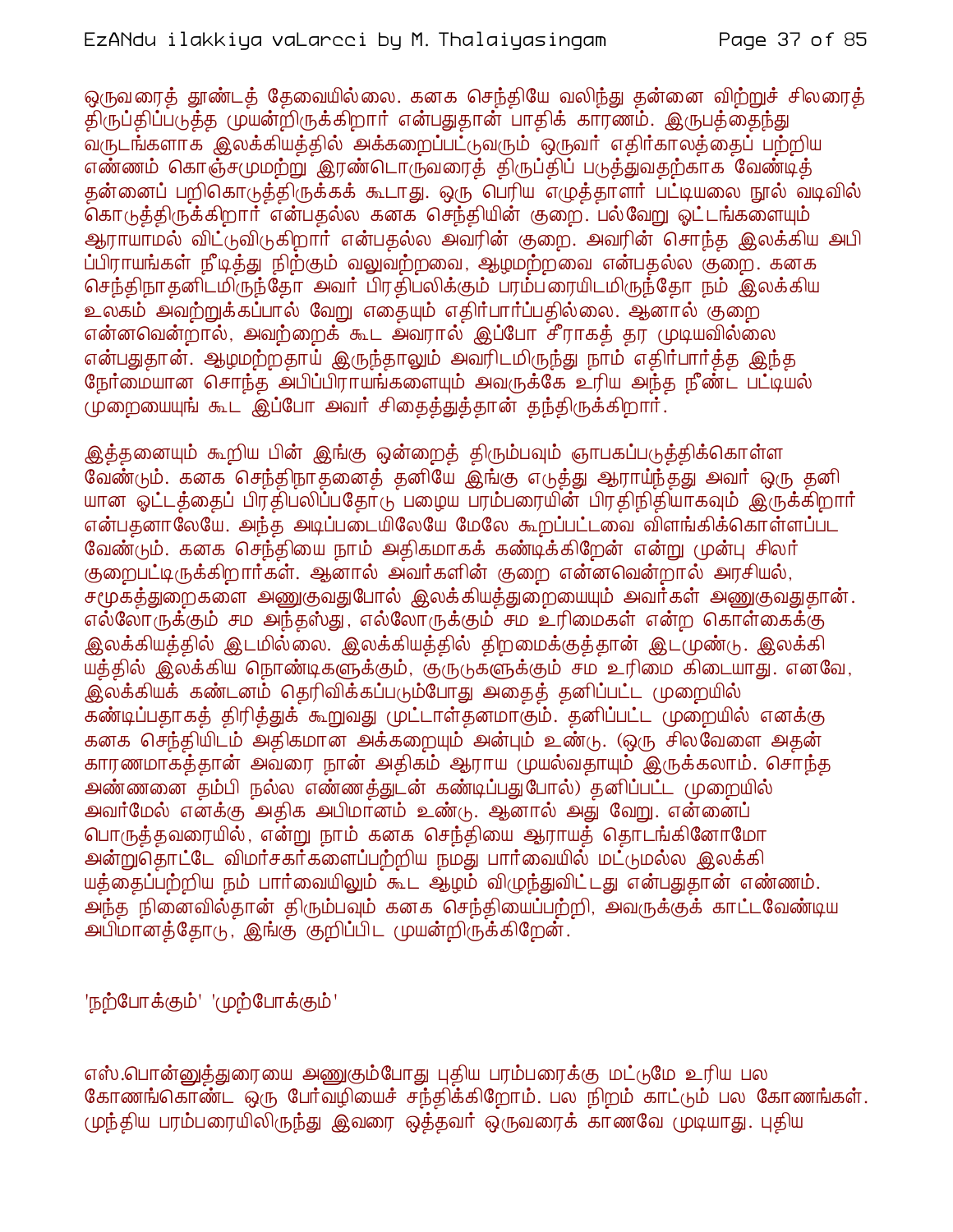ஒருவரைத் தூண்டத் தேவையில்லை. கனக செந்தியே வலிந்து தன்னை விற்றுச் சிலரைத் திருப்திப்படுத்த முயன்றிருக்கிறார் என்பதுதான் பாதிக் காரணம். இருபத்தைந்து வருடங்களாக இலக்கியத்தில் அக்கறைப்பட்டுவரும் ஒருவர் எதிர்காலத்தைப் பற்றிய எண்ணம் கொஞ்சமுமற்று இரண்டொருவரைத் திருப்திப் படுத்துவதற்காக வேண்டித் தன்னைப் பறிகொடுத்திருக்கக் கூடாது. ஒரு பெரிய எழுத்தாளர் பட்டியலை நூல் வடிவில் கொடுத்திருக்கிறார் என்பதல்ல கனக செந்தியின் குறை. பல்வேறு ஓட்டங்களையும் ஆராயாமல் விட்டுவிடுகிறார் என்பதல்ல அவரின் குறை. அவரின் சொந்த இலக்கிய அபிப்பிராயங்கள் நீடித்து நிற்கும் வலுவற்றவை, ஆழமற்றவை என்பதல்ல குறை. கனக செந்திநாதனிடமிருந்தோ அவர் பிரதிபலிக்கும் பரம்பரையிடமிருந்தோ நம் இலக்கிய உலகம் அவற்றுக்கப்பால் வேறு எதையும் எதிர்பார்ப்பதில்லை. ஆனால் குறை என்னவென்றால், அவற்றைக் கூட அவரால் இப்போ சீராகத் தர முடியவில்லை என்பதுதான். ஆழமற்றதாய் இருந்தாலும் அவரிடமிருந்து நாம் எதிர்பார்த்த இந்த நேர்மையான சொந்த அபிப்பிராயங்களையும் அவருக்கே உரிய அந்த நீண்ட பட்டியல் முறையையுங் கூட இப்போ அவர் சிதைத்துத்தான் தந்திருக்கிறார்.

இத்தனையும் கூறிய பின் இங்கு ஒன்றைத் திரும்பவும் ஞாபகப்படுத்திக்கொள்ள வேண்டும். கனக செந்திநாதனைத் தனியே இங்கு எடுத்து ஆராய்ந்தது அவர் ஒரு தனியான ஓட்டத்தைப் பிரதிபலிப்பதோடு பழைய பரம்பரையின் பிரதிநிதியாகவும் இருக்கிறார் என்பதனாலேயே. அந்த அடிப்படையிலேயே மேலே கூறப்பட்டவை விளங்கிக்கொள்ளப்பட வேண்டும். கனக செந்தியை நாம் அதிகமாகக் கண்டிக்கிறேன் என்று முன்பு சிலர் குறைபட்டிருக்கிறார்கள். ஆனால் அவர்களின் குறை என்னவென்றால் அரசியல், சமூகத்துறைகளை அணுகுவதுபோல் இலக்கியத்துறையையும் அவர்கள் அணுகுவதுதான். எல்லோருக்கும் சம அந்தஸ்து, எல்லோருக்கும் சம உரிமைகள் என்ற கொள்கைக்கு இலக்கியத்தில் இடமில்லை. இலக்கியத்தில் திறமைக்குத்தான் இடமுண்டு. இலக்கியத்தில் இலக்கிய நொண்டிகளுக்கும், குருடுகளுக்கும் சம உரிமை கிடையாது. எனவே, இலக்கியக் கண்டனம் தெரிவிக்கப்படும்போது அதைத் தனிப்பட்ட முறையில் கண்டிப்பதாகத் திரித்துக் கூறுவது முட்டாள்தனமாகும். தனிப்பட்ட முறையில் எனக்கு கனக செந்தியிடம் அதிகமான அக்கறையும் அன்பும் உண்டு. (ஒரு சிலவேளை அதன் காரணமாகத்தான் அவரை நான் அதிகம் ஆராய முயல்வதாயும் இருக்கலாம். சொந்த அண்ணனை தம்பி நல்ல எண்ணத்துடன் கண்டிப்பதுபோல்) தனிப்பட்ட முறையில் அவர்மேல் எனக்கு அதிக அபிமானம் உண்டு. ஆனால் அது வேறு. என்னைப் பொருத்தவரையில், என்று நாம் கனக செந்தியை ஆராயத் தொடங்கினோமோ அன்றுதொட்டே விமர்சகர்களைப்பற்றிய நமது பார்வையில் மட்டுமல்ல இலக்கியத்தைப்பற்றிய நம் பார்வையிலும் கூட ஆழம் விழுந்துவிட்டது என்பதுதான் எண்ணம். அந்த நினைவில்தான் திரும்பவும் கனக செந்தியைப்பற்றி, அவருக்குக் காட்டவேண்டிய அபிமானத்தோடு, இங்கு குறிப்பிட முயன்றிருக்கிறேன்.

## 'நற்போக்கும்' 'முற்போக்கும்'

எஸ்.பொன்னுத்துரையை அணுகும்போது புதிய பரம்பரைக்கு மட்டுமே உரிய பல கோணங்கொண்ட ஒரு பேர்வழியைச் சந்திக்கிறோம். பல நிறம் காட்டும் பல கோணங்கள். முந்திய பரம்பரையிலிருந்து இவரை ஒத்தவர் ஒருவரைக் காணவே முடியாது. புதிய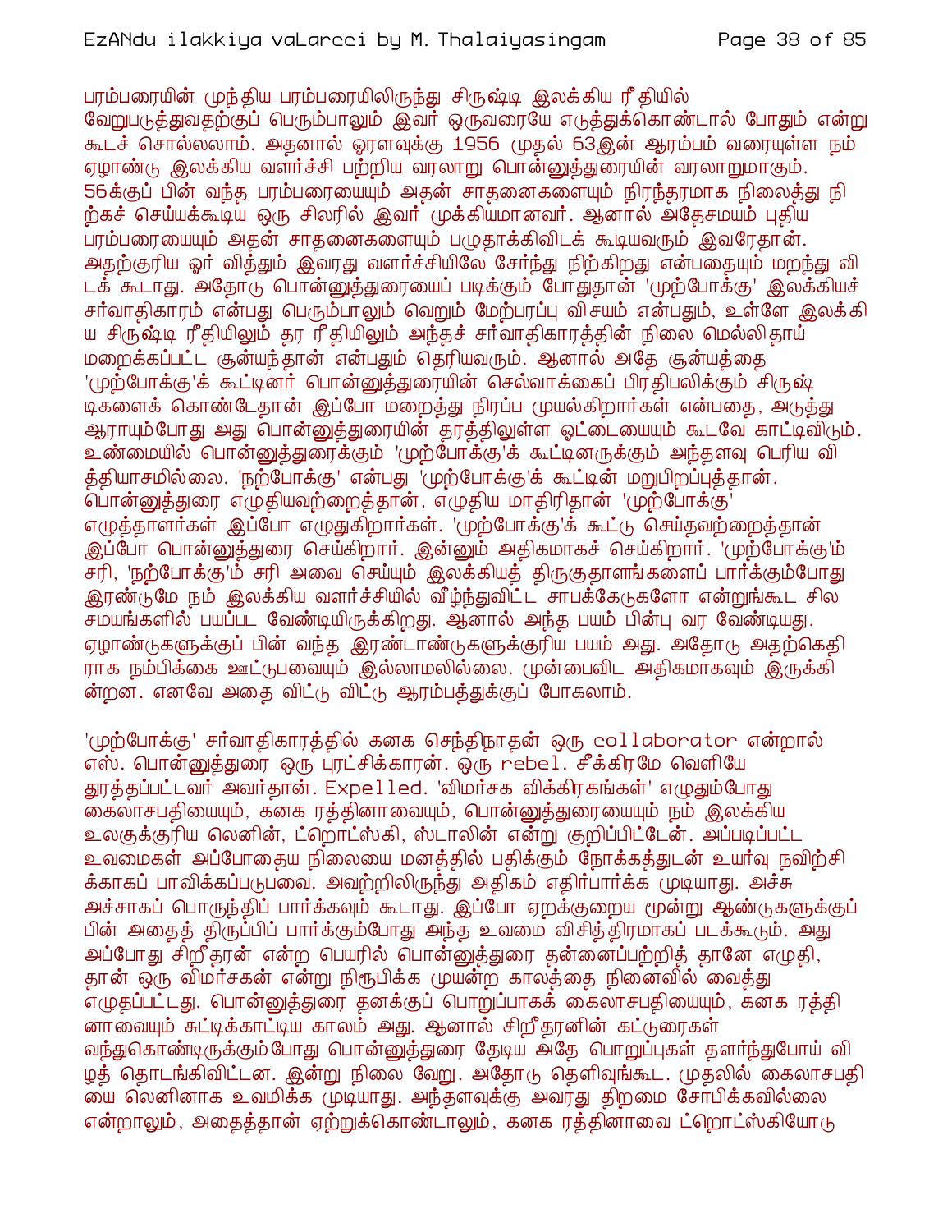பரம்பரையின் முந்திய பரம்பரையிலிருந்து சிருஷ்டி இலக்கிய ரீதியில் வேறுபடுத்துவதற்குப் பெரும்பாலும் இவர் ஒருவரையே எடுத்துக்கொண்டால் போதும் என்று கூடச் சொல்லலாம். அதனால் ஓரளவுக்கு 1956 முதல் 63இன் ஆரம்பம் வரையுள்ள நம் ஏழாண்டு இலக்கிய வளர்ச்சி பற்றிய வரலாறு பொன்னுத்துரையின் வரலாறுமாகும். 56க்குப் பின் வந்த பரம்பரையையும் அதன் சாதனைகளையும் நிரந்தரமாக நிலைத்து நிற்கச் செய்யக்கூடிய ஒரு சிலரில் இவர் முக்கியமானவர். ஆனால் அதேசமயம் புதிய பரம்பரையையும் அதன் சாதனைகளையும் பழுதாக்கிவிடக் கூடியவரும் இவரேதான். அதற்குரிய ஓர் வித்தும் இவரது வளர்ச்சியிலே சேர்ந்து நிற்கிறது என்பதையும் மறந்து விடக் கூடாது. அதோடு பொன்னுத்துரையைப் படிக்கும் போதுதான் 'முற்போக்கு' இலக்கியச் சர்வாதிகாரம் என்பது பெரும்பாலும் வெறும் மேற்பரப்பு விசயம் என்பதும், உள்ளே இலக்கிய சிருஷ்டி ரீதியிலும் தர ரீதியிலும் அந்தச் சர்வாதிகாரத்தின் நிலை மெல்லிதாய் மறைக்கப்பட்ட சூன்யந்தான் என்பதும் தெரியவரும். ஆனால் அதே சூன்யத்தை 'முற்போக்கு'க் கூட்டினர் பொன்னுத்துரையின் செல்வாக்கைப் பிரதிபலிக்கும் சிருஷ்டிகளைக் கொண்டேதான் இப்போ மறைத்து நிரப்ப முயல்கிறார்கள் என்பதை, அடுத்து ஆராயும்போது அது பொன்னுத்துரையின் தரத்திலுள்ள ஓட்டையையும் கூடவே காட்டிவிடும். உண்மையில் பொன்னுத்துரைக்கும் 'முற்போக்கு'க் கூட்டினருக்கும் அந்தளவு பெரிய வித்தியாசமில்லை. 'நற்போக்கு' என்பது 'முற்போக்கு'க் கூட்டின் மறுபிறப்புத்தான். பொன்னுத்துரை எழுதியவற்றைத்தான், எழுதிய மாதிரிதான் 'முற்போக்கு' எழுத்தாளர்கள் இப்போ எழுதுகிறார்கள். 'முற்போக்கு'க் கூட்டு செய்தவற்றைத்தான் இப்போ பொன்னுத்துரை செய்கிறார். இன்னும் அதிகமாகச் செய்கிறார். 'முற்போக்கு'ம் சரி, 'நற்போக்கு'ம் சரி அவை செய்யும் இலக்கியத் திருகுதாளங்களைப் பார்க்கும்போது இரண்டுமே நம் இலக்கிய வளர்ச்சியில் வீழ்ந்துவிட்ட சாபக்கேடுகளோ என்றுங்கூட சில சமயங்களில் பயப்பட வேண்டியிருக்கிறது. ஆனால் அந்த பயம் பின்பு வர வேண்டியது. ஏழாண்டுகளுக்குப் பின் வந்த இரண்டாண்டுகளுக்குரிய பயம் அது. அதோடு அதற்கெதிராக நம்பிக்கை ஊட்டுபவையும் இல்லாமலில்லை. முன்பைவிட அதிகமாகவும் இருக்கின்றன. எனவே அதை விட்டு விட்டு ஆரம்பத்துக்குப் போகலாம்.

'முற்போக்கு' சர்வாதிகாரத்தில் கனக செந்திநாதன் ஒரு collaborator என்றால் எஸ். பொன்னுத்துரை ஒரு புரட்சிக்காரன். ஒரு rebel. சீக்கிரமே வெளியே துரத்தப்பட்டவர் அவர்தான். Expelled. 'விமர்சக விக்கிரகங்கள்' எழுதும்போது கைலாசபதியையும், கனக ரத்தினாவையும், பொன்னுத்துரையையும் நம் இலக்கிய உலகுக்குரிய லெனின், ட்றொட்ஸ்கி, ஸ்டாலின் என்று குறிப்பிட்டேன். அப்படிப்பட்ட உவமைகள் அப்போதைய நிலையை மனத்தில் பதிக்கும் நோக்கத்துடன் உயர்வு நவிற்சிக்காகப் பாவிக்கப்படுபவை. அவற்றிலிருந்து அதிகம் எதிர்பார்க்க முடியாது. அச்சு அச்சாகப் பொருந்திப் பார்க்கவும் கூடாது. இப்போ ஏறக்குறைய மூன்று ஆண்டுகளுக்குப் பின் அதைத் திருப்பிப் பார்க்கும்போது அந்த உவமை விசித்திரமாகப் படக்கூடும். அது அப்போது சிறீதரன் என்ற பெயரில் பொன்னுத்துரை தன்னைப்பற்றித் தானே எழுதி, தான் ஒரு விமர்சகன் என்று நிரூபிக்க முயன்ற காலத்தை நினைவில் வைத்து எழுதப்பட்டது. பொன்னுத்துரை தனக்குப் பொறுப்பாகக் கைலாசபதியையும், கனக ரத்தினாவையும் சுட்டிக்காட்டிய காலம் அது. ஆனால் சிறீதரனின் கட்டுரைகள் வந்துகொண்டிருக்கும்போது பொன்னுத்துரை தேடிய அதே பொறுப்புகள் தளர்ந்துபோய் விழத் தொடங்கிவிட்டன. இன்று நிலை வேறு. அதோடு தெளிவுங்கூட. முதலில் கைலாசபதியை லெனினாக உவமிக்க முடியாது. அந்தளவுக்கு அவரது திறமை சோபிக்கவில்லை என்றாலும், அதைத்தான் ஏற்றுக்கொண்டாலும், கனக ரத்தினாவை ட்றொட்ஸ்கியோடு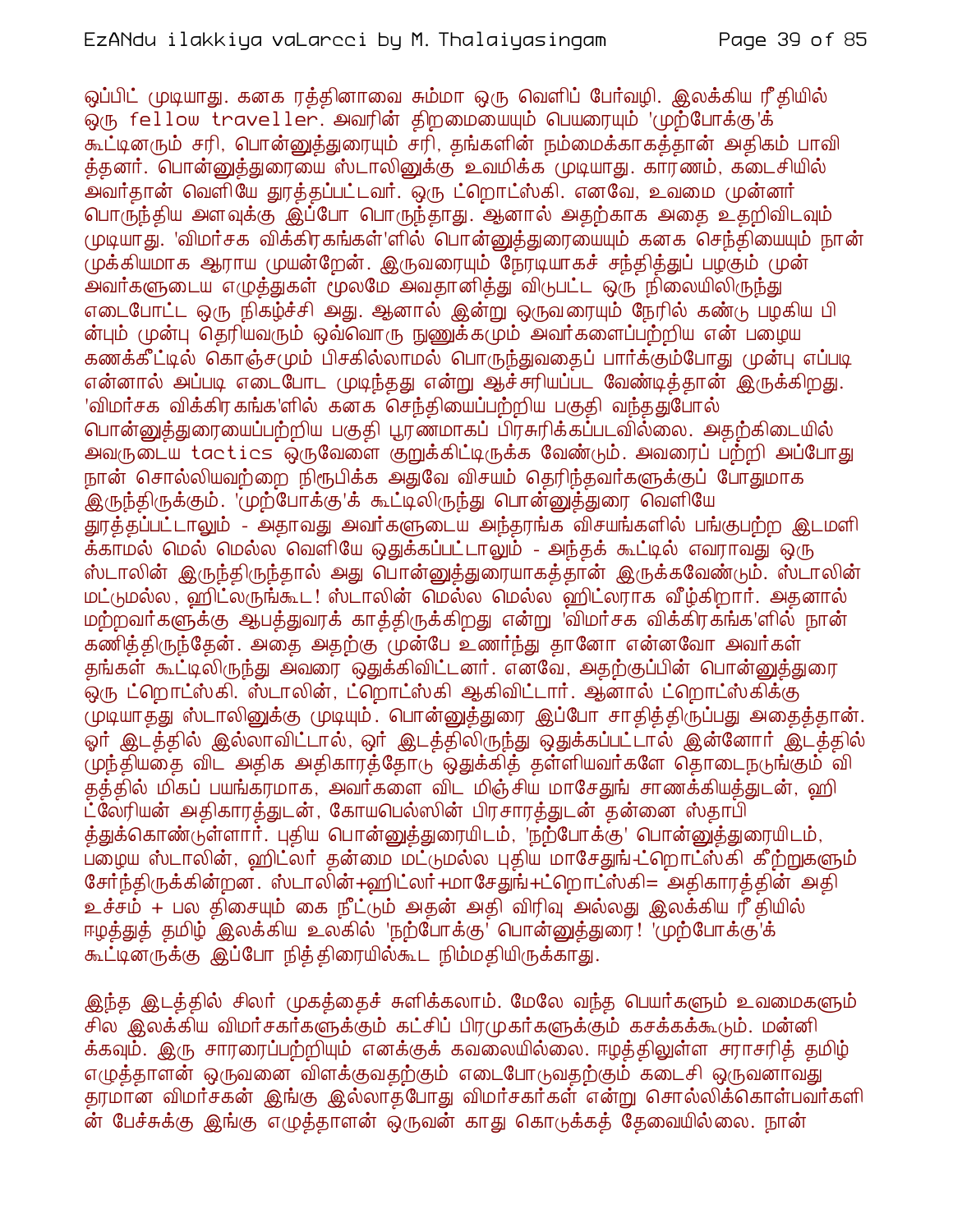ஒப்பிட் முடியாது. கனக ரத்தினாவை சும்மா ஒரு வெளிப் போர்வழி. இலக்கிய ரீதியில் ஒரு fellow traveller. அவரின் திறமையையும் பெயரையும் 'முற்போக்கு'க் கூட்டினரும் சரி, பொன்னுத்துரையும் சரி, தங்களின் நம்மைக்காகத்தான் அதிகம் பாவித்தனர். பொன்னுத்துரையை ஸ்டாலினுக்கு உவமிக்க முடியாது. காரணம், கடைசியில் அவர்தான் வெளியே துரத்தப்பட்டவர். ஒரு ட்றொட்ஸ்கி. எனவே, உவமை முன்னர் பொருந்திய அளவுக்கு இப்போ பொருந்தாது. ஆனால் அதற்காக அதை உதறிவிடவும் முடியாது. 'விமர்சக விக்கிரகங்கள்'ளில் பொன்னுத்துரையையும் கனக செந்தியையும் நான் முக்கியமாக ஆராய முயன்றேன். இருவரையும் நேரடியாகச் சந்தித்துப் பழகும் முன் அவர்களுடைய எழுத்துகள் மூலமே அவதானித்து விடுபட்ட ஒரு நிலையிலிருந்து எடைபோட்ட ஒரு நிகழ்ச்சி அது. ஆனால் இன்று ஒருவரையும் நேரில் கண்டு பழகிய பின்பும் முன்பு தெரியவரும் ஒவ்வொரு நுணுக்கமும் அவர்களைப்பற்றிய என் பழைய கணக்கீட்டில் கொஞ்சமும் பிசகில்லாமல் பொருந்துவதைப் பார்க்கும்போது முன்பு எப்படி என்னால் அப்படி எடைபோட முடிந்தது என்று ஆச்சரியப்பட வேண்டித்தான் இருக்கிறது. 'விமர்சக விக்கிரகங்க'ளில் கனக செந்தியைப்பற்றிய பகுதி வந்ததுபோல் பொன்னுத்துரையைப்பற்றிய பகுதி பூரணமாகப் பிரசுரிக்கப்படவில்லை. அதற்கிடையில் அவருடைய tactics ஒருவேளை குறுக்கிட்டிருக்க வேண்டும். அவரைப் பற்றி அப்போது நான் சொல்லியவற்றை நிரூபிக்க அதுவே விசயம் தெரிந்தவர்களுக்குப் போதுமாக இருந்திருக்கும். 'முற்போக்கு'க் கூட்டிலிருந்து பொன்னுத்துரை வெளியே துரத்தப்பட்டாலும் - அதாவது அவர்களுடைய அந்தரங்க விசயங்களில் பங்குபற்ற இடமளிக்காமல் மெல் மெல்ல வெளியே ஒதுக்கப்பட்டாலும் - அந்தக் கூட்டில் எவராவது ஒரு ஸ்டாலின் இருந்திருந்தால் அது பொன்னுத்துரையாகத்தான் இருக்கவேண்டும். ஸ்டாலின் மட்டுமல்ல, ஹிட்லருங்கூட! ஸ்டாலின் மெல்ல மெல்ல ஹிட்லராக வீழ்கிறார். அதனால் மற்றவர்களுக்கு ஆபத்துவரக் காத்திருக்கிறது என்று 'விமர்சக விக்கிரகங்க'ளில் நான் கணித்திருந்தேன். அதை அதற்கு முன்பே உணர்ந்து தானோ என்னவோ அவர்கள் தங்கள் கூட்டிலிருந்து அவரை ஒதுக்கிவிட்டனர். எனவே, அதற்குப்பின் பொன்னுத்துரை ஒரு ட்றொட்ஸ்கி. ஸ்டாலின், ட்றொட்ஸ்கி ஆகிவிட்டார். ஆனால் ட்றொட்ஸ்கிக்கு முடியாதது ஸ்டாலினுக்கு முடியும். பொன்னுத்துரை இப்போ சாதித்திருப்பது அதைத்தான். ஓர் இடத்தில் இல்லாவிட்டால், ஓர் இடத்திலிருந்து ஒதுக்கப்பட்டால் இன்னோர் இடத்தில் முந்தியதை விட அதிக அதிகாரத்தோடு ஒதுக்கித் தள்ளியவர்களே தொடைநடுங்கும் விதத்தில் மிகப் பயங்கரமாக, அவர்களை விட மிஞ்சிய மாசேதுங் சாணக்கியத்துடன், ஹிட்லேரியன் அதிகாரத்துடன், கோயபெல்ஸின் பிரசாரத்துடன் தன்னை ஸ்தாபித்துக்கொண்டுள்ளார். புதிய பொன்னுத்துரையிடம், 'நற்போக்கு' பொன்னுத்துரையிடம், பழைய ஸ்டாலின், ஹிட்லர் தன்மை மட்டுமல்ல புதிய மாசேதுங்-ட்றொட்ஸ்கி கீற்றுகளும் சேர்ந்திருக்கின்றன. ஸ்டாலின்+ஹிட்லர்+மாசேதுங்+ட்றொட்ஸ்கி= அதிகாரத்தின் அதி உச்சம் + பல திசையும் கை நீட்டும் அதன் அதி விரிவு அல்லது இலக்கிய ரீதியில் ஈழத்துத் தமிழ் இலக்கிய உலகில் 'நற்போக்கு' பொன்னுத்துரை! 'முற்போக்கு'க் கூட்டினருக்கு இப்போ நித்திரையில்கூட நிம்மதியிருக்காது.

இந்த இடத்தில் சிலர் முகத்தைச் சுளிக்கலாம். மேலே வந்த பெயர்களும் உவமைகளும் சில இலக்கிய விமர்சகர்களுக்கும் கட்சிப் பிரமுகர்களுக்கும் கசக்கக்கூடும். மன்னிக்கவும். இரு சாரரைப்பற்றியும் எனக்குக் கவலையில்லை. ஈழத்திலுள்ள சராசரித் தமிழ் எழுத்தாளன் ஒருவனை விளக்குவதற்கும் எடைபோடுவதற்கும் கடைசி ஒருவனாவது தரமான விமர்சகன் இங்கு இல்லாதபோது விமர்சகர்கள் என்று சொல்லிக்கொள்பவர்களின் பேச்சுக்கு இங்கு எழுத்தாளன் ஒருவன் காது கொடுக்கத் தேவையில்லை. நான்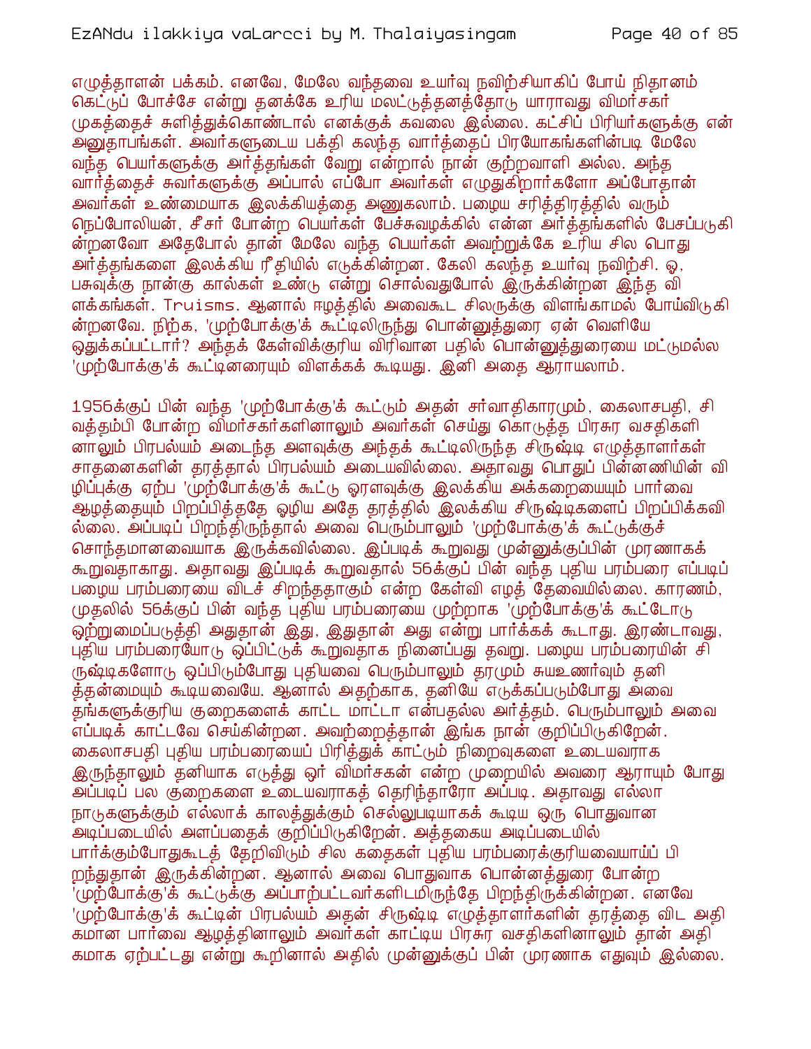எழுத்தாளன் பக்கம். எனவே, மேலே வந்தவை உயர்வு நவிற்சியாகிப் போய் நிதானம் கெட்டுப் போச்சே என்று தனக்கே உரிய மலட்டுத்தனத்தோடு யாராவது விமர்சகர் முகத்தைச் சுளித்துக்கொண்டால் எனக்குக் கவலை இல்லை. கட்சிப் பிரியர்களுக்கு என் அனுதாபங்கள். அவர்களுடைய பக்தி கலந்த வார்த்தைப் பிரயோகங்களின்படி மேலே வந்த பெயர்களுக்கு அர்த்தங்கள் வேறு என்றால் நான் குற்றவாளி அல்ல. அந்த வார்த்தைச் சுவர்களுக்கு அப்பால் எப்போ அவர்கள் எழுதுகிறார்களோ அப்போதான் அவர்கள் உண்மையாக இலக்கியத்தை அணுகலாம். பழைய சரித்திரத்தில் வரும் நெப்போலியன், சீசர் போன்ற பெயர்கள் பேச்சுவழக்கில் என்ன அர்த்தங்களில் பேசப்படுகின்றனவோ அதேபோல் தான் மேலே வந்த பெயர்கள் அவற்றுக்கே உரிய சில பொது அர்த்தங்களை இலக்கிய ரீதியில் எடுக்கின்றன. கேலி கலந்த உயர்வு நவிற்சி. ஓ, பசுவுக்கு நான்கு கால்கள் உண்டு என்று சொல்வதுபோல் இருக்கின்றன இந்த விளக்கங்கள். Truisms. ஆனால் ஈழத்தில் அவைகூட சிலருக்கு விளங்காமல் போய்விடுகின்றனவே. நிற்க, 'முற்போக்கு'க் கூட்டிலிருந்து பொன்னுத்துரை ஏன் வெளியே ஒதுக்கப்பட்டார்? அந்தக் கேள்விக்குரிய விரிவான பதில் பொன்னுத்துரையை மட்டுமல்ல 'முற்போக்கு'க் கூட்டினரையும் விளக்கக் கூடியது. இனி அதை ஆராயலாம்.

1956க்குப் பின் வந்த 'முற்போக்கு'க் கூட்டும் அதன் சர்வாதிகாரமும், கைலாசபதி, சிவத்தம்பி போன்ற விமர்சகர்களினாலும் அவர்கள் செய்து கொடுத்த பிரசுர வசதிகளினாலும் பிரபல்யம் அடைந்த அளவுக்கு அந்தக் கூட்டிலிருந்த சிருஷ்டி எழுத்தாளர்கள் சாதனைகளின் தரத்தால் பிரபல்யம் அடையவில்லை. அதாவது பொதுப் பின்னணியின் விழிப்புக்கு ஏற்ப 'முற்போக்கு'க் கூட்டு ஓரளவுக்கு இலக்கிய அக்கறையையும் பார்வை ஆழத்தையும் பிறப்பித்ததே ஒழிய அதே தரத்தில் இலக்கிய சிருஷ்டிகளைப் பிறப்பிக்கவில்லை. அப்படிப் பிறந்திருந்தால் அவை பெரும்பாலும் 'முற்போக்கு'க் கூட்டுக்குச் சொந்தமானவையாக இருக்கவில்லை. இப்படிக் கூறுவது முன்னுக்குப்பின் முரணாகக் கூறுவதாகாது. அதாவது இப்படிக் கூறுவதால் 56க்குப் பின் வந்த புதிய பரம்பரை எப்படிப் பழைய பரம்பரையை விடச் சிறந்ததாகும் என்ற கேள்வி எழத் தேவையில்லை. காரணம், முதலில் 56க்குப் பின் வந்த புதிய பரம்பரையை முற்றாக 'முற்போக்கு'க் கூட்டோடு ஒற்றுமைப்படுத்தி அதுதான் இது, இதுதான் அது என்று பார்க்கக் கூடாது. இரண்டாவது, புதிய பரம்பரையோடு ஒப்பிட்டுக் கூறுவதாக நினைப்பது தவறு. பழைய பரம்பரையின் சிருஷ்டிகளோடு ஒப்பிடும்போது புதியவை பெரும்பாலும் தரமும் சுயஉணர்வும் தனித்தன்மையும் கூடியவையே. ஆனால் அதற்காக, தனியே எடுக்கப்படும்போது அவை தங்களுக்குரிய குறைகளைக் காட்ட மாட்டா என்பதல்ல அர்த்தம். பெரும்பாலும் அவை எப்படிக் காட்டவே செய்கின்றன. அவற்றைத்தான் இங்க நான் குறிப்பிடுகிறேன். கைலாசபதி புதிய பரம்பரையைப் பிரித்துக் காட்டும் நிறைவுகளை உடையவராக இருந்தாலும் தனியாக எடுத்து ஓர் விமர்சகன் என்ற முறையில் அவரை ஆராயும் போது அப்படிப் பல குறைகளை உடையவராகத் தெரிந்தாரோ அப்படி. அதாவது எல்லா நாடுகளுக்கும் எல்லாக் காலத்துக்கும் செல்லுபடியாகக் கூடிய ஒரு பொதுவான அடிப்படையில் அளப்பதைக் குறிப்பிடுகிறேன். அத்தகைய அடிப்படையில் பார்க்கும்போதுகூடத் தேறிவிடும் சில கதைகள் புதிய பரம்பரைக்குரியவையாய்ப் பிறந்துதான் இருக்கின்றன. ஆனால் அவை பொதுவாக பொன்னத்துரை போன்ற 'முற்போக்கு'க் கூட்டுக்கு அப்பாற்பட்டவர்களிடமிருந்தே பிறந்திருக்கின்றன. எனவே 'முற்போக்கு'க் கூட்டின் பிரபல்யம் அதன் சிருஷ்டி எழுத்தாளர்களின் தரத்தை விட அதிகமான பார்வை ஆழத்தினாலும் அவர்கள் காட்டிய பிரசுர வசதிகளினாலும் தான் அதிகமாக ஏற்பட்டது என்று கூறினால் அதில் முன்னுக்குப் பின் முரணாக எதுவும் இல்லை.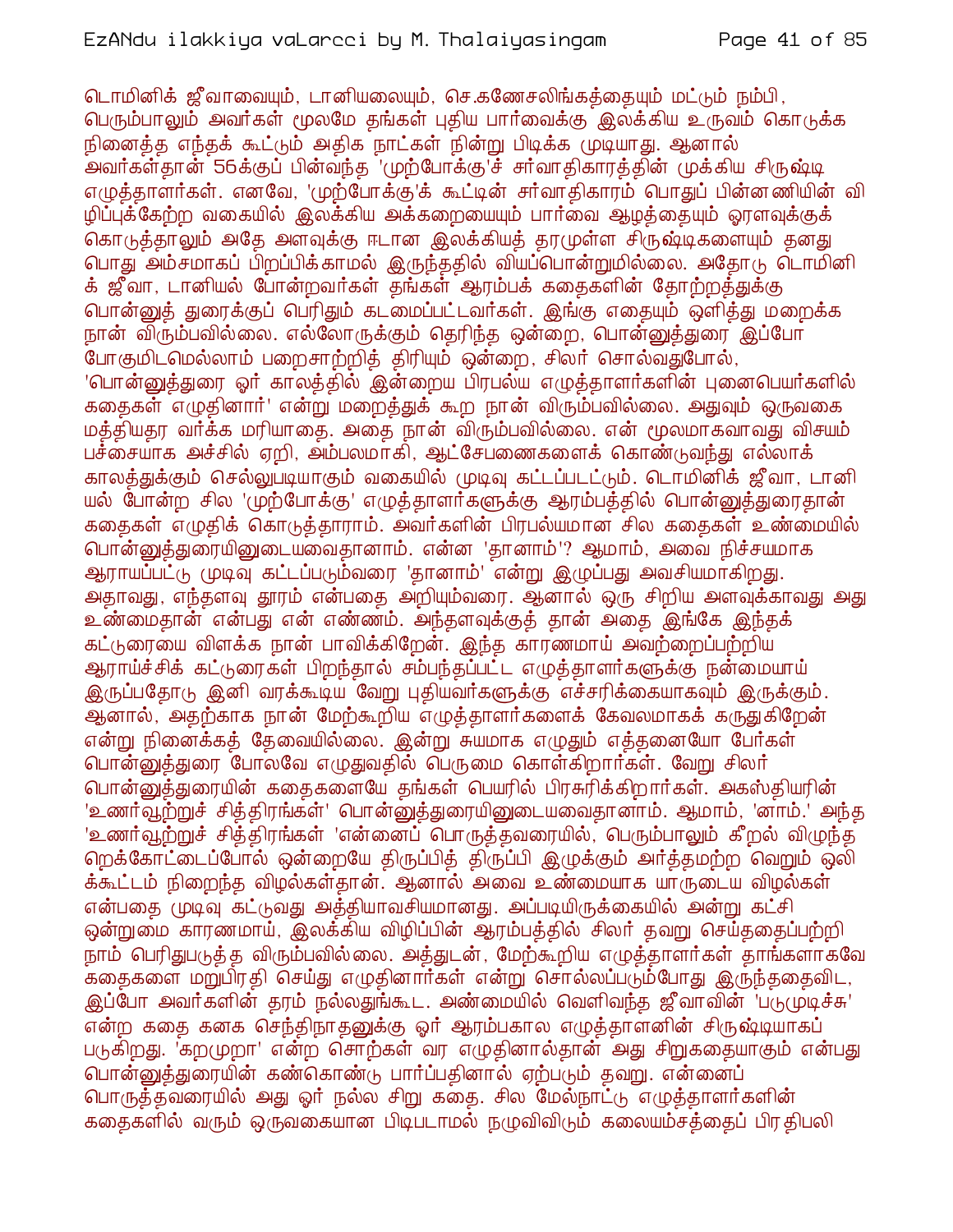டொமினிக் ஜீவாவையும், டானியலையும், செ.கணேசலிங்கத்தையும் மட்டும் நம்பி, பெரும்பாலும் அவர்கள் மூலமே தங்கள் புதிய பார்வைக்கு இலக்கிய உருவம் கொடுக்க நினைத்த எந்தக் கூட்டும் அதிக நாட்கள் நின்று பிடிக்க முடியாது. ஆனால் அவர்கள்தான் 56க்குப் பின்வந்த 'முற்போக்கு'ச் சர்வாதிகாரத்தின் முக்கிய சிருஷ்டி எழுத்தாளர்கள். எனவே, 'முற்போக்கு'க் கூட்டின் சர்வாதிகாரம் பொதுப் பின்னணியின் விழிப்புக்கேற்ற வகையில் இலக்கிய அக்கறையையும் பார்வை ஆழத்தையும் ஓரளவுக்குக் கொடுத்தாலும் அதே அளவுக்கு ஈடான இலக்கியத் தரமுள்ள சிருஷ்டிகளையும் தனது பொது அம்சமாகப் பிறப்பிக்காமல் இருந்ததில் வியப்பொன்றுமில்லை. அதோடு டொமினிக் ஜீவா, டானியல் போன்றவர்கள் தங்கள் ஆரம்பக் கதைகளின் தோற்றத்துக்கு பொன்னுத் துரைக்குப் பெரிதும் கடமைப்பட்டவர்கள். இங்கு எதையும் ஒளித்து மறைக்க நான் விரும்பவில்லை. எல்லோருக்கும் தெரிந்த ஒன்றை, பொன்னுத்துரை இப்போ போகுமிடமெல்லாம் பறைசாற்றித் திரியும் ஒன்றை, சிலர் சொல்வதுபோல், 'பொன்னுத்துரை ஓர் காலத்தில் இன்றைய பிரபல்ய எழுத்தாளர்களின் புனைபெயர்களில் கதைகள் எழுதினார்' என்று மறைத்துக் கூற நான் விரும்பவில்லை. அதுவும் ஒருவகை மத்தியதர வர்க்க மரியாதை. அதை நான் விரும்பவில்லை. என் மூலமாகவாவது விசயம் பச்சையாக அச்சில் ஏறி, அம்பலமாகி, ஆட்சேபணைகளைக் கொண்டுவந்து எல்லாக் காலத்துக்கும் செல்லுபடியாகும் வகையில் முடிவு கட்டப்படட்டும். டொமினிக் ஜீவா, டானியல் போன்ற சில 'முற்போக்கு' எழுத்தாளர்களுக்கு ஆரம்பத்தில் பொன்னுத்துரைதான் கதைகள் எழுதிக் கொடுத்தாராம். அவர்களின் பிரபல்யமான சில கதைகள் உண்மையில் பொன்னுத்துரையினுடையவைதானாம். என்ன 'தானாம்'? ஆமாம், அவை நிச்சயமாக ஆராயப்பட்டு முடிவு கட்டப்படும்வரை 'தானாம்' என்று இழுப்பது அவசியமாகிறது. அதாவது, எந்தளவு தூரம் என்பதை அறியும்வரை. ஆனால் ஒரு சிறிய அளவுக்காவது அது உண்மைதான் என்பது என் எண்ணம். அந்தளவுக்குத் தான் அதை இங்கே இந்தக் கட்டுரையை விளக்க நான் பாவிக்கிறேன். இந்த காரணமாய் அவற்றைப்பற்றிய ஆராய்ச்சிக் கட்டுரைகள் பிறந்தால் சம்பந்தப்பட்ட எழுத்தாளர்களுக்கு நன்மையாய் இருப்பதோடு இனி வரக்கூடிய வேறு புதியவர்களுக்கு எச்சரிக்கையாகவும் இருக்கும். ஆனால், அதற்காக நான் மேற்கூறிய எழுத்தாளர்களைக் கேவலமாகக் கருதுகிறேன் என்று நினைக்கத் தேவையில்லை. இன்று சுயமாக எழுதும் எத்தனையோ பேர்கள் பொன்னுத்துரை போலவே எழுதுவதில் பெருமை கொள்கிறார்கள். வேறு சிலர் பொன்னுத்துரையின் கதைகளையே தங்கள் பெயரில் பிரசுரிக்கிறார்கள். அகஸ்தியரின் 'உணர்வூற்றுச் சித்திரங்கள்' பொன்னுத்துரையினுடையவைதானாம். ஆமாம், 'னாம்.' அந்த 'உணர்வூற்றுச் சித்திரங்கள் 'என்னைப் பொருத்தவரையில், பெரும்பாலும் கீறல் விழுந்த றெக்கோட்டைப்போல் ஒன்றையே திருப்பித் திருப்பி இமுக்கும் அர்த்தமற்ற வெறும் ஒலிக்கூட்டம் நிறைந்த விழல்கள்தான். ஆனால் அவை உண்மையாக யாருடைய விழல்கள் என்பதை முடிவு கட்டுவது அத்தியாவசியமானது. அப்படியிருக்கையில் அன்று கட்சி ஒன்றுமை காரணமாய், இலக்கிய விழிப்பின் ஆரம்பத்தில் சிலர் தவறு செய்ததைப்பற்றி நாம் பெரிதுபடுத்த விரும்பவில்லை. அத்துடன், மேற்கூறிய எழுத்தாளர்கள் தாங்களாகவே கதைகளை மறுபிரதி செய்து எழுதினார்கள் என்று சொல்லப்படும்போது இருந்ததைவிட, இப்போ அவர்களின் தரம் நல்லதுங்கூட. அண்மையில் வெளிவந்த ஜீவாவின் 'படுமுடிச்சு' என்ற கதை கனக செந்திநாதனுக்கு ஓர் ஆரம்பகால எழுத்தாளனின் சிருஷ்டியாகப் படுகிறது. 'கறமுறா' என்ற சொற்கள் வர எழுதினால்தான் அது சிறுகதையாகும் என்பது பொன்னுத்துரையின் கண்கொண்டு பார்ப்பதினால் ஏற்படும் தவறு. என்னைப் பொருத்தவரையில் அது ஓர் நல்ல சிறு கதை. சில மேல்நாட்டு எழுத்தாளர்களின் கதைகளில் வரும் ஒருவகையான பிடிபடாமல் நழுவிவிடும் கலையம்சத்தைப் பிரதிபலி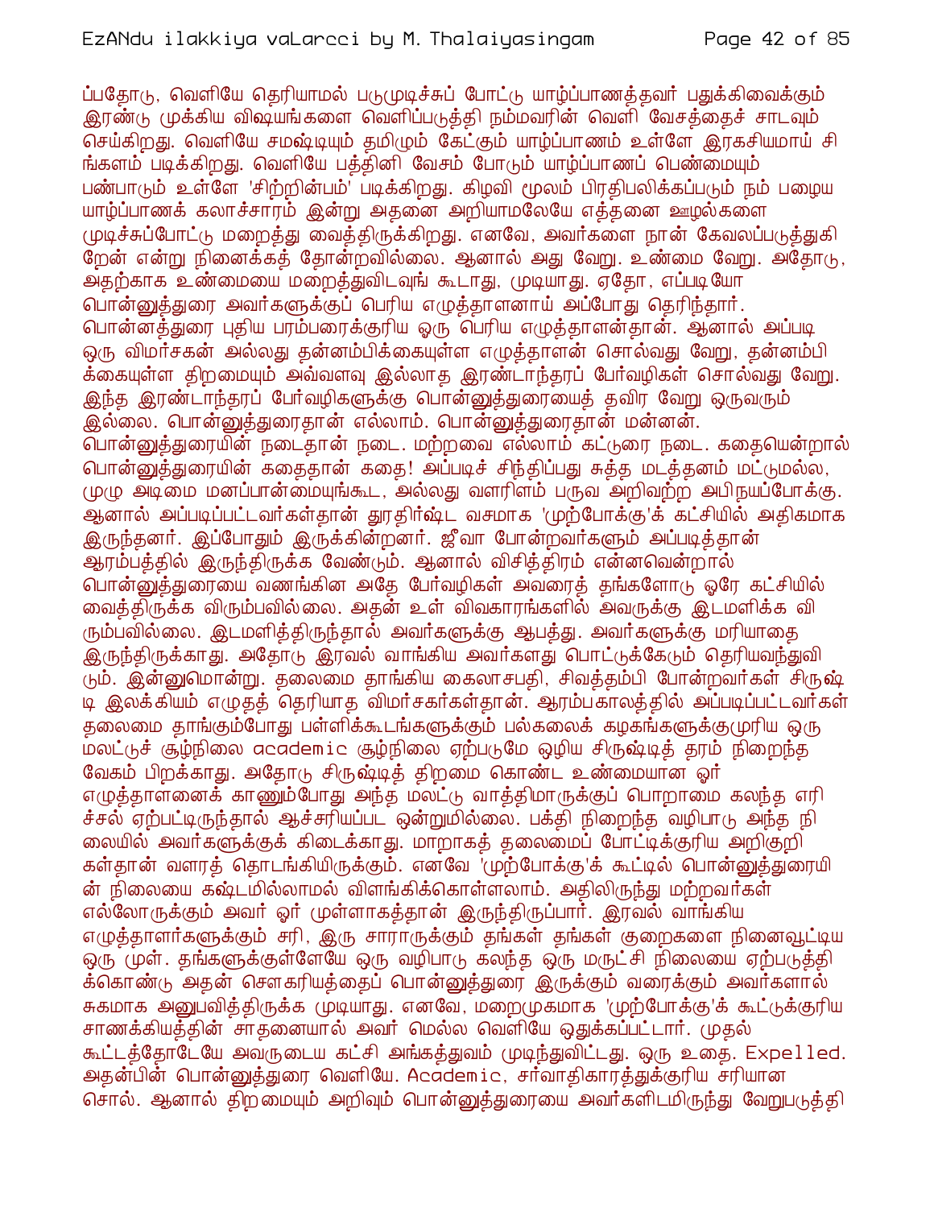ப்பதோடு, வெளியே தெரியாமல் படுமுடிச்சுப் போட்டு யாழ்ப்பாணத்தவர் பதுக்கிவைக்கும் இரண்டு முக்கிய விஷயங்களை வெளிப்படுத்தி நம்மவரின் வெளி வேசத்தைச் சாடவும் செய்கிறது. வெளியே சமஷ்டியும் தமிழும் கேட்கும் யாழ்ப்பாணம் உள்ளே இரகசியமாய் சிங்களம் படிக்கிறது. வெளியே பத்தினி வேசம் போடும் யாழ்ப்பாணப் பெண்மையும் பண்பாடும் உள்ளே 'சிற்றின்பம்' படிக்கிறது. கிழவி மூலம் பிரதிபலிக்கப்படும் நம் பழைய யாழ்ப்பாணக் கலாச்சாரம் இன்று அதனை அறியாமலேயே எத்தனை ஊழல்களை முடிச்சுப்போட்டு மறைத்து வைத்திருக்கிறது. எனவே, அவர்களை நான் கேவலப்படுத்துகிறேன் என்று நினைக்கத் தோன்றவில்லை. ஆனால் அது வேறு. உண்மை வேறு. அதோடு, அதற்காக உண்மையை மறைத்துவிடவுங் கூடாது, முடியாது. ஏதோ, எப்படியோ பொன்னுத்துரை அவர்களுக்குப் பெரிய எழுத்தாளனாய் அப்போது தெரிந்தார்.

பொன்னத்துரை புதிய பரம்பரைக்குரிய ஒரு பெரிய எழுத்தாளன்தான். ஆனால் அப்படி ஒரு விமர்சகன் அல்லது தன்னம்பிக்கையுள்ள எழுத்தாளன் சொல்வது வேறு, தன்னம்பிக்கையுள்ள திறமையும் அவ்வளவு இல்லாத இரண்டாந்தரப் பேர்வழிகள் சொல்வது வேறு. இந்த இரண்டாந்தரப் பேர்வழிகளுக்கு பொன்னுத்துரையைத் தவிர வேறு ஒருவரும் இல்லை. பொன்னுத்துரைதான் எல்லாம். பொன்னுத்துரைதான் மன்னன். பொன்னுத்துரையின் நடைதான் நடை. மற்றவை எல்லாம் கட்டுரை நடை. கதையென்றால் பொன்னுத்துரையின் கதைதான் கதை! அப்படிச் சிந்திப்பது சுத்த மடத்தனம் மட்டுமல்ல, முழு அடிமை மனப்பான்மையுங்கூட, அல்லது வளரிளம் பருவ அறிவற்ற அபிநயப்போக்கு. ஆனால் அப்படிப்பட்டவர்கள்தான் துரதிர்ஷ்ட வசமாக 'முற்போக்கு'க் கட்சியில் அதிகமாக இருந்தனர். இப்போதும் இருக்கின்றனர். ஜீவா போன்றவர்களும் அப்படித்தான் ஆரம்பத்தில் இருந்திருக்க வேண்டும். ஆனால் விசித்திரம் என்னவென்றால் பொன்னுத்துரையை வணங்கின அதே பேர்வழிகள் அவரைத் தங்களோடு ஓரே கட்சியில் வைத்திருக்க விரும்பவில்லை. அதன் உள் விவகாரங்களில் அவருக்கு இடமளிக்க விரும்பவில்லை. இடமளித்திருந்தால் அவர்களுக்கு ஆபத்து. அவர்களுக்கு மரியாதை இருந்திருக்காது. அதோடு இரவல் வாங்கிய அவர்களது பொட்டுக்கேடும் தெரியவந்துவிடும். இன்னுமொன்று. தலைமை தாங்கிய கைலாசபதி, சிவத்தம்பி போன்றவர்கள் சிருஷ்டி இலக்கியம் எழுதத் தெரியாத விமர்சகர்கள்தான். ஆரம்பகாலத்தில் அப்படிப்பட்டவர்கள் தலைமை தாங்கும்போது பள்ளிக்கூடங்களுக்கும் பல்கலைக் கழகங்களுக்குமுரிய ஒரு மலட்டுச் சூழ்நிலை academic சூழ்நிலை ஏற்படுமே ஒழிய சிருஷ்டித் தரம் நிறைந்த வேகம் பிறக்காது. அதோடு சிருஷ்டித் திறமை கொண்ட உண்மையான ஓர் எழுத்தாளனைக் காணும்போது அந்த மலட்டு வாத்திமாருக்குப் பொறாமை கலந்த எரிச்சல் ஏற்பட்டிருந்தால் ஆச்சரியப்பட ஒன்றுமில்லை. பக்தி நிறைந்த வழிபாடு அந்த நிலையில் அவர்களுக்குக் கிடைக்காது. மாறாகத் தலைமைப் போட்டிக்குரிய அறிகுறிகள்தான் வளரத் தொடங்கியிருக்கும். எனவே 'முற்போக்கு'க் கூட்டில் பொன்னுத்துரையின் நிலையை கஷ்டமில்லாமல் விளங்கிக்கொள்ளலாம். அதிலிருந்து மற்றவர்கள் எல்லோருக்கும் அவர் ஓர் முள்ளாகத்தான் இருந்திருப்பார். இரவல் வாங்கிய எழுத்தாளர்களுக்கும் சரி, இரு சாராருக்கும் தங்கள் தங்கள் குறைகளை நினைவூட்டிய ஒரு முள். தங்களுக்குள்ளேயே ஒரு வழிபாடு கலந்த ஒரு மருட்சி நிலையை ஏற்படுத்திக்கொண்டு அதன் சௌகரியத்தைப் பொன்னுத்துரை இருக்கும் வரைக்கும் அவர்களால் சுகமாக அனுபவித்திருக்க முடியாது. எனவே, மறைமுகமாக 'முற்போக்கு'க் கூட்டுக்குரிய சாணக்கியத்தின் சாதனையால் அவர் மெல்ல வெளியே ஒதுக்கப்பட்டார். முதல் கூட்டத்தோடேயே அவருடைய கட்சி அங்கத்துவம் முடிந்துவிட்டது. ஒரு உதை. Expelled. அதன்பின் பொன்னுத்துரை வெளியே. Academic, சர்வாதிகாரத்துக்குரிய சரியான சொல். ஆனால் திறமையும் அறிவும் பொன்னுத்துரையை அவர்களிடமிருந்து வேறுபடுத்தி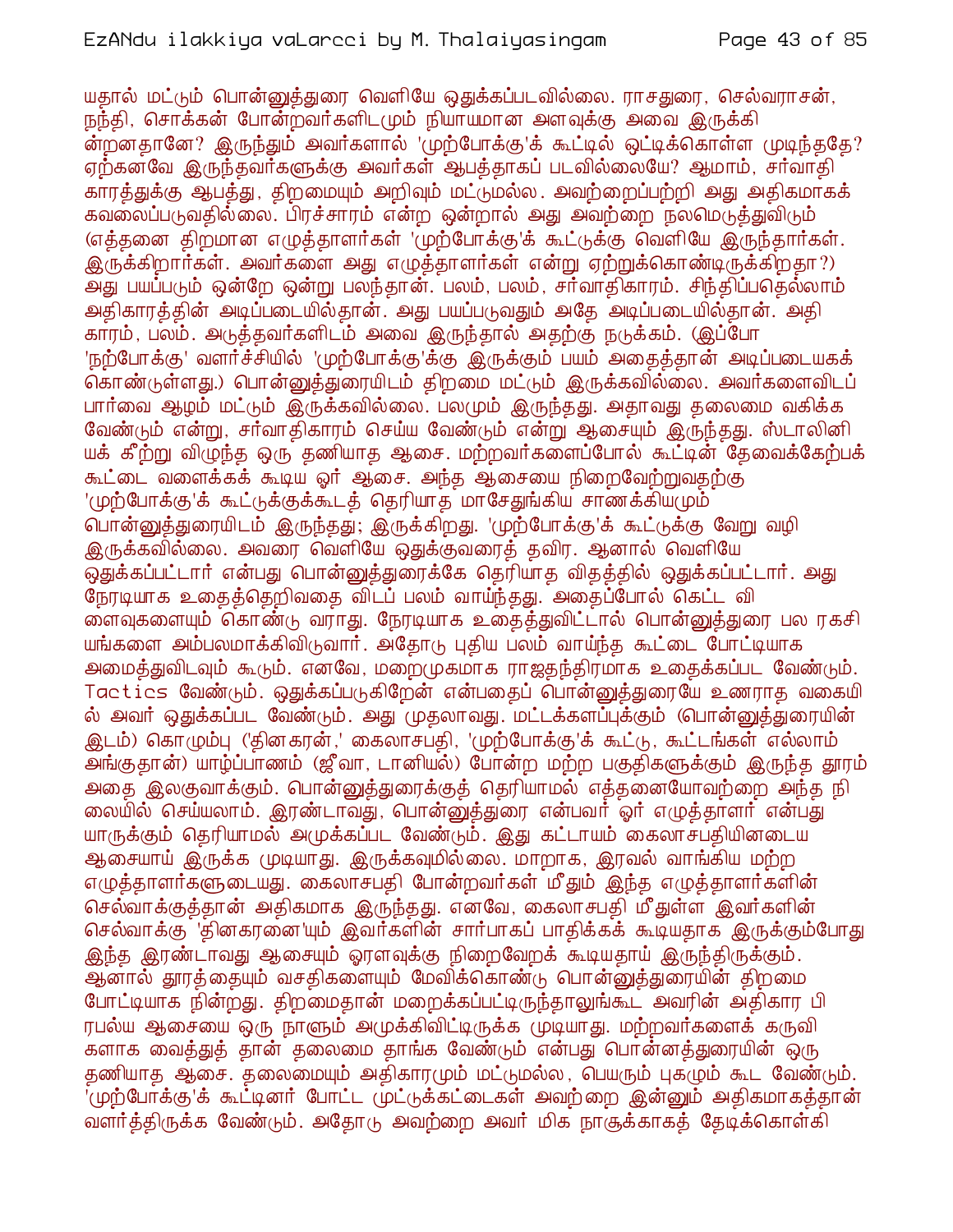யதால் மட்டும் பொன்னுத்துரை வெளியே ஒதுக்கப்படவில்லை. ராசதுரை, செல்வராசன், நந்தி, சொக்கன் போன்றவர்களிடமும் நியாயமான அளவுக்கு அவை இருக்கின்றனதானே? இருந்தும் அவர்களால் 'முற்போக்கு'க் கூட்டில் ஒட்டிக்கொள்ள முடிந்ததே? ஏற்கனவே இருந்தவர்களுக்கு அவர்கள் ஆபத்தாகப் படவில்லையே? ஆமாம், சர்வாதிகாரத்துக்கு ஆபத்து, திறமையும் அறிவும் மட்டுமல்ல. அவற்றைப்பற்றி அது அதிகமாகக் கவலைப்படுவதில்லை. பிரச்சாரம் என்ற ஒன்றால் அது அவற்றை நலமெடுத்துவிடும் (எத்தனை திறமான எழுத்தாளர்கள் 'முற்போக்கு'க் கூட்டுக்கு வெளியே இருந்தார்கள். இருக்கிறார்கள். அவர்களை அது எழுத்தாளர்கள் என்று ஏற்றுக்கொண்டிருக்கிறதா?) அது பயப்படும் ஒன்றே ஒன்று பலந்தான். பலம், பலம், சர்வாதிகாரம். சிந்திப்பதெல்லாம் அதிகாரத்தின் அடிப்படையில்தான். அது பயப்படுவதும் அதே அடிப்படையில்தான். அதிகாரம், பலம். அடுத்தவர்களிடம் அவை இருந்தால் அதற்கு நடுக்கம். (இப்போ 'நற்போக்கு' வளர்ச்சியில் 'முற்போக்கு'க்கு இருக்கும் பயம் அதைத்தான் அடிப்படையகக் கொண்டுள்ளது.) பொன்னுத்துரையிடம் திறமை மட்டும் இருக்கவில்லை. அவர்களைவிடப் பார்வை ஆழம் மட்டும் இருக்கவில்லை. பலமும் இருந்தது. அதாவது தலைமை வகிக்க வேண்டும் என்று, சர்வாதிகாரம் செய்ய வேண்டும் என்று ஆசையும் இருந்தது. ஸ்டாலினியக் கீற்று விழுந்த ஒரு தணியாத ஆசை. மற்றவர்களைப்போல் கூட்டின் தேவைக்கேற்பக் கூட்டை வளைக்கக் கூடிய ஓர் ஆசை. அந்த ஆசையை நிறைவேற்றுவதற்கு 'முற்போக்கு'க் கூட்டுக்குக்கூடத் தெரியாத மாசேதுங்கிய சாணக்கியமும் பொன்னுத்துரையிடம் இருந்தது; இருக்கிறது. 'முற்போக்கு'க் கூட்டுக்கு வேறு வழி இருக்கவில்லை. அவரை வெளியே ஒதுக்குவரைத் தவிர. ஆனால் வெளியே ஒதுக்கப்பட்டார் என்பது பொன்னுத்துரைக்கே தெரியாத விதத்தில் ஒதுக்கப்பட்டார். அது நேரடியாக உதைத்தெறிவதை விடப் பலம் வாய்ந்தது. அதைப்போல் கெட்ட விளைவுகளையும் கொண்டு வராது. நேரடியாக உதைத்துவிட்டால் பொன்னுத்துரை பல ரகசியங்களை அம்பலமாக்கிவிடுவார். அதோடு புதிய பலம் வாய்ந்த கூட்டை போட்டியாக அமைத்துவிடவும் கூடும். எனவே, மறைமுகமாக ராஜதந்திரமாக உதைக்கப்பட வேண்டும். Tactics வேண்டும். ஒதுக்கப்படுகிறேன் என்பதைப் பொன்னுத்துரையே உணராத வகையில் அவர் ஒதுக்கப்பட வேண்டும். அது முதலாவது. மட்டக்களப்புக்கும் (பொன்னுத்துரையின் இடம்) கொழும்பு ('தினகரன்,' கைலாசபதி, 'முற்போக்கு'க் கூட்டு, கூட்டங்கள் எல்லாம் அங்குதான்) யாழ்ப்பாணம் (ஜீவா, டானியல்) போன்ற மற்ற பகுதிகளுக்கும் இருந்த தூரம் அதை இலகுவாக்கும். பொன்னுத்துரைக்குத் தெரியாமல் எத்தனையோவற்றை அந்த நிலையில் செய்யலாம். இரண்டாவது, பொன்னுத்துரை என்பவர் ஓர் எழுத்தாளர் என்பது யாருக்கும் தெரியாமல் அமுக்கப்பட வேண்டும். இது கட்டாயம் கைலாசபதியினடைய ஆசையாய் இருக்க முடியாது. இருக்கவுமில்லை. மாறாக, இரவல் வாங்கிய மற்ற எழுத்தாளர்களுடையது. கைலாசபதி போன்றவர்கள் மீதும் இந்த எழுத்தாளர்களின் செல்வாக்குத்தான் அதிகமாக இருந்தது. எனவே, கைலாசபதி மீதுள்ள இவர்களின் செல்வாக்கு 'தினகரனை'யும் இவர்களின் சார்பாகப் பாதிக்கக் கூடியதாக இருக்கும்போது இந்த இரண்டாவது ஆசையும் ஓரளவுக்கு நிறைவேறக் கூடியதாய் இருந்திருக்கும். ஆனால் தூரத்தையும் வசதிகளையும் மேவிக்கொண்டு பொன்னுத்துரையின் திறமை போட்டியாக நின்றது. திறமைதான் மறைக்கப்பட்டிருந்தாலுங்கூட அவரின் அதிகார பிரபல்ய ஆசையை ஒரு நாளும் அமுக்கிவிட்டிருக்க முடியாது. மற்றவர்களைக் கருவிகளாக வைத்துத் தான் தலைமை தாங்க வேண்டும் என்பது பொன்னத்துரையின் ஒரு தணியாத ஆசை. தலைமையும் அதிகாரமும் மட்டுமல்ல, பெயரும் புகழும் கூட வேண்டும். 'முற்போக்கு'க் கூட்டினர் போட்ட முட்டுக்கட்டைகள் அவற்றை இன்னும் அதிகமாகத்தான் வளர்த்திருக்க வேண்டும். அதோடு அவற்றை அவர் மிக நாசூக்காகத் தேடிக்கொள்கி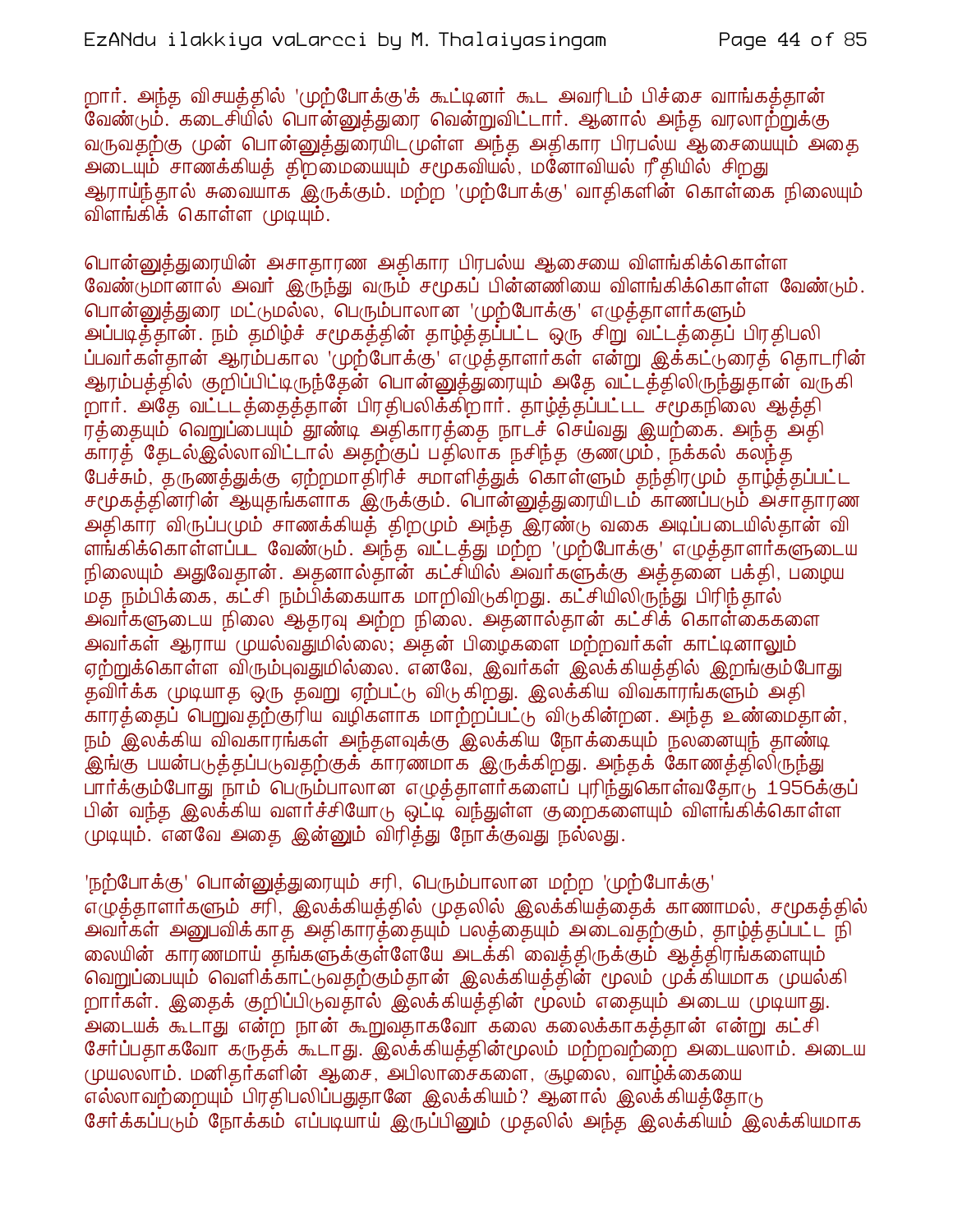றார். அந்த விசயத்தில் 'முற்போக்கு'க் கூட்டினர் கூட அவரிடம் பிச்சை வாங்கத்தான் வேண்டும். கடைசியில் பொன்னுத்துரை வென்றுவிட்டார். ஆனால் அந்த வரலாற்றுக்கு வருவதற்கு முன் பொன்னுத்துரையிடமுள்ள அந்த அதிகார பிரபல்ய ஆசையையும் அதை அடையும் சாணக்கியத் திறமையையும் சமூகவியல், மனோவியல் ரீதியில் சிறது ஆராய்ந்தால் சுவையாக இருக்கும். மற்ற 'முற்போக்கு' வாதிகளின் கொள்கை நிலையும் விளங்கிக் கொள்ள முடியும்.

பொன்னுத்துரையின் அசாதாரண அதிகார பிரபல்ய ஆசையை விளங்கிக்கொள்ள வேண்டுமானால் அவர் இருந்து வரும் சமூகப் பின்னணியை விளங்கிக்கொள்ள வேண்டும். பொன்னுத்துரை மட்டுமல்ல, பெரும்பாலான 'முற்போக்கு' எழுத்தாளர்களும் அப்படித்தான். நம் தமிழ்ச் சமூகத்தின் தாழ்த்தப்பட்ட ஒரு சிறு வட்டத்தைப் பிரதிபலிப்பவர்கள்தான் ஆரம்பகால 'முற்போக்கு' எழுத்தாளர்கள் என்று இக்கட்டுரைத் தொடரின் ஆரம்பத்தில் குறிப்பிட்டிருந்தேன் பொன்னுத்துரையும் அதே வட்டத்திலிருந்துதான் வருகிறார். அதே வட்டடத்தைத்தான் பிரதிபலிக்கிறார். தாழ்த்தப்பட்டட சமூகநிலை ஆத்திரத்தையும் வெறுப்பையும் தூண்டி அதிகாரத்தை நாடச் செய்வது இயற்கை. அந்த அதிகாரத் தேடல்இல்லாவிட்டால் அதற்குப் பதிலாக நசிந்த குணமும், நக்கல் கலந்த பேச்சும், தருணத்துக்கு ஏற்றமாதிரிச் சமாளித்துக் கொள்ளும் தந்திரமும் தாழ்த்தப்பட்ட சமூகத்தினரின் ஆயுதங்களாக இருக்கும். பொன்னுத்துரையிடம் காணப்படும் அசாதாரண அதிகார விருப்பமும் சாணக்கியத் திறமும் அந்த இரண்டு வகை அடிப்படையில்தான் விளங்கிக்கொள்ளப்பட வேண்டும். அந்த வட்டத்து மற்ற 'முற்போக்கு' எழுத்தாளர்களுடைய நிலையும் அதுவேதான். அதனால்தான் கட்சியில் அவர்களுக்கு அத்தனை பக்தி, பழைய மத நம்பிக்கை, கட்சி நம்பிக்கையாக மாறிவிடுகிறது. கட்சியிலிருந்து பிரிந்தால் அவர்களுடைய நிலை ஆதரவு அற்ற நிலை. அதனால்தான் கட்சிக் கொள்கைகளை அவர்கள் ஆராய முயல்வதுமில்லை; அதன் பிழைகளை மற்றவர்கள் காட்டினாலும் ஏற்றுக்கொள்ள விரும்புவதுமில்லை. எனவே, இவர்கள் இலக்கியத்தில் இறங்கும்போது தவிர்க்க முடியாத ஒரு தவறு ஏற்பட்டு விடுகிறது. இலக்கிய விவகாரங்களும் அதிகாரத்தைப் பெறுவதற்குரிய வழிகளாக மாற்றப்பட்டு விடுகின்றன. அந்த உண்மைதான், நம் இலக்கிய விவகாரங்கள் அந்தளவுக்கு இலக்கிய நோக்கையும் நலனையுந் தாண்டி இங்கு பயன்படுத்தப்படுவதற்குக் காரணமாக இருக்கிறது. அந்தக் கோணத்திலிருந்து பார்க்கும்போது நாம் பெரும்பாலான எழுத்தாளர்களைப் புரிந்துகொள்வதோடு 1956க்குப் பின் வந்த இலக்கிய வளர்ச்சியோடு ஒட்டி வந்துள்ள குறைகளையும் விளங்கிக்கொள்ள முடியும். எனவே அதை இன்னும் விரித்து நோக்குவது நல்லது.

'நற்போக்கு' பொன்னுத்துரையும் சரி, பெரும்பாலான மற்ற 'முற்போக்கு' எழுத்தாளர்களும் சரி, இலக்கியத்தில் முதலில் இலக்கியத்தைக் காணாமல், சமூகத்தில் அவர்கள் அனுபவிக்காத அதிகாரத்தையும் பலத்தையும் அடைவதற்கும், தாழ்த்தப்பட்ட நிலையின் காரணமாய் தங்களுக்குள்ளேயே அடக்கி வைத்திருக்கும் ஆத்திரங்களையும் வெறுப்பையும் வெளிக்காட்டுவதற்கும்தான் இலக்கியத்தின் மூலம் முக்கியமாக முயல்கிறார்கள். இதைக் குறிப்பிடுவதால் இலக்கியத்தின் மூலம் எதையும் அடைய முடியாது. அடையக் கூடாது என்ற நான் கூறுவதாகவோ கலை கலைக்காகத்தான் என்று கட்சி சேர்ப்பதாகவோ கருதக் கூடாது. இலக்கியத்தின்மூலம் மற்றவற்றை அடையலாம். அடைய முயலலாம். மனிதர்களின் ஆசை, அபிலாசைகளை, சூழலை, வாழ்க்கையை எல்லாவற்றையும் பிரதிபலிப்பதுதானே இலக்கியம்? ஆனால் இலக்கியத்தோடு சேர்க்கப்படும் நோக்கம் எப்படியாய் இருப்பினும் முதலில் அந்த இலக்கியம் இலக்கியமாக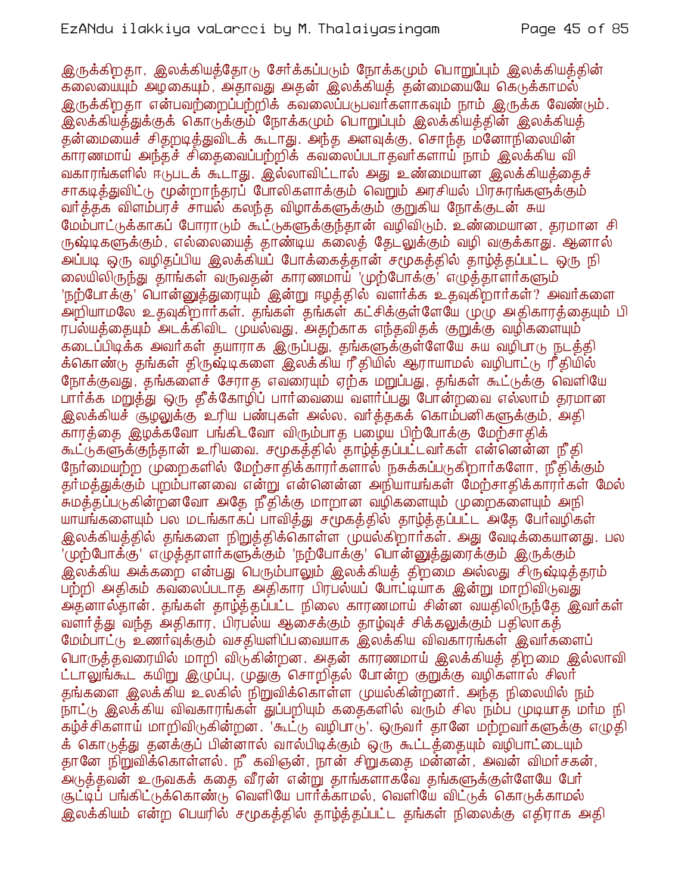இருக்கிறதா, இலக்கியத்தோடு சேர்க்கப்படும் நோக்கமும் பொறுப்பும் இலக்கியத்தின் கலையையும் அழகையும், அதாவது அதன் இலக்கியத் தன்மையையே கெடுக்காமல் இருக்கிறதா என்பவற்றைப்பற்றிக் கவலைப்படுபவர்களாகவும் நாம் இருக்க வேண்டும். இலக்கியத்துக்குக் கொடுக்கும் நோக்கமும் பொறுப்பும் இலக்கியத்தின் இலக்கியத் தன்மையைச் சிதறடித்துவிடக் கூடாது. அந்த அளவுக்கு, சொந்த மனோநிலையின் காரணமாய் அந்தச் சிதைவைப்பற்றிக் கவலைப்படாதவர்களாய் நாம் இலக்கிய விவகாரங்களில் ஈடுபடக் கூடாது. இல்லாவிட்டால் அது உண்மையான இலக்கியத்தைச் சாகடித்துவிட்டு மூன்றாந்தரப் போலிகளாக்கும் வெறும் அரசியல் பிரசுரங்களுக்கும் வர்த்தக விளம்பரச் சாயல் கலந்த விழாக்களுக்கும் குறுகிய நோக்குடன் சுய மேம்பாட்டுக்காகப் போராடும் கூட்டுகளுக்குந்தான் வழிவிடும். உண்மையான, தரமான சிருஷ்டிகளுக்கும், எல்லையைத் தாண்டிய கலைத் தேடலுக்கும் வழி வகுக்காது. ஆனால் அப்படி ஒரு வழிதப்பிய இலக்கியப் போக்கைத்தான் சமூகத்தில் தாழ்த்தப்பட்ட ஒரு நிலையிலிருந்து தாங்கள் வருவதன் காரணமாய் 'முற்போக்கு' எழுத்தாளர்களும் 'நற்போக்கு' பொன்னுத்துரையும் இன்று ஈழத்தில் வளர்க்க உதவுகிறார்கள்? அவர்களை அறியாமலே உதவுகிறார்கள். தங்கள் தங்கள் கட்சிக்குள்ளேயே முழு அதிகாரத்தையும் பிரபல்யத்தையும் அடக்கிவிட முயல்வது, அதற்காக எந்தவிதக் குறுக்கு வழிகளையும் கடைப்பிடிக்க அவர்கள் தயாராக இருப்பது, தங்களுக்குள்ளேயே சுய வழிபாடு நடத்திக்கொண்டு தங்கள் திருஷ்டிகளை இலக்கிய ரீதியில் ஆராயாமல் வழிபாட்டு ரீதியில் நோக்குவது, தங்களைச் சேராத எவரையும் ஏற்க மறுப்பது, தங்கள் கூட்டுக்கு வெளியே பார்க்க மறுத்து ஒரு தீக்கோழிப் பார்வையை வளர்ப்பது போன்றவை எல்லாம் தரமான இலக்கியச் சூழலுக்கு உரிய பண்புகள் அல்ல. வர்த்தகக் கொம்பனிகளுக்கும், அதிகாரத்தை இழக்கவோ பங்கிடவோ விரும்பாத பழைய பிற்போக்கு மேற்சாதிக் கூட்டுகளுக்குந்தான் உரியவை. சமூகத்தில் தாழ்த்தப்பட்டவர்கள் என்னென்ன நீதி நேர்மையற்ற முறைகளில் மேற்சாதிக்காரர்களால் நசுக்கப்படுகிறார்களோ, நீதிக்கும் தர்மத்துக்கும் புறம்பானவை என்று என்னென்ன அநியாயங்கள் மேற்சாதிக்காரர்கள் மேல் சுமத்தப்படுகின்றனவோ அதே நீதிக்கு மாறான வழிகளையும் முறைகளையும் அநியாயங்களையும் பல மடங்காகப் பாவித்து சமூகத்தில் தாழ்த்தப்பட்ட அதே பேர்வழிகள் இலக்கியத்தில் தங்களை நிறுத்திக்கொள்ள முயல்கிறார்கள். அது வேடிக்கையானது. பல 'முற்போக்கு' எழுத்தாளர்களுக்கும் 'நற்போக்கு' பொன்னுத்துரைக்கும் இருக்கும் இலக்கிய அக்கறை என்பது பெரும்பாலும் இலக்கியத் திறமை அல்லது சிருஷ்டித்தரம் பற்றி அதிகம் கவலைப்படாத அதிகார பிரபல்யப் போட்டியாக இன்று மாறிவிடுவது அதனால்தான். தங்கள் தாழ்த்தப்பட்ட நிலை காரணமாய் சின்ன வயதிலிருந்தே இவர்கள் வளர்த்து வந்த அதிகார, பிரபல்ய ஆசைக்கும் தாழ்வுச் சிக்கலுக்கும் பதிலாகத் மேம்பாட்டு உணர்வுக்கும் வசதியளிப்பவையாக இலக்கிய விவகாரங்கள் இவர்களைப் பொருத்தவரையில் மாறி விடுகின்றன. அதன் காரணமாய் இலக்கியத் திறமை இல்லாவிட்டாலுங்கூட கயிறு இழுப்பு, முதுகு சொறிதல் போன்ற குறுக்கு வழிகளால் சிலர் தங்களை இலக்கிய உலகில் நிறுவிக்கொள்ள முயல்கின்றனர். அந்த நிலையில் நம் நாட்டு இலக்கிய விவகாரங்கள் துப்பறியும் கதைகளில் வரும் சில நம்ப முடியாத மர்ம நிகழ்ச்சிகளாய் மாறிவிடுகின்றன. 'கூட்டு வழிபாடு'. ஒருவர் தானே மற்றவர்களுக்கு எழுதிக் கொடுத்து தனக்குப் பின்னால் வால்பிடிக்கும் ஒரு கூட்டத்தையும் வழிபாட்டையும் தானே நிறுவிக்கொள்ளல். நீ கவிஞன், நான் சிறுகதை மன்னன், அவன் விமர்சகன், அடுத்தவன் உருவகக் கதை வீரன் என்று தாங்களாகவே தங்களுக்குள்ளேயே பேர் சூட்டிப் பங்கிட்டுக்கொண்டு வெளியே பார்க்காமல், வெளியே விட்டுக் கொடுக்காமல் இலக்கியம் என்ற பெயரில் சமூகத்தில் தாழ்த்தப்பட்ட தங்கள் நிலைக்கு எதிராக அதி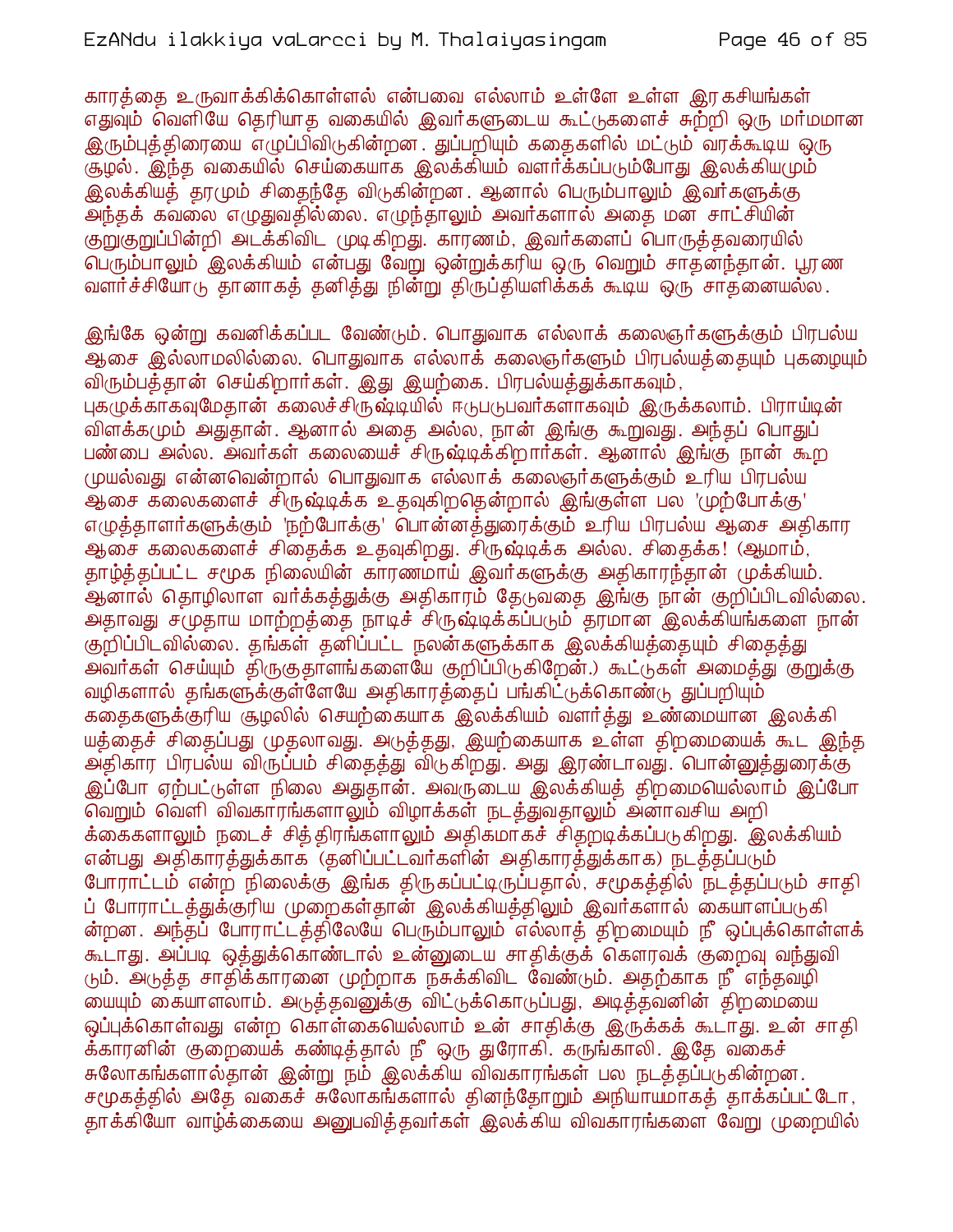காரத்தை உருவாக்கிக்கொள்ளல் என்பவை எல்லாம் உள்ளே உள்ள இரகசியங்கள் எதுவும் வெளியே தெரியாத வகையில் இவர்களுடைய கூட்டுகளைச் சுற்றி ஒரு மர்மமான இரும்புத்திரையை எழுப்பிவிடுகின்றன. துப்பறியும் கதைகளில் மட்டும் வரக்கூடிய ஒரு சூழல். இந்த வகையில் செய்கையாக இலக்கியம் வளர்க்கப்படும்போது இலக்கியமும் இலக்கியத் தரமும் சிதைந்தே விடுகின்றன. ஆனால் பெரும்பாலும் இவர்களுக்கு அந்தக் கவலை எழுவதில்லை. எழுந்தாலும் அவர்களால் அதை மன சாட்சியின் குறுகுறுப்பின்றி அடக்கிவிட முடிகிறது. காரணம், இவர்களைப் பொருத்தவரையில் பெரும்பாலும் இலக்கியம் என்பது வேறு ஒன்றுக்கரிய ஒரு வெறும் சாதனந்தான். பூரண வளர்ச்சியோடு தானாகத் தனித்து நின்று திருப்தியளிக்கக் கூடிய ஒரு சாதனையல்ல.

இங்கே ஒன்று கவனிக்கப்பட வேண்டும். பொதுவாக எல்லாக் கலைஞர்களுக்கும் பிரபல்ய ஆசை இல்லாமலில்லை. பொதுவாக எல்லாக் கலைஞர்களும் பிரபல்யத்தையும் புகழையும் விரும்பத்தான் செய்கிறார்கள். இது இயற்கை. பிரபல்யத்துக்காகவும், புகழுக்காகவுமேதான் கலைச்சிருஷ்டியில் ஈடுபடுபவர்களாகவும் இருக்கலாம். பிராய்டின் விளக்கமும் அதுதான். ஆனால் அதை அல்ல, நான் இங்கு கூறுவது. அந்தப் பொதுப் பண்பை அல்ல. அவர்கள் கலையைச் சிருஷ்டிக்கிறார்கள். ஆனால் இங்கு நான் கூற முயல்வது என்னவென்றால் பொதுவாக எல்லாக் கலைஞர்களுக்கும் உரிய பிரபல்ய ஆசை கலைகளைச் சிருஷ்டிக்க உதவுகிறதென்றால் இங்குள்ள பல 'முற்போக்கு' எழுத்தாளர்களுக்கும் 'நற்போக்கு' பொன்னத்துரைக்கும் உரிய பிரபல்ய ஆசை அதிகார ஆசை கலைகளைச் சிதைக்க உதவுகிறது. சிருஷ்டிக்க அல்ல. சிதைக்க! (ஆமாம், தாழ்த்தப்பட்ட சமூக நிலையின் காரணமாய் இவர்களுக்கு அதிகாரந்தான் முக்கியம். ஆனால் தொழிலாள வர்க்கத்துக்கு அதிகாரம் தேடுவதை இங்கு நான் குறிப்பிடவில்லை. அதாவது சமுதாய மாற்றத்தை நாடிச் சிருஷ்டிக்கப்படும் தரமான இலக்கியங்களை நான் குறிப்பிடவில்லை. தங்கள் தனிப்பட்ட நலன்களுக்காக இலக்கியத்தையும் சிதைத்து அவர்கள் செய்யும் திருகுதாளங்களையே குறிப்பிடுகிறேன்.) கூட்டுகள் அமைத்து குறுக்கு வழிகளால் தங்களுக்குள்ளேயே அதிகாரத்தைப் பங்கிட்டுக்கொண்டு துப்பறியும் கதைகளுக்குரிய சூழலில் செயற்கையாக இலக்கியம் வளர்த்து உண்மையான இலக்கியத்தைச் சிதைப்பது முதலாவது. அடுத்தது, இயற்கையாக உள்ள திறமையைக் கூட இந்த அதிகார பிரபல்ய விருப்பம் சிதைத்து விடுகிறது. அது இரண்டாவது. பொன்னுத்துரைக்கு இப்போ ஏற்பட்டுள்ள நிலை அதுதான். அவருடைய இலக்கியத் திறமையெல்லாம் இப்போ வெறும் வெளி விவகாரங்களாலும் விழாக்கள் நடத்துவதாலும் அனாவசிய அறிக்கைகளாலும் நடைச் சித்திரங்களாலும் அதிகமாகச் சிதறடிக்கப்படுகிறது. இலக்கியம் என்பது அதிகாரத்துக்காக (தனிப்பட்டவர்களின் அதிகாரத்துக்காக) நடத்தப்படும் போராட்டம் என்ற நிலைக்கு இங்க திருகப்பட்டிருப்பதால், சமூகத்தில் நடத்தப்படும் சாதிப் போராட்டத்துக்குரிய முறைகள்தான் இலக்கியத்திலும் இவர்களால் கையாளப்படுகின்றன. அந்தப் போராட்டத்திலேயே பெரும்பாலும் எல்லாத் திறமையும் நீ ஒப்புக்கொள்ளக் கூடாது. அப்படி ஒத்துக்கொண்டால் உன்னுடைய சாதிக்குக் கௌரவக் குறைவு வந்துவிடும். அடுத்த சாதிக்காரனை முற்றாக நசுக்கிவிட வேண்டும். அதற்காக நீ எந்தவழியையும் கையாளலாம். அடுத்தவனுக்கு விட்டுக்கொடுப்பது, அடித்தவனின் திறமையை ஒப்புக்கொள்வது என்ற கொள்கையெல்லாம் உன் சாதிக்கு இருக்கக் கூடாது. உன் சாதிக்காரனின் குறையைக் கண்டித்தால் நீ ஒரு துரோகி. கருங்காலி. இதே வகைச் சுலோகங்களால்தான் இன்று நம் இலக்கிய விவகாரங்கள் பல நடத்தப்படுகின்றன. சமூகத்தில் அதே வகைச் சுலோகங்களால் தினந்தோறும் அநியாயமாகத் தாக்கப்பட்டோ, தாக்கியோ வாழ்க்கையை அனுபவித்தவர்கள் இலக்கிய விவகாரங்களை வேறு முறையில்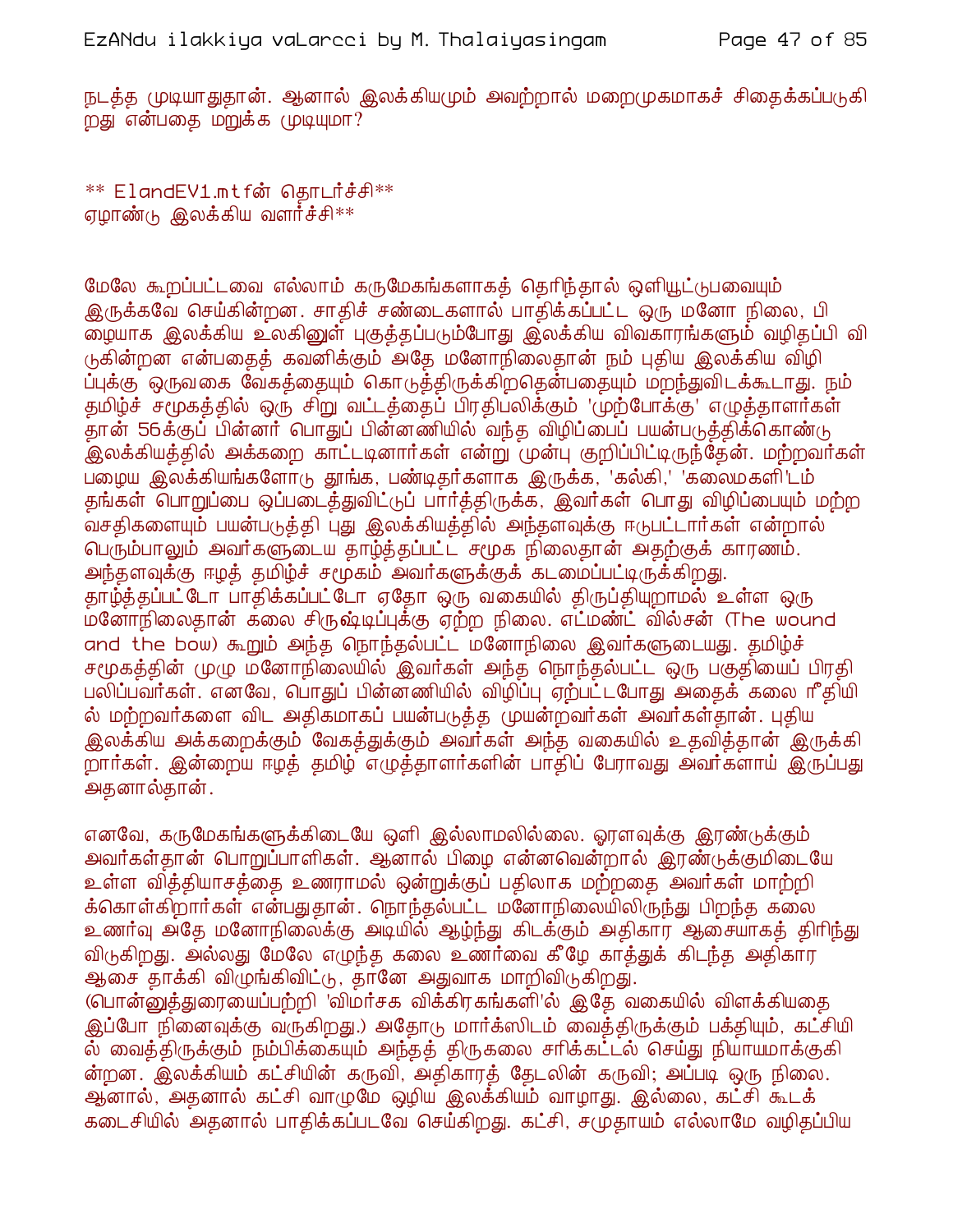நடத்த முடியாதுதான். ஆனால் இலக்கியமும் அவற்றால் மறைமுகமாகச் சிதைக்கப்படுகிறது என்பதை மறுக்க முடியுமா?

** ElandEV1.mtfன் தொடர்ச்சி**
ஏழாண்டு இலக்கிய வளர்ச்சி**

மேலே கூறப்பட்டவை எல்லாம் கருமேகங்களாகத் தெரிந்தால் ஒளியூட்டுபவையும் இருக்கவே செய்கின்றன. சாதிச் சண்டைகளால் பாதிக்கப்பட்ட ஒரு மனோ நிலை, பிழையாக இலக்கிய உலகினுள் புகுத்தப்படும்போது இலக்கிய விவகாரங்களும் வழிதப்பி விடுகின்றன என்பதைத் கவனிக்கும் அதே மனோநிலைதான் நம் புதிய இலக்கிய விழிப்புக்கு ஒருவகை வேகத்தையும் கொடுத்திருக்கிறதென்பதையும் மறந்துவிடக்கூடாது. நம் தமிழ்ச் சமூகத்தில் ஒரு சிறு வட்டத்தைப் பிரதிபலிக்கும் 'முற்போக்கு' எழுத்தாளர்கள் தான் 56க்குப் பின்னர் பொதுப் பின்னணியில் வந்த விழிப்பைப் பயன்படுத்திக்கொண்டு இலக்கியத்தில் அக்கறை காட்டினார்கள் என்று முன்பு குறிப்பிட்டிருந்தேன். மற்றவர்கள் பழைய இலக்கியங்களோடு தூங்க, பண்டிதர்களாக இருக்க, 'கல்கி,' 'கலைமகளி'டம் தங்கள் பொறுப்பை ஒப்படைத்துவிட்டுப் பார்த்திருக்க, இவர்கள் பொது விழிப்பையும் மற்ற வசதிகளையும் பயன்படுத்தி புது இலக்கியத்தில் அந்தளவுக்கு ஈடுபட்டார்கள் என்றால் பெரும்பாலும் அவர்களுடைய தாழ்த்தப்பட்ட சமூக நிலைதான் அதற்குக் காரணம். அந்தளவுக்கு ஈழத் தமிழ்ச் சமூகம் அவர்களுக்குக் கடமைப்பட்டிருக்கிறது. தாழ்த்தப்பட்டோ பாதிக்கப்பட்டோ ஏதோ ஒரு வகையில் திருப்தியுறாமல் உள்ள ஒரு மனோநிலைதான் கலை சிருஷ்டிப்புக்கு ஏற்ற நிலை. எட்மண்ட் வில்சன் (The wound and the bow) கூறும் அந்த நொந்தல்பட்ட மனோநிலை இவர்களுடையது. தமிழ்ச் சமூகத்தின் முழு மனோநிலையில் இவர்கள் அந்த நொந்தல்பட்ட ஒரு பகுதியைப் பிரதிபலிப்பவர்கள். எனவே, பொதுப் பின்னணியில் விழிப்பு ஏற்பட்டபோது அதைக் கலை ரீதியில் மற்றவர்களை விட அதிகமாகப் பயன்படுத்த முயன்றவர்கள் அவர்கள்தான். புதிய இலக்கிய அக்கறைக்கும் வேகத்துக்கும் அவர்கள் அந்த வகையில் உதவித்தான் இருக்கிறார்கள். இன்றைய ஈழத் தமிழ் எழுத்தாளர்களின் பாதிப் பேராவது அவர்களாய் இருப்பது அதனால்தான்.

எனவே, கருமேகங்களுக்கிடையே ஒளி இல்லாமலில்லை. ஓரளவுக்கு இரண்டுக்கும் அவர்கள்தான் பொறுப்பாளிகள். ஆனால் பிழை என்னவென்றால் இரண்டுக்குமிடையே உள்ள வித்தியாசத்தை உணராமல் ஒன்றுக்குப் பதிலாக மற்றதை அவர்கள் மாற்றிக்கொள்கிறார்கள் என்பதுதான். நொந்தல்பட்ட மனோநிலையிலிருந்து பிறந்த கலை உணர்வு அதே மனோநிலைக்கு அடியில் ஆழ்ந்து கிடக்கும் அதிகார ஆசையாகத் திரிந்து விடுகிறது. அல்லது மேலே எழுந்த கலை உணர்வை கீழே காத்துக் கிடந்த அதிகார ஆசை தாக்கி விழுங்கிவிட்டு, தானே அதுவாக மாறிவிடுகிறது. (பொன்னுத்துரையைப்பற்றி 'விமர்சக விக்கிரகங்களி'ல் இதே வகையில் விளக்கியதை இப்போ நினைவுக்கு வருகிறது.) அதோடு மார்க்ஸிடம் வைத்திருக்கும் பக்தியும், கட்சியில் வைத்திருக்கும் நம்பிக்கையும் அந்தத் திருகலை சரிக்கட்டல் செய்து நியாயமாக்குகின்றன. இலக்கியம் கட்சியின் கருவி, அதிகாரத் தேடலின் கருவி; அப்படி ஒரு நிலை. ஆனால், அதனால் கட்சி வாழுமே ஒழிய இலக்கியம் வாழாது. இல்லை, கட்சி கூடக் கடைசியில் அதனால் பாதிக்கப்படவே செய்கிறது. கட்சி, சமுதாயம் எல்லாமே வழிதப்பிய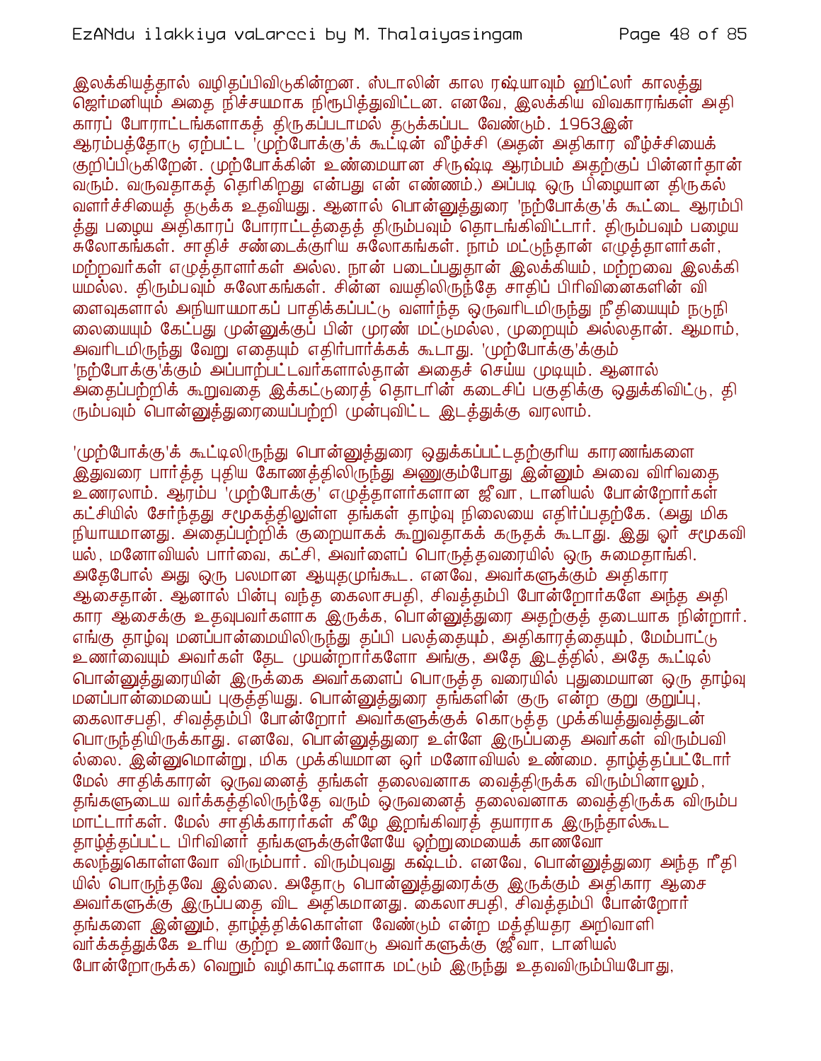இலக்கியத்தால் வழிதப்பிவிடுகின்றன. ஸ்டாலின் கால ரஷ்யாவும் ஹிட்லர் காலத்து ஜெர்மனியும் அதை நிச்சயமாக நிரூபித்துவிட்டன. எனவே, இலக்கிய விவகாரங்கள் அதிகாரப் போராட்டங்களாகத் திருகப்படாமல் தடுக்கப்பட வேண்டும். 1963இன் ஆரம்பத்தோடு ஏற்பட்ட 'முற்போக்கு'க் கூட்டின் வீழ்ச்சி (அதன் அதிகார வீழ்ச்சியைக் குறிப்பிடுகிறேன். முற்போக்கின் உண்மையான சிருஷ்டி ஆரம்பம் அதற்குப் பின்னர்தான் வரும். வருவதாகத் தெரிகிறது என்பது என் எண்ணம்.) அப்படி ஒரு பிழையான திருகல் வளர்ச்சியைத் தடுக்க உதவியது. ஆனால் பொன்னுத்துரை 'நற்போக்கு'க் கூட்டை ஆரம்பித்து பழைய அதிகாரப் போராட்டத்தைத் திரும்பவும் தொடங்கிவிட்டார். திரும்பவும் பழைய சுலோகங்கள். சாதிச் சண்டைக்குரிய சுலோகங்கள். நாம் மட்டுந்தான் எழுத்தாளர்கள், மற்றவர்கள் எழுத்தாளர்கள் அல்ல. நான் படைப்பதுதான் இலக்கியம், மற்றவை இலக்கியமல்ல. திரும்பவும் சுலோகங்கள். சின்ன வயதிலிருந்தே சாதிப் பிரிவினைகளின் விளைவுகளால் அநியாயமாகப் பாதிக்கப்பட்டு வளர்ந்த ஒருவரிடமிருந்து நீதியையும் நடுநிலையையும் கேட்பது முன்னுக்குப் பின் முரண் மட்டுமல்ல, முறையும் அல்லதான். ஆமாம், அவரிடமிருந்து வேறு எதையும் எதிர்பார்க்கக் கூடாது. 'முற்போக்கு'க்கும் 'நற்போக்கு'க்கும் அப்பாற்பட்டவர்களால்தான் அதைச் செய்ய முடியும். ஆனால் அதைப்பற்றிக் கூறுவதை இக்கட்டுரைத் தொடரின் கடைசிப் பகுதிக்கு ஒதுக்கிவிட்டு, திரும்பவும் பொன்னுத்துரையைப்பற்றி முன்புவிட்ட இடத்துக்கு வரலாம்.

'முற்போக்கு'க் கூட்டிலிருந்து பொன்னுத்துரை ஒதுக்கப்பட்டதற்குரிய காரணங்களை இதுவரை பார்த்த புதிய கோணத்திலிருந்து அணுகும்போது இன்னும் அவை விரிவதை உணரலாம். ஆரம்ப 'முற்போக்கு' எழுத்தாளர்களான ஜீவா, டானியல் போன்றோர்கள் கட்சியில் சேர்ந்தது சமூகத்திலுள்ள தங்கள் தாழ்வு நிலையை எதிர்ப்பதற்கே. (அது மிக நியாயமானது. அதைப்பற்றிக் குறையாகக் கூறுவதாகக் கருதக் கூடாது. இது ஓர் சமூகவியல், மனோவியல் பார்வை, கட்சி, அவர்களைப் பொருத்தவரையில் ஒரு சுமைதாங்கி. அதேபோல் அது ஒரு பலமான ஆயுதமுங்கூட. எனவே, அவர்களுக்கும் அதிகார ஆசைதான். ஆனால் பின்பு வந்த கைலாசபதி, சிவத்தம்பி போன்றோர்களே அந்த அதிகார ஆசைக்கு உதவுபவர்களாக இருக்க, பொன்னுத்துரை அதற்குத் தடையாக நின்றார். எங்கு தாழ்வு மனப்பான்மையிலிருந்து தப்பி பலத்தையும், அதிகாரத்தையும், மேம்பாட்டு உணர்வையும் அவர்கள் தேட முயன்றார்களோ அங்கு, அதே இடத்தில், அதே கூட்டில் பொன்னுத்துரையின் இருக்கை அவர்களைப் பொருத்த வரையில் புதுமையான ஒரு தாழ்வு மனப்பான்மையைப் புகுத்தியது. பொன்னுத்துரை தங்களின் குரு என்ற குறு குறுப்பு, கைலாசபதி, சிவத்தம்பி போன்றோர் அவர்களுக்குக் கொடுத்த முக்கியத்துவத்துடன் பொருந்தியிருக்காது. எனவே, பொன்னுத்துரை உள்ளே இருப்பதை அவர்கள் விரும்பவில்லை. இன்னுமொன்று, மிக முக்கியமான ஓர் மனோவியல் உண்மை. தாழ்த்தப்பட்டோர் மேல் சாதிக்காரன் ஒருவனைத் தங்கள் தலைவனாக வைத்திருக்க விரும்பினாலும், தங்களுடைய வர்க்கத்திலிருந்தே வரும் ஒருவனைத் தலைவனாக வைத்திருக்க விரும்பமாட்டார்கள். மேல் சாதிக்காரர்கள் கீழே இறங்கிவரத் தயாராக இருந்தால்கூட தாழ்த்தப்பட்ட பிரிவினர் தங்களுக்குள்ளேயே ஒற்றுமையைக் காணவோ கலந்துகொள்ளவோ விரும்பார். விரும்புவது கஷ்டம். எனவே, பொன்னுத்துரை அந்த ரீதியில் பொருந்தவே இல்லை. அதோடு பொன்னுத்துரைக்கு இருக்கும் அதிகார ஆசை அவர்களுக்கு இருப்பதை விட அதிகமானது. கைலாசபதி, சிவத்தம்பி போன்றோர் தங்களை இன்னும், தாழ்த்திக்கொள்ள வேண்டும் என்ற மத்தியதர அறிவாளி வர்க்கத்துக்கே உரிய குற்ற உணர்வோடு அவர்களுக்கு (ஜீவா, டானியல் போன்றோருக்க) வெறும் வழிகாட்டிகளாக மட்டும் இருந்து உதவவிரும்பியபோது,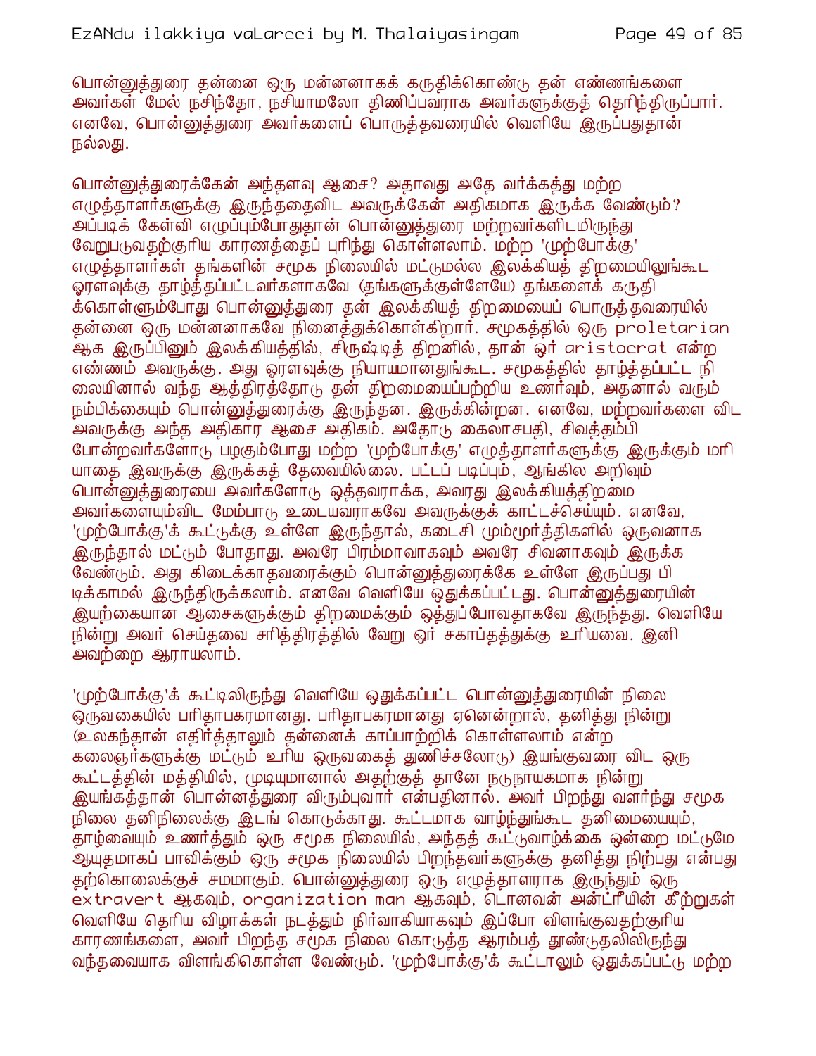பொன்னுத்துரை தன்னை ஒரு மன்னனாகக் கருதிக்கொண்டு தன் எண்ணங்களை அவர்கள் மேல் நசிந்தோ, நசியாமலோ திணிப்பவராக அவர்களுக்குத் தெரிந்திருப்பார். எனவே, பொன்னுத்துரை அவர்களைப் பொருத்தவரையில் வெளியே இருப்பதுதான் நல்லது.

பொன்னுத்துரைக்கேன் அந்தளவு ஆசை? அதாவது அதே வர்க்கத்து மற்ற எழுத்தாளர்களுக்கு இருந்ததைவிட அவருக்கேன் அதிகமாக இருக்க வேண்டும்? அப்படிக் கேள்வி எழுப்பும்போதுதான் பொன்னுத்துரை மற்றவர்களிடமிருந்து வேறுபடுவதற்குரிய காரணத்தைப் புரிந்து கொள்ளலாம். மற்ற 'முற்போக்கு' எழுத்தாளர்கள் தங்களின் சமூக நிலையில் மட்டுமல்ல இலக்கியத் திறமையிலுங்கூட ஓரளவுக்கு தாழ்த்தப்பட்டவர்களாகவே (தங்களுக்குள்ளேயே) தங்களைக் கருதிக்கொள்ளும்போது பொன்னுத்துரை தன் இலக்கியத் திறமையைப் பொருத்தவரையில் தன்னை ஒரு மன்னனாகவே நினைத்துக்கொள்கிறார். சமூகத்தில் ஒரு proletarian ஆக இருப்பினும் இலக்கியத்தில், சிருஷ்டித் திறனில், தான் ஓர் aristocrat என்ற எண்ணம் அவருக்கு. அது ஓரளவுக்கு நியாயமானதுங்கூட. சமூகத்தில் தாழ்த்தப்பட்ட நிலையினால் வந்த ஆத்திரத்தோடு தன் திறமையைப்பற்றிய உணர்வும், அதனால் வரும் நம்பிக்கையும் பொன்னுத்துரைக்கு இருந்தன. இருக்கின்றன. எனவே, மற்றவர்களை விட அவருக்கு அந்த அதிகார ஆசை அதிகம். அதோடு கைலாசபதி, சிவத்தம்பி போன்றவர்களோடு பழகும்போது மற்ற 'முற்போக்கு' எழுத்தாளர்களுக்கு இருக்கும் மரியாதை இவருக்கு இருக்கத் தேவையில்லை. பட்டப் படிப்பும், ஆங்கில அறிவும் பொன்னுத்துரையை அவர்களோடு ஒத்தவராக்க, அவரது இலக்கியத்திறமை அவர்களையும்விட மேம்பாடு உடையவராகவே அவருக்குக் காட்டச்செய்யும். எனவே, 'முற்போக்கு'க் கூட்டுக்கு உள்ளே இருந்தால், கடைசி மும்மூர்த்திகளில் ஒருவனாக இருந்தால் மட்டும் போதாது. அவரே பிரம்மாவாகவும் அவரே சிவனாகவும் இருக்க வேண்டும். அது கிடைக்காதவரைக்கும் பொன்னுத்துரைக்கே உள்ளே இருப்பது பிடிக்காமல் இருந்திருக்கலாம். எனவே வெளியே ஒதுக்கப்பட்டது. பொன்னுத்துரையின் இயற்கையான ஆசைகளுக்கும் திறமைக்கும் ஒத்துப்போவதாகவே இருந்தது. வெளியே நின்று அவர் செய்தவை சரித்திரத்தில் வேறு ஓர் சகாப்தத்துக்கு உரியவை. இனி அவற்றை ஆராயலாம்.

'முற்போக்கு'க் கூட்டிலிருந்து வெளியே ஒதுக்கப்பட்ட பொன்னுத்துரையின் நிலை ஒருவகையில் பரிதாபகரமானது. பரிதாபகரமானது ஏனென்றால், தனித்து நின்று (உலகந்தான் எதிர்த்தாலும் தன்னைக் காப்பாற்றிக் கொள்ளலாம் என்ற கலைஞர்களுக்கு மட்டும் உரிய ஒருவகைத் துணிச்சலோடு) இயங்குவரை விட ஒரு கூட்டத்தின் மத்தியில், முடியுமானால் அதற்குத் தானே நடுநாயகமாக நின்று இயங்கத்தான் பொன்னத்துரை விரும்புவார் என்பதினால். அவர் பிறந்து வளர்ந்து சமூக நிலை தனிநிலைக்கு இடங் கொடுக்காது. கூட்டமாக வாழ்ந்துங்கூட தனிமையையும், தாழ்வையும் உணர்த்தும் ஒரு சமூக நிலையில், அந்தத் கூட்டுவாழ்க்கை ஒன்றை மட்டுமே ஆயுதமாகப் பாவிக்கும் ஒரு சமூக நிலையில் பிறந்தவர்களுக்கு தனித்து நிற்பது என்பது தற்கொலைக்குச் சமமாகும். பொன்னுத்துரை ஒரு எழுத்தாளராக இருந்தும் ஒரு extravert ஆகவும், organization man ஆகவும், டொனவன் அன்ட்ரீயின் கீற்றுகள் வெளியே தெரிய விழாக்கள் நடத்தும் நிர்வாகியாகவும் இப்போ விளங்குவதற்குரிய காரணங்களை, அவர் பிறந்த சமூக நிலை கொடுத்த ஆரம்பத் தூண்டுதலிலிருந்து வந்தவையாக விளங்கிகொள்ள வேண்டும். 'முற்போக்கு'க் கூட்டாலும் ஒதுக்கப்பட்டு மற்ற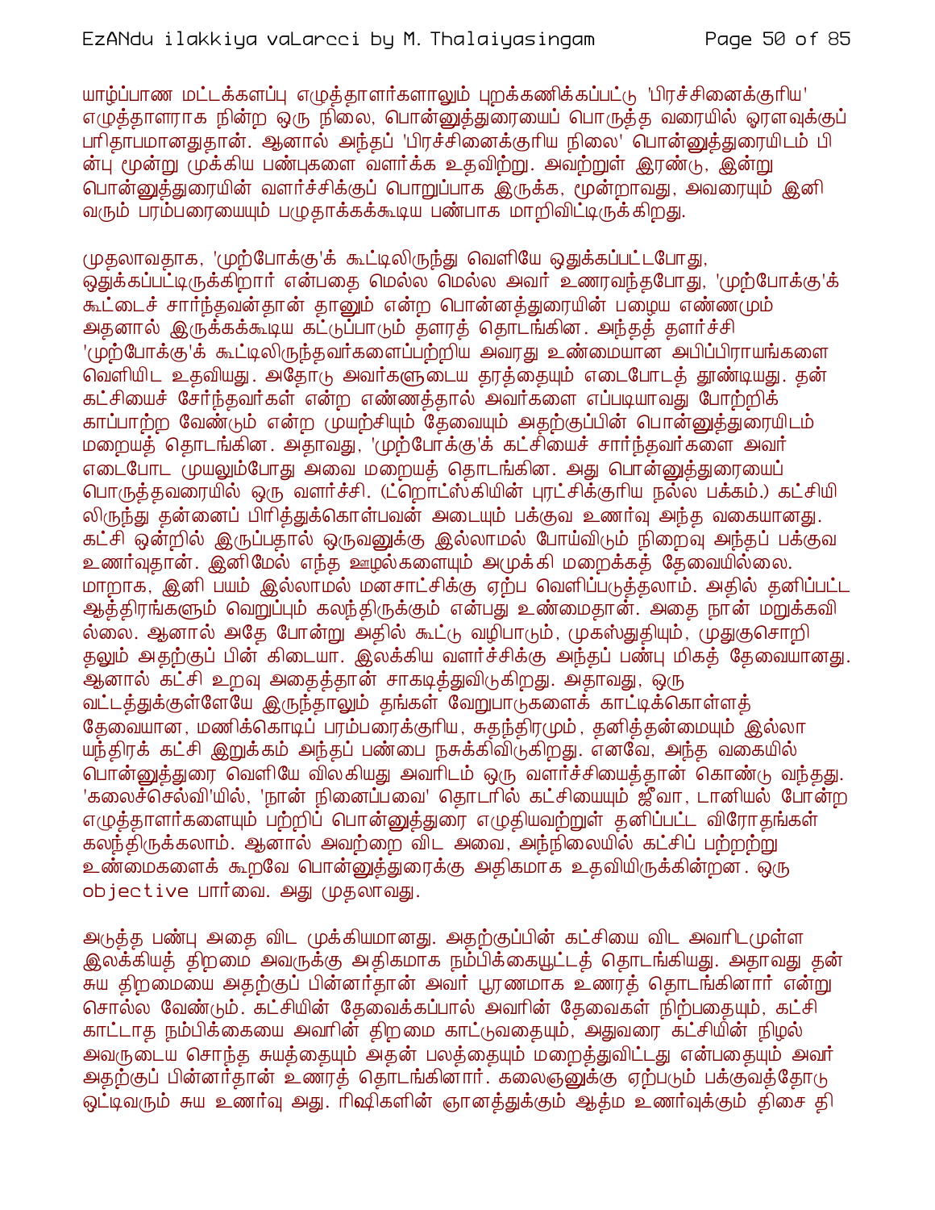யாழ்ப்பாண மட்டக்களப்பு எழுத்தாளர்களாலும் புறக்கணிக்கப்பட்டு 'பிரச்சினைக்குரிய' எழுத்தாளராக நின்ற ஒரு நிலை, பொன்னுத்துரையைப் பொருத்த வரையில் ஓரளவுக்குப் பரிதாபமானதுதான். ஆனால் அந்தப் 'பிரச்சினைக்குரிய நிலை' பொன்னுத்துரையிடம் பின்பு மூன்று முக்கிய பண்புகளை வளர்க்க உதவிற்று. அவற்றுள் இரண்டு, இன்று பொன்னுத்துரையின் வளர்ச்சிக்குப் பொறுப்பாக இருக்க, மூன்றாவது, அவரையும் இனி வரும் பரம்பரையையும் பழுதாக்கக்கூடிய பண்பாக மாறிவிட்டிருக்கிறது.

முதலாவதாக, 'முற்போக்கு'க் கூட்டிலிருந்து வெளியே ஒதுக்கப்பட்டபோது, ஒதுக்கப்பட்டிருக்கிறார் என்பதை மெல்ல மெல்ல அவர் உணரவந்தபோது, 'முற்போக்கு'க் கூட்டைச் சார்ந்தவன்தான் தானும் என்ற பொன்னத்துரையின் பழைய எண்ணமும் அதனால் இருக்கக்கூடிய கட்டுப்பாடும் தளரத் தொடங்கின. அந்தத் தளர்ச்சி 'முற்போக்கு'க் கூட்டிலிருந்தவர்களைப்பற்றிய அவரது உண்மையான அபிப்பிராயங்களை வெளியிட உதவியது. அதோடு அவர்களுடைய தரத்தையும் எடைபோடத் தூண்டியது. தன் கட்சியைச் சேர்ந்தவர்கள் என்ற எண்ணத்தால் அவர்களை எப்படியாவது போற்றிக் காப்பாற்ற வேண்டும் என்ற முயற்சியும் தேவையும் அதற்குப்பின் பொன்னுத்துரையிடம் மறையத் தொடங்கின. அதாவது, 'முற்போக்கு'க் கட்சியைச் சார்ந்தவர்களை அவர் எடைபோட முயலும்போது அவை மறையத் தொடங்கின. அது பொன்னுத்துரையைப் பொருத்தவரையில் ஒரு வளர்ச்சி. (ட்றொட்ஸ்கியின் புரட்சிக்குரிய நல்ல பக்கம்.) கட்சியிலிருந்து தன்னைப் பிரித்துக்கொள்பவன் அடையும் பக்குவ உணர்வு அந்த வகையானது. கட்சி ஒன்றில் இருப்பதால் ஒருவனுக்கு இல்லாமல் போய்விடும் நிறைவு அந்தப் பக்குவ உணர்வுதான். இனிமேல் எந்த ஊழல்களையும் அமுக்கி மறைக்கத் தேவையில்லை. மாறாக, இனி பயம் இல்லாமல் மனசாட்சிக்கு ஏற்ப வெளிப்படுத்தலாம். அதில் தனிப்பட்ட ஆத்திரங்களும் வெறுப்பும் கலந்திருக்கும் என்பது உண்மைதான். அதை நான் மறுக்கவில்லை. ஆனால் அதே போன்று அதில் கூட்டு வழிபாடும், முகஸ்துதியும், முதுகுசொறிதலும் அதற்குப் பின் கிடையா. இலக்கிய வளர்ச்சிக்கு அந்தப் பண்பு மிகத் தேவையானது. ஆனால் கட்சி உறவு அதைத்தான் சாகடித்துவிடுகிறது. அதாவது, ஒரு வட்டத்துக்குள்ளேயே இருந்தாலும் தங்கள் வேறுபாடுகளைக் காட்டிக்கொள்ளத் தேவையான, மணிக்கொடிப் பரம்பரைக்குரிய, சுதந்திரமும், தனித்தன்மையும் இல்லா யந்திரக் கட்சி இறுக்கம் அந்தப் பண்பை நசுக்கிவிடுகிறது. எனவே, அந்த வகையில் பொன்னுத்துரை வெளியே விலகியது அவரிடம் ஒரு வளர்ச்சியைத்தான் கொண்டு வந்தது. 'கலைச்செல்வி'யில், 'நான் நினைப்பவை' தொடரில் கட்சியையும் ஜீவா, டானியல் போன்ற எழுத்தாளர்களையும் பற்றிப் பொன்னுத்துரை எழுதியவற்றுள் தனிப்பட்ட விரோதங்கள் கலந்திருக்கலாம். ஆனால் அவற்றை விட அவை, அந்நிலையில் கட்சிப் பற்றற்று உண்மைகளைக் கூறவே பொன்னுத்துரைக்கு அதிகமாக உதவியிருக்கின்றன. ஒரு objective பார்வை. அது முதலாவது.

அடுத்த பண்பு அதை விட முக்கியமானது. அதற்குப்பின் கட்சியை விட அவரிடமுள்ள இலக்கியத் திறமை அவருக்கு அதிகமாக நம்பிக்கையூட்டத் தொடங்கியது. அதாவது தன் சுய திறமையை அதற்குப் பின்னர்தான் அவர் பூரணமாக உணரத் தொடங்கினார் என்று சொல்ல வேண்டும். கட்சியின் தேவைக்கப்பால் அவரின் தேவைகள் நிற்பதையும், கட்சி காட்டாத நம்பிக்கையை அவரின் திறமை காட்டுவதையும், அதுவரை கட்சியின் நிழல் அவருடைய சொந்த சுயத்தையும் அதன் பலத்தையும் மறைத்துவிட்டது என்பதையும் அவர் அதற்குப் பின்னர்தான் உணரத் தொடங்கினார். கலைஞனுக்கு ஏற்படும் பக்குவத்தோடு ஒட்டிவரும் சுய உணர்வு அது. ரிஷிகளின் ஞானத்துக்கும் ஆத்ம உணர்வுக்கும் திசை தி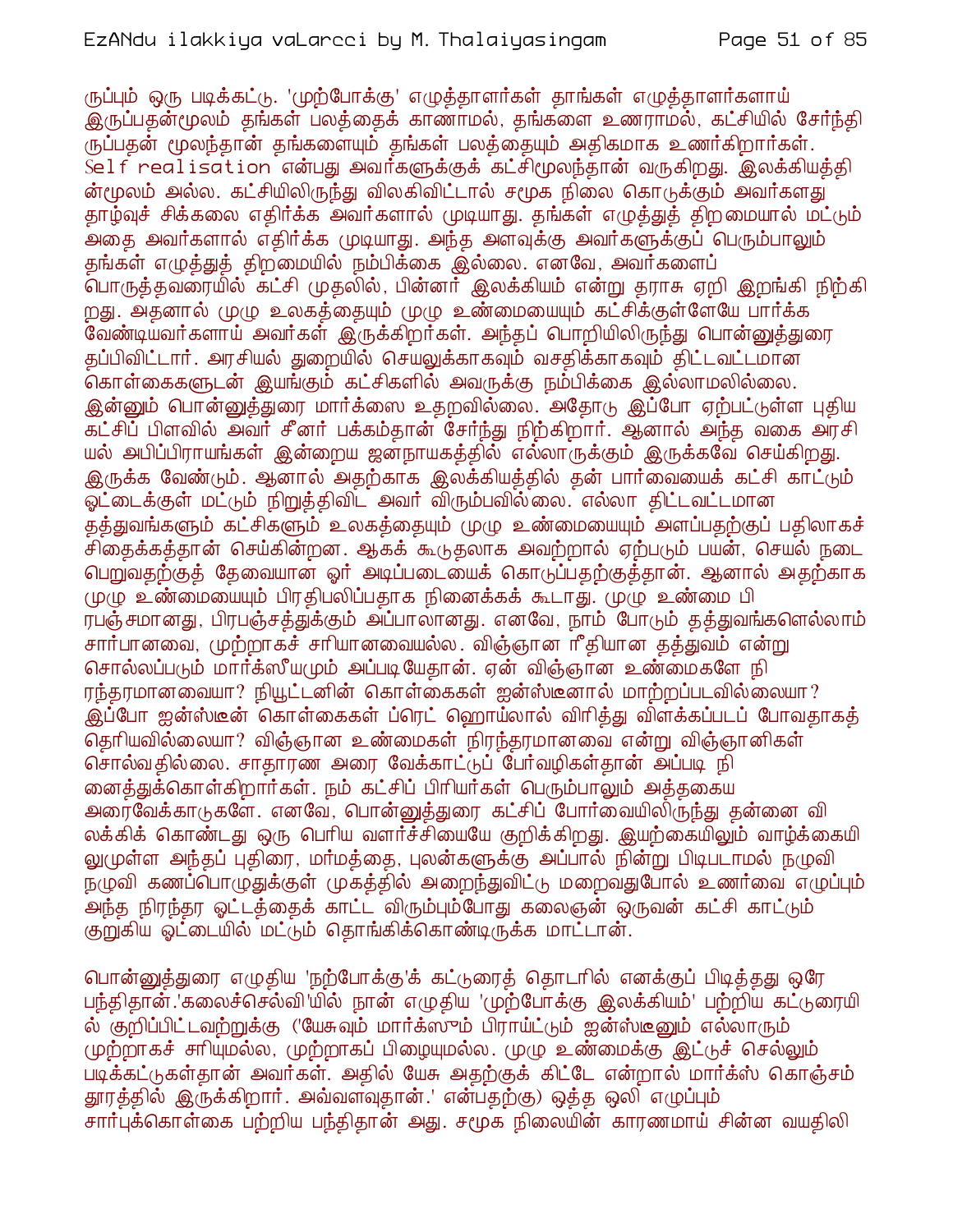ருப்பும் ஒரு படிக்கட்டு. 'முற்போக்கு' எழுத்தாளர்கள் தாங்கள் எழுத்தாளர்களாய் இருப்பதன்மூலம் தங்கள் பலத்தைக் காணாமல், தங்களை உணராமல், கட்சியில் சேர்ந்திருப்பதன் மூலந்தான் தங்களையும் தங்கள் பலத்தையும் அதிகமாக உணர்கிறார்கள். Self realisation என்பது அவர்களுக்குக் கட்சிமூலந்தான் வருகிறது. இலக்கியத்தின்மூலம் அல்ல. கட்சியிலிருந்து விலகிவிட்டால் சமூக நிலை கொடுக்கும் அவர்களது தாழ்வுச் சிக்கலை எதிர்க்க அவர்களால் முடியாது. தங்கள் எழுத்துத் திறமையால் மட்டும் அதை அவர்களால் எதிர்க்க முடியாது. அந்த அளவுக்கு அவர்களுக்குப் பெரும்பாலும் தங்கள் எழுத்துத் திறமையில் நம்பிக்கை இல்லை. எனவே, அவர்களைப் பொருத்தவரையில் கட்சி முதலில், பின்னர் இலக்கியம் என்று தராசு ஏறி இறங்கி நிற்கிறது. அதனால் முழு உலகத்தையும் முழு உண்மையையும் கட்சிக்குள்ளேயே பார்க்க வேண்டியவர்களாய் அவர்கள் இருக்கிறார்கள். அந்தப் பொறியிலிருந்து பொன்னுத்துரை தப்பிவிட்டார். அரசியல் துறையில் செயலுக்காகவும் வசதிக்காகவும் திட்டவட்டமான கொள்கைகளுடன் இயங்கும் கட்சிகளில் அவருக்கு நம்பிக்கை இல்லாமலில்லை. இன்னும் பொன்னுத்துரை மார்க்ஸை உதறவில்லை. அதோடு இப்போ ஏற்பட்டுள்ள புதிய கட்சிப் பிளவில் அவர் சீனர் பக்கம்தான் சேர்ந்து நிற்கிறார். ஆனால் அந்த வகை அரசியல் அபிப்பிராயங்கள் இன்றைய ஜனநாயகத்தில் எல்லாருக்கும் இருக்கவே செய்கிறது. இருக்க வேண்டும். ஆனால் அதற்காக இலக்கியத்தில் தன் பார்வையைக் கட்சி காட்டும் ஓட்டைக்குள் மட்டும் நிறுத்திவிட அவர் விரும்பவில்லை. எல்லா திட்டவட்டமான தத்துவங்களும் கட்சிகளும் உலகத்தையும் முழு உண்மையையும் அளப்பதற்குப் பதிலாகச் சிதைக்கத்தான் செய்கின்றன. ஆகக் கூடுதலாக அவற்றால் ஏற்படும் பயன், செயல் நடைபெறுவதற்குத் தேவையான ஓர் அடிப்படையைக் கொடுப்பதற்குத்தான். ஆனால் அதற்காக முழு உண்மையையும் பிரதிபலிப்பதாக நினைக்கக் கூடாது. முழு உண்மை பிரபஞ்சமானது, பிரபஞ்சத்துக்கும் அப்பாலானது. எனவே, நாம் போடும் தத்துவங்களெல்லாம் சார்பானவை, முற்றாகச் சரியானவையல்ல. விஞ்ஞான ரீதியான தத்துவம் என்று சொல்லப்படும் மார்க்ஸீயமும் அப்படியேதான். ஏன் விஞ்ஞான உண்மைகளே நிரந்தரமானவையா? நியூட்டனின் கொள்கைகள் ஐன்ஸ்டீனால் மாற்றப்படவில்லையா? இப்போ ஐன்ஸ்டீன் கொள்கைகள் ப்ரெட் ஹொய்லால் விரித்து விளக்கப்படப் போவதாகத் தெரியவில்லையா? விஞ்ஞான உண்மைகள் நிரந்தரமானவை என்று விஞ்ஞானிகள் சொல்வதில்லை. சாதாரண அரை வேக்காட்டுப் பேர்வழிகள்தான் அப்படி நினைத்துக்கொள்கிறார்கள். நம் கட்சிப் பிரியர்கள் பெரும்பாலும் அத்தகைய அரைவேக்காடுகளே. எனவே, பொன்னுத்துரை கட்சிப் போர்வையிலிருந்து தன்னை விலக்கிக் கொண்டது ஒரு பெரிய வளர்ச்சியையே குறிக்கிறது. இயற்கையிலும் வாழ்க்கையிலுமுள்ள அந்தப் புதிரை, மர்மத்தை, புலன்களுக்கு அப்பால் நின்று பிடிபடாமல் நழுவி நழுவி கணப்பொழுதுக்குள் முகத்தில் அறைந்துவிட்டு மறைவதுபோல் உணர்வை எழுப்பும் அந்த நிரந்தர ஓட்டத்தைக் காட்ட விரும்பும்போது கலைஞன் ஒருவன் கட்சி காட்டும் குறுகிய ஓட்டையில் மட்டும் தொங்கிக்கொண்டிருக்க மாட்டான்.

பொன்னுத்துரை எழுதிய 'நற்போக்கு'க் கட்டுரைத் தொடரில் எனக்குப் பிடித்தது ஒரே பந்திதான்.'கலைச்செல்வி'யில் நான் எழுதிய 'முற்போக்கு இலக்கியம்' பற்றிய கட்டுரையில் குறிப்பிட்டவற்றுக்கு ('யேசுவும் மார்க்ஸும் பிராய்ட்டும் ஐன்ஸ்டீனும் எல்லாரும் முற்றாகச் சரியுமல்ல, முற்றாகப் பிழையுமல்ல. முழு உண்மைக்கு இட்டுச் செல்லும் படிக்கட்டுகள்தான் அவர்கள். அதில் யேசு அதற்குக் கிட்டே என்றால் மார்க்ஸ் கொஞ்சம் தூரத்தில் இருக்கிறார். அவ்வளவுதான்.' என்பதற்கு) ஒத்த ஒலி எழுப்பும் சார்புக்கொள்கை பற்றிய பந்திதான் அது. சமூக நிலையின் காரணமாய் சின்ன வயதிலி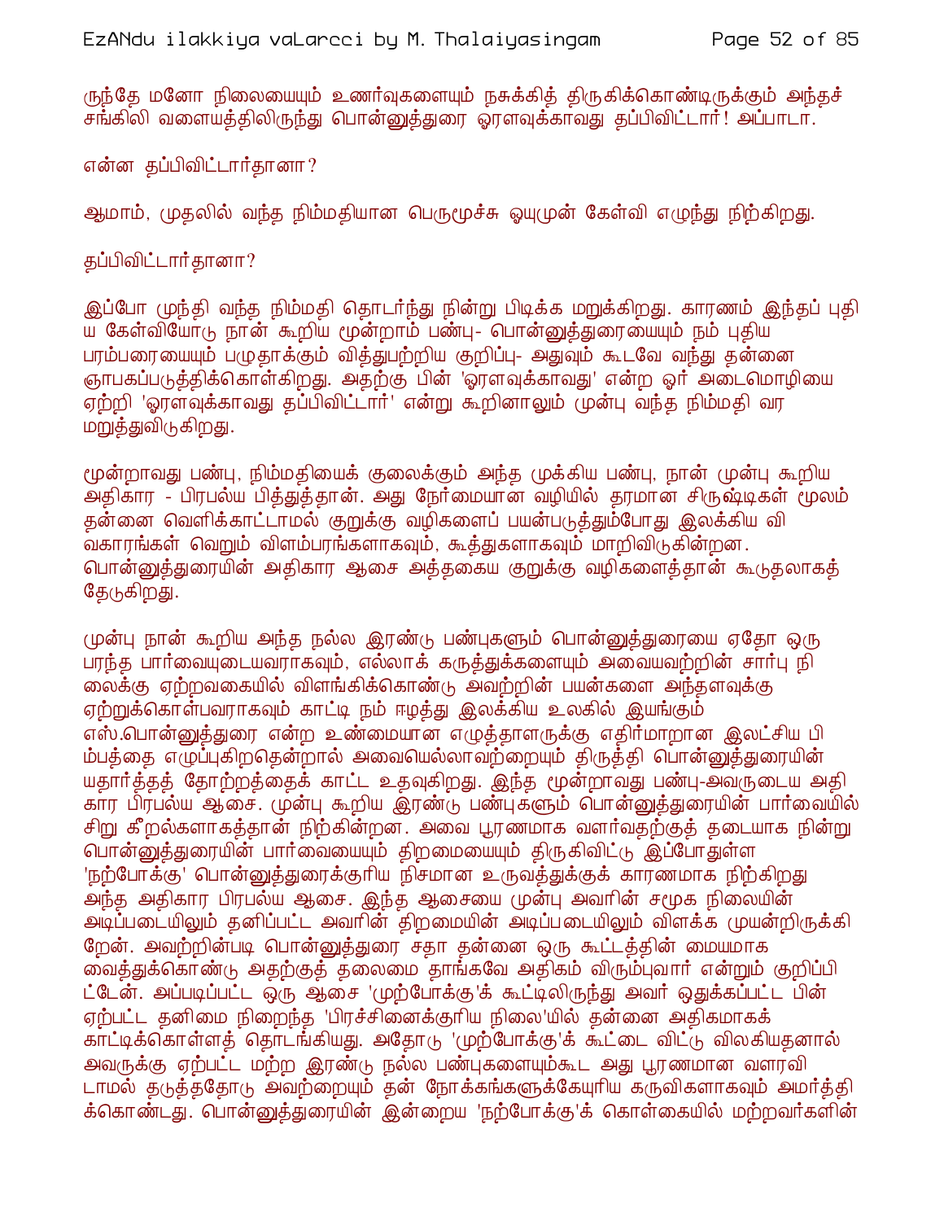ருந்தே மனோ நிலையையும் உணர்வுகளையும் நசுக்கித் திருகிக்கொண்டிருக்கும் அந்தச் சங்கிலி வளையத்திலிருந்து பொன்னுத்துரை ஓரளவுக்காவது தப்பிவிட்டார்! அப்பாடா.

என்ன தப்பிவிட்டார்தானா?

ஆமாம், முதலில் வந்த நிம்மதியான பெருமூச்சு ஓயுமுன் கேள்வி எழுந்து நிற்கிறது.

தப்பிவிட்டார்தானா?

இப்போ முந்தி வந்த நிம்மதி தொடர்ந்து நின்று பிடிக்க மறுக்கிறது. காரணம் இந்தப் புதிய கேள்வியோடு நான் கூறிய மூன்றாம் பண்பு- பொன்னுத்துரையையும் நம் புதிய பரம்பரையையும் பழுதாக்கும் வித்துபற்றிய குறிப்பு- அதுவும் கூடவே வந்து தன்னை ஞாபகப்படுத்திக்கொள்கிறது. அதற்கு பின் 'ஓரளவுக்காவது' என்ற ஓர் அடைமொழியை ஏற்றி 'ஓரளவுக்காவது தப்பிவிட்டார்' என்று கூறினாலும் முன்பு வந்த நிம்மதி வர மறுத்துவிடுகிறது.

மூன்றாவது பண்பு, நிம்மதியைக் குலைக்கும் அந்த முக்கிய பண்பு, நான் முன்பு கூறிய அதிகார - பிரபல்ய பித்துத்தான். அது நேர்மையான வழியில் தரமான சிருஷ்டிகள் மூலம் தன்னை வெளிக்காட்டாமல் குறுக்கு வழிகளைப் பயன்படுத்தும்போது இலக்கிய விவகாரங்கள் வெறும் விளம்பரங்களாகவும், கூத்துகளாகவும் மாறிவிடுகின்றன. பொன்னுத்துரையின் அதிகார ஆசை அத்தகைய குறுக்கு வழிகளைத்தான் கூடுதலாகத் தேடுகிறது.

முன்பு நான் கூறிய அந்த நல்ல இரண்டு பண்புகளும் பொன்னுத்துரையை ஏதோ ஒரு பரந்த பார்வையுடையவராகவும், எல்லாக் கருத்துக்களையும் அவைவற்றின் சார்பு நிலைக்கு ஏற்றவகையில் விளங்கிக்கொண்டு அவற்றின் பயன்களை அந்தளவுக்கு ஏற்றுக்கொள்பவராகவும் காட்டி நம் ஈழத்து இலக்கிய உலகில் இயங்கும் எஸ்.பொன்னுத்துரை என்ற உண்மையான எழுத்தாளருக்கு எதிர்மாறான இலட்சிய பிம்பத்தை எழுப்புகிறதென்றால் அவையெல்லாவற்றையும் திருத்தி பொன்னுத்துரையின் யதார்த்தத் தோற்றத்தைக் காட்ட உதவுகிறது. இந்த மூன்றாவது பண்பு-அவருடைய அதிகார பிரபல்ய ஆசை. முன்பு கூறிய இரண்டு பண்புகளும் பொன்னுத்துரையின் பார்வையில் சிறு கீறல்களாகத்தான் நிற்கின்றன. அவை பூரணமாக வளர்வதற்குத் தடையாக நின்று பொன்னுத்துரையின் பார்வையையும் திறமையையும் திருகிவிட்டு இப்போதுள்ள 'நற்போக்கு' பொன்னுத்துரைக்குரிய நிசமான உருவத்துக்குக் காரணமாக நிற்கிறது அந்த அதிகார பிரபல்ய ஆசை. இந்த ஆசையை முன்பு அவரின் சமூக நிலையின் அடிப்படையிலும் தனிப்பட்ட அவரின் திறமையின் அடிப்படையிலும் விளக்க முயன்றிருக்கிறேன். அவற்றின்படி பொன்னுத்துரை சதா தன்னை ஒரு கூட்டத்தின் மையமாக வைத்துக்கொண்டு அதற்குத் தலைமை தாங்கவே அதிகம் விரும்புவார் என்றும் குறிப்பிட்டேன். அப்படிப்பட்ட ஒரு ஆசை 'முற்போக்கு'க் கூட்டிலிருந்து அவர் ஒதுக்கப்பட்ட பின் ஏற்பட்ட தனிமை நிறைந்த 'பிரச்சினைக்குரிய நிலை'யில் தன்னை அதிகமாகக் காட்டிக்கொள்ளத் தொடங்கியது. அதோடு 'முற்போக்கு'க் கூட்டை விட்டு விலகியதனால் அவருக்கு ஏற்பட்ட மற்ற இரண்டு நல்ல பண்புகளையும்கூட அது பூரணமான வளரவிடாமல் தடுத்ததோடு அவற்றையும் தன் நோக்கங்களுக்கேயுரிய கருவிகளாகவும் அமர்த்திக்கொண்டது. பொன்னுத்துரையின் இன்றைய 'நற்போக்கு'க் கொள்கையில் மற்றவர்களின்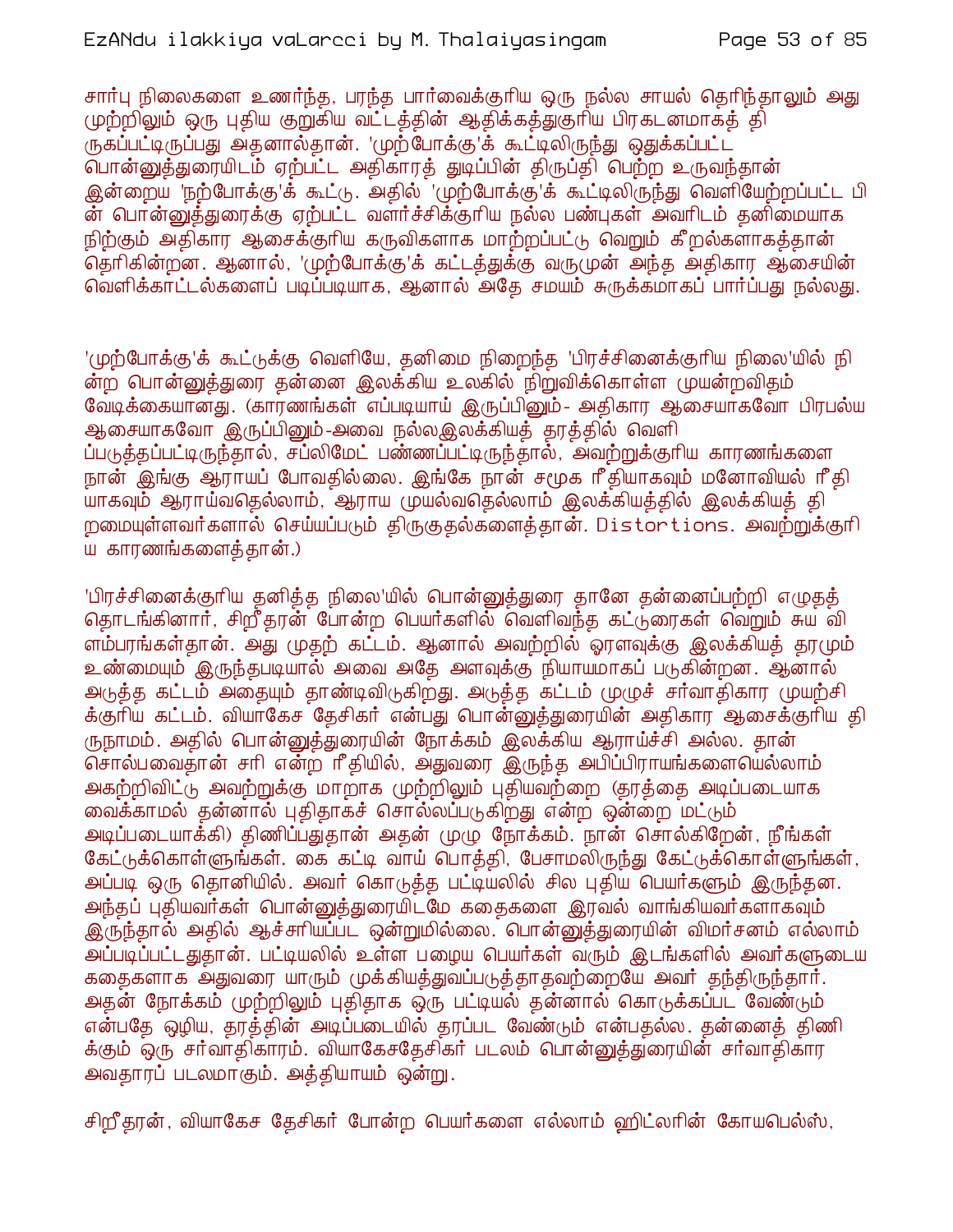சார்பு நிலைகளை உணர்ந்த, பரந்த பார்வைக்குரிய ஒரு நல்ல சாயல் தெரிந்தாலும் அது முற்றிலும் ஒரு புதிய குறுகிய வட்டத்தின் ஆதிக்கத்துக்குரிய பிரகடனமாகத் திருகப்பட்டிருப்பது அதனால்தான். 'முற்போக்கு'க் கூட்டிலிருந்து ஒதுக்கப்பட்ட பொன்னுத்துரையிடம் ஏற்பட்ட அதிகாரத் துடிப்பின் திருப்தி பெற்ற உருவந்தான் இன்றைய 'நற்போக்கு'க் கூட்டு. அதில் 'முற்போக்கு'க் கூட்டிலிருந்து வெளியேற்றப்பட்ட பின் பொன்னுத்துரைக்கு ஏற்பட்ட வளர்ச்சிக்குரிய நல்ல பண்புகள் அவரிடம் தனிமையாக நிற்கும் அதிகார ஆசைக்குரிய கருவிகளாக மாற்றப்பட்டு வெறும் கீறல்களாகத்தான் தெரிகின்றன. ஆனால், 'முற்போக்கு'க் கட்டத்துக்கு வருமுன் அந்த அதிகார ஆசையின் வெளிக்காட்டல்களைப் படிப்படியாக, ஆனால் அதே சமயம் சுருக்கமாகப் பார்ப்பது நல்லது.

'முற்போக்கு'க் கூட்டுக்கு வெளியே, தனிமை நிறைந்த 'பிரச்சினைக்குரிய நிலை'யில் நின்ற பொன்னுத்துரை தன்னை இலக்கிய உலகில் நிறுவிக்கொள்ள முயன்றவிதம் வேடிக்கையானது. (காரணங்கள் எப்படியாய் இருப்பினும்- அதிகார ஆசையாகவோ பிரபல்ய ஆசையாகவோ இருப்பினும்-அவை நல்லஇலக்கியத் தரத்தில் வெளிப்படுத்தப்பட்டிருந்தால், சப்லிமேட் பண்ணப்பட்டிருந்தால், அவற்றுக்குரிய காரணங்களை நான் இங்கு ஆராயப் போவதில்லை. இங்கே நான் சமூக ரீதியாகவும் மனோவியல் ரீதியாகவும் ஆராய்வதெல்லாம், ஆராய முயல்வதெல்லாம் இலக்கியத்தில் இலக்கியத் திறமையுள்ளவர்களால் செய்யப்படும் திருகுதல்களைத்தான். Distortions. அவற்றுக்குரிய காரணங்களைத்தான்.)

'பிரச்சினைக்குரிய தனித்த நிலை'யில் பொன்னுத்துரை தானே தன்னைப்பற்றி எழுதத் தொடங்கினார், சிறீதரன் போன்ற பெயர்களில் வெளிவந்த கட்டுரைகள் வெறும் சுய விளம்பரங்கள்தான். அது முதற் கட்டம். ஆனால் அவற்றில் ஓரளவுக்கு இலக்கியத் தரமும் உண்மையும் இருந்தபடியால் அவை அதே அளவுக்கு நியாயமாகப் படுகின்றன. ஆனால் அடுத்த கட்டம் அதையும் தாண்டிவிடுகிறது. அடுத்த கட்டம் முழுச் சர்வாதிகார முயற்சிக்குரிய கட்டம். வியாகேச தேசிகர் என்பது பொன்னுத்துரையின் அதிகார ஆசைக்குரிய திருநாமம். அதில் பொன்னுத்துரையின் நோக்கம் இலக்கிய ஆராய்ச்சி அல்ல. தான் சொல்பவைதான் சரி என்ற ரீதியில், அதுவரை இருந்த அபிப்பிராயங்களையெல்லாம் அகற்றிவிட்டு அவற்றுக்கு மாறாக முற்றிலும் புதியவற்றை (தரத்தை அடிப்படையாக வைக்காமல் தன்னால் புதிதாகச் சொல்லப்படுகிறது என்ற ஒன்றை மட்டும் அடிப்படையாக்கி) திணிப்பதுதான் அதன் முழு நோக்கம். நான் சொல்கிறேன், நீங்கள் கேட்டுக்கொள்ளுங்கள். கை கட்டி வாய் பொத்தி, பேசாமலிருந்து கேட்டுக்கொள்ளுங்கள், அப்படி ஒரு தொனியில். அவர் கொடுத்த பட்டியலில் சில புதிய பெயர்களும் இருந்தன. அந்தப் புதியவர்கள் பொன்னுத்துரையிடமே கதைகளை இரவல் வாங்கியவர்களாகவும் இருந்தால் அதில் ஆச்சரியப்பட ஒன்றுமில்லை. பொன்னுத்துரையின் விமர்சனம் எல்லாம் அப்படிப்பட்டதுதான். பட்டியலில் உள்ள பழைய பெயர்கள் வரும் இடங்களில் அவர்களுடைய கதைகளாக அதுவரை யாரும் முக்கியத்துவப்படுத்தாதவற்றையே அவர் தந்திருந்தார். அதன் நோக்கம் முற்றிலும் புதிதாக ஒரு பட்டியல் தன்னால் கொடுக்கப்பட வேண்டும் என்பதே ஒழிய, தரத்தின் அடிப்படையில் தரப்பட வேண்டும் என்பதல்ல. தன்னைத் திணிக்கும் ஒரு சர்வாதிகாரம். வியாகேசதேசிகர் படலம் பொன்னுத்துரையின் சர்வாதிகார அவதாரப் படலமாகும். அத்தியாயம் ஒன்று.

சிறீதரன், வியாகேச தேசிகர் போன்ற பெயர்களை எல்லாம் ஹிட்லரின் கோயபெல்ஸ்,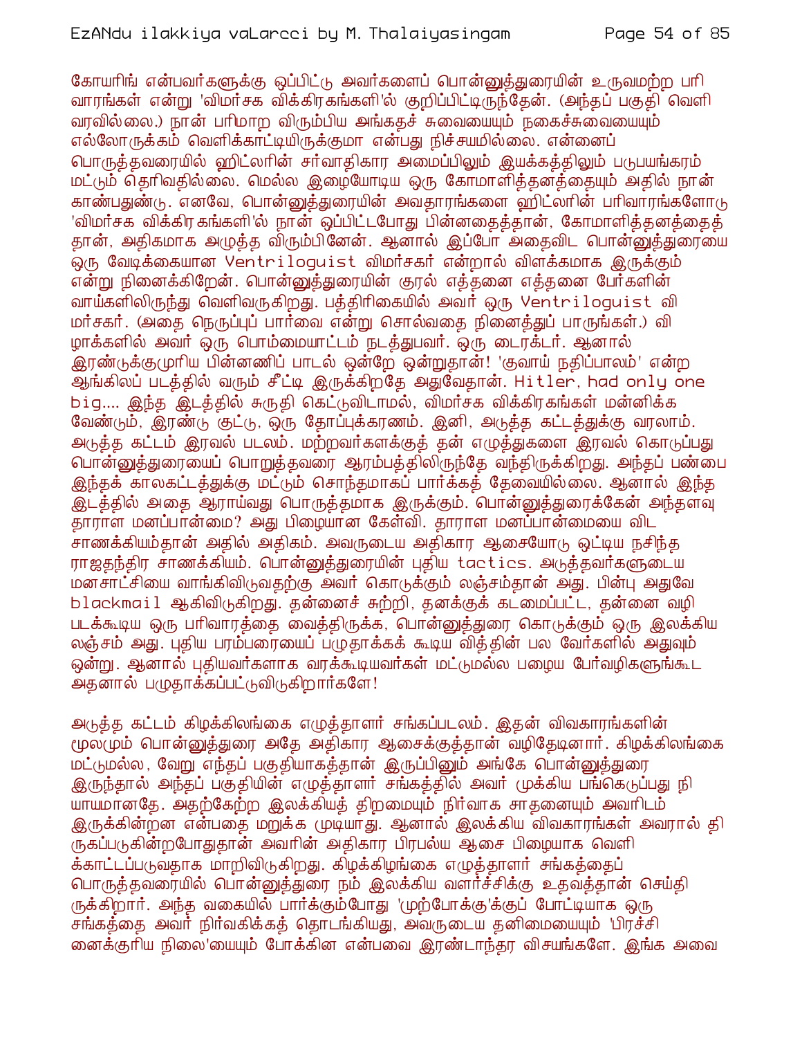கோயரிங் என்பவர்களுக்கு ஒப்பிட்டு அவர்களைப் பொன்னுத்துரையின் உருவமற்ற பரிவாரங்கள் என்று 'விமர்சக விக்கிரகங்களி'ல் குறிப்பிட்டிருந்தேன். (அந்தப் பகுதி வெளிவரவில்லை.) நான் பரிமாற விரும்பிய அங்கதச் சுவையையும் நகைச்சுவையையும் எல்லோருக்கும் வெளிக்காட்டியிருக்குமா என்பது நிச்சயமில்லை. என்னைப் பொருத்தவரையில் ஹிட்லரின் சர்வாதிகார அமைப்பிலும் இயக்கத்திலும் படுபயங்கரம் மட்டும் தெரிவதில்லை. மெல்ல இழையோடிய ஒரு கோமாளித்தனத்தையும் அதில் நான் காண்பதுண்டு. எனவே, பொன்னுத்துரையின் அவதாரங்களை ஹிட்லரின் பரிவாரங்களோடு 'விமர்சக விக்கிரகங்களி'ல் நான் ஒப்பிட்டபோது பின்னதைத்தான், கோமாளித்தனத்தைத் தான், அதிகமாக அழுத்த விரும்பினேன். ஆனால் இப்போ அதைவிட பொன்னுத்துரையை ஒரு வேடிக்கையான Ventriloquist விமர்சகர் என்றால் விளக்கமாக இருக்கும் என்று நினைக்கிறேன். பொன்னுத்துரையின் குரல் எத்தனை எத்தனை பேர்களின் வாய்களிலிருந்து வெளிவருகிறது. பத்திரிகையில் அவர் ஒரு Ventriloquist விமர்சகர். (அதை நெருப்புப் பார்வை என்று சொல்வதை நினைத்துப் பாருங்கள்.) விழாக்களில் அவர் ஒரு பொம்மையாட்டம் நடத்துபவர். ஒரு டைரக்டர். ஆனால் இரண்டுக்குமுரிய பின்னணிப் பாடல் ஒன்றே ஒன்றுதான்! 'குவாய் நதிப்பாலம்' என்ற ஆங்கிலப் படத்தில் வரும் சீட்டி இருக்கிறதே அதுவேதான். Hitler, had only one big.... இந்த இடத்தில் சுருதி கெட்டுவிடாமல், விமர்சக விக்கிரகங்கள் மன்னிக்க வேண்டும், இரண்டு குட்டு, ஒரு தோப்புக்கரணம். இனி, அடுத்த கட்டத்துக்கு வரலாம். அடுத்த கட்டம் இரவல் படலம். மற்றவர்களுக்குத் தன் எழுத்துகளை இரவல் கொடுப்பது பொன்னுத்துரையைப் பொறுத்தவரை ஆரம்பத்திலிருந்தே வந்திருக்கிறது. அந்தப் பண்பை இந்தக் காலகட்டத்துக்கு மட்டும் சொந்தமாகப் பார்க்கத் தேவையில்லை. ஆனால் இந்த இடத்தில் அதை ஆராய்வது பொருத்தமாக இருக்கும். பொன்னுத்துரைக்கேன் அந்தளவு தாராள மனப்பான்மை? அது பிழையான கேள்வி. தாராள மனப்பான்மையை விட சாணக்கியம்தான் அதில் அதிகம். அவருடைய அதிகார ஆசையோடு ஒட்டிய நசிந்த ராஜதந்திர சாணக்கியம். பொன்னுத்துரையின் புதிய tactics. அடுத்தவர்களுடைய மனசாட்சியை வாங்கிவிடுவதற்கு அவர் கொடுக்கும் லஞ்சம்தான் அது. பின்பு அதுவே blackmail ஆகிவிடுகிறது. தன்னைச் சுற்றி, தனக்குக் கடமைப்பட்ட, தன்னை வழி படக்கூடிய ஒரு பரிவாரத்தை வைத்திருக்க, பொன்னுத்துரை கொடுக்கும் ஒரு இலக்கிய லஞ்சம் அது. புதிய பரம்பரையைப் பழுதாக்கக் கூடிய வித்தின் பல வேர்களில் அதுவும் ஒன்று. ஆனால் புதியவர்களாக வரக்கூடியவர்கள் மட்டுமல்ல பழைய பேர்வழிகளுங்கூட அதனால் பழுதாக்கப்பட்டுவிடுகிறார்களே!

அடுத்த கட்டம் கிழக்கிலங்கை எழுத்தாளர் சங்கப்படலம். இதன் விவகாரங்களின் மூலமும் பொன்னுத்துரை அதே அதிகார ஆசைக்குத்தான் வழிதேடினார். கிழக்கிலங்கை மட்டுமல்ல, வேறு எந்தப் பகுதியாகத்தான் இருப்பினும் அங்கே பொன்னுத்துரை இருந்தால் அந்தப் பகுதியின் எழுத்தாளர் சங்கத்தில் அவர் முக்கிய பங்கெடுப்பது நியாயமானதே. அதற்கேற்ற இலக்கியத் திறமையும் நிர்வாக சாதனையும் அவரிடம் இருக்கின்றன என்பதை மறுக்க முடியாது. ஆனால் இலக்கிய விவகாரங்கள் அவரால் திருகப்படுகின்றபோதுதான் அவரின் அதிகார பிரபல்ய ஆசை பிழையாக வெளிக்காட்டப்படுவதாக மாறிவிடுகிறது. கிழக்கிழங்கை எழுத்தாளர் சங்கத்தைப் பொருத்தவரையில் பொன்னுத்துரை நம் இலக்கிய வளர்ச்சிக்கு உதவத்தான் செய்திருக்கிறார். அந்த வகையில் பார்க்கும்போது 'முற்போக்கு'க்குப் போட்டியாக ஒரு சங்கத்தை அவர் நிர்வகிக்கத் தொடங்கியது, அவருடைய தனிமையையும் 'பிரச்சினைக்குரிய நிலை'யையும் போக்கின என்பவை இரண்டாந்தர விசயங்களே. இங்க அவை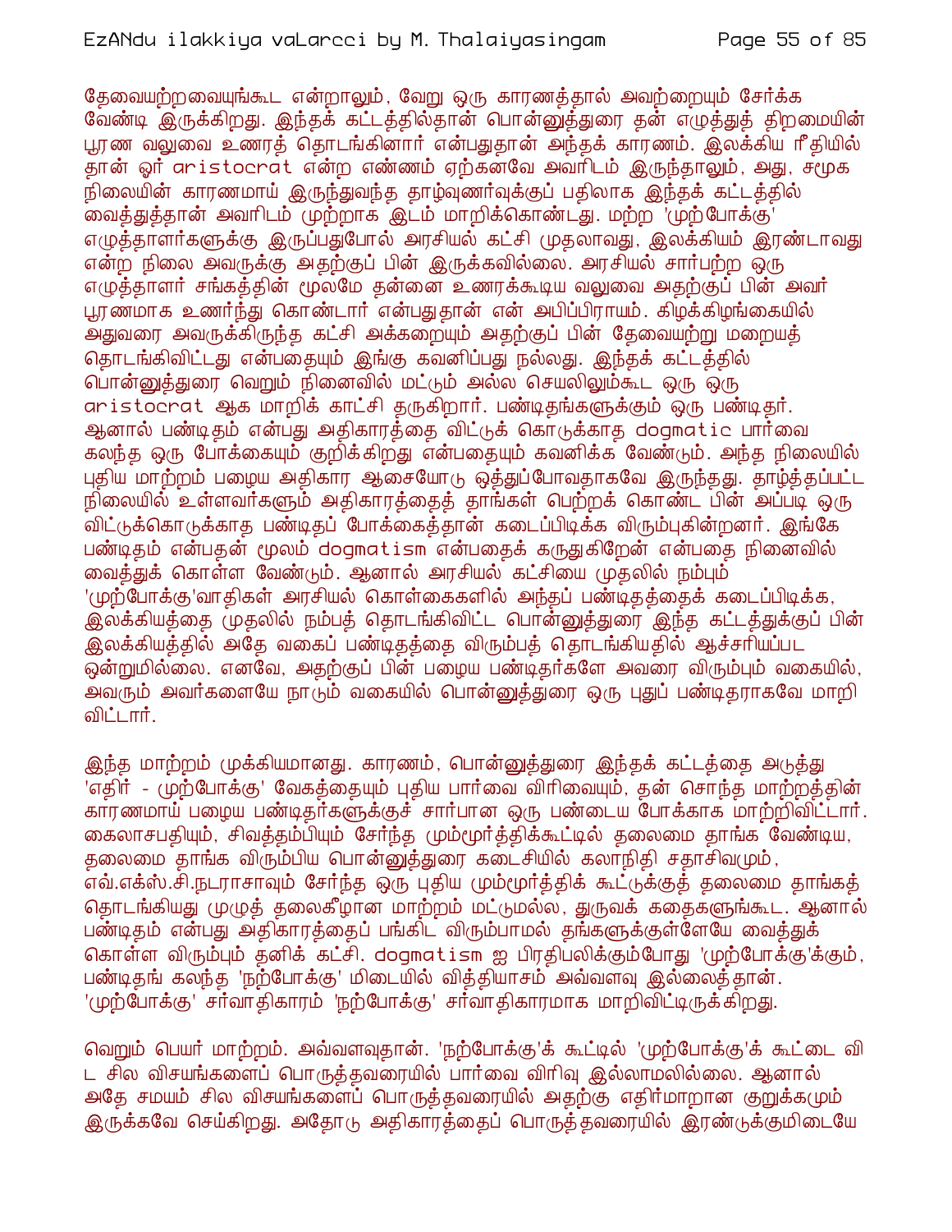தேவையற்றவையுங்கூட என்றாலும், வேறு ஒரு காரணத்தால் அவற்றையும் சேர்க்க வேண்டி இருக்கிறது. இந்தக் கட்டத்தில்தான் பொன்னுத்துரை தன் எழுத்துத் திறமையின் பூரண வலுவை உணரத் தொடங்கினார் என்பதுதான் அந்தக் காரணம். இலக்கிய ரீதியில் தான் ஓர் aristocrat என்ற எண்ணம் ஏற்கனவே அவரிடம் இருந்தாலும், அது, சமூக நிலையின் காரணமாய் இருந்துவந்த தாழ்வுணர்வுக்குப் பதிலாக இந்தக் கட்டத்தில் வைத்துத்தான் அவரிடம் முற்றாக இடம் மாறிக்கொண்டது. மற்ற 'முற்போக்கு' எழுத்தாளர்களுக்கு இருப்பதுபோல் அரசியல் கட்சி முதலாவது, இலக்கியம் இரண்டாவது என்ற நிலை அவருக்கு அதற்குப் பின் இருக்கவில்லை. அரசியல் சார்பற்ற ஒரு எழுத்தாளர் சங்கத்தின் மூலமே தன்னை உணரக்கூடிய வலுவை அதற்குப் பின் அவர் பூரணமாக உணர்ந்து கொண்டார் என்பதுதான் என் அபிப்பிராயம். கிழக்கிழங்கையில் அதுவரை அவருக்கிருந்த கட்சி அக்கறையும் அதற்குப் பின் தேவையற்று மறையத் தொடங்கிவிட்டது என்பதையும் இங்கு கவனிப்பது நல்லது. இந்தக் கட்டத்தில் பொன்னுத்துரை வெறும் நினைவில் மட்டும் அல்ல செயலிலும்கூட ஒரு ஒரு aristocrat ஆக மாறிக் காட்சி தருகிறார். பண்டிதங்களுக்கும் ஒரு பண்டிதர். ஆனால் பண்டிதம் என்பது அதிகாரத்தை விட்டுக் கொடுக்காத dogmatic பார்வை கலந்த ஒரு போக்கையும் குறிக்கிறது என்பதையும் கவனிக்க வேண்டும். அந்த நிலையில் புதிய மாற்றம் பழைய அதிகார ஆசையோடு ஒத்துப்போவதாகவே இருந்தது. தாழ்த்தப்பட்ட நிலையில் உள்ளவர்களும் அதிகாரத்தைத் தாங்கள் பெற்றுக் கொண்ட பின் அப்படி ஒரு விட்டுக்கொடுக்காத பண்டிதப் போக்கைத்தான் கடைப்பிடிக்க விரும்புகின்றனர். இங்கே பண்டிதம் என்பதன் மூலம் dogmatism என்பதைக் கருதுகிறேன் என்பதை நினைவில் வைத்துக் கொள்ள வேண்டும். ஆனால் அரசியல் கட்சியை முதலில் நம்பும் 'முற்போக்கு'வாதிகள் அரசியல் கொள்கைகளில் அந்தப் பண்டிதத்தைக் கடைப்பிடிக்க, இலக்கியத்தை முதலில் நம்பத் தொடங்கிவிட்ட பொன்னுத்துரை இந்த கட்டத்துக்குப் பின் இலக்கியத்தில் அதே வகைப் பண்டிதத்தை விரும்பத் தொடங்கியதில் ஆச்சரியப்பட ஒன்றுமில்லை. எனவே, அதற்குப் பின் பழைய பண்டிதர்களே அவரை விரும்பும் வகையில், அவரும் அவர்களையே நாடும் வகையில் பொன்னுத்துரை ஒரு புதுப் பண்டிதராகவே மாறி விட்டார்.

இந்த மாற்றம் முக்கியமானது. காரணம், பொன்னுத்துரை இந்தக் கட்டத்தை அடுத்து 'எதிர் - முற்போக்கு' வேகத்தையும் புதிய பார்வை விரிவையும், தன் சொந்த மாற்றத்தின் காரணமாய் பழைய பண்டிதர்களுக்குச் சார்பான ஒரு பண்டைய போக்காக மாற்றிவிட்டார். கைலாசபதியும், சிவத்தம்பியும் சேர்ந்த மும்மூர்த்திக்கூட்டில் தலைமை தாங்க வேண்டிய, தலைமை தாங்க விரும்பிய பொன்னுத்துரை கடைசியில் கலாநிதி சதாசிவமும், எவ்.எக்ஸ்.சி.நடராசாவும் சேர்ந்த ஒரு புதிய மும்மூர்த்திக் கூட்டுக்குத் தலைமை தாங்கத் தொடங்கியது முழுத் தலைகீழான மாற்றம் மட்டுமல்ல, துருவக் கதைகளுங்கூட. ஆனால் பண்டிதம் என்பது அதிகாரத்தைப் பங்கிட விரும்பாமல் தங்களுக்குள்ளேயே வைத்துக் கொள்ள விரும்பும் தனிக் கட்சி. dogmatism ஐ பிரதிபலிக்கும்போது 'முற்போக்கு'க்கும், பண்டிதங் கலந்த 'நற்போக்கு' மிடையில் வித்தியாசம் அவ்வளவு இல்லைத்தான். 'முற்போக்கு' சர்வாதிகாரம் 'நற்போக்கு' சர்வாதிகாரமாக மாறிவிட்டிருக்கிறது.

வெறும் பெயர் மாற்றம். அவ்வளவுதான். 'நற்போக்கு'க் கூட்டில் 'முற்போக்கு'க் கூட்டை வி ட சில விசயங்களைப் பொருத்தவரையில் பார்வை விரிவு இல்லாமலில்லை. ஆனால் அதே சமயம் சில விசயங்களைப் பொருத்தவரையில் அதற்கு எதிர்மாறான குறுக்கமும் இருக்கவே செய்கிறது. அதோடு அதிகாரத்தைப் பொருத்தவரையில் இரண்டுக்குமிடையே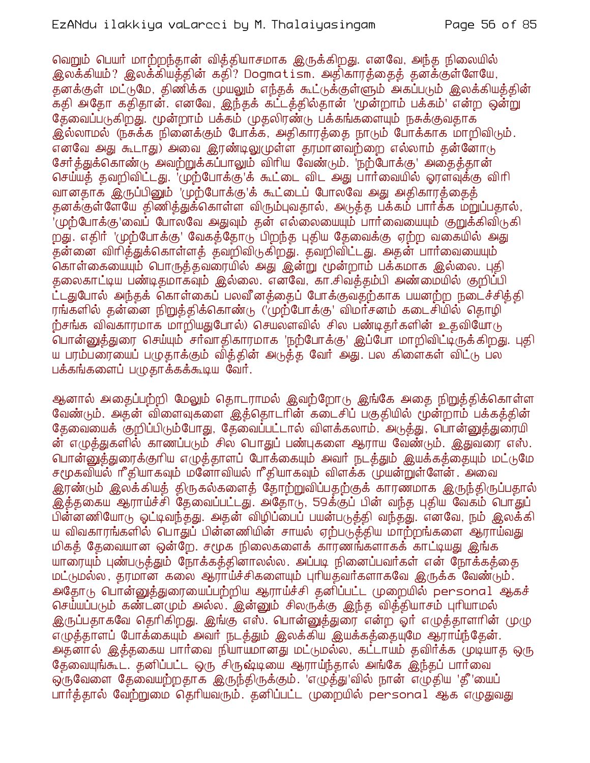வெறும் பெயர் மாற்றந்தான் வித்தியாசமாக இருக்கிறது. எனவே, அந்த நிலையில் இலக்கியம்? இலக்கியத்தின் கதி? Dogmatism. அதிகாரத்தைத் தனக்குள்ளேயே, தனக்குள் மட்டுமே, திணிக்க முயலும் எந்தக் கூட்டுக்குள்ளும் அகப்படும் இலக்கியத்தின் கதி அதோ கதிதான். எனவே, இந்தக் கட்டத்தில்தான் 'மூன்றாம் பக்கம்' என்ற ஒன்று தேவைப்படுகிறது. மூன்றாம் பக்கம் முதலிரண்டு பக்கங்களையும் நசுக்குவதாக இல்லாமல் (நசுக்க நினைக்கும் போக்க, அதிகாரத்தை நாடும் போக்காக மாறிவிடும். எனவே அது கூடாது) அவை இரண்டிலுமுள்ள தரமானவற்றை எல்லாம் தன்னோடு சேர்த்துக்கொண்டு அவற்றுக்கப்பாலும் விரிய வேண்டும். 'நற்போக்கு' அதைத்தான் செய்யத் தவறிவிட்டது. 'முற்போக்கு'க் கூட்டை விட அது பார்வையில் ஓரளவுக்கு விரி வானதாக இருப்பினும் 'முற்போக்கு'க் கூட்டைப் போலவே அது அதிகாரத்தைத் தனக்குள்ளேயே திணித்துக்கொள்ள விரும்புவதால், அடுத்த பக்கம் பார்க்க மறுப்பதால், 'முற்போக்கு'வைப் போலவே அதுவும் தன் எல்லையையும் பார்வையையும் குறுக்கிவிடுகி றது. எதிர் 'முற்போக்கு' வேகத்தோடு பிறந்த புதிய தேவைக்கு ஏற்ற வகையில் அது தன்னை விரித்துக்கொள்ளத் தவறிவிடுகிறது. தவறிவிட்டது. அதன் பார்வையையும் கொள்கையையும் பொருத்தவரையில் அது இன்று மூன்றாம் பக்கமாக இல்லை. புதி தலைகாட்டிய பண்டிதமாகவும் இல்லை. எனவே, கா.சிவத்தம்பி அண்மையில் குறிப்பி ட்டதுபோல் அந்தக் கொள்கைப் பலவீனத்தைப் போக்குவதற்காக பயனற்ற நடைச்சித்தி ரங்களில் தன்னை நிறுத்திக்கொண்டு ('முற்போக்கு' விமர்சனம் கடைசியில் தொழி ற்சங்க விவகாரமாக மாறியதுபோல்) செயலளவில் சில பண்டிதர்களின் உதவியோடு பொன்னுத்துரை செய்யும் சர்வாதிகாரமாக 'நற்போக்கு' இப்போ மாறிவிட்டிருக்கிறது. புதி ய பரம்பரையைப் பழுதாக்கும் வித்தின் அடுத்த வேர் அது. பல கிளைகள் விட்டு பல பக்கங்களைப் பழுதாக்கக்கூடிய வேர்.

ஆனால் அதைப்பற்றி மேலும் தொடராமல் இவற்றோடு இங்கே அதை நிறுத்திக்கொள்ள வேண்டும். அதன் விளைவுகளை இத்தொடரின் கடைசிப் பகுதியில் மூன்றாம் பக்கத்தின் தேவையைக் குறிப்பிடும்போது, தேவைப்பட்டால் விளக்கலாம். அடுத்து, பொன்னுத்துரையி ன் எழுத்துகளில் காணப்படும் சில பொதுப் பண்புகளை ஆராய வேண்டும். இதுவரை எஸ். பொன்னுத்துரைக்குரிய எழுத்தாளப் போக்கையும் அவர் நடத்தும் இயக்கத்தையும் மட்டுமே சமூகவியல் ரீதியாகவும் மனோவியல் ரீதியாகவும் விளக்க முயன்றுள்ளேன். அவை இரண்டும் இலக்கியத் திருகல்களைத் தோற்றுவிப்பதற்குக் காரணமாக இருந்திருப்பதால் இத்தகைய ஆராய்ச்சி தேவைப்பட்டது. அதோடு, 59க்குப் பின் வந்த புதிய வேகம் பொதுப் பின்னணியோடு ஒட்டிவந்தது. அதன் விழிப்பைப் பயன்படுத்தி வந்தது. எனவே, நம் இலக்கி ய விவகாரங்களில் பொதுப் பின்னணியின் சாயல் ஏற்படுத்திய மாற்றங்களை ஆராய்வது மிகத் தேவையான ஒன்றே. சமூக நிலைகளைக் காரணங்களாகக் காட்டியது இங்க யாரையும் புண்படுத்தும் நோக்கத்தினாலல்ல. அப்படி நினைப்பவர்கள் என் நோக்கத்தை மட்டுமல்ல, தரமான கலை ஆராய்ச்சிகளையும் புரியதவர்களாகவே இருக்க வேண்டும். அதோடு பொன்னுத்துரையைப்பற்றிய ஆராய்ச்சி தனிப்பட்ட முறையில் personal ஆகச் செய்யப்படும் கண்டனமும் அல்ல. இன்னும் சிலருக்கு இந்த வித்தியாசம் புரியாமல் இருப்பதாகவே தெரிகிறது. இங்கு எஸ். பொன்னுத்துரை என்ற ஓர் எழுத்தாளரின் முழு எழுத்தாளப் போக்கையும் அவர் நடத்தும் இலக்கிய இயக்கத்தையுமே ஆராய்ந்தேன். அதனால் இத்தகைய பார்வை நியாயமானது மட்டுமல்ல, கட்டாயம் தவிர்க்க முடியாத ஒரு தேவையுங்கூட. தனிப்பட்ட ஒரு சிருஷ்டியை ஆராய்ந்தால் அங்கே இந்தப் பார்வை ஒருவேளை தேவையற்றதாக இருந்திருக்கும். 'எழுத்து'வில் நான் எழுதிய 'தீ'யைப் பார்த்தால் வேற்றுமை தெரியவரும். தனிப்பட்ட முறையில் personal ஆக எழுதுவது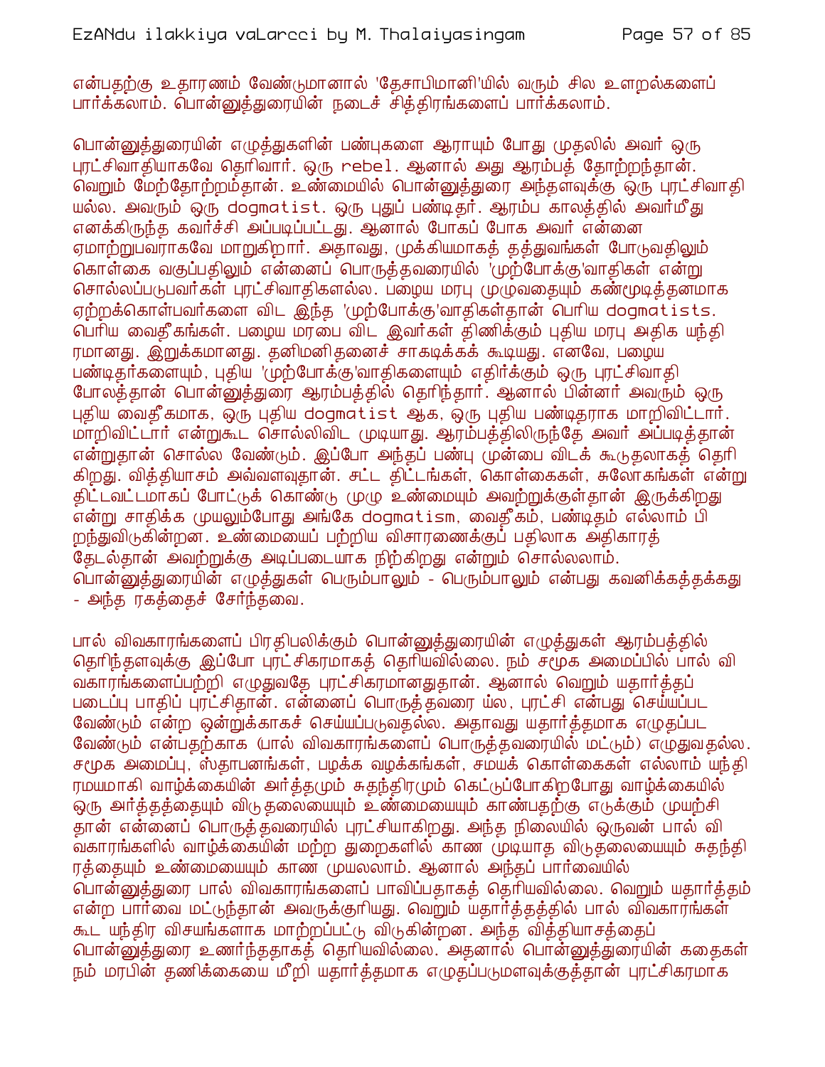என்பதற்கு உதாரணம் வேண்டுமானால் 'தேசாபிமானி'யில் வரும் சில உளறல்களைப் பார்க்கலாம். பொன்னுத்துரையின் நடைச் சித்திரங்களைப் பார்க்கலாம்.

பொன்னுத்துரையின் எழுத்துகளின் பண்புகளை ஆராயும் போது முதலில் அவர் ஒரு புரட்சிவாதியாகவே தெரிவார். ஒரு rebel. ஆனால் அது ஆரம்பத் தோற்றந்தான். வெறும் மேற்தோற்றம்தான். உண்மையில் பொன்னுத்துரை அந்தளவுக்கு ஒரு புரட்சிவாதியல்ல. அவரும் ஒரு dogmatist. ஒரு புதுப் பண்டிதர். ஆரம்ப காலத்தில் அவர்மீது எனக்கிருந்த கவர்ச்சி அப்படிப்பட்டது. ஆனால் போகப் போக அவர் என்னை ஏமாற்றுபவராகவே மாறுகிறார். அதாவது, முக்கியமாகத் தத்துவங்கள் போடுவதிலும் கொள்கை வகுப்பதிலும் என்னைப் பொருத்தவரையில் 'முற்போக்கு'வாதிகள் என்று சொல்லப்படுபவர்கள் புரட்சிவாதிகளல்ல. பழைய மரபு முழுவதையும் கண்மூடித்தனமாக ஏற்றுக்கொள்பவர்களை விட இந்த 'முற்போக்கு'வாதிகள்தான் பெரிய dogmatists. பெரிய வைதீகங்கள். பழைய மரபை விட இவர்கள் திணிக்கும் புதிய மரபு அதிக யந்திரமானது. இறுக்கமானது. தனிமனிதனைச் சாகடிக்கக் கூடியது. எனவே, பழைய பண்டிதர்களையும், புதிய 'முற்போக்கு'வாதிகளையும் எதிர்க்கும் ஒரு புரட்சிவாதி போலத்தான் பொன்னுத்துரை ஆரம்பத்தில் தெரிந்தார். ஆனால் பின்னர் அவரும் ஒரு புதிய வைதீகமாக, ஒரு புதிய dogmatist ஆக, ஒரு புதிய பண்டிதராக மாறிவிட்டார். மாறிவிட்டார் என்றுகூட சொல்லிவிட முடியாது. ஆரம்பத்திலிருந்தே அவர் அப்படித்தான் என்றுதான் சொல்ல வேண்டும். இப்போ அந்தப் பண்பு முன்பை விடக் கூடுதலாகத் தெரிகிறது. வித்தியாசம் அவ்வளவுதான். சட்ட திட்டங்கள், கொள்கைகள், சுலோகங்கள் என்று திட்டவட்டமாகப் போட்டுக் கொண்டு முழு உண்மையும் அவற்றுக்குள்தான் இருக்கிறது என்று சாதிக்க முயலும்போது அங்கே dogmatism, வைதீகம், பண்டிதம் எல்லாம் பிறந்துவிடுகின்றன. உண்மையைப் பற்றிய விசாரணைக்குப் பதிலாக அதிகாரத் தேடல்தான் அவற்றுக்கு அடிப்படையாக நிற்கிறது என்றும் சொல்லலாம். பொன்னுத்துரையின் எழுத்துகள் பெரும்பாலும் - பெரும்பாலும் என்பது கவனிக்கத்தக்கது - அந்த ரகத்தைச் சேர்ந்தவை.

பால் விவகாரங்களைப் பிரதிபலிக்கும் பொன்னுத்துரையின் எழுத்துகள் ஆரம்பத்தில் தெரிந்தளவுக்கு இப்போ புரட்சிகரமாகத் தெரியவில்லை. நம் சமூக அமைப்பில் பால் விவகாரங்களைப்பற்றி எழுதுவதே புரட்சிகரமானதுதான். ஆனால் வெறும் யதார்த்தப் படைப்பு பாதிப் புரட்சிதான். என்னைப் பொருத்தவரை யல, புரட்சி என்பது செய்யப்பட வேண்டும் என்ற ஒன்றுக்காகச் செய்யப்படுவதல்ல. அதாவது யதார்த்தமாக எழுதப்பட வேண்டும் என்பதற்காக (பால் விவகாரங்களைப் பொருத்தவரையில் மட்டும்) எழுதுவதல்ல. சமூக அமைப்பு, ஸ்தாபனங்கள், பழக்க வழக்கங்கள், சமயக் கொள்கைகள் எல்லாம் யந்திரமயமாகி வாழ்க்கையின் அர்த்தமும் சுதந்திரமும் கெட்டுப்போகிறபோது வாழ்க்கையில் ஒரு அர்த்தத்தையும் விடுதலையையும் உண்மையையும் காண்பதற்கு எடுக்கும் முயற்சிதான் என்னைப் பொருத்தவரையில் புரட்சியாகிறது. அந்த நிலையில் ஒருவன் பால் விவகாரங்களில் வாழ்க்கையின் மற்ற துறைகளில் காண முடியாத விடுதலையையும் சுதந்திரத்தையும் உண்மையையும் காண முயலலாம். ஆனால் அந்தப் பார்வையில் பொன்னுத்துரை பால் விவகாரங்களைப் பாவிப்பதாகத் தெரியவில்லை. வெறும் யதார்த்தம் என்ற பார்வை மட்டுந்தான் அவருக்குரியது. வெறும் யதார்த்தத்தில் பால் விவகாரங்கள் கூட யந்திர விசயங்களாக மாற்றப்பட்டு விடுகின்றன. அந்த வித்தியாசத்தைப் பொன்னுத்துரை உணர்ந்ததாகத் தெரியவில்லை. அதனால் பொன்னுத்துரையின் கதைகள் நம் மரபின் தணிக்கையை மீறி யதார்த்தமாக எழுதப்படுமளவுக்குத்தான் புரட்சிகரமாக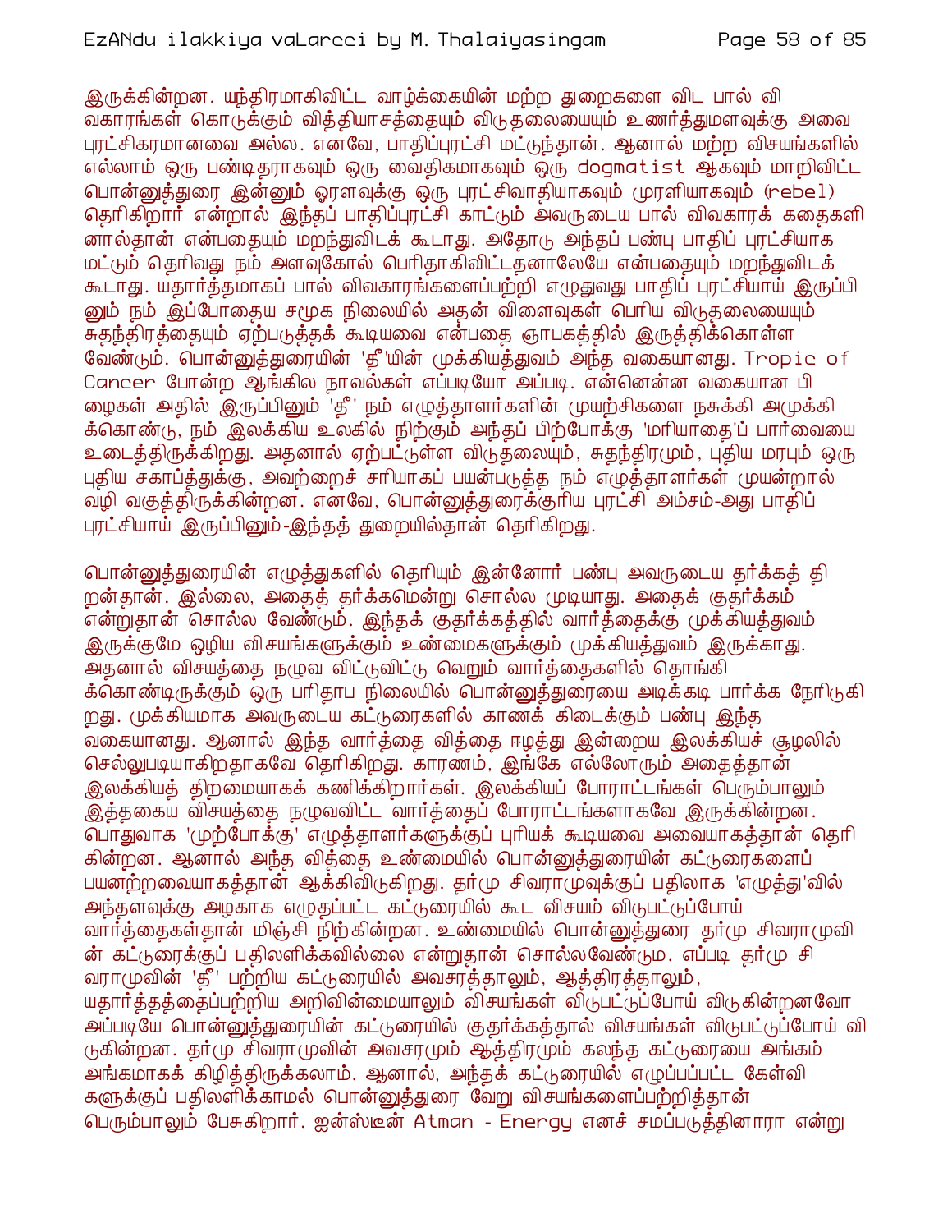இருக்கின்றன. யந்திரமாகிவிட்ட வாழ்க்கையின் மற்ற துறைகளை விட பால் விவகாரங்கள் கொடுக்கும் வித்தியாசத்தையும் விடுதலையையும் உணர்த்துமளவுக்கு அவை புரட்சிகரமானவை அல்ல. எனவே, பாதிப்புரட்சி மட்டுந்தான். ஆனால் மற்ற விசயங்களில் எல்லாம் ஒரு பண்டிதராகவும் ஒரு வைதிகமாகவும் ஒரு dogmatist ஆகவும் மாறிவிட்ட பொன்னுத்துரை இன்னும் ஓரளவுக்கு ஒரு புரட்சிவாதியாகவும் முரளியாகவும் (rebel) தெரிகிறார் என்றால் இந்தப் பாதிப்புரட்சி காட்டும் அவருடைய பால் விவகாரக் கதைகளினால்தான் என்பதையும் மறந்துவிடக் கூடாது. அதோடு அந்தப் பண்பு பாதிப் புரட்சியாக மட்டும் தெரிவது நம் அளவுகோல் பெரிதாகிவிட்டதனாலேயே என்பதையும் மறந்துவிடக் கூடாது. யதார்த்தமாகப் பால் விவகாரங்களைப்பற்றி எழுதுவது பாதிப் புரட்சியாய் இருப்பினும் நம் இப்போதைய சமூக நிலையில் அதன் விளைவுகள் பெரிய விடுதலையையும் சுதந்திரத்தையும் ஏற்படுத்தக் கூடியவை என்பதை ஞாபகத்தில் இருத்திக்கொள்ள வேண்டும். பொன்னுத்துரையின் 'தீ'யின் முக்கியத்துவம் அந்த வகையானது. Tropic of Cancer போன்ற ஆங்கில நாவல்கள் எப்படியோ அப்படி. என்னென்ன வகையான பிழைகள் அதில் இருப்பினும் 'தீ' நம் எழுத்தாளர்களின் முயற்சிகளை நசுக்கி அமுக்கிக்கொண்டு, நம் இலக்கிய உலகில் நிற்கும் அந்தப் பிற்போக்கு 'மரியாதை'ப் பார்வையை உடைத்திருக்கிறது. அதனால் ஏற்பட்டுள்ள விடுதலையும், சுதந்திரமும், புதிய மரபும் ஒரு புதிய சகாப்த்துக்கு, அவற்றைச் சரியாகப் பயன்படுத்த நம் எழுத்தாளர்கள் முயன்றால் வழி வகுத்திருக்கின்றன. எனவே, பொன்னுத்துரைக்குரிய புரட்சி அம்சம்-அது பாதிப் புரட்சியாய் இருப்பினும்-இந்தத் துறையில்தான் தெரிகிறது.

பொன்னுத்துரையின் எழுத்துகளில் தெரியும் இன்னோர் பண்பு அவருடைய தர்க்கத் திறன்தான். இல்லை, அதைத் தர்க்கமென்று சொல்ல முடியாது. அதைக் குதர்க்கம் என்றுதான் சொல்ல வேண்டும். இந்தக் குதர்க்கத்தில் வார்த்தைக்கு முக்கியத்துவம் இருக்குமே ஒழிய விசயங்களுக்கும் உண்மைகளுக்கும் முக்கியத்துவம் இருக்காது. அதனால் விசயத்தை நழுவ விட்டுவிட்டு வெறும் வார்த்தைகளில் தொங்கிக்கொண்டிருக்கும் ஒரு பரிதாப நிலையில் பொன்னுத்துரையை அடிக்கடி பார்க்க நேரிடுகிறது. முக்கியமாக அவருடைய கட்டுரைகளில் காணக் கிடைக்கும் பண்பு இந்த வகையானது. ஆனால் இந்த வார்த்தை வித்தை ஈழத்து இன்றைய இலக்கியச் சூழலில் செல்லுபடியாகிறதாகவே தெரிகிறது. காரணம், இங்கே எல்லோரும் அதைத்தான் இலக்கியத் திறமையாகக் கணிக்கிறார்கள். இலக்கியப் போராட்டங்கள் பெரும்பாலும் இத்தகைய விசயத்தை நழுவவிட்ட வார்த்தைப் போராட்டங்களாகவே இருக்கின்றன. பொதுவாக 'முற்போக்கு' எழுத்தாளர்களுக்குப் புரியக் கூடியவை அவையாகத்தான் தெரிகின்றன. ஆனால் அந்த வித்தை உண்மையில் பொன்னுத்துரையின் கட்டுரைகளைப் பயனற்றவையாகத்தான் ஆக்கிவிடுகிறது. தர்மு சிவராமுவுக்குப் பதிலாக 'எழுத்து'வில் அந்தளவுக்கு அழகாக எழுதப்பட்ட கட்டுரையில் கூட விசயம் விடுபட்டுப்போய் வார்த்தைகள்தான் மிஞ்சி நிற்கின்றன. உண்மையில் பொன்னுத்துரை தர்மு சிவராமுவின் கட்டுரைக்குப் பதிலளிக்கவில்லை என்றுதான் சொல்லவேண்டும. எப்படி தர்மு சிவராமுவின் 'தீ' பற்றிய கட்டுரையில் அவசரத்தாலும், ஆத்திரத்தாலும், யதார்த்தத்தைப்பற்றிய அறிவின்மையாலும் விசயங்கள் விடுபட்டுப்போய் விடுகின்றனவோ அப்படியே பொன்னுத்துரையின் கட்டுரையில் குதர்க்கத்தால் விசயங்கள் விடுபட்டுப்போய் விடுகின்றன. தர்மு சிவராமுவின் அவசரமும் ஆத்திரமும் கலந்த கட்டுரையை அங்கம் அங்கமாகக் கிழித்திருக்கலாம். ஆனால், அந்தக் கட்டுரையில் எழுப்பப்பட்ட கேள்விகளுக்குப் பதிலளிக்காமல் பொன்னுத்துரை வேறு விசயங்களைப்பற்றித்தான் பெரும்பாலும் பேசுகிறார். ஐன்ஸ்டீன் Atman - Energy எனச் சமப்படுத்தினாரா என்று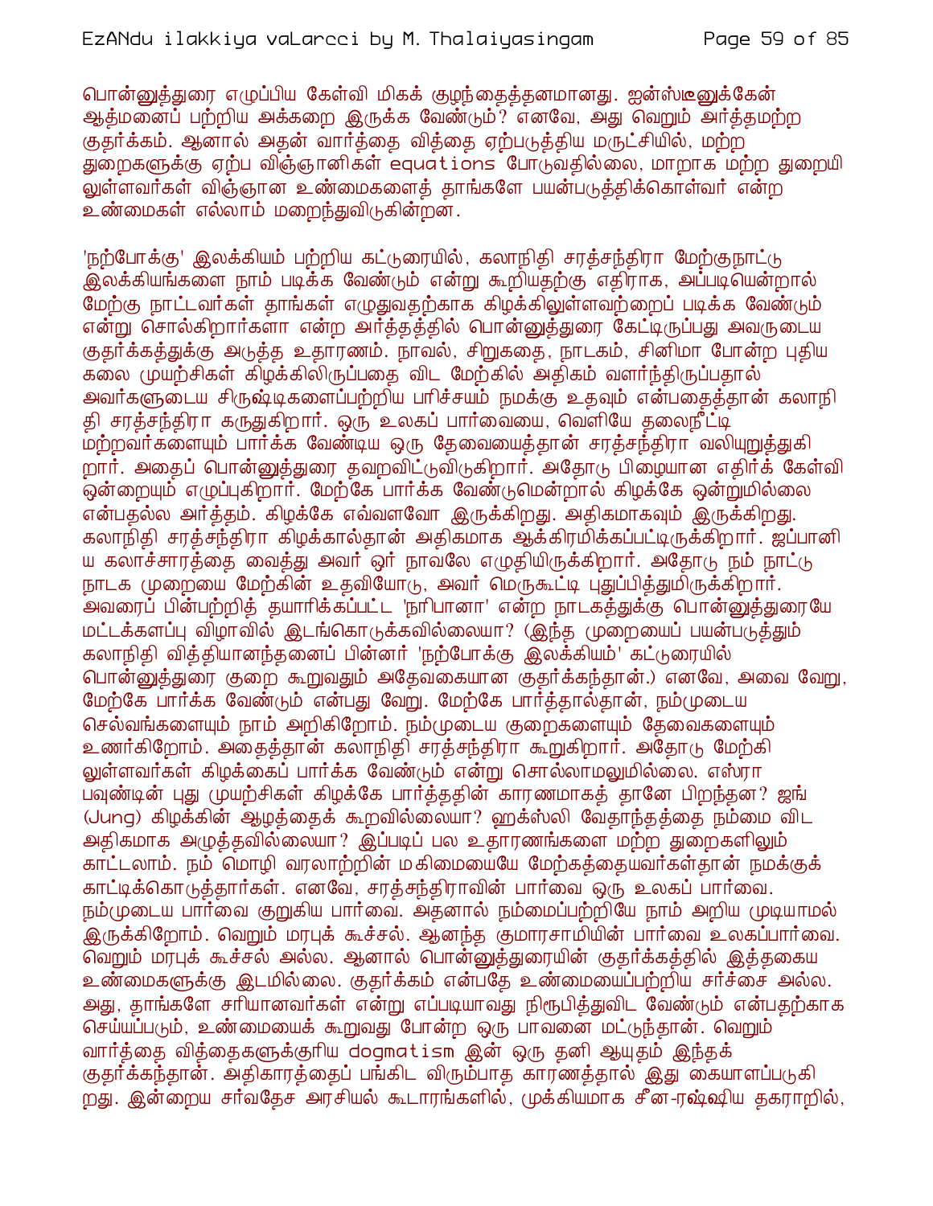பொன்னுத்துரை எழுப்பிய கேள்வி மிகக் குழந்தைத்தனமானது. ஐன்ஸ்டீனுக்கேன் ஆத்மனைப் பற்றிய அக்கறை இருக்க வேண்டும்? எனவே, அது வெறும் அர்த்தமற்ற குதர்க்கம். ஆனால் அதன் வார்த்தை வித்தை ஏற்படுத்திய மருட்சியில், மற்ற துறைகளுக்கு ஏற்ப விஞ்ஞானிகள் equations போடுவதில்லை, மாறாக மற்ற துறையிலுள்ளவர்கள் விஞ்ஞான உண்மைகளைத் தாங்களே பயன்படுத்திக்கொள்வர் என்ற உண்மைகள் எல்லாம் மறைந்துவிடுகின்றன.

'நற்போக்கு' இலக்கியம் பற்றிய கட்டுரையில், கலாநிதி சரத்சந்திரா மேற்குநாட்டு இலக்கியங்களை நாம் படிக்க வேண்டும் என்று கூறியதற்கு எதிராக, அப்படியென்றால் மேற்கு நாட்டவர்கள் தாங்கள் எழுதுவதற்காக கிழக்கிலுள்ளவற்றைப் படிக்க வேண்டும் என்று சொல்கிறார்களா என்ற அர்த்தத்தில் பொன்னுத்துரை கேட்டிருப்பது அவருடைய குதர்க்கத்துக்கு அடுத்த உதாரணம். நாவல், சிறுகதை, நாடகம், சினிமா போன்ற புதிய கலை முயற்சிகள் கிழக்கிலிருப்பதை விட மேற்கில் அதிகம் வளர்ந்திருப்பதால் அவர்களுடைய சிருஷ்டிகளைப்பற்றிய பரிச்சயம் நமக்கு உதவும் என்பதைத்தான் கலாநிதி சரத்சந்திரா கருதுகிறார். ஒரு உலகப் பார்வையை, வெளியே தலைநீட்டி மற்றவர்களையும் பார்க்க வேண்டிய ஒரு தேவையைத்தான் சரத்சந்திரா வலியுறுத்துகிறார். அதைப் பொன்னுத்துரை தவறவிட்டுவிடுகிறார். அதோடு பிழையான எதிர்க் கேள்வி ஒன்றையும் எழுப்புகிறார். மேற்கே பார்க்க வேண்டுமென்றால் கிழக்கே ஒன்றுமில்லை என்பதல்ல அர்த்தம். கிழக்கே எவ்வளவோ இருக்கிறது. அதிகமாகவும் இருக்கிறது. கலாநிதி சரத்சந்திரா கிழக்கால்தான் அதிகமாக ஆக்கிரமிக்கப்பட்டிருக்கிறார். ஜப்பானிய கலாச்சாரத்தை வைத்து அவர் ஓர் நாவலே எழுதியிருக்கிறார். அதோடு நம் நாட்டு நாடக முறையை மேற்கின் உதவியோடு, அவர் மெருகூட்டி புதுப்பித்துமிருக்கிறார். அவரைப் பின்பற்றித் தயாரிக்கப்பட்ட 'நரிபானா' என்ற நாடகத்துக்கு பொன்னுத்துரையே மட்டக்களப்பு விழாவில் இடங்கொடுக்கவில்லையா? (இந்த முறையைப் பயன்படுத்தும் கலாநிதி வித்தியானந்தனைப் பின்னர் 'நற்போக்கு இலக்கியம்' கட்டுரையில் பொன்னுத்துரை குறை கூறுவதும் அதேவகையான குதர்க்கந்தான்.) எனவே, அவை வேறு, மேற்கே பார்க்க வேண்டும் என்பது வேறு. மேற்கே பார்த்தால்தான், நம்முடைய செல்வங்களையும் நாம் அறிகிறோம். நம்முடைய குறைகளையும் தேவைகளையும் உணர்கிறோம். அதைத்தான் கலாநிதி சரத்சந்திரா கூறுகிறார். அதோடு மேற்கிலுள்ளவர்கள் கிழக்கைப் பார்க்க வேண்டும் என்று சொல்லாமலுமில்லை. எஸ்ரா பவுண்டின் புது முயற்சிகள் கிழக்கே பார்த்ததின் காரணமாகத் தானே பிறந்தன? ஜங் (Jung) கிழக்கின் ஆழத்தைக் கூறவில்லையா? ஹக்ஸ்லி வேதாந்தத்தை நம்மை விட அதிகமாக அமுக்கவில்லையா? இப்படிப் பல உதாரணங்களை மற்ற துறைகளிலும் காட்டலாம். நம் மொழி வரலாற்றின் மகிமையையே மேற்கத்தையவர்கள்தான் நமக்குக் காட்டிக்கொடுத்தார்கள். எனவே, சரத்சந்திராவின் பார்வை ஒரு உலகப் பார்வை. நம்முடைய பார்வை குறுகிய பார்வை. அதனால் நம்மைப்பற்றியே நாம் அறிய முடியாமல் இருக்கிறோம். வெறும் மரபுக் கூச்சல். ஆனந்த குமாரசாமியின் பார்வை உலகப்பார்வை. வெறும் மரபுக் கூச்சல் அல்ல. ஆனால் பொன்னுத்துரையின் குதர்க்கத்தில் இத்தகைய உண்மைகளுக்கு இடமில்லை. குதர்க்கம் என்பதே உண்மையைப்பற்றிய சர்ச்சை அல்ல. அது, தாங்களே சரியானவர்கள் என்று எப்படியாவது நிரூபித்துவிட வேண்டும் என்பதற்காக செய்யப்படும், உண்மையைக் கூறுவது போன்ற ஒரு பாவனை மட்டுந்தான். வெறும் வார்த்தை வித்தைகளுக்குரிய dogmatism இன் ஒரு தனி ஆயுதம் இந்தக் குதர்க்கந்தான். அதிகாரத்தைப் பங்கிட விரும்பாத காரணத்தால் இது கையாளப்படுகிறது. இன்றைய சர்வதேச அரசியல் கூடாரங்களில், முக்கியமாக சீன-ரஷ்ஷிய தகராறில்,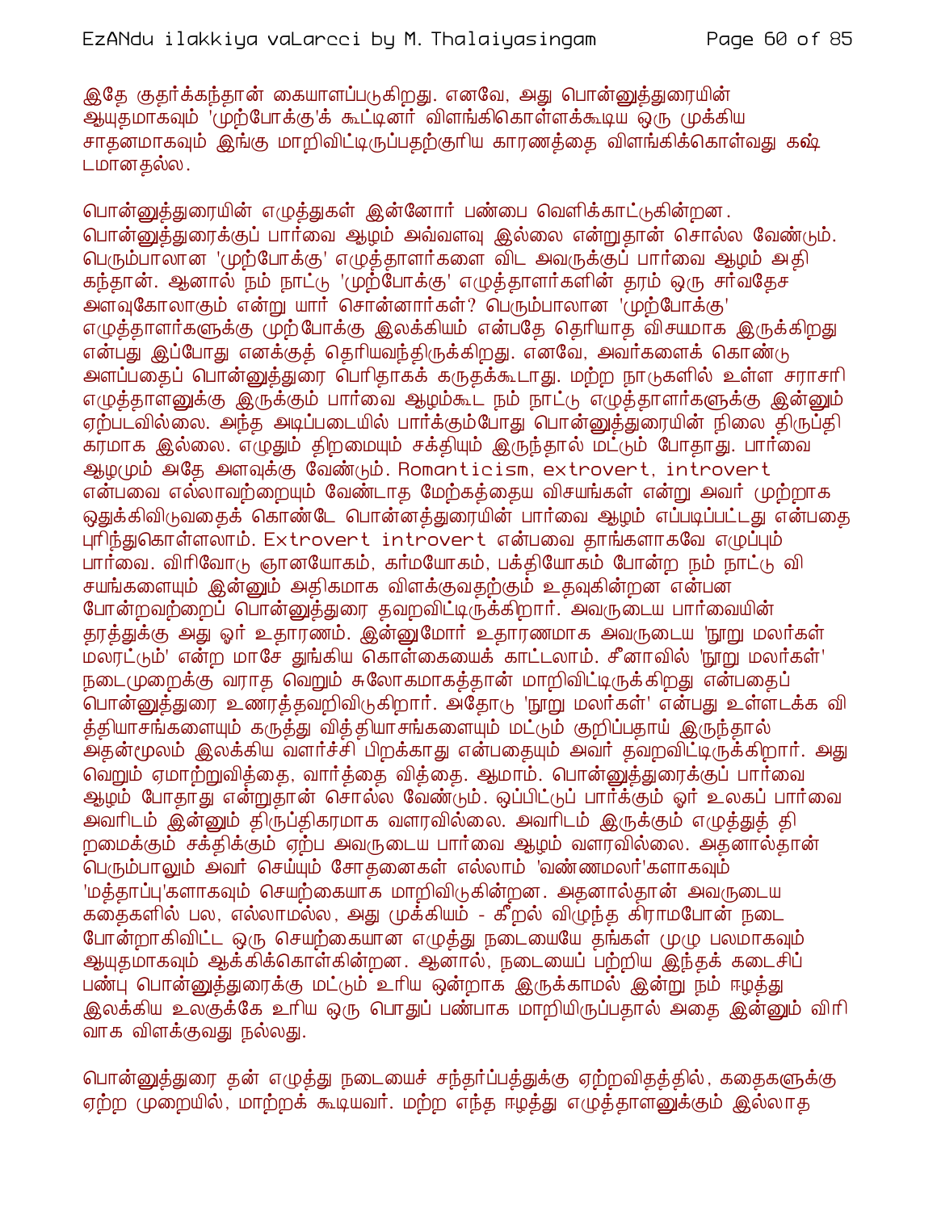இதே குதர்க்கந்தான் கையாளப்படுகிறது. எனவே, அது பொன்னுத்துரையின் ஆயுதமாகவும் 'முற்போக்கு'க் கூட்டினர் விளங்கிகொள்ளக்கூடிய ஒரு முக்கிய சாதனமாகவும் இங்கு மாறிவிட்டிருப்பதற்குரிய காரணத்தை விளங்கிக்கொள்வது கஷ்டமானதல்ல.

பொன்னுத்துரையின் எழுத்துகள் இன்னோர் பண்பை வெளிக்காட்டுகின்றன. பொன்னுத்துரைக்குப் பார்வை ஆழம் அவ்வளவு இல்லை என்றுதான் சொல்ல வேண்டும். பெரும்பாலான 'முற்போக்கு' எழுத்தாளர்களை விட அவருக்குப் பார்வை ஆழம் அதிகந்தான். ஆனால் நம் நாட்டு 'முற்போக்கு' எழுத்தாளர்களின் தரம் ஒரு சர்வதேச அளவுகோலாகும் என்று யார் சொன்னார்கள்? பெரும்பாலான 'முற்போக்கு' எழுத்தாளர்களுக்கு முற்போக்கு இலக்கியம் என்பதே தெரியாத விசயமாக இருக்கிறது என்பது இப்போது எனக்குத் தெரியவந்திருக்கிறது. எனவே, அவர்களைக் கொண்டு அளப்பதைப் பொன்னுத்துரை பெரிதாகக் கருதக்கூடாது. மற்ற நாடுகளில் உள்ள சராசரி எழுத்தாளனுக்கு இருக்கும் பார்வை ஆழம்கூட நம் நாட்டு எழுத்தாளர்களுக்கு இன்னும் ஏற்படவில்லை. அந்த அடிப்படையில் பார்க்கும்போது பொன்னுத்துரையின் நிலை திருப்திகரமாக இல்லை. எழுதும் திறமையும் சக்தியும் இருந்தால் மட்டும் போதாது. பார்வை ஆழமும் அதே அளவுக்கு வேண்டும். Romanticism, extrovert, introvert என்பவை எல்லாவற்றையும் வேண்டாத மேற்கத்தைய விசயங்கள் என்று அவர் முற்றாக ஒதுக்கிவிடுவதைக் கொண்டே பொன்னத்துரையின் பார்வை ஆழம் எப்படிப்பட்டது என்பதை புரிந்துகொள்ளலாம். Extrovert introvert என்பவை தாங்களாகவே எழுப்பும் பார்வை. விரிவோடு ஞானயோகம், கர்மயோகம், பக்தியோகம் போன்ற நம் நாட்டு விசயங்களையும் இன்னும் அதிகமாக விளக்குவதற்கும் உதவுகின்றன என்பன போன்றவற்றைப் பொன்னுத்துரை தவறவிட்டிருக்கிறார். அவருடைய பார்வையின் தரத்துக்கு அது ஓர் உதாரணம். இன்னுமோர் உதாரணமாக அவருடைய 'நூறு மலர்கள் மலரட்டும்' என்ற மாசே துங்கிய கொள்கையைக் காட்டலாம். சீனாவில் 'நூறு மலர்கள்' நடைமுறைக்கு வராத வெறும் சுலோகமாகத்தான் மாறிவிட்டிருக்கிறது என்பதைப் பொன்னுத்துரை உணரத்தவறிவிடுகிறார். அதோடு 'நூறு மலர்கள்' என்பது உள்ளடக்க வித்தியாசங்களையும் கருத்து வித்தியாசங்களையும் மட்டும் குறிப்பதாய் இருந்தால் அதன்மூலம் இலக்கிய வளர்ச்சி பிறக்காது என்பதையும் அவர் தவறவிட்டிருக்கிறார். அது வெறும் ஏமாற்றுவித்தை, வார்த்தை வித்தை. ஆமாம். பொன்னுத்துரைக்குப் பார்வை ஆழம் போதாது என்றுதான் சொல்ல வேண்டும். ஒப்பிட்டுப் பார்க்கும் ஓர் உலகப் பார்வை அவரிடம் இன்னும் திருப்திகரமாக வளரவில்லை. அவரிடம் இருக்கும் எழுத்துத் திறமைக்கும் சக்திக்கும் ஏற்ப அவருடைய பார்வை ஆழம் வளரவில்லை. அதனால்தான் பெரும்பாலும் அவர் செய்யும் சோதனைகள் எல்லாம் 'வண்ணமலர்'களாகவும் 'மத்தாப்பு'களாகவும் செயற்கையாக மாறிவிடுகின்றன. அதனால்தான் அவருடைய கதைகளில் பல, எல்லாமல்ல, அது முக்கியம் - கீறல் விழுந்த கிராமபோன் நடை போன்றாகிவிட்ட ஒரு செயற்கையான எழுத்து நடையையே தங்கள் முழு பலமாகவும் ஆயுதமாகவும் ஆக்கிக்கொள்கின்றன. ஆனால், நடையைப் பற்றிய இந்தக் கடைசிப் பண்பு பொன்னுத்துரைக்கு மட்டும் உரிய ஒன்றாக இருக்காமல் இன்று நம் ஈழத்து இலக்கிய உலகுக்கே உரிய ஒரு பொதுப் பண்பாக மாறியிருப்பதால் அதை இன்னும் விரிவாக விளக்குவது நல்லது.

பொன்னுத்துரை தன் எழுத்து நடையைச் சந்தர்ப்பத்துக்கு ஏற்றவிதத்தில், கதைகளுக்கு ஏற்ற முறையில், மாற்றக் கூடியவர். மற்ற எந்த ஈழத்து எழுத்தாளனுக்கும் இல்லாத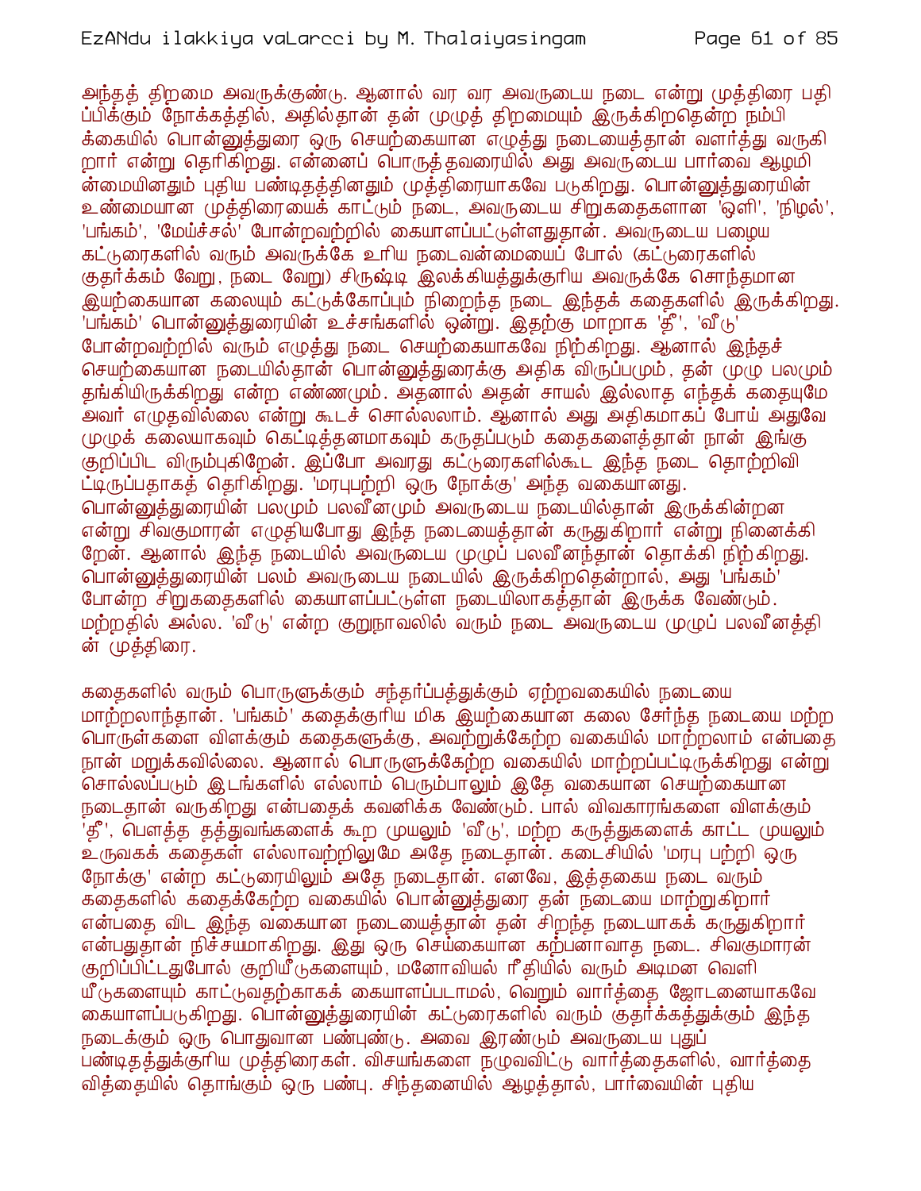அந்தத் திறமை அவருக்குண்டு. ஆனால் வர வர அவருடைய நடை என்று முத்திரை பதிப்பிக்கும் நோக்கத்தில், அதில்தான் தன் முழுத் திறமையும் இருக்கிறதென்ற நம்பிக்கையில் பொன்னுத்துரை ஒரு செயற்கையான எழுத்து நடையைத்தான் வளர்த்து வருகிறார் என்று தெரிகிறது. என்னைப் பொருத்தவரையில் அது அவருடைய பார்வை ஆழமின்மையினதும் புதிய பண்டிதத்தினதும் முத்திரையாகவே படுகிறது. பொன்னுத்துரையின் உண்மையான முத்திரையைக் காட்டும் நடை, அவருடைய சிறுகதைகளான 'ஒளி', 'நிழல்', 'பங்கம்', 'மேய்ச்சல்' போன்றவற்றில் கையாளப்பட்டுள்ளதுதான். அவருடைய பழைய கட்டுரைகளில் வரும் அவருக்கே உரிய நடைவன்மையைப் போல் (கட்டுரைகளில் குதர்க்கம் வேறு, நடை வேறு) சிருஷ்டி இலக்கியத்துக்குரிய அவருக்கே சொந்தமான இயற்கையான கலையும் கட்டுக்கோப்பும் நிறைந்த நடை இந்தக் கதைகளில் இருக்கிறது. 'பங்கம்' பொன்னுத்துரையின் உச்சங்களில் ஒன்று. இதற்கு மாறாக 'தீ', 'வீடு' போன்றவற்றில் வரும் எழுத்து நடை செயற்கையாகவே நிற்கிறது. ஆனால் இந்தச் செயற்கையான நடையில்தான் பொன்னுத்துரைக்கு அதிக விருப்பமும், தன் முழு பலமும் தங்கியிருக்கிறது என்ற எண்ணமும். அதனால் அதன் சாயல் இல்லாத எந்தக் கதையுமே அவர் எழுதவில்லை என்று கூடச் சொல்லலாம். ஆனால் அது அதிகமாகப் போய் அதுவே முழுக் கலையாகவும் கெட்டித்தனமாகவும் கருதப்படும் கதைகளைத்தான் நான் இங்கு குறிப்பிட விரும்புகிறேன். இப்போ அவரது கட்டுரைகளில்கூட இந்த நடை தொற்றிவிட்டிருப்பதாகத் தெரிகிறது. 'மரபுபற்றி ஒரு நோக்கு' அந்த வகையானது. பொன்னுத்துரையின் பலமும் பலவீனமும் அவருடைய நடையில்தான் இருக்கின்றன என்று சிவகுமாரன் எழுதியபோது இந்த நடையைத்தான் கருதுகிறார் என்று நினைக்கிறேன். ஆனால் இந்த நடையில் அவருடைய முழுப் பலவீனந்தான் தொக்கி நிற்கிறது. பொன்னுத்துரையின் பலம் அவருடைய நடையில் இருக்கிறதென்றால், அது 'பங்கம்' போன்ற சிறுகதைகளில் கையாளப்பட்டுள்ள நடையிலாகத்தான் இருக்க வேண்டும். மற்றதில் அல்ல. 'வீடு' என்ற குறுநாவலில் வரும் நடை அவருடைய முழுப் பலவீனத்தின் முத்திரை.

கதைகளில் வரும் பொருளுக்கும் சந்தர்ப்பத்துக்கும் ஏற்றவகையில் நடையை மாற்றலாந்தான். 'பங்கம்' கதைக்குரிய மிக இயற்கையான கலை சேர்ந்த நடையை மற்ற பொருள்களை விளக்கும் கதைகளுக்கு, அவற்றுக்கேற்ற வகையில் மாற்றலாம் என்பதை நான் மறுக்கவில்லை. ஆனால் பொருளுக்கேற்ற வகையில் மாற்றப்பட்டிருக்கிறது என்று சொல்லப்படும் இடங்களில் எல்லாம் பெரும்பாலும் இதே வகையான செயற்கையான நடைதான் வருகிறது என்பதைக் கவனிக்க வேண்டும். பால் விவகாரங்களை விளக்கும் 'தீ', பௌத்த தத்துவங்களைக் கூற முயலும் 'வீடு', மற்ற கருத்துகளைக் காட்ட முயலும் உருவகக் கதைகள் எல்லாவற்றிலுமே அதே நடைதான். கடைசியில் 'மரபு பற்றி ஒரு நோக்கு' என்ற கட்டுரையிலும் அதே நடைதான். எனவே, இத்தகைய நடை வரும் கதைகளில் கதைக்கேற்ற வகையில் பொன்னுத்துரை தன் நடையை மாற்றுகிறார் என்பதை விட இந்த வகையான நடையைத்தான் தன் சிறந்த நடையாகக் கருதுகிறார் என்பதுதான் நிச்சயமாகிறது. இது ஒரு செய்கையான கற்பனாவாத நடை. சிவகுமாரன் குறிப்பிட்டதுபோல் குறியீடுகளையும், மனோவியல் ரீதியில் வரும் அடிமன வெளியீடுகளையும் காட்டுவதற்காகக் கையாளப்படாமல், வெறும் வார்த்தை ஜோடனையாகவே கையாளப்படுகிறது. பொன்னுத்துரையின் கட்டுரைகளில் வரும் குதர்க்கத்துக்கும் இந்த நடைக்கும் ஒரு பொதுவான பண்புண்டு. அவை இரண்டும் அவருடைய புதுப் பண்டிதத்துக்குரிய முத்திரைகள். விசயங்களை நழுவவிட்டு வார்த்தைகளில், வார்த்தை வித்தையில் தொங்கும் ஒரு பண்பு. சிந்தனையில் ஆழத்தால், பார்வையின் புதிய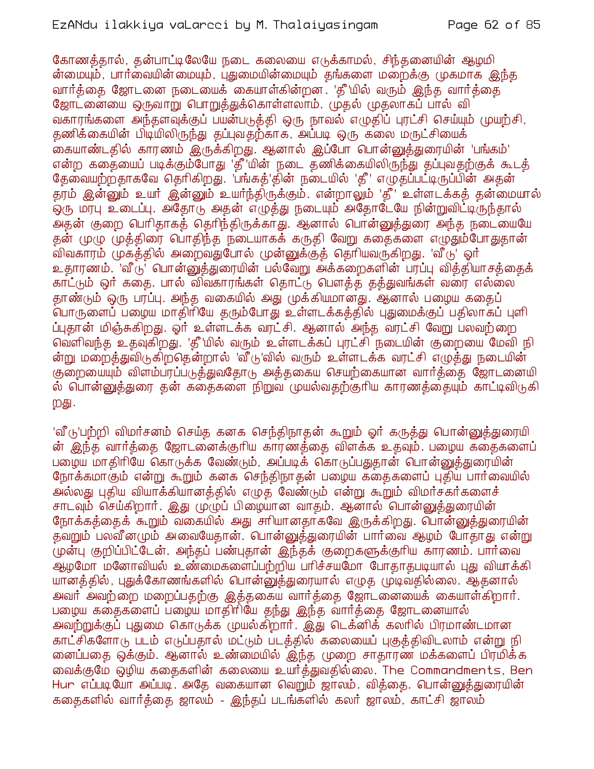கோணத்தால், தன்பாட்டிலேயே நடை கலையை எடுக்காமல், சிந்தனையின் ஆழமின்மையும், பார்வையின்மையும், புதுமையின்மையும் தங்களை மறைக்கு முகமாக இந்த வார்த்தை ஜோடனை நடையைக் கையாள்கின்றன. 'தீ'யில் வரும் இந்த வார்த்தை ஜோடனையை ஒருவாறு பொறுத்துக்கொள்ளலாம். முதல் முதலாகப் பால் விவகாரங்களை அந்தளவுக்குப் பயன்படுத்தி ஒரு நாவல் எழுதிப் புரட்சி செய்யும் முயற்சி, தணிக்கையின் பிடியிலிருந்து தப்புவதற்காக, அப்படி ஒரு கலை மருட்சியைக் கையாண்டதில் காரணம் இருக்கிறது. ஆனால் இப்போ பொன்னுத்துரையின் 'பங்கம்' என்ற கதையைப் படிக்கும்போது 'தீ'யின் நடை தணிக்கையிலிருந்து தப்புவதற்குக் கூடத் தேவையற்றதாகவே தெரிகிறது. 'பங்கத்'தின் நடையில் 'தீ' எழுதப்பட்டிருப்பின் அதன் தரம் இன்னும் உயர் இன்னும் உயர்ந்திருக்கும். என்றாலும் 'தீ' உள்ளடக்கத் தன்மையால் ஒரு மரபு உடைப்பு. அதோடு அதன் எழுத்து நடையும் அதோடேயே நின்றுவிட்டிருந்தால் அதன் குறை பெரிதாகத் தெரிந்திருக்காது. ஆனால் பொன்னுத்துரை அந்த நடையையே தன் முழு முத்திரை பொதிந்த நடையாகக் கருதி வேறு கதைகளை எழுதும்போதுதான் விவகாரம் முகத்தில் அறைவதுபோல் முன்னுக்குத் தெரியவருகிறது. 'வீடு' ஓர் உதாரணம். 'வீடு' பொன்னுத்துரையின் பல்வேறு அக்கறைகளின் பரப்பு வித்தியாசத்தைக் காட்டும் ஓர் கதை. பால் விவகாரங்கள் தொட்டு பௌத்த தத்துவங்கள் வரை எல்லை தாண்டும் ஒரு பரப்பு. அந்த வகையில் அது முக்கியமானது. ஆனால் பழைய கதைப் பொருளைப் பழைய மாதிரியே தரும்போது உள்ளடக்கத்தில் புதுமைக்குப் பதிலாகப் புளிப்புதான் மிஞ்சுகிறது. ஓர் உள்ளடக்க வரட்சி. ஆனால் அந்த வரட்சி வேறு பலவற்றை வெளிவந்த உதவுகிறது. 'தீ'யில் வரும் உள்ளடக்கப் புரட்சி நடையின் குறையை மேவி நின்று மறைத்துவிடுகிறதென்றால் 'வீடு'வில் வரும் உள்ளடக்க வரட்சி எழுத்து நடையின் குறையையும் விளம்பரப்படுத்துவதோடு அத்தகைய செயற்கையான வார்த்தை ஜோடனையில் பொன்னுத்துரை தன் கதைகளை நிறுவ முயல்வதற்குரிய காரணத்தையும் காட்டிவிடுகிறது.

'வீடு'பற்றி விமர்சனம் செய்த கனக செந்திநாதன் கூறும் ஓர் கருத்து பொன்னுத்துரையின் இந்த வார்த்தை ஜோடனைக்குரிய காரணத்தை விளக்க உதவும். பழைய கதைகளைப் பழைய மாதிரியே கொடுக்க வேண்டும், அப்படிக் கொடுப்பதுதான் பொன்னுத்துரையின் நோக்கமாகும் என்று கூறும் கனக செந்திநாதன் பழைய கதைகளைப் புதிய பார்வையில் அல்லது புதிய வியாக்கியானத்தில் எழுத வேண்டும் என்று கூறும் விமர்சகர்களைச் சாடவும் செய்கிறார். இது முழுப் பிழையான வாதம். ஆனால் பொன்னுத்துரையின் நோக்கத்தைக் கூறும் வகையில் அது சரியானதாகவே இருக்கிறது. பொன்னுத்துரையின் தவறும் பலவீனமும் அவையேதான். பொன்னுத்துரையின் பார்வை ஆழம் போதாது என்று முன்பு குறிப்பிட்டேன். அந்தப் பண்புதான் இந்தக் குறைகளுக்குரிய காரணம். பார்வை ஆழமோ மனோவியல் உண்மைகளைப்பற்றிய பரிச்சயமோ போதாதபடியால் புது வியாக்கியானத்தில், புதுக்கோணங்களில் பொன்னுத்துரையால் எழுத முடிவதில்லை. ஆதனால் அவர் அவற்றை மறைப்பதற்கு இத்தகைய வார்த்தை ஜோடனையைக் கையாள்கிறார். பழைய கதைகளைப் பழைய மாதிரியே தந்து இந்த வார்த்தை ஜோடனையால் அவற்றுக்குப் புதுமை கொடுக்க முயல்கிறார். இது டெக்னிக் கலரில் பிரமாண்டமான காட்சிகளோடு படம் எடுப்பதால் மட்டும் படத்தில் கலையைப் புகுத்திவிடலாம் என்று நினைப்பதை ஒக்கும். ஆனால் உண்மையில் இந்த முறை சாதாரண மக்களைப் பிரமிக்க வைக்குமே ஒழிய கதைகளின் கலையை உயர்த்துவதில்லை. The Commandments, Ben Hur எப்படியோ அப்படி. அதே வகையான வெறும் ஜாலம். வித்தை. பொன்னுத்துரையின் கதைகளில் வார்த்தை ஜாலம் - இந்தப் படங்களில் கலர் ஜாலம், காட்சி ஜாலம்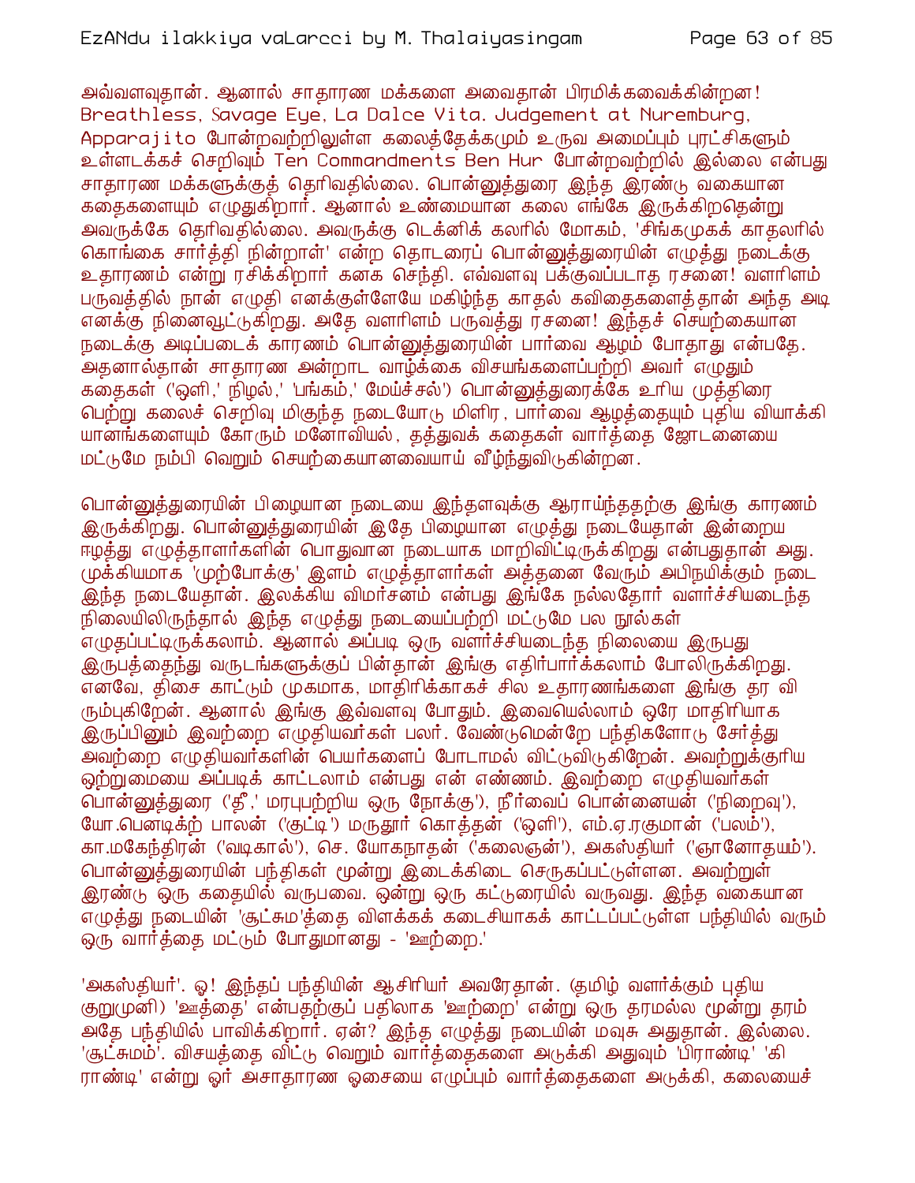அவ்வளவுதான். ஆனால் சாதாரண மக்களை அவைதான் பிரமிக்கவைக்கின்றன! Breathless, Savage Eye, La Dalce Vita. Judgement at Nuremburg, Apparajito போன்றவற்றிலுள்ள கலைத்தேக்கமும் உருவ அமைப்பும் புரட்சிகளும் உள்ளடக்கச் செறிவும் Ten Commandments Ben Hur போன்றவற்றில் இல்லை என்பது சாதாரண மக்களுக்குத் தெரிவதில்லை. பொன்னுத்துரை இந்த இரண்டு வகையான கதைகளையும் எழுதுகிறார். ஆனால் உண்மையான கலை எங்கே இருக்கிறதென்று அவருக்கே தெரிவதில்லை. அவருக்கு டெக்னிக் கலரில் மோகம், 'சிங்கமுகக் காதலில் கொங்கை சார்த்தி நின்றாள்' என்ற தொடரைப் பொன்னுத்துரையின் எழுத்து நடைக்கு உதாரணம் என்று ரசிக்கிறார் கனக செந்தி. எவ்வளவு பக்குவப்படாத ரசனை! வளரிளம் பருவத்தில் நான் எழுதி எனக்குள்ளேயே மகிழ்ந்த காதல் கவிதைகளைத்தான் அந்த அடி எனக்கு நினைவூட்டுகிறது. அதே வளரிளம் பருவத்து ரசனை! இந்தச் செயற்கையான நடைக்கு அடிப்படைக் காரணம் பொன்னுத்துரையின் பார்வை ஆழம் போதாது என்பதே. அதனால்தான் சாதாரண அன்றாட வாழ்க்கை விசயங்களைப்பற்றி அவர் எழுதும் கதைகள் ('ஒளி,' நிழல்,' 'பங்கம்,' மேய்ச்சல்') பொன்னுத்துரைக்கே உரிய முத்திரை பெற்று கலைச் செறிவு மிகுந்த நடையோடு மிளிர, பார்வை ஆழத்தையும் புதிய வியாக்கியானங்களையும் கோரும் மனோவியல், தத்துவக் கதைகள் வார்த்தை ஜோடனையை மட்டுமே நம்பி வெறும் செயற்கையானவையாய் வீழ்ந்துவிடுகின்றன.

பொன்னுத்துரையின் பிழையான நடையை இந்தளவுக்கு ஆராய்ந்ததற்கு இங்கு காரணம் இருக்கிறது. பொன்னுத்துரையின் இதே பிழையான எழுத்து நடையேதான் இன்றைய ஈழத்து எழுத்தாளர்களின் பொதுவான நடையாக மாறிவிட்டிருக்கிறது என்பதுதான் அது. முக்கியமாக 'முற்போக்கு' இளம் எழுத்தாளர்கள் அத்தனை வேரும் அபிநயிக்கும் நடை இந்த நடையேதான். இலக்கிய விமர்சனம் என்பது இங்கே நல்லதோர் வளர்ச்சியடைந்த நிலையிலிருந்தால் இந்த எழுத்து நடையைப்பற்றி மட்டுமே பல நூல்கள் எழுதப்பட்டிருக்கலாம். ஆனால் அப்படி ஒரு வளர்ச்சியடைந்த நிலையை இருபது இருபத்தைந்து வருடங்களுக்குப் பின்தான் இங்கு எதிர்பார்க்கலாம் போலிருக்கிறது. எனவே, திசை காட்டும் முகமாக, மாதிரிக்காகச் சில உதாரணங்களை இங்கு தர விரும்புகிறேன். ஆனால் இங்கு இவ்வளவு போதும். இவையெல்லாம் ஒரே மாதிரியாக இருப்பினும் இவற்றை எழுதியவர்கள் பலர். வேண்டுமென்றே பந்திகளோடு சேர்த்து அவற்றை எழுதியவர்களின் பெயர்களைப் போடாமல் விட்டுவிடுகிறேன். அவற்றுக்குரிய ஒற்றுமையை அப்படிக் காட்டலாம் என்பது என் எண்ணம். இவற்றை எழுதியவர்கள் பொன்னுத்துரை ('தீ,' மரபுபற்றிய ஒரு நோக்கு'), நீர்வைப் பொன்னையன் ('நிறைவு'), யோ.பெனடிக்ற் பாலன் ('குட்டி') மருதூர் கொத்தன் ('ஒளி'), எம்.ஏ.ரகுமான் ('பலம்'), கா.மகேந்திரன் ('வடிகால்'), செ. யோகநாதன் ('கலைஞன்'), அகஸ்தியர் ('ஞானோதயம்'). பொன்னுத்துரையின் பந்திகள் மூன்று இடைக்கிடை செருகப்பட்டுள்ளன. அவற்றுள் இரண்டு ஒரு கதையில் வருபவை. ஒன்று ஒரு கட்டுரையில் வருவது. இந்த வகையான எழுத்து நடையின் 'சூட்சும'த்தை விளக்கக் கடைசியாகக் காட்டப்பட்டுள்ள பந்தியில் வரும் ஒரு வார்த்தை மட்டும் போதுமானது - 'ஊற்றை.'

'அகஸ்தியர்'. ஓ! இந்தப் பந்தியின் ஆசிரியர் அவரேதான். (தமிழ் வளர்க்கும் புதிய குறுமுனி) 'ஊத்தை' என்பதற்குப் பதிலாக 'ஊற்றை' என்று ஒரு தரமல்ல மூன்று தரம் அதே பந்தியில் பாவிக்கிறார். ஏன்? இந்த எழுத்து நடையின் மவுசு அதுதான். இல்லை. 'சூட்சுமம்'. விசயத்தை விட்டு வெறும் வார்த்தைகளை அடுக்கி அதுவும் 'பிராண்டி' 'கிராண்டி' என்று ஓர் அசாதாரண ஓசையை எழுப்பும் வார்த்தைகளை அடுக்கி, கலையைச்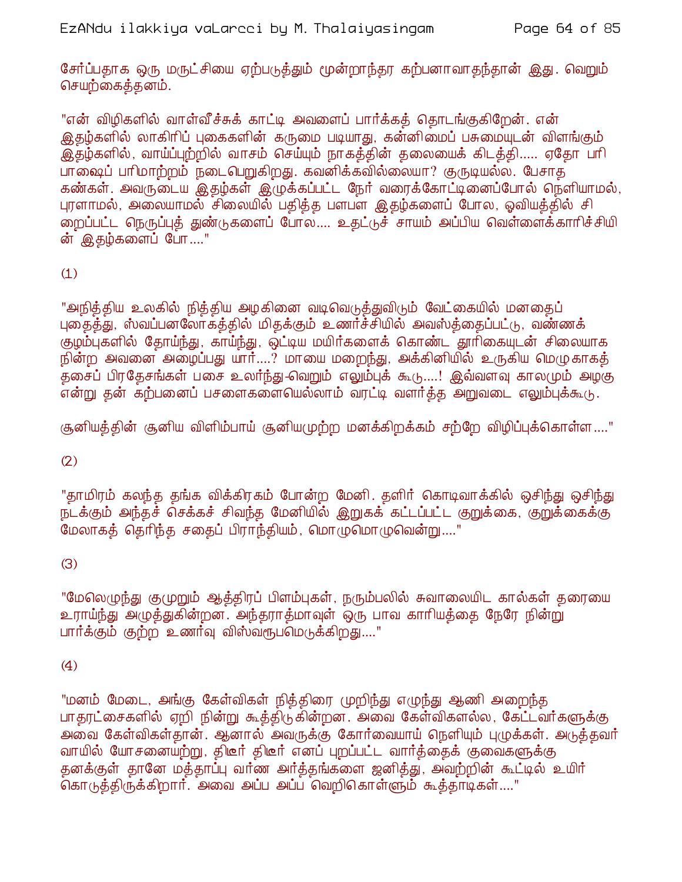சேர்ப்பதாக ஒரு மருட்சியை ஏற்படுத்தும் மூன்றாந்தர கற்பனாவாதந்தான் இது. வெறும் செயற்கைத்தனம்.

"என் விழிகளில் வாள்வீச்சுக் காட்டி அவளைப் பார்க்கத் தொடங்குகிறேன். என் இதழ்களில் லாகிரிப் புகைகளின் கருமை படியாது, கன்னிமைப் பசுமையுடன் விளங்கும் இதழ்களில், வாய்ப்புற்றில் வாசம் செய்யும் நாகத்தின் தலையைக் கிடத்தி..... ஏதோ பரிபாஷைப் பரிமாற்றம் நடைபெறுகிறது. கவனிக்கவில்லையா? குருடியல்ல. பேசாத கண்கள். அவருடைய இதழ்கள் இழுக்கப்பட்ட நேர் வரைக்கோட்டினைப்போல் நெளியாமல், புரளாமல், அலையாமல் சிலையில் பதித்த பளபள இதழ்களைப் போல, ஓவியத்தில் சிறைப்பட்ட நெருப்புத் துண்டுகளைப் போல.... உதட்டுச் சாயம் அப்பிய வெள்ளைக்காரிச்சியின் இதழ்களைப் போ...."

(1)

"அநித்திய உலகில் நித்திய அழகினை வடிவெடுத்துவிடும் வேட்கையில் மனதைப் புதைத்து, ஸ்வப்பனலோகத்தில் மிதக்கும் உணர்ச்சியில் அவஸ்த்தைப்பட்டு, வண்ணக் குழம்புகளில் தோய்ந்து, காய்ந்து, ஒட்டிய மயிர்களைக் கொண்ட தூரிகையுடன் சிலையாக நின்ற அவனை அழைப்பது யார்....? மாயை மறைந்து, அக்கினியில் உருகிய மெழுகாகத் தசைப் பிரதேசங்கள் பசை உலர்ந்து-வெறும் எலும்புக் கூடு....! இவ்வளவு காலமும் அழகு என்று தன் கற்பனைப் பசளைகளையெல்லாம் வரட்டி வளர்த்த அறுவடை எலும்புக்கூடு.

சூனியத்தின் சூனிய விளிம்பாய் சூனியமுற்ற மனக்கிறக்கம் சற்றே விழிப்புக்கொள்ள...."

(2)

"தாமிரம் கலந்த தங்க விக்கிரகம் போன்ற மேனி. தளிர் கொடிவாக்கில் ஒசிந்து ஒசிந்து நடக்கும் அந்தச் செக்கச் சிவந்த மேனியில் இறுகக் கட்டப்பட்ட குறுக்கை, குறுக்கைக்கு மேலாகத் தெரிந்த சதைப் பிராந்தியம், மொழுமொழுவென்று...."

(3)

"மேலெழுந்து குமுறும் ஆத்திரப் பிளம்புகள், நரும்பலில் சுவாலையிட கால்கள் தரையை உராய்ந்து அழுத்துகின்றன. அந்தராத்மாவுள் ஒரு பாவ காரியத்தை நேரே நின்று பார்க்கும் குற்ற உணர்வு விஸ்வரூபமெடுக்கிறது...."

(4)

"மனம் மேடை, அங்கு கேள்விகள் நித்திரை முறிந்து எழுந்து ஆணி அறைந்த பாதரட்சைகளில் ஏறி நின்று கூத்திடுகின்றன. அவை கேள்விகளல்ல, கேட்டவர்களுக்கு அவை கேள்விகள்தான். ஆனால் அவருக்கு கோர்வையாய் நெளியும் புழுக்கள். அடுத்தவர் வாயில் யோசனையற்று, திடீர் திடீர் எனப் புறப்பட்ட வார்த்தைக் குவைகளுக்கு தனக்குள் தானே மத்தாப்பு வர்ண அர்த்தங்களை ஜனித்து, அவற்றின் கூட்டில் உயிர் கொடுத்திருக்கிறார். அவை அப்ப அப்ப வெறிகொள்ளும் கூத்தாடிகள்...."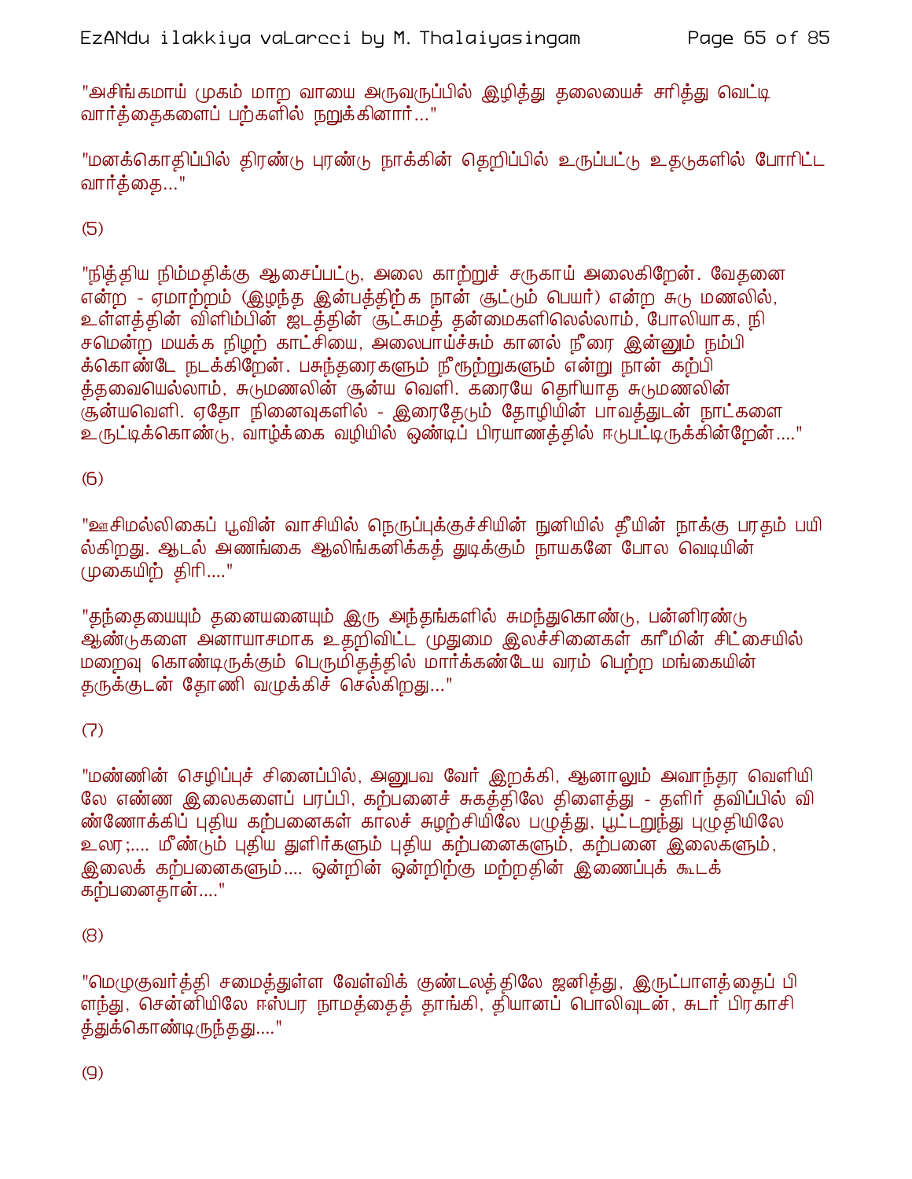"அசிங்கமாய் முகம் மாற வாயை அருவருப்பில் இழித்து தலையைச் சரித்து வெட்டி வார்த்தைகளைப் பற்களில் நறுக்கினார்..."

"மனக்கொதிப்பில் திரண்டு புரண்டு நாக்கின் தெறிப்பில் உருப்பட்டு உதடுகளில் போரிட்ட வார்த்தை..."

(5)

"நித்திய நிம்மதிக்கு ஆசைப்பட்டு, அலை காற்றுச் சருகாய் அலைகிறேன். வேதனை என்ற - ஏமாற்றம் (இழந்த இன்பத்திற்க நான் சூட்டும் பெயர்) என்ற சுடு மணலில், உள்ளத்தின் விளிம்பின் ஜடத்தின் சூட்சுமத் தன்மைகளிலெல்லாம், போலியாக, நிசமென்ற மயக்க நிழற் காட்சியை, அலைபாய்ச்சும் கானல் நீரை இன்னும் நம்பிக்கொண்டே நடக்கிறேன். பசுந்தரைகளும் நீரூற்றுகளும் என்று நான் கற்பித்தவையெல்லாம், சுடுமணலின் சூன்ய வெளி. கரையே தெரியாத சுடுமணலின் சூன்யவெளி. ஏதோ நினைவுகளில் - இரைதேடும் தோழியின் பாவத்துடன் நாட்களை உருட்டிக்கொண்டு, வாழ்க்கை வழியில் ஒண்டிப் பிரயாணத்தில் ஈடுபட்டிருக்கின்றேன்...."

(6)

"ஊசிமல்லிகைப் பூவின் வாசியில் நெருப்புக்குச்சியின் நுனியில் தீயின் நாக்கு பரதம் பயில்கிறது. ஆடல் அணங்கை ஆலிங்கனிக்கத் துடிக்கும் நாயகனே போல வெடியின் முகையிற் திரி...."

"தந்தையையும் தனையனையும் இரு அந்தங்களில் சுமந்துகொண்டு, பன்னிரண்டு ஆண்டுகளை அனாயாசமாக உதறிவிட்ட முதுமை இலச்சினைகள் காமின் சிட்சையில் மறைவு கொண்டிருக்கும் பெருமிதத்தில் மார்க்கண்டேய வரம் பெற்ற மங்கையின் தருக்குடன் தோணி வழுக்கிச் செல்கிறது..."

(7)

"மண்ணின் செழிப்புச் சினைப்பில், அனுபவ வேர் இறக்கி, ஆனாலும் அவாந்தர வெளியிலே எண்ண இலைகளைப் பரப்பி, கற்பனைச் சுகத்திலே திளைத்து - தளிர் தவிப்பில் விண்ணோக்கிப் புதிய கற்பனைகள் காலச் சுழற்சியிலே பழுத்து, பூட்டறுந்து புழுதியிலே உலர;.... மீண்டும் புதிய துளிர்களும் புதிய கற்பனைகளும், கற்பனை இலைகளும், இலைக் கற்பனைகளும்.... ஒன்றின் ஒன்றிற்கு மற்றதின் இணைப்புக் கூடக் கற்பனைதான்...."

(8)

"மெழுகுவர்த்தி சமைத்துள்ள வேள்விக் குண்டலத்திலே ஜனித்து, இருட்பாளத்தைப் பிளந்து, சென்னியிலே ஈஸ்பர நாமத்தைத் தாங்கி, தியானப் பொலிவுடன், சுடர் பிரகாசித்துக்கொண்டிருந்தது...."

(9)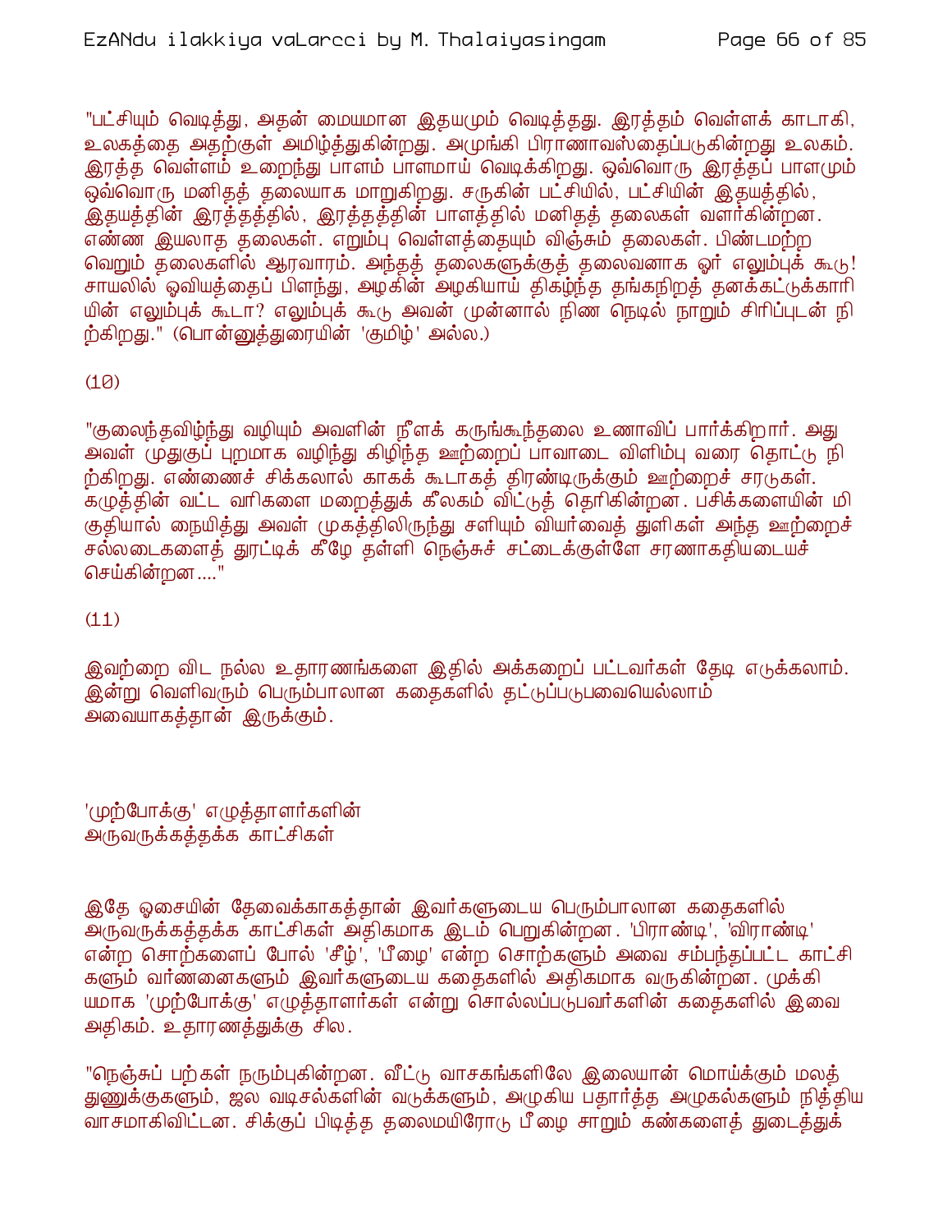"பட்சியும் வெடித்து, அதன் மையமான இதயமும் வெடித்தது. இரத்தம் வெள்ளக் காடாகி, உலகத்தை அதற்குள் அமிழ்த்துகின்றது. அமுங்கி பிராணாவஸ்தைப்படுகின்றது உலகம். இரத்த வெள்ளம் உறைந்து பாளம் பாளமாய் வெடிக்கிறது. ஒவ்வொரு இரத்தப் பாளமும் ஒவ்வொரு மனிதத் தலையாக மாறுகிறது. சருகின் பட்சியில், பட்சியின் இதயத்தில், இதயத்தின் இரத்தத்தில், இரத்தத்தின் பாளத்தில் மனிதத் தலைகள் வளர்கின்றன. எண்ண இயலாத தலைகள். எறும்பு வெள்ளத்தையும் விஞ்சும் தலைகள். பிண்டமற்ற வெறும் தலைகளில் ஆரவாரம். அந்தத் தலைகளுக்குத் தலைவனாக ஓர் எலும்புக் கூடு! சாயலில் ஓவியத்தைப் பிளந்து, அழகின் அழகியாய் திகழ்ந்த தங்கநிறத் தனக்கட்டுக்காரியின் எலும்புக் கூடா? எலும்புக் கூடு அவன் முன்னால் நிண நெடில் நாறும் சிரிப்புடன் நிற்கிறது." (பொன்னுத்துரையின் 'குமிழ்' அல்ல.)

(10)

"குலைந்தவிழ்ந்து வழியும் அவளின் நீளக் கருங்கூந்தலை உணாவிப் பார்க்கிறார். அது அவள் முதுகுப் புறமாக வழிந்து கிழிந்த ஊற்றைப் பாவாடை விளிம்பு வரை தொட்டு நிற்கிறது. எண்ணைச் சிக்கலால் காகக் கூடாகத் திரண்டிருக்கும் ஊற்றைச் சரடுகள். கழுத்தின் வட்ட வரிகளை மறைத்துக் கீலகம் விட்டுத் தெரிகின்றன. பசிக்களையின் மிகுதியால் நையித்து அவள் முகத்திலிருந்து சளியும் வியர்வைத் துளிகள் அந்த ஊற்றைச் சல்லடைகளைத் துரட்டிக் கீழே தள்ளி நெஞ்சுச் சட்டைக்குள்ளே சரணாகதியடையச் செய்கின்றன...."

(11)

இவற்றை விட நல்ல உதாரணங்களை இதில் அக்கறைப் பட்டவர்கள் தேடி எடுக்கலாம். இன்று வெளிவரும் பெரும்பாலான கதைகளில் தட்டுப்படுபவையெல்லாம் அவையாகத்தான் இருக்கும்.

## 'முற்போக்கு' எழுத்தாளர்களின் அருவருக்கத்தக்க காட்சிகள்

இதே ஓசையின் தேவைக்காகத்தான் இவர்களுடைய பெரும்பாலான கதைகளில் அருவருக்கத்தக்க காட்சிகள் அதிகமாக இடம் பெறுகின்றன. 'பிராண்டி', 'விராண்டி' என்ற சொற்களைப் போல் 'சீழ்', 'பீழை' என்ற சொற்களும் அவை சம்பந்தப்பட்ட காட்சிகளும் வர்ணனைகளும் இவர்களுடைய கதைகளில் அதிகமாக வருகின்றன. முக்கியமாக 'முற்போக்கு' எழுத்தாளர்கள் என்று சொல்லப்படுபவர்களின் கதைகளில் இவை அதிகம். உதாரணத்துக்கு சில.

"நெஞ்சுப் பற்கள் நரும்புகின்றன. வீட்டு வாசகங்களிலே இலையான் மொய்க்கும் மலத் துணுக்குகளும், ஜல வடிசல்களின் வடுக்களும், அழுகிய பதார்த்த அழுகல்களும் நித்திய வாசமாகிவிட்டன. சிக்குப் பிடித்த தலைமயிரோடு பீழை சாறும் கண்களைத் துடைத்துக்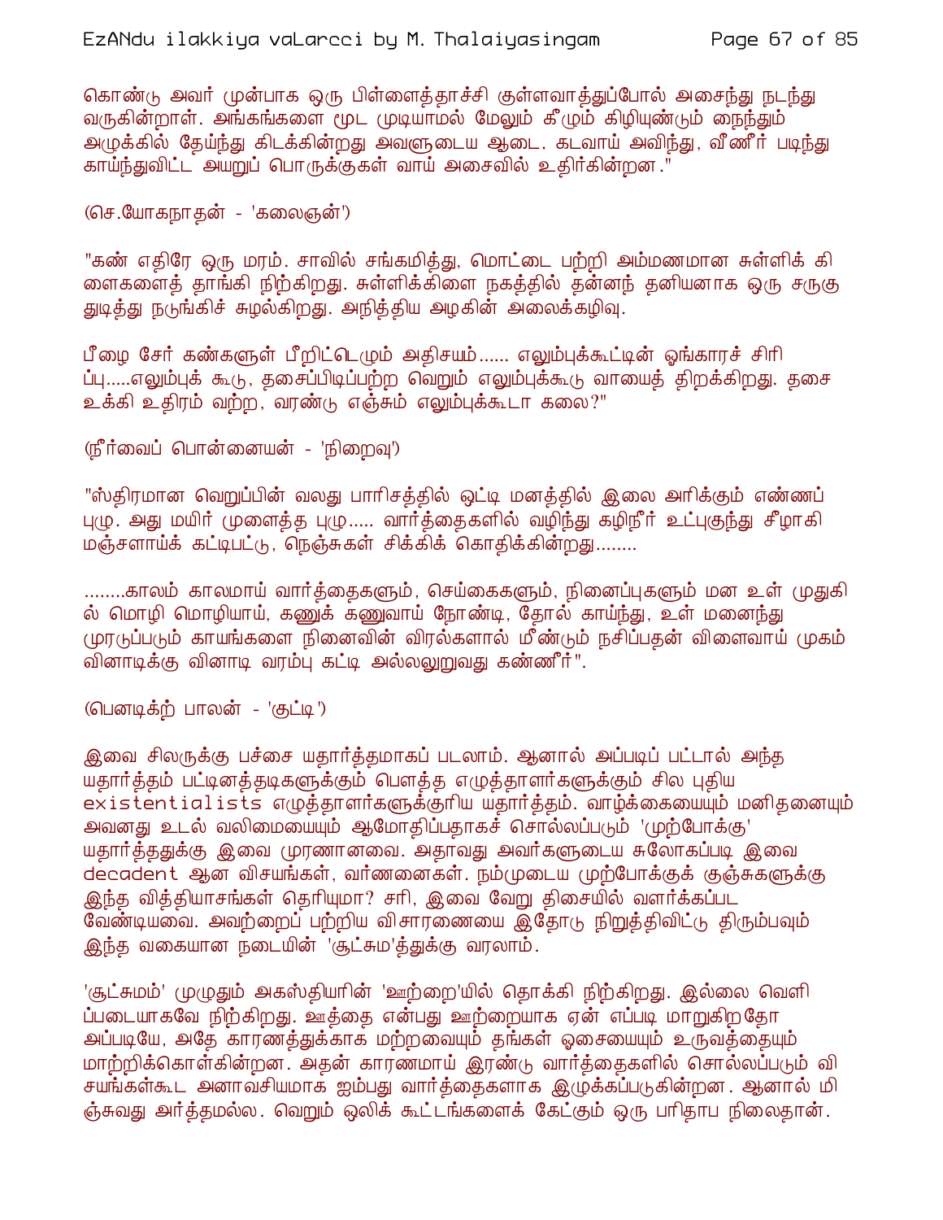கொண்டு அவர் முன்பாக ஒரு பிள்ளைத்தாச்சி குள்ளவாத்துப்போல் அசைந்து நடந்து வருகின்றாள். அங்கங்களை மூட முடியாமல் மேலும் கீழும் கிழியுண்டும் நைந்தும் அழுக்கில் தோய்ந்து கிடக்கின்றது அவளுடைய ஆடை. கடவாய் அவிந்து, வீணீர் படிந்து காய்ந்துவிட்ட அயறுப் பொருக்குகள் வாய் அசைவில் உதிர்கின்றன."

(செ.யோகநாதன் - 'கலைஞன்')

"கண் எதிரே ஒரு மரம். சாவில் சங்கமித்து, மொட்டை பற்றி அம்மணமான சுள்ளிக் கிளைகளைத் தாங்கி நிற்கிறது. சுள்ளிக்கிளை நகத்தில் தன்னந் தனியனாக ஒரு சருகு துடித்து நடுங்கிச் சுழல்கிறது. அநித்திய அழகின் அலைக்கழிவு.

பீழை சேர் கண்களுள் பீறிட்டெழும் அதிசயம்...... எலும்புக்கூட்டின் ஓங்காரச் சிரிப்பு.....எலும்புக் கூடு, தசைப்பிடிப்பற்ற வெறும் எலும்புக்கூடு வாயைத் திறக்கிறது. தசை உக்கி உதிரம் வற்ற, வரண்டு எஞ்சும் எலும்புக்கூடா கலை?"

(நீர்வைப் பொன்னையன் - 'நிறைவு')

"ஸ்திரமான வெறுப்பின் வலது பாரிசத்தில் ஒட்டி மனத்தில் இலை அரிக்கும் எண்ணப் புழு. அது மயிர் முளைத்த புழு..... வார்த்தைகளில் வழிந்து கழிநீர் உட்புகுந்து சீழாகி மஞ்சளாய்க் கட்டிபட்டு, நெஞ்சுகள் சிக்கிக் கொதிக்கின்றது........

........காலம் காலமாய் வார்த்தைகளும், செய்கைகளும், நினைப்புகளும் மன உள் முதுகில் மொழி மொழியாய், கணுக் கணுவாய் நோண்டி, தோல் காய்ந்து, உள் மனைந்து முரடுப்படும் காயங்களை நினைவின் விரல்களால் மீண்டும் நசிப்பதன் விளைவாய் முகம் வினாடிக்கு வினாடி வரம்பு கட்டி அல்லலுறுவது கண்ணீர்".

(பெனடிக்ற் பாலன் - 'குட்டி')

இவை சிலருக்கு பச்சை யதார்த்தமாகப் படலாம். ஆனால் அப்படிப் பட்டால் அந்த யதார்த்தம் பட்டினத்தடிகளுக்கும் பௌத்த எழுத்தாளர்களுக்கும் சில புதிய existentialists எழுத்தாளர்களுக்குரிய யதார்த்தம். வாழ்க்கையையும் மனிதனையும் அவனது உடல் வலிமையையும் ஆமோதிப்பதாகச் சொல்லப்படும் 'முற்போக்கு' யதார்த்தத்துக்கு இவை முரணானவை. அதாவது அவர்களுடைய சுலோகப்படி இவை decadent ஆன விசயங்கள், வர்ணனைகள். நம்முடைய முற்போக்குக் குஞ்சுகளுக்கு இந்த வித்தியாசங்கள் தெரியுமா? சரி, இவை வேறு திசையில் வளர்க்கப்பட வேண்டியவை. அவற்றைப் பற்றிய விசாரணையை இதோடு நிறுத்திவிட்டு திரும்பவும் இந்த வகையான நடையின் 'சூட்சும'த்துக்கு வரலாம்.

'சூட்சுமம்' முழுதும் அகஸ்தியரின் 'ஊற்றை'யில் தொக்கி நிற்கிறது. இல்லை வெளிப்படையாகவே நிற்கிறது. ஊத்தை என்பது ஊற்றையாக ஏன் எப்படி மாறுகிறதோ அப்படியே, அதே காரணத்துக்காக மற்றவையும் தங்கள் ஓசையையும் உருவத்தையும் மாற்றிக்கொள்கின்றன. அதன் காரணமாய் இரண்டு வார்த்தைகளில் சொல்லப்படும் விசயங்கள்கூட அனாவசியமாக ஐம்பது வார்த்தைகளாக இழுக்கப்படுகின்றன. ஆனால் மிஞ்சுவது அர்த்தமல்ல. வெறும் ஒலிக் கூட்டங்களைக் கேட்கும் ஒரு பரிதாப நிலைதான்.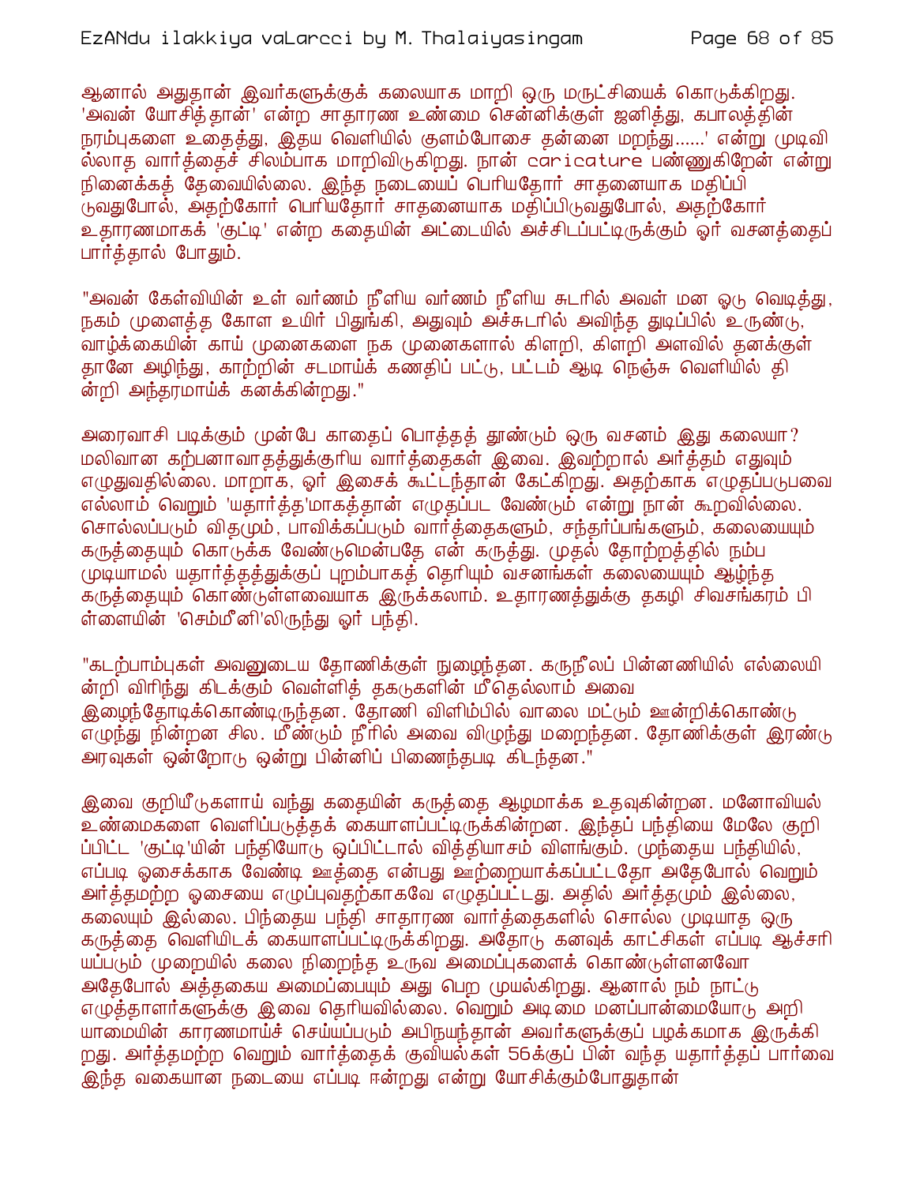ஆனால் அதுதான் இவர்களுக்குக் கலையாக மாறி ஒரு மருட்சியைக் கொடுக்கிறது. 'அவன் யோசித்தான்' என்ற சாதாரண உண்மை சென்னிக்குள் ஜனித்து, கபாலத்தின் நரம்புகளை உதைத்து, இதய வெளியில் குளம்போசை தன்னை மறந்து......' என்று முடிவில்லாத வார்த்தைச் சிலம்பாக மாறிவிடுகிறது. நான் caricature பண்ணுகிறேன் என்று நினைக்கத் தேவையில்லை. இந்த நடையைப் பெரியதோர் சாதனையாக மதிப்பிடுவதுபோல், அதற்கோர் பெரியதோர் சாதனையாக மதிப்பிடுவதுபோல், அதற்கோர் உதாரணமாகக் 'குட்டி' என்ற கதையின் அட்டையில் அச்சிடப்பட்டிருக்கும் ஓர் வசனத்தைப் பார்த்தால் போதும்.

"அவன் கேள்வியின் உள் வர்ணம் நீளிய வர்ணம் நீளிய சுடரில் அவள் மன ஓடு வெடித்து, நகம் முளைத்த கோள உயிர் பிதுங்கி, அதுவும் அச்சுடரில் அவிந்த துடிப்பில் உருண்டு, வாழ்க்கையின் காய் முனைகளை நக முனைகளால் கிளறி, கிளறி அளவில் தனக்குள் தானே அழிந்து, காற்றின் சடமாய்க் கணதிப் பட்டு, பட்டம் ஆடி நெஞ்சு வெளியில் தின்றி அந்தரமாய்க் கனக்கின்றது."

அரைவாசி படிக்கும் முன்பே காதைப் பொத்தத் தூண்டும் ஒரு வசனம் இது கலையா? மலிவான கற்பனாவாதத்துக்குரிய வார்த்தைகள் இவை. இவற்றால் அர்த்தம் எதுவும் எழுவதில்லை. மாறாக, ஓர் இசைக் கூட்டந்தான் கேட்கிறது. அதற்காக எழுதப்படுபவை எல்லாம் வெறும் 'யதார்த்த'மாகத்தான் எழுதப்பட வேண்டும் என்று நான் கூறவில்லை. சொல்லப்படும் விதமும், பாவிக்கப்படும் வார்த்தைகளும், சந்தர்ப்பங்களும், கலையையும் கருத்தையும் கொடுக்க வேண்டுமென்பதே என் கருத்து. முதல் தோற்றத்தில் நம்ப முடியாமல் யதார்த்தத்துக்குப் புறம்பாகத் தெரியும் வசனங்கள் கலையையும் ஆழ்ந்த கருத்தையும் கொண்டுள்ளவையாக இருக்கலாம். உதாரணத்துக்கு தகழி சிவசங்கரம் பிள்ளையின் 'செம்மீனி'லிருந்து ஓர் பந்தி.

"கடற்பாம்புகள் அவனுடைய தோணிக்குள் நுழைந்தன. கருநீலப் பின்னணியில் எல்லையின்றி விரிந்து கிடக்கும் வெள்ளித் தகடுகளின் மீதெல்லாம் அவை இழைந்தோடிக்கொண்டிருந்தன. தோணி விளிம்பில் வாலை மட்டும் ஊன்றிக்கொண்டு எழுந்து நின்றன சில. மீண்டும் நீரில் அவை விழுந்து மறைந்தன. தோணிக்குள் இரண்டு அரவுகள் ஒன்றோடு ஒன்று பின்னிப் பிணைந்தபடி கிடந்தன."

இவை குறியீடுகளாய் வந்து கதையின் கருத்தை ஆழமாக்க உதவுகின்றன. மனோவியல் உண்மைகளை வெளிப்படுத்தக் கையாளப்பட்டிருக்கின்றன. இந்தப் பந்தியை மேலே குறிப்பிட்ட 'குட்டி'யின் பந்தியோடு ஒப்பிட்டால் வித்தியாசம் விளங்கும். முந்தைய பந்தியில், எப்படி ஓசைக்காக வேண்டி ஊத்தை என்பது ஊற்றையாக்கப்பட்டதோ அதேபோல் வெறும் அர்த்தமற்ற ஓசையை எழுப்புவதற்காகவே எழுதப்பட்டது. அதில் அர்த்தமும் இல்லை, கலையும் இல்லை. பிந்தைய பந்தி சாதாரண வார்த்தைகளில் சொல்ல முடியாத ஒரு கருத்தை வெளியிடக் கையாளப்பட்டிருக்கிறது. அதோடு கனவுக் காட்சிகள் எப்படி ஆச்சரியப்படும் முறையில் கலை நிறைந்த உருவ அமைப்புகளைக் கொண்டுள்ளனவோ அதேபோல் அத்தகைய அமைப்பையும் அது பெற முயல்கிறது. ஆனால் நம் நாட்டு எழுத்தாளர்களுக்கு இவை தெரியவில்லை. வெறும் அடிமை மனப்பான்மையோடு அறியாமையின் காரணமாய்ச் செய்யப்படும் அபிநயந்தான் அவர்களுக்குப் பழக்கமாக இருக்கிறது. அர்த்தமற்ற வெறும் வார்த்தைக் குவியல்கள் 56க்குப் பின் வந்த யதார்த்தப் பார்வை இந்த வகையான நடையை எப்படி ஈன்றது என்று யோசிக்கும்போதுதான்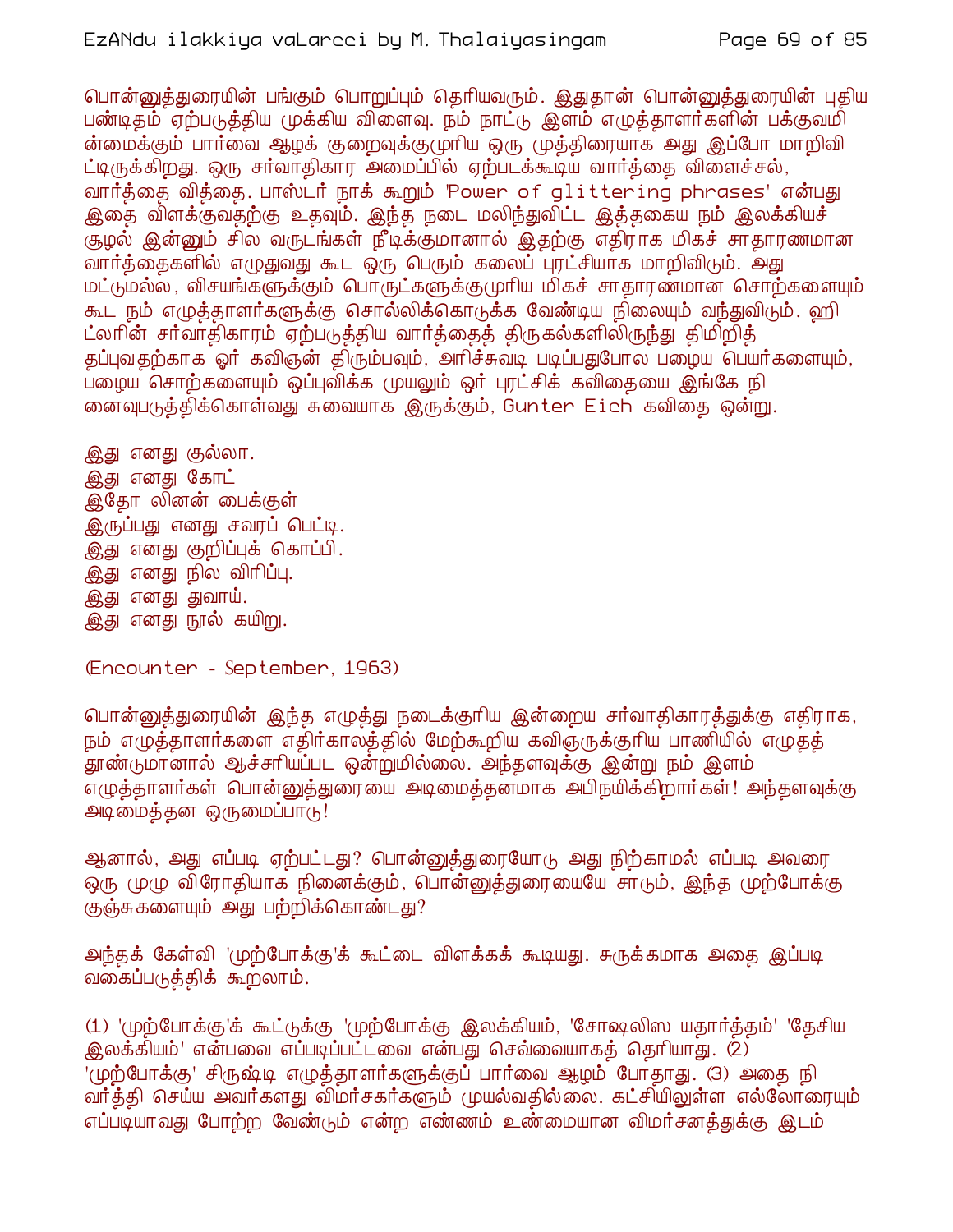பொன்னுத்துரையின் பங்கும் பொறுப்பும் தெரியவரும். இதுதான் பொன்னுத்துரையின் புதிய பண்டிதம் ஏற்படுத்திய முக்கிய விளைவு. நம் நாட்டு இளம் எழுத்தாளர்களின் பக்குவமின்மைக்கும் பார்வை ஆழக் குறைவுக்குமுரிய ஒரு முத்திரையாக அது இப்போ மாறிவிட்டிருக்கிறது. ஒரு சர்வாதிகார அமைப்பில் ஏற்படக்கூடிய வார்த்தை விளைச்சல், வார்த்தை வித்தை. பாஸ்டர் நாக் கூறும் 'Power of glittering phrases' என்பது இதை விளக்குவதற்கு உதவும். இந்த நடை மலிந்துவிட்ட இத்தகைய நம் இலக்கியச் சூழல் இன்னும் சில வருடங்கள் நீடிக்குமானால் இதற்கு எதிராக மிகச் சாதாரணமான வார்த்தைகளில் எழுதுவது கூட ஒரு பெரும் கலைப் புரட்சியாக மாறிவிடும். அது மட்டுமல்ல, விசயங்களுக்கும் பொருட்களுக்குமுரிய மிகச் சாதாரணமான சொற்களையும் கூட நம் எழுத்தாளர்களுக்கு சொல்லிக்கொடுக்க வேண்டிய நிலையும் வந்துவிடும். ஹிட்லரின் சர்வாதிகாரம் ஏற்படுத்திய வார்த்தைத் திருகல்களிலிருந்து திமிறித் தப்புவதற்காக ஓர் கவிஞன் திரும்பவும், அரிச்சுவடி படிப்பதுபோல பழைய பெயர்களையும், பழைய சொற்களையும் ஒப்புவிக்க முயலும் ஓர் புரட்சிக் கவிதையை இங்கே நினைவுபடுத்திக்கொள்வது சுவையாக இருக்கும், Gunter Eich கவிதை ஒன்று.

இது எனது குல்லா.  
இது எனது கோட்  
இதோ லினன் பைக்குள்  
இருப்பது எனது சவரப் பெட்டி.  
இது எனது குறிப்புக் கொப்பி.  
இது எனது நில விரிப்பு.  
இது எனது துவாய்.  
இது எனது நூல் கயிறு.

(Encounter - September, 1963)

பொன்னுத்துரையின் இந்த எழுத்து நடைக்குரிய இன்றைய சர்வாதிகாரத்துக்கு எதிராக, நம் எழுத்தாளர்களை எதிர்காலத்தில் மேற்கூறிய கவிஞருக்குரிய பாணியில் எழுதத் தூண்டுமானால் ஆச்சரியப்பட ஒன்றுமில்லை. அந்தளவுக்கு இன்று நம் இளம் எழுத்தாளர்கள் பொன்னுத்துரையை அடிமைத்தனமாக அபிநயிக்கிறார்கள்! அந்தளவுக்கு அடிமைத்தன ஒருமைப்பாடு!

ஆனால், அது எப்படி ஏற்பட்டது? பொன்னுத்துரையோடு அது நிற்காமல் எப்படி அவரை ஒரு முழு விரோதியாக நினைக்கும், பொன்னுத்துரையையே சாடும், இந்த முற்போக்கு குஞ்சுகளையும் அது பற்றிக்கொண்டது?

அந்தக் கேள்வி 'முற்போக்கு'க் கூட்டை விளக்கக் கூடியது. சுருக்கமாக அதை இப்படி வகைப்படுத்திக் கூறலாம்.

(1) 'முற்போக்கு'க் கூட்டுக்கு 'முற்போக்கு இலக்கியம், 'சோஷலிஸ யதார்த்தம்' 'தேசிய இலக்கியம்' என்பவை எப்படிப்பட்டவை என்பது செவ்வையாகத் தெரியாது. (2) 'முற்போக்கு' சிருஷ்டி எழுத்தாளர்களுக்குப் பார்வை ஆழம் போதாது. (3) அதை நிவர்த்தி செய்ய அவர்களது விமர்சகர்களும் முயல்வதில்லை. கட்சியிலுள்ள எல்லோரையும் எப்படியாவது போற்ற வேண்டும் என்ற எண்ணம் உண்மையான விமர்சனத்துக்கு இடம்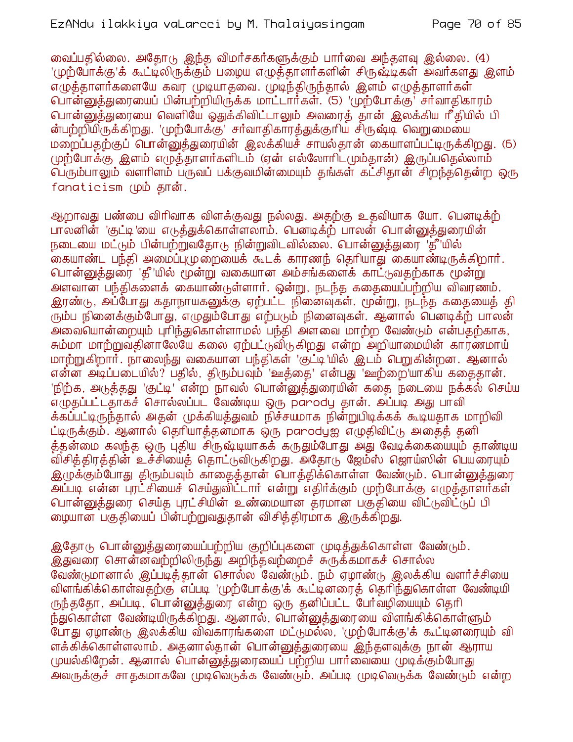வைப்பதில்லை. அதோடு இந்த விமர்சகர்களுக்கும் பார்வை அந்தளவு இல்லை. (4) 'முற்போக்கு'க் கூட்டிலிருக்கும் பழைய எழுத்தாளர்களின் சிருஷ்டிகள் அவர்களது இளம் எழுத்தாளர்களையே கவர முடியாதவை. முடிந்திருந்தால் இளம் எழுத்தாளர்கள் பொன்னுத்துரையைப் பின்பற்றியிருக்க மாட்டார்கள். (5) 'முற்போக்கு' சர்வாதிகாரம் பொன்னுத்துரையை வெளியே ஒதுக்கிவிட்டாலும் அவரைத் தான் இலக்கிய ரீதியில் பின்பற்றியிருக்கிறது. 'முற்போக்கு' சர்வாதிகாரத்துக்குரிய சிருஷ்டி வெறுமையை மறைப்பதற்குப் பொன்னுத்துரையின் இலக்கியச் சாயல்தான் கையாளப்பட்டிருக்கிறது. (6) முற்போக்கு இளம் எழுத்தாளர்களிடம் (ஏன் எல்லோரிடமும்தான்) இருப்பதெல்லாம் பெரும்பாலும் வளரிளம் பருவப் பக்குவமின்மையும் தங்கள் கட்சிதான் சிறந்ததென்ற ஒரு fanaticism மும் தான்.

ஆறாவது பண்பை விரிவாக விளக்குவது நல்லது. அதற்கு உதவியாக யோ. பெனடிக்ற் பாலனின் 'குட்டி'யை எடுத்துக்கொள்ளலாம். பெனடிக்ற் பாலன் பொன்னுத்துரையின் நடையை மட்டும் பின்பற்றுவதோடு நின்றுவிடவில்லை. பொன்னுத்துரை 'தீ'யில் கையாண்ட பந்தி அமைப்புமுறையைக் கூடக் காரணந் தெரியாது கையாண்டிருக்கிறார். பொன்னுத்துரை 'தீ'யில் மூன்று வகையான அம்சங்களைக் காட்டுவதற்காக மூன்று அளவான பந்திகளைக் கையாண்டுள்ளார். ஒன்று, நடந்த கதையைப்பற்றிய விவரணம். இரண்டு, அப்போது கதாநாயகனுக்கு ஏற்பட்ட நினைவுகள். மூன்று, நடந்த கதையைத் திரும்ப நினைக்கும்போது, எழுதும்போது எற்படும் நினைவுகள். ஆனால் பெனடிக்ற் பாலன் அவையொன்றையும் புரிந்துகொள்ளாமல் பந்தி அளவை மாற்ற வேண்டும் என்பதற்காக, சும்மா மாற்றுவதினாலேயே கலை ஏற்பட்டுவிடுகிறது என்ற அறியாமையின் காரணமாய் மாற்றுகிறார். நாலைந்து வகையான பந்திகள் 'குட்டி'யில் இடம் பெறுகின்றன. ஆனால் என்ன அடிப்படையில்? பதில், திரும்பவும் 'ஊத்தை' என்பது 'ஊற்றை'யாகிய கதைதான். 'நிற்க, அடுத்தது 'குட்டி' என்ற நாவல் பொன்னுத்துரையின் கதை நடையை நக்கல் செய்ய எழுதப்பட்டதாகச் சொல்லப்பட வேண்டிய ஒரு parody தான். அப்படி அது பாவிக்கப்பட்டிருந்தால் அதன் முக்கியத்துவம் நிச்சயமாக நின்றுபிடிக்கக் கூடியதாக மாறிவிட்டிருக்கும். ஆனால் தெரியாத்தனமாக ஒரு parodyஐ எழுதிவிட்டு அதைத் தனித்தன்மை கலந்த ஒரு புதிய சிருஷ்டியாகக் கருதும்போது அது வேடிக்கையையும் தாண்டிய விசித்திரத்தின் உச்சியைத் தொட்டுவிடுகிறது. அதோடு ஜேம்ஸ் ஜொய்ஸின் பெயரையும் இழுக்கும்போது திரும்பவும் காதைத்தான் பொத்திக்கொள்ள வேண்டும். பொன்னுத்துரை அப்படி என்ன புரட்சியைச் செய்துவிட்டார் என்று எதிர்க்கும் முற்போக்கு எழுத்தாளர்கள் பொன்னுத்துரை செய்த புரட்சியின் உண்மையான தரமான பகுதியை விட்டுவிட்டுப் பிழையான பகுதியைப் பின்பற்றுவதுதான் விசித்திரமாக இருக்கிறது.

இதோடு பொன்னுத்துரையைப்பற்றிய குறிப்புகளை முடித்துக்கொள்ள வேண்டும். இதுவரை சொன்னவற்றிலிருந்து அறிந்தவற்றைச் சுருக்கமாகச் சொல்ல வேண்டுமானால் இப்படித்தான் சொல்ல வேண்டும். நம் ஏழாண்டு இலக்கிய வளர்ச்சியை விளங்கிக்கொள்வதற்கு எப்படி 'முற்போக்கு'க் கூட்டினரைத் தெரிந்துகொள்ள வேண்டியிருந்ததோ, அப்படி, பொன்னுத்துரை என்ற ஒரு தனிப்பட்ட போக்கையும் தெரிந்துகொள்ள வேண்டியிருக்கிறது. ஆனால், பொன்னுத்துரையை விளங்கிக்கொள்ளும்போது ஏழாண்டு இலக்கிய விவகாரங்களை மட்டுமல்ல, 'முற்போக்கு'க் கூட்டினரையும் விளக்கிக்கொள்ளலாம். அதனால்தான் பொன்னுத்துரையை இந்தளவுக்கு நான் ஆராய முயல்கிறேன். ஆனால் பொன்னுத்துரையைப் பற்றிய பார்வையை முடிக்கும்போது அவருக்குச் சாதகமாகவே முடிவெடுக்க வேண்டும். அப்படி முடிவெடுக்க வேண்டும் என்ற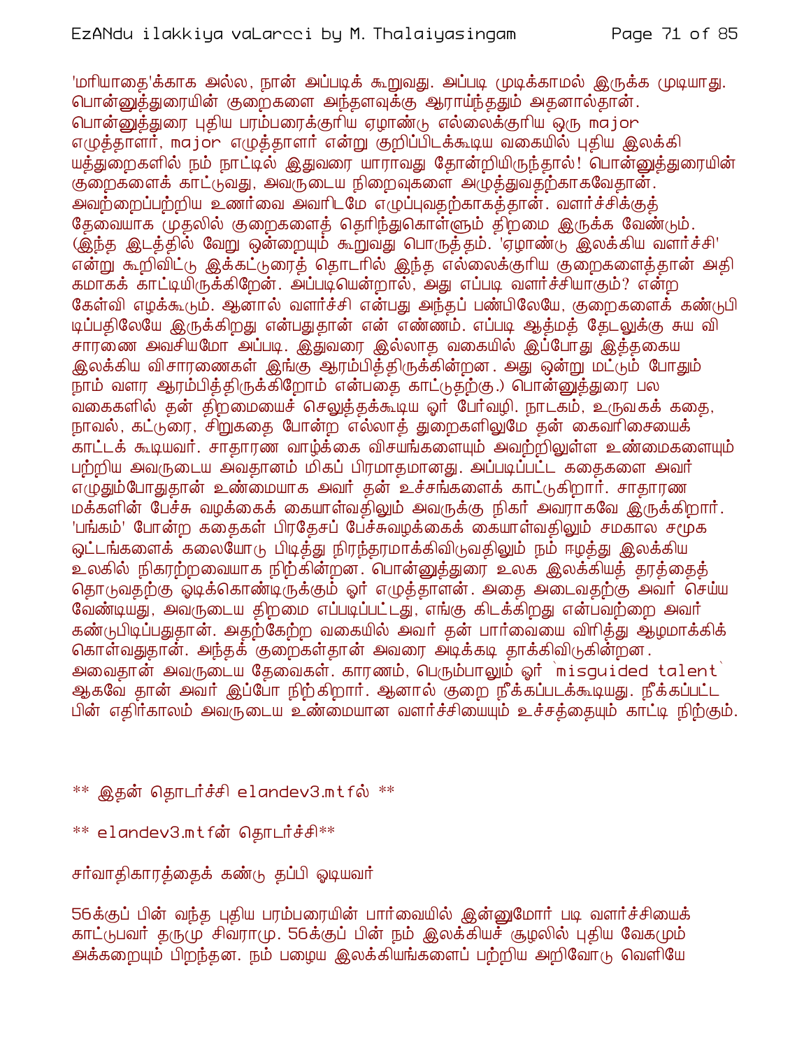'மரியாதை'க்காக அல்ல, நான் அப்படிக் கூறுவது. அப்படி முடிக்காமல் இருக்க முடியாது. பொன்னுத்துரையின் குறைகளை அந்தளவுக்கு ஆராய்ந்ததும் அதனால்தான். பொன்னுத்துரை புதிய பரம்பரைக்குரிய ஏழாண்டு எல்லைக்குரிய ஒரு major எழுத்தாளர், major எழுத்தாளர் என்று குறிப்பிடக்கூடிய வகையில் புதிய இலக்கி யத்துறைகளில் நம் நாட்டில் இதுவரை யாராவது தோன்றியிருந்தால்! பொன்னுத்துரையின் குறைகளைக் காட்டுவது, அவருடைய நிறைவுகளை அழுத்துவதற்காகவேதான். அவற்றைப்பற்றிய உணர்வை அவரிடமே எழுப்புவதற்காகத்தான். வளர்ச்சிக்குத் தேவையாக முதலில் குறைகளைத் தெரிந்துகொள்ளும் திறமை இருக்க வேண்டும். (இந்த இடத்தில் வேறு ஒன்றையும் கூறுவது பொருத்தம். 'ஏழாண்டு இலக்கிய வளர்ச்சி' என்று கூறிவிட்டு இக்கட்டுரைத் தொடரில் இந்த எல்லைக்குரிய குறைகளைத்தான் அதி கமாகக் காட்டியிருக்கிறேன். அப்படியென்றால், அது எப்படி வளர்ச்சியாகும்? என்ற கேள்வி எழக்கூடும். ஆனால் வளர்ச்சி என்பது அந்தப் பண்பிலேயே, குறைகளைக் கண்டுபி டிப்பதிலேயே இருக்கிறது என்பதுதான் என் எண்ணம். எப்படி ஆத்மத் தேடலுக்கு சுய வி சாரணை அவசியமோ அப்படி. இதுவரை இல்லாத வகையில் இப்போது இத்தகைய இலக்கிய விசாரணைகள் இங்கு ஆரம்பித்திருக்கின்றன. அது ஒன்று மட்டும் போதும் நாம் வளர ஆரம்பித்திருக்கிறோம் என்பதை காட்டுதற்கு.) பொன்னுத்துரை பல வகைகளில் தன் திறமையைச் செலுத்தக்கூடிய ஓர் பேர்வழி. நாடகம், உருவகக் கதை, நாவல், கட்டுரை, சிறுகதை போன்ற எல்லாத் துறைகளிலுமே தன் கைவரிசையைக் காட்டக் கூடியவர். சாதாரண வாழ்க்கை விசயங்களையும் அவற்றிலுள்ள உண்மைகளையும் பற்றிய அவருடைய அவதானம் மிகப் பிரமாதமானது. அப்படிப்பட்ட கதைகளை அவர் எழுதும்போதுதான் உண்மையாக அவர் தன் உச்சங்களைக் காட்டுகிறார். சாதாரண மக்களின் பேச்சு வழக்கைக் கையாள்வதிலும் அவருக்கு நிகர் அவராகவே இருக்கிறார். 'பங்கம்' போன்ற கதைகள் பிரதேசப் பேச்சுவழக்கைக் கையாள்வதிலும் சமகால சமூக ஓட்டங்களைக் கலையோடு பிடித்து நிரந்தரமாக்கிவிடுவதிலும் நம் ஈழத்து இலக்கிய உலகில் நிகரற்றவையாக நிற்கின்றன. பொன்னுத்துரை உலக இலக்கியத் தரத்தைத் தொடுவதற்கு ஓடிக்கொண்டிருக்கும் ஓர் எழுத்தாளன். அதை அடைவதற்கு அவர் செய்ய வேண்டியது, அவருடைய திறமை எப்படிப்பட்டது, எங்கு கிடக்கிறது என்பவற்றை அவர் கண்டுபிடிப்பதுதான். அதற்கேற்ற வகையில் அவர் தன் பார்வையை விரித்து ஆழமாக்கிக் கொள்வதுதான். அந்தக் குறைகள்தான் அவரை அடிக்கடி தாக்கிவிடுகின்றன. அவைதான் அவருடைய தேவைகள். காரணம், பெரும்பாலும் ஓர் `misguided talent` ஆகவே தான் அவர் இப்போ நிற்கிறார். ஆனால் குறை நீக்கப்படக்கூடியது. நீக்கப்பட்ட பின் எதிர்காலம் அவருடைய உண்மையான வளர்ச்சியையும் உச்சத்தையும் காட்டி நிற்கும்.

** இதன் தொடர்ச்சி elandev3.mtfல் **

** elandev3.mtfன் தொடர்ச்சி**

சர்வாதிகாரத்தைக் கண்டு தப்பி ஓடியவர்

56க்குப் பின் வந்த புதிய பரம்பரையின் பார்வையில் இன்னுமோர் படி வளர்ச்சியைக் காட்டுபவர் தருமு சிவராமு. 56க்குப் பின் நம் இலக்கியச் சூழலில் புதிய வேகமும் அக்கறையும் பிறந்தன. நம் பழைய இலக்கியங்களைப் பற்றிய அறிவோடு வெளியே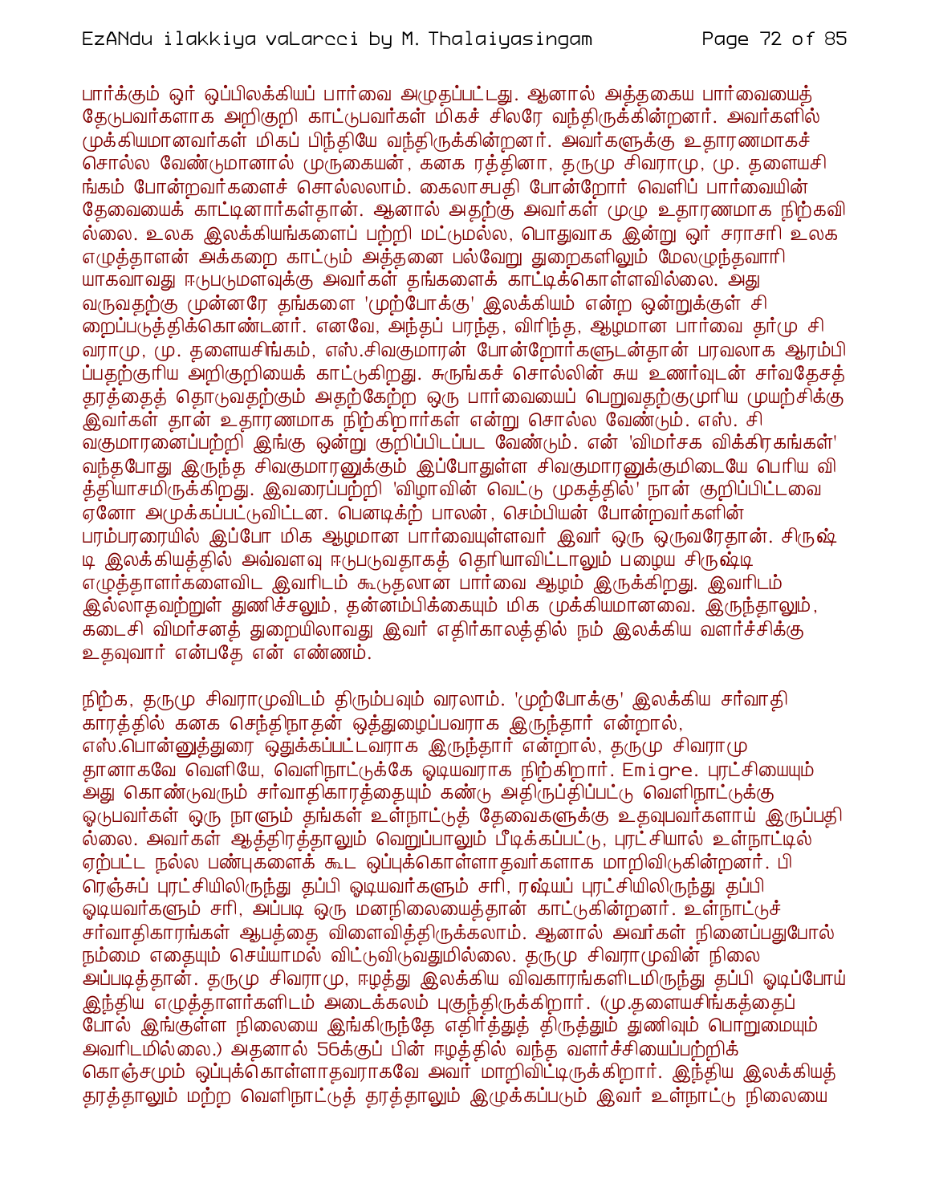பார்க்கும் ஓர் ஒப்பிலக்கியப் பார்வை அழுதப்பட்டது. ஆனால் அத்தகைய பார்வையைத் தேடுபவர்களாக அறிகுறி காட்டுபவர்கள் மிகச் சிலரே வந்திருக்கின்றனர். அவர்களில் முக்கியமானவர்கள் மிகப் பிந்தியே வந்திருக்கின்றனர். அவர்களுக்கு உதாரணமாகச் சொல்ல வேண்டுமானால் முருகையன், கனக ரத்தினா, தருமு சிவராமு, மு. தளையசிங்கம் போன்றவர்களைச் சொல்லலாம். கைலாசபதி போன்றோர் வெளிப் பார்வையின் தேவையைக் காட்டினார்கள்தான். ஆனால் அதற்கு அவர்கள் முழு உதாரணமாக நிற்கவில்லை. உலக இலக்கியங்களைப் பற்றி மட்டுமல்ல, பொதுவாக இன்று ஓர் சராசரி உலக எழுத்தாளன் அக்கறை காட்டும் அத்தனை பல்வேறு துறைகளிலும் மேலழுந்தவாரியாகவாவது ஈடுபடுமளவுக்கு அவர்கள் தங்களைக் காட்டிக்கொள்ளவில்லை. அது வருவதற்கு முன்னரே தங்களை 'முற்போக்கு' இலக்கியம் என்ற ஒன்றுக்குள் சிறைப்படுத்திக்கொண்டனர். எனவே, அந்தப் பரந்த, விரிந்த, ஆழமான பார்வை தர்மு சிவராமு, மு. தளையசிங்கம், எஸ்.சிவகுமாரன் போன்றோர்களுடன்தான் பரவலாக ஆரம்பிப்பதற்குரிய அறிகுறியைக் காட்டுகிறது. சுருங்கச் சொல்லின் சுய உணர்வுடன் சர்வதேசத் தரத்தைத் தொடுவதற்கும் அதற்கேற்ற ஒரு பார்வையைப் பெறுவதற்குமுரிய முயற்சிக்கு இவர்கள் தான் உதாரணமாக நிற்கிறார்கள் என்று சொல்ல வேண்டும். எஸ். சிவகுமாரனைப்பற்றி இங்கு ஒன்று குறிப்பிடப்பட வேண்டும். என் 'விமர்சக விக்கிரகங்கள்' வந்தபோது இருந்த சிவகுமாரனுக்கும் இப்போதுள்ள சிவகுமாரனுக்குமிடையே பெரிய வித்தியாசமிருக்கிறது. இவரைப்பற்றி 'விழாவின் வெட்டு முகத்தில்' நான் குறிப்பிட்டவை ஏனோ அமுக்கப்பட்டுவிட்டன. பெனடிக்ற் பாலன், செம்பியன் போன்றவர்களின் பரம்பரையில் இப்போ மிக ஆழமான பார்வையுள்ளவர் இவர் ஒரு ஒருவரேதான். சிருஷ்டி இலக்கியத்தில் அவ்வளவு ஈடுபடுவதாகத் தெரியாவிட்டாலும் பழைய சிருஷ்டி எழுத்தாளர்களைவிட இவரிடம் கூடுதலான பார்வை ஆழம் இருக்கிறது. இவரிடம் இல்லாதவற்றுள் துணிச்சலும், தன்னம்பிக்கையும் மிக முக்கியமானவை. இருந்தாலும், கடைசி விமர்சனத் துறையிலாவது இவர் எதிர்காலத்தில் நம் இலக்கிய வளர்ச்சிக்கு உதவுவார் என்பதே என் எண்ணம்.

நிற்க, தருமு சிவராமுவிடம் திரும்பவும் வரலாம். 'முற்போக்கு' இலக்கிய சர்வாதிகாரத்தில் கனக செந்திநாதன் ஒத்துழைப்பவராக இருந்தார் என்றால், எஸ்.பொன்னுத்துரை ஒதுக்கப்பட்டவராக இருந்தார் என்றால், தருமு சிவராமு தானாகவே வெளியே, வெளிநாட்டுக்கே ஓடியவராக நிற்கிறார். Emigre. புரட்சியையும் அது கொண்டுவரும் சர்வாதிகாரத்தையும் கண்டு அதிருப்திப்பட்டு வெளிநாட்டுக்கு ஓடுபவர்கள் ஒரு நாளும் தங்கள் உள்நாட்டுத் தேவைகளுக்கு உதவுபவர்களாய் இருப்பதில்லை. அவர்கள் ஆத்திரத்தாலும் வெறுப்பாலும் பீடிக்கப்பட்டு, புரட்சியால் உள்நாட்டில் ஏற்பட்ட நல்ல பண்புகளைக் கூட ஒப்புக்கொள்ளாதவர்களாக மாறிவிடுகின்றனர். பிரெஞ்சுப் புரட்சியிலிருந்து தப்பி ஓடியவர்களும் சரி, ரஷ்யப் புரட்சியிலிருந்து தப்பி ஓடியவர்களும் சரி, அப்படி ஒரு மனநிலையைத்தான் காட்டுகின்றனர். உள்நாட்டுச் சர்வாதிகாரங்கள் ஆபத்தை விளைவித்திருக்கலாம். ஆனால் அவர்கள் நினைப்பதுபோல் நம்மை எதையும் செய்யாமல் விட்டுவிடுவதுமில்லை. தருமு சிவராமுவின் நிலை அப்படித்தான். தருமு சிவராமு, ஈழத்து இலக்கிய விவகாரங்களிடமிருந்து தப்பி ஓடிப்போய் இந்திய எழுத்தாளர்களிடம் அடைக்கலம் புகுந்திருக்கிறார். (மு.தளையசிங்கத்தைப் போல் இங்குள்ள நிலையை இங்கிருந்தே எதிர்த்துத் திருத்தும் துணிவும் பொறுமையும் அவரிடமில்லை.) அதனால் 56க்குப் பின் ஈழத்தில் வந்த வளர்ச்சியைப்பற்றிக் கொஞ்சமும் ஒப்புக்கொள்ளாதவராகவே அவர் மாறிவிட்டிருக்கிறார். இந்திய இலக்கியத் தரத்தாலும் மற்ற வெளிநாட்டுத் தரத்தாலும் இழுக்கப்படும் இவர் உள்நாட்டு நிலையை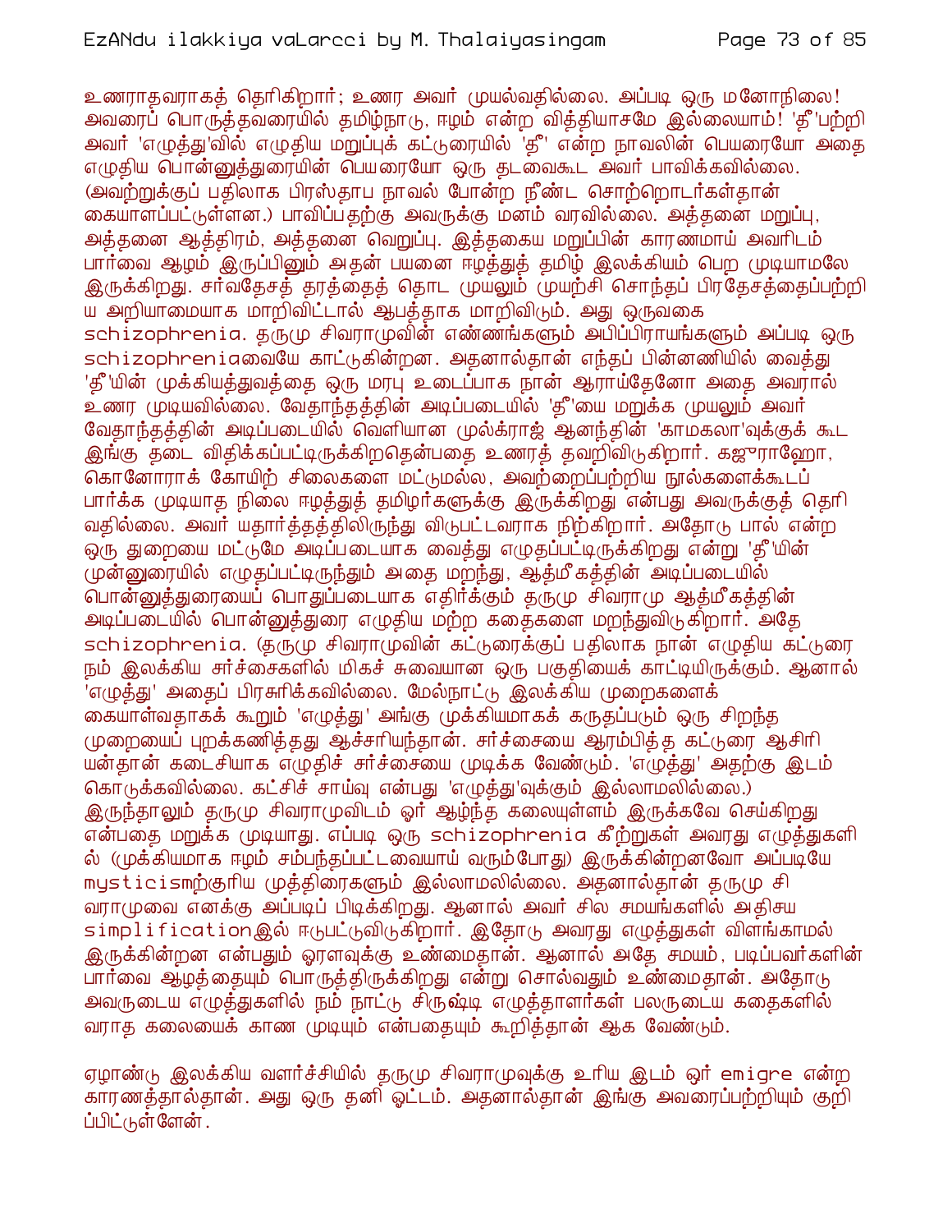உணராதவராகத் தெரிகிறார்; உணர அவர் முயல்வதில்லை. அப்படி ஒரு மனோநிலை! அவரைப் பொருத்தவரையில் தமிழ்நாடு, ஈழம் என்ற வித்தியாசமே இல்லையாம்! 'தீ'பற்றி அவர் 'எழுத்து'வில் எழுதிய மறுப்புக் கட்டுரையில் 'தீ' என்ற நாவலின் பெயரையோ அதை எழுதிய பொன்னுத்துரையின் பெயரையோ ஒரு தடவைகூட அவர் பாவிக்கவில்லை. (அவற்றுக்குப் பதிலாக பிரஸ்தாப நாவல் போன்ற நீண்ட சொற்றொடர்கள்தான் கையாளப்பட்டுள்ளன.) பாவிப்பதற்கு அவருக்கு மனம் வரவில்லை. அத்தனை மறுப்பு, அத்தனை ஆத்திரம், அத்தனை வெறுப்பு. இத்தகைய மறுப்பின் காரணமாய் அவரிடம் பார்வை ஆழம் இருப்பினும் அதன் பயனை ஈழத்துத் தமிழ் இலக்கியம் பெற முடியாமலே இருக்கிறது. சர்வதேசத் தரத்தைத் தொட முயலும் முயற்சி சொந்தப் பிரதேசத்தைப்பற்றிய அறியாமையாக மாறிவிட்டால் ஆபத்தாக மாறிவிடும். அது ஒருவகை schizophrenia. தருமு சிவராமுவின் எண்ணங்களும் அபிப்பிராயங்களும் அப்படி ஒரு schizophreniaவையே காட்டுகின்றன. அதனால்தான் எந்தப் பின்னணியில் வைத்து 'தீ'யின் முக்கியத்துவத்தை ஒரு மரபு உடைப்பாக நான் ஆராய்தேனோ அதை அவரால் உணர முடியவில்லை. வேதாந்தத்தின் அடிப்படையில் 'தீ'யை மறுக்க முயலும் அவர் வேதாந்தத்தின் அடிப்படையில் வெளியான முல்க்ராஜ் ஆனந்தின் 'காமகலா'வுக்குக் கூட இங்கு தடை விதிக்கப்பட்டிருக்கிறதென்பதை உணரத் தவறிவிடுகிறார். கஜுராஹோ, கொனோராக் கோயிற் சிலைகளை மட்டுமல்ல, அவற்றைப்பற்றிய நூல்களைக்கூடப் பார்க்க முடியாத நிலை ஈழத்துத் தமிழர்களுக்கு இருக்கிறது என்பது அவருக்குத் தெரிவதில்லை. அவர் யதார்த்தத்திலிருந்து விடுபட்டவராக நிற்கிறார். அதோடு பால் என்ற ஒரு துறையை மட்டுமே அடிப்படையாக வைத்து எழுதப்பட்டிருக்கிறது என்று 'தீ'யின் முன்னுரையில் எழுதப்பட்டிருந்தும் அதை மறந்து, ஆத்மீகத்தின் அடிப்படையில் பொன்னுத்துரையைப் பொதுப்படையாக எதிர்க்கும் தருமு சிவராமு ஆத்மீகத்தின் அடிப்படையில் பொன்னுத்துரை எழுதிய மற்ற கதைகளை மறந்துவிடுகிறார். அதே schizophrenia. (தருமு சிவராமுவின் கட்டுரைக்குப் பதிலாக நான் எழுதிய கட்டுரை நம் இலக்கிய சர்ச்சைகளில் மிகச் சுவையான ஒரு பகுதியைக் காட்டியிருக்கும். ஆனால் 'எழுத்து' அதைப் பிரசுரிக்கவில்லை. மேல்நாட்டு இலக்கிய முறைகளைக் கையாள்வதாகக் கூறும் 'எழுத்து' அங்கு முக்கியமாகக் கருதப்படும் ஒரு சிறந்த முறையைப் புறக்கணித்தது ஆச்சரியந்தான். சர்ச்சையை ஆரம்பித்த கட்டுரை ஆசிரியன்தான் கடைசியாக எழுதிச் சர்ச்சையை முடிக்க வேண்டும். 'எழுத்து' அதற்கு இடம் கொடுக்கவில்லை. கட்சிச் சாய்வு என்பது 'எழுத்து'வுக்கும் இல்லாமலில்லை.) இருந்தாலும் தருமு சிவராமுவிடம் ஓர் ஆழ்ந்த கலையுள்ளம் இருக்கவே செய்கிறது என்பதை மறுக்க முடியாது. எப்படி ஒரு schizophrenia கீற்றுகள் அவரது எழுத்துகளில் (முக்கியமாக ஈழம் சம்பந்தப்பட்டவையாய் வரும்போது) இருக்கின்றனவோ அப்படியே mysticismற்குரிய முத்திரைகளும் இல்லாமலில்லை. அதனால்தான் தருமு சிவராமுவை எனக்கு அப்படிப் பிடிக்கிறது. ஆனால் அவர் சில சமயங்களில் அதிசய simplificationஇல் ஈடுபட்டுவிடுகிறார். இதோடு அவரது எழுத்துகள் விளங்காமல் இருக்கின்றன என்பதும் ஓரளவுக்கு உண்மைதான். ஆனால் அதே சமயம், படிப்பவர்களின் பார்வை ஆழத்தையும் பொருத்திருக்கிறது என்று சொல்வதும் உண்மைதான். அதோடு அவருடைய எழுத்துகளில் நம் நாட்டு சிருஷ்டி எழுத்தாளர்கள் பலருடைய கதைகளில் வராத கலையைக் காண முடியும் என்பதையும் கூறித்தான் ஆக வேண்டும்.

ஏழாண்டு இலக்கிய வளர்ச்சியில் தருமு சிவராமுவுக்கு உரிய இடம் ஓர் emigre என்ற காரணத்தால்தான். அது ஒரு தனி ஓட்டம். அதனால்தான் இங்கு அவரைப்பற்றியும் குறிப்பிட்டுள்ளேன்.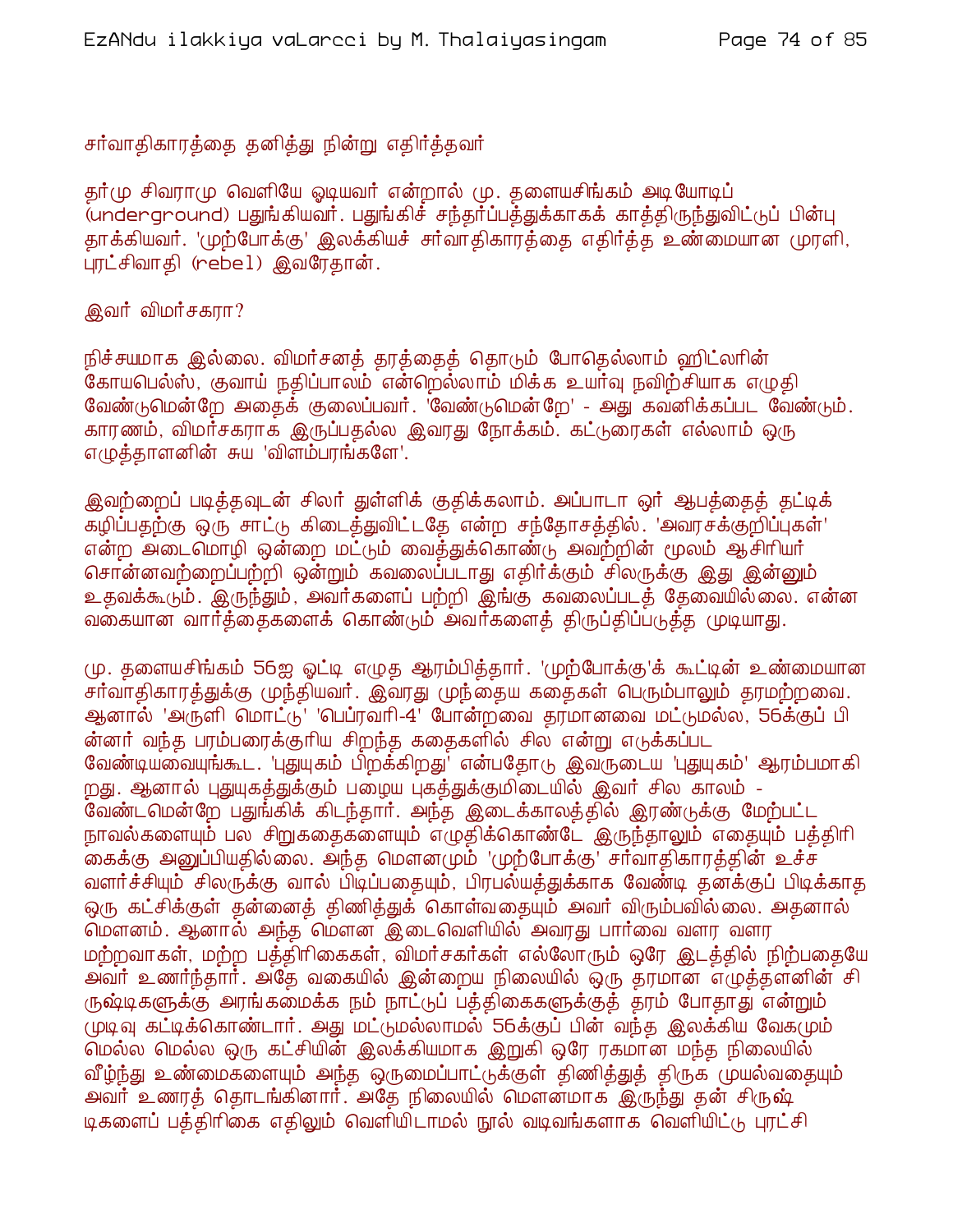## சர்வாதிகாரத்தை தனித்து நின்று எதிர்த்தவர்

தர்மு சிவராமு வெளியே ஓடியவர் என்றால் மு. தளையசிங்கம் அடியோடிப் (underground) பதுங்கியவர். பதுங்கிச் சந்தர்ப்பத்துக்காகக் காத்திருந்துவிட்டுப் பின்பு தாக்கியவர். 'முற்போக்கு' இலக்கியச் சர்வாதிகாரத்தை எதிர்த்த உண்மையான முரளி, புரட்சிவாதி (rebel) இவரேதான்.

இவர் விமர்சகரா?

நிச்சயமாக இல்லை. விமர்சனத் தரத்தைத் தொடும் போதெல்லாம் ஹிட்லரின் கோயபெல்ஸ், குவாய் நதிப்பாலம் என்றெல்லாம் மிக்க உயர்வு நவிற்சியாக எழுதி வேண்டுமென்றே அதைக் குலைப்பவர். 'வேண்டுமென்றே' - அது கவனிக்கப்பட வேண்டும். காரணம், விமர்சகராக இருப்பதல்ல இவரது நோக்கம். கட்டுரைகள் எல்லாம் ஒரு எழுத்தாளனின் சுய 'விளம்பரங்களே'.

இவற்றைப் படித்தவுடன் சிலர் துள்ளிக் குதிக்கலாம். அப்பாடா ஓர் ஆபத்தைத் தட்டிக் கழிப்பதற்கு ஒரு சாட்டு கிடைத்துவிட்டதே என்ற சந்தோசத்தில். 'அவரசக்குறிப்புகள்' என்ற அடைமொழி ஒன்றை மட்டும் வைத்துக்கொண்டு அவற்றின் மூலம் ஆசிரியர் சொன்னவற்றைப்பற்றி ஒன்றும் கவலைப்படாது எதிர்க்கும் சிலருக்கு இது இன்னும் உதவக்கூடும். இருந்தும், அவர்களைப் பற்றி இங்கு கவலைப்படத் தேவையில்லை. என்ன வகையான வார்த்தைகளைக் கொண்டும் அவர்களைத் திருப்திப்படுத்த முடியாது.

மு. தளையசிங்கம் 56ஐ ஒட்டி எழுத ஆரம்பித்தார். 'முற்போக்கு'க் கூட்டின் உண்மையான சர்வாதிகாரத்துக்கு முந்தியவர். இவரது முந்தைய கதைகள் பெரும்பாலும் தரமற்றவை. ஆனால் 'அருளி மொட்டு' 'பெப்ரவரி-4' போன்றவை தரமானவை மட்டுமல்ல, 56க்குப் பின்னர் வந்த பரம்பரைக்குரிய சிறந்த கதைகளில் சில என்று எடுக்கப்பட வேண்டியவையுங்கூட. 'புதுயுகம் பிறக்கிறது' என்பதோடு இவருடைய 'புதுயுகம்' ஆரம்பமாகிறது. ஆனால் புதுயுகத்துக்கும் பழைய புகத்துக்குமிடையில் இவர் சில காலம் - வேண்டமென்றே பதுங்கிக் கிடந்தார். அந்த இடைக்காலத்தில் இரண்டுக்கு மேற்பட்ட நாவல்களையும் பல சிறுகதைகளையும் எழுதிக்கொண்டே இருந்தாலும் எதையும் பத்திரிகைக்கு அனுப்பியதில்லை. அந்த மௌனமும் 'முற்போக்கு' சர்வாதிகாரத்தின் உச்ச வளர்ச்சியும் சிலருக்கு வால் பிடிப்பதையும், பிரபல்யத்துக்காக வேண்டி தனக்குப் பிடிக்காத ஒரு கட்சிக்குள் தன்னைத் திணித்துக் கொள்வதையும் அவர் விரும்பவில்லை. அதனால் மௌனம். ஆனால் அந்த மௌன இடைவெளியில் அவரது பார்வை வளர வளர மற்றவர்கள், மற்ற பத்திரிகைகள், விமர்சகர்கள் எல்லோரும் ஒரே இடத்தில் நிற்பதையே அவர் உணர்ந்தார். அதே வகையில் இன்றைய நிலையில் ஒரு தரமான எழுத்தளனின் சிருஷ்டிகளுக்கு அரங்கமைக்க நம் நாட்டுப் பத்திகைகளுக்குத் தரம் போதாது என்றும் முடிவு கட்டிக்கொண்டார். அது மட்டுமல்லாமல் 56க்குப் பின் வந்த இலக்கிய வேகமும் மெல்ல மெல்ல ஒரு கட்சியின் இலக்கியமாக இறுகி ஒரே ரகமான மந்த நிலையில் வீழ்ந்து உண்மைகளையும் அந்த ஒருமைப்பாட்டுக்குள் திணித்துத் திருக முயல்வதையும் அவர் உணரத் தொடங்கினார். அதே நிலையில் மௌனமாக இருந்து தன் சிருஷ்டிகளைப் பத்திரிகை எதிலும் வெளியிடாமல் நூல் வடிவங்களாக வெளியிட்டு புரட்சி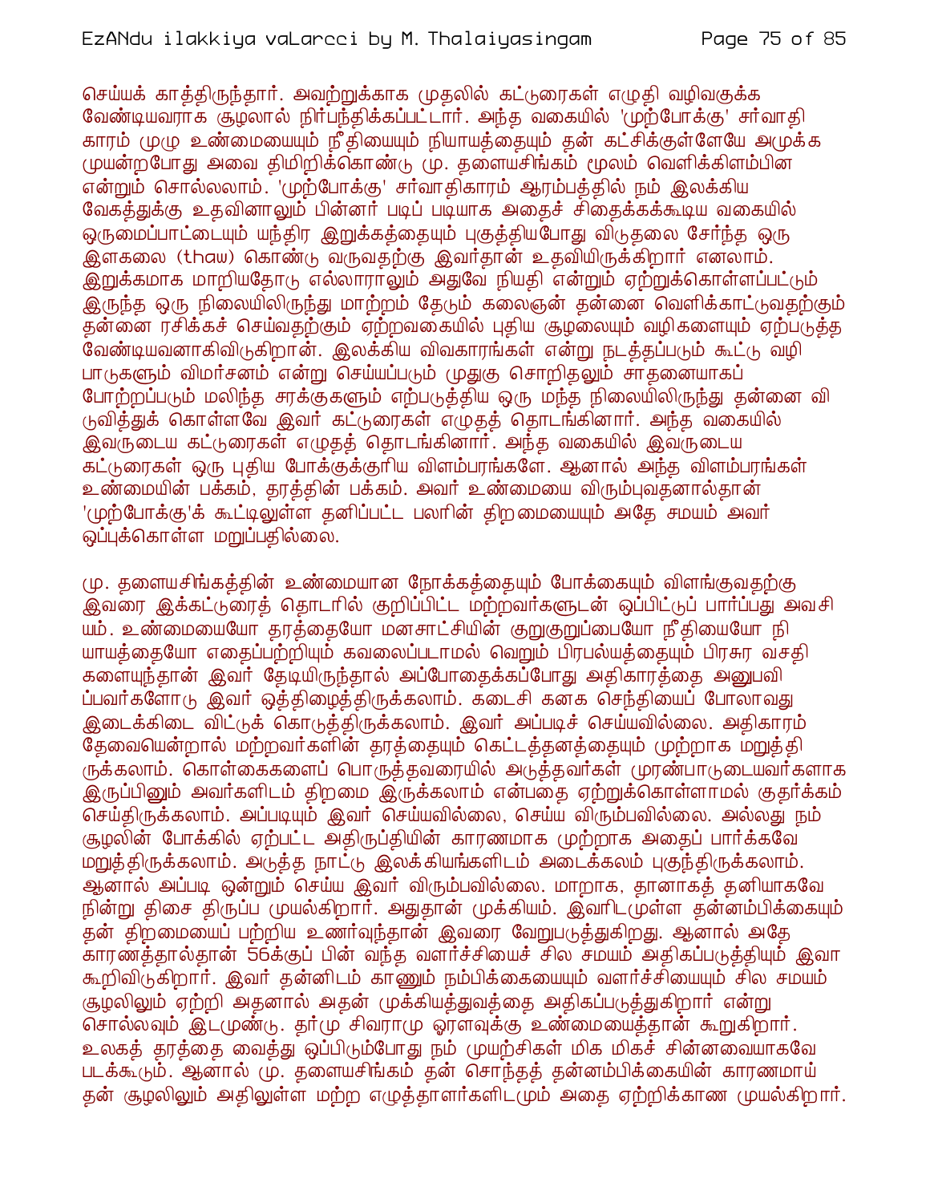செய்யக் காத்திருந்தார். அவற்றுக்காக முதலில் கட்டுரைகள் எழுதி வழிவகுக்க வேண்டியவராக சூழலால் நிர்பந்திக்கப்பட்டார். அந்த வகையில் 'முற்போக்கு' சர்வாதிகாரம் முழு உண்மையையும் நீதியையும் நியாயத்தையும் தன் கட்சிக்குள்ளேயே அமுக்க முயன்றபோது அவை திமிறிக்கொண்டு மு. தளையசிங்கம் மூலம் வெளிக்கிளம்பின என்றும் சொல்லலாம். 'முற்போக்கு' சர்வாதிகாரம் ஆரம்பத்தில் நம் இலக்கிய வேகத்துக்கு உதவினாலும் பின்னர் படிப் படியாக அதைச் சிதைக்கக்கூடிய வகையில் ஒருமைப்பாட்டையும் யந்திர இறுக்கத்தையும் புகுத்தியபோது விடுதலை சேர்ந்த ஒரு இளகலை (thaw) கொண்டு வருவதற்கு இவர்தான் உதவியிருக்கிறார் எனலாம். இறுக்கமாக மாறியதோடு எல்லாராலும் அதுவே நியதி என்றும் ஏற்றுக்கொள்ளப்பட்டும் இருந்த ஒரு நிலையிலிருந்து மாற்றம் தேடும் கலைஞன் தன்னை வெளிக்காட்டுவதற்கும் தன்னை ரசிக்கச் செய்வதற்கும் ஏற்றவகையில் புதிய சூழலையும் வழிகளையும் ஏற்படுத்த வேண்டியவனாகிவிடுகிறான். இலக்கிய விவகாரங்கள் என்று நடத்தப்படும் கூட்டு வழி பாடுகளும் விமர்சனம் என்று செய்யப்படும் முதுகு சொறிதலும் சாதனையாகப் போற்றப்படும் மலிந்த சரக்குகளும் ஏற்படுத்திய ஒரு மந்த நிலையிலிருந்து தன்னை விடுவித்துக் கொள்ளவே இவர் கட்டுரைகள் எழுதத் தொடங்கினார். அந்த வகையில் இவருடைய கட்டுரைகள் எழுதத் தொடங்கினார். அந்த வகையில் இவருடைய கட்டுரைகள் ஒரு புதிய போக்குக்குரிய விளம்பரங்களே. ஆனால் அந்த விளம்பரங்கள் உண்மையின் பக்கம், தரத்தின் பக்கம். அவர் உண்மையை விரும்புவதனால்தான் 'முற்போக்கு'க் கூட்டிலுள்ள தனிப்பட்ட பலரின் திறமையையும் அதே சமயம் அவர் ஒப்புக்கொள்ள மறுப்பதில்லை.

மு. தளையசிங்கத்தின் உண்மையான நோக்கத்தையும் போக்கையும் விளங்குவதற்கு இவரை இக்கட்டுரைத் தொடரில் குறிப்பிட்ட மற்றவர்களுடன் ஒப்பிட்டுப் பார்ப்பது அவசியம். உண்மையையோ தரத்தையோ மனசாட்சியின் குறுகுறுப்பையோ நீதியையோ நியாயத்தையோ எதைப்பற்றியும் கவலைப்படாமல் வெறும் பிரபல்யத்தையும் பிரசுர வசதிகளையுந்தான் இவர் தேடியிருந்தால் அப்போதைக்கப்போது அதிகாரத்தை அனுபவிப்பவர்களோடு இவர் ஒத்திழைத்திருக்கலாம். கடைசி கனக செந்தியைப் போலாவது இடைக்கிடை விட்டுக் கொடுத்திருக்கலாம். இவர் அப்படிச் செய்யவில்லை. அதிகாரம் தேவையென்றால் மற்றவர்களின் தரத்தையும் கெட்டத்தனத்தையும் முற்றாக மறுத்திருக்கலாம். கொள்கைகளைப் பொருத்தவரையில் அடுத்தவர்கள் முரண்பாடுடையவர்களாக இருப்பினும் அவர்களிடம் திறமை இருக்கலாம் என்பதை ஏற்றுக்கொள்ளாமல் குதர்க்கம் செய்திருக்கலாம். அப்படியும் இவர் செய்யவில்லை, செய்ய விரும்பவில்லை. அல்லது நம் சூழலின் போக்கில் ஏற்பட்ட அதிருப்தியின் காரணமாக முற்றாக அதைப் பார்க்கவே மறுத்திருக்கலாம். அடுத்த நாட்டு இலக்கியங்களிடம் அடைக்கலம் புகுந்திருக்கலாம். ஆனால் அப்படி ஒன்றும் செய்ய இவர் விரும்பவில்லை. மாறாக, தானாகத் தனியாகவே நின்று திசை திருப்ப முயல்கிறார். அதுதான் முக்கியம். இவரிடமுள்ள தன்னம்பிக்கையும் தன் திறமையைப் பற்றிய உணர்வுந்தான் இவரை வேறுபடுத்துகிறது. ஆனால் அதே காரணத்தால்தான் 56க்குப் பின் வந்த வளர்ச்சியைச் சில சமயம் அதிகப்படுத்தியும் இவர் கூறிவிடுகிறார். இவர் தன்னிடம் காணும் நம்பிக்கையையும் வளர்ச்சியையும் சில சமயம் சூழலிலும் ஏற்றி அதனால் அதன் முக்கியத்துவத்தை அதிகப்படுத்துகிறார் என்று சொல்லவும் இடமுண்டு. தர்மு சிவராமு ஓரளவுக்கு உண்மையைத்தான் கூறுகிறார். உலகத் தரத்தை வைத்து ஒப்பிடும்போது நம் முயற்சிகள் மிக மிகச் சின்னவையாகவே படக்கூடும். ஆனால் மு. தளையசிங்கம் தன் சொந்தத் தன்னம்பிக்கையின் காரணமாய் தன் சூழலிலும் அதிலுள்ள மற்ற எழுத்தாளர்களிடமும் அதை ஏற்றிக்காண முயல்கிறார்.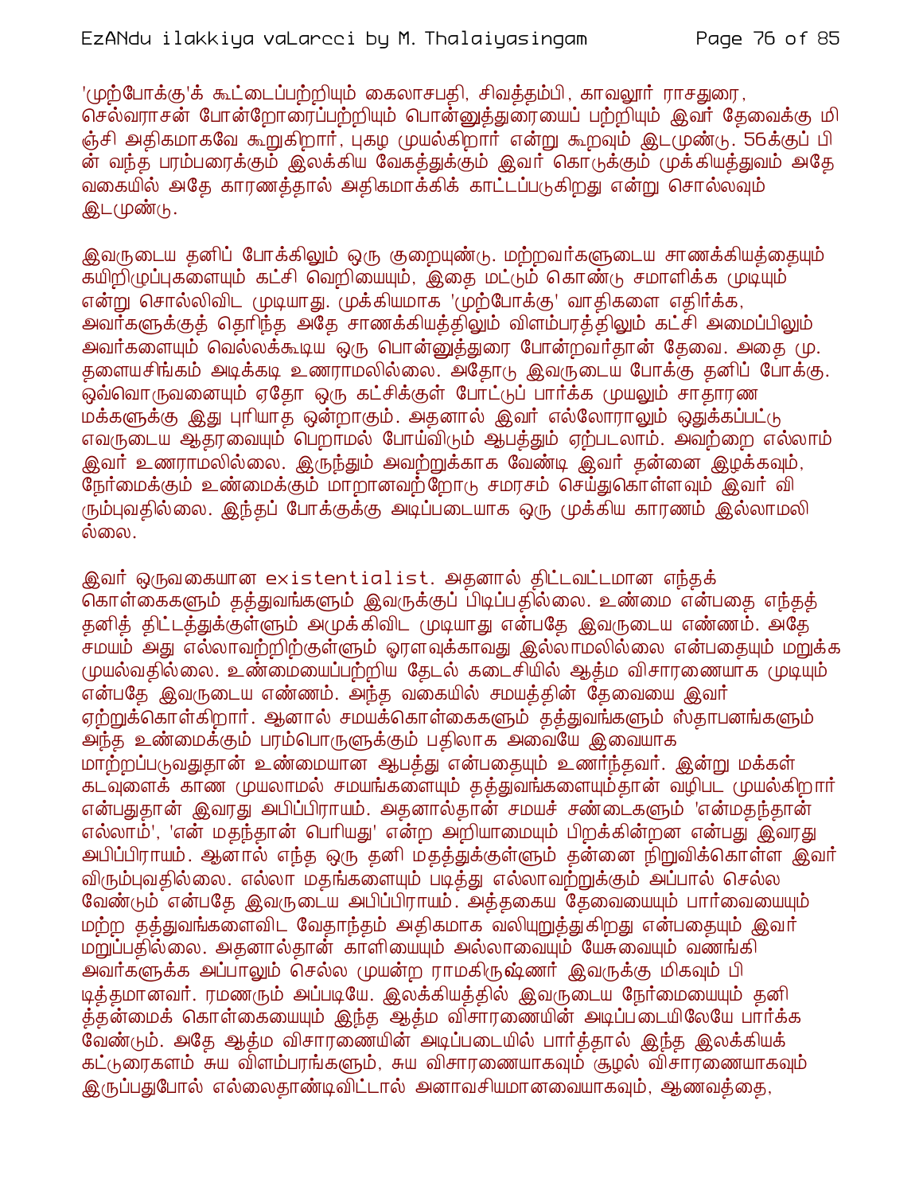'முற்போக்கு'க் கூட்டைப்பற்றியும் கைலாசபதி, சிவத்தம்பி, காவலூர் ராசதுரை, செல்வராசன் போன்றோரைப்பற்றியும் பொன்னுத்துரையைப் பற்றியும் இவர் தேவைக்கு மிஞ்சி அதிகமாகவே கூறுகிறார், புகழ முயல்கிறார் என்று கூறவும் இடமுண்டு. 56க்குப் பின் வந்த பரம்பரைக்கும் இலக்கிய வேகத்துக்கும் இவர் கொடுக்கும் முக்கியத்துவம் அதே வகையில் அதே காரணத்தால் அதிகமாக்கிக் காட்டப்படுகிறது என்று சொல்லவும் இடமுண்டு.

இவருடைய தனிப் போக்கிலும் ஒரு குறையுண்டு. மற்றவர்களுடைய சாணக்கியத்தையும் கயிறிழுப்புகளையும் கட்சி வெறியையும், இதை மட்டும் கொண்டு சமாளிக்க முடியும் என்று சொல்லிவிட முடியாது. முக்கியமாக 'முற்போக்கு' வாதிகளை எதிர்க்க, அவர்களுக்குத் தெரிந்த அதே சாணக்கியத்திலும் விளம்பரத்திலும் கட்சி அமைப்பிலும் அவர்களையும் வெல்லக்கூடிய ஒரு பொன்னுத்துரை போன்றவர்தான் தேவை. அதை மு. தளையசிங்கம் அடிக்கடி உணராமலில்லை. அதோடு இவருடைய போக்கு தனிப் போக்கு. ஒவ்வொருவனையும் ஏதோ ஒரு கட்சிக்குள் போட்டுப் பார்க்க முயலும் சாதாரண மக்களுக்கு இது புரியாத ஒன்றாகும். அதனால் இவர் எல்லோராலும் ஒதுக்கப்பட்டு எவருடைய ஆதரவையும் பெறாமல் போய்விடும் ஆபத்தும் ஏற்படலாம். அவற்றை எல்லாம் இவர் உணராமலில்லை. இருந்தும் அவற்றுக்காக வேண்டி இவர் தன்னை இழக்கவும், நேர்மைக்கும் உண்மைக்கும் மாறானவற்றோடு சமரசம் செய்துகொள்ளவும் இவர் விரும்புவதில்லை. இந்தப் போக்குக்கு அடிப்படையாக ஒரு முக்கிய காரணம் இல்லாமலில்லை.

இவர் ஒருவகையான existentialist. அதனால் திட்டவட்டமான எந்தக் கொள்கைகளும் தத்துவங்களும் இவருக்குப் பிடிப்பதில்லை. உண்மை என்பதை எந்தத் தனித் திட்டத்துக்குள்ளும் அமுக்கிவிட முடியாது என்பதே இவருடைய எண்ணம். அதே சமயம் அது எல்லாவற்றிற்குள்ளும் ஓரளவுக்காவது இல்லாமலில்லை என்பதையும் மறுக்க முயல்வதில்லை. உண்மையைப்பற்றிய தேடல் கடைசியில் ஆத்ம விசாரணையாக முடியும் என்பதே இவருடைய எண்ணம். அந்த வகையில் சமயத்தின் தேவையை இவர் ஏற்றுக்கொள்கிறார். ஆனால் சமயக்கொள்கைகளும் தத்துவங்களும் ஸ்தாபனங்களும் அந்த உண்மைக்கும் பரம்பொருளுக்கும் பதிலாக அவையே இவையாக மாற்றப்படுவதுதான் உண்மையான ஆபத்து என்பதையும் உணர்ந்தவர். இன்று மக்கள் கடவுளைக் காண முயலாமல் சமயங்களையும் தத்துவங்களையும்தான் வழிபட முயல்கிறார் என்பதுதான் இவரது அபிப்பிராயம். அதனால்தான் சமயச் சண்டைகளும் 'என்மதந்தான் எல்லாம்', 'என் மதந்தான் பெரியது' என்ற அறியாமையும் பிறக்கின்றன என்பது இவரது அபிப்பிராயம். ஆனால் எந்த ஒரு தனி மதத்துக்குள்ளும் தன்னை நிறுவிக்கொள்ள இவர் விரும்புவதில்லை. எல்லா மதங்களையும் படித்து எல்லாவற்றுக்கும் அப்பால் செல்ல வேண்டும் என்பதே இவருடைய அபிப்பிராயம். அத்தகைய தேவையையும் பார்வையையும் மற்ற தத்துவங்களைவிட வேதாந்தம் அதிகமாக வலியுறுத்துகிறது என்பதையும் இவர் மறுப்பதில்லை. அதனால்தான் காளியையும் அல்லாவையும் யேசுவையும் வணங்கி அவர்களுக்க அப்பாலும் செல்ல முயன்ற ராமகிருஷ்ணர் இவருக்கு மிகவும் பிடித்தமானவர். ரமணரும் அப்படியே. இலக்கியத்தில் இவருடைய நேர்மையையும் தனித்தன்மைக் கொள்கையையும் இந்த ஆத்ம விசாரணையின் அடிப்படையிலேயே பார்க்க வேண்டும். அதே ஆத்ம விசாரணையின் அடிப்படையில் பார்த்தால் இந்த இலக்கியக் கட்டுரைகளும் சுய விளம்பரங்களும், சுய விசாரணையாகவும் சூழல் விசாரணையாகவும் இருப்பதுபோல் எல்லைதாண்டிவிட்டால் அனாவசியமானவையாகவும், ஆணவத்தை,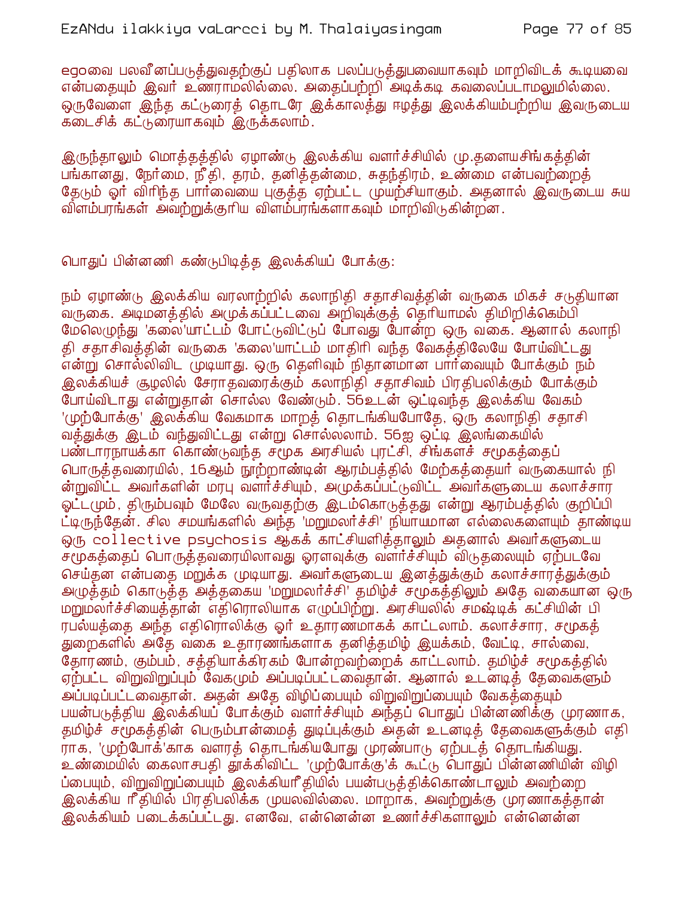egoவை பலவீனப்படுத்துவதற்குப் பதிலாக பலப்படுத்துபவையாகவும் மாறிவிடக் கூடியவை என்பதையும் இவர் உணராமலில்லை. அதைப்பற்றி அடிக்கடி கவலைப்படாமலுமில்லை. ஒருவேளை இந்த கட்டுரைத் தொடரே இக்காலத்து ஈழத்து இலக்கியம்பற்றிய இவருடைய கடைசிக் கட்டுரையாகவும் இருக்கலாம்.

இருந்தாலும் மொத்தத்தில் ஏழாண்டு இலக்கிய வளர்ச்சியில் மு.தளையசிங்கத்தின் பங்கானது, நேர்மை, நீதி, தரம், தனித்தன்மை, சுதந்திரம், உண்மை என்பவற்றைத் தேடும் ஓர் விரிந்த பார்வையை புகுத்த ஏற்பட்ட முயற்சியாகும். அதனால் இவருடைய சுய விளம்பரங்கள் அவற்றுக்குரிய விளம்பரங்களாகவும் மாறிவிடுகின்றன.

பொதுப் பின்னணி கண்டுபிடித்த இலக்கியப் போக்கு:

நம் ஏழாண்டு இலக்கிய வரலாற்றில் கலாநிதி சதாசிவத்தின் வருகை மிகச் சடுதியான வருகை. அடிமனத்தில் அமுக்கப்பட்டவை அறிவுக்குத் தெரியாமல் திமிறிக்கெம்பி மேலெழுந்து 'கலை'யாட்டம் போட்டுவிட்டுப் போவது போன்ற ஒரு வகை. ஆனால் கலாநிதி சதாசிவத்தின் வருகை 'கலை'யாட்டம் மாதிரி வந்த வேகத்திலேயே போய்விட்டது என்று சொல்லிவிட முடியாது. ஒரு தெளிவும் நிதானமான பார்வையும் போக்கும் நம் இலக்கியச் சூழலில் சேராதவரைக்கும் கலாநிதி சதாசிவம் பிரதிபலிக்கும் போக்கும் போய்விடாது என்றுதான் சொல்ல வேண்டும். 56உடன் ஒட்டிவந்த இலக்கிய வேகம் 'முற்போக்கு' இலக்கிய வேகமாக மாறத் தொடங்கியபோதே, ஒரு கலாநிதி சதாசிவத்துக்கு இடம் வந்துவிட்டது என்று சொல்லலாம். 56ஐ ஒட்டி இலங்கையில் பண்டாரநாயக்கா கொண்டுவந்த சமூக அரசியல் புரட்சி, சிங்களச் சமூகத்தைப் பொருத்தவரையில், 16ஆம் நூற்றாண்டின் ஆரம்பத்தில் மேற்கத்தையர் வருகையால் நின்றுவிட்ட அவர்களின் மரபு வளர்ச்சியும், அமுக்கப்பட்டுவிட்ட அவர்களுடைய கலாச்சார ஓட்டமும், திரும்பவும் மேலே வருவதற்கு இடம்கொடுத்தது என்று ஆரம்பத்தில் குறிப்பிட்டிருந்தேன். சில சமயங்களில் அந்த 'மறுமலர்ச்சி' நியாயமான எல்லைகளையும் தாண்டிய ஒரு collective psychosis ஆகக் காட்சியளித்தாலும் அதனால் அவர்களுடைய சமூகத்தைப் பொருத்தவரையிலாவது ஓரளவுக்கு வளர்ச்சியும் விடுதலையும் ஏற்படவே செய்தன என்பதை மறுக்க முடியாது. அவர்களுடைய இனத்துக்கும் கலாச்சாரத்துக்கும் அமுத்தம் கொடுத்த அத்தகைய 'மறுமலர்ச்சி' தமிழ்ச் சமூகத்திலும் அதே வகையான ஒரு மறுமலர்ச்சியைத்தான் எதிரொலியாக எழுப்பிற்று. அரசியலில் சமஷ்டிக் கட்சியின் பிரபல்யத்தை அந்த எதிரொலிக்கு ஓர் உதாரணமாகக் காட்டலாம். கலாச்சார, சமூகத் துறைகளில் அதே வகை உதாரணங்களாக தனித்தமிழ் இயக்கம், வேட்டி, சால்வை, தோரணம், கும்பம், சத்தியாக்கிரகம் போன்றவற்றைக் காட்டலாம். தமிழ்ச் சமூகத்தில் ஏற்பட்ட விறுவிறுப்பும் வேகமும் அப்படிப்பட்டவைதான். ஆனால் உடனடித் தேவைகளும் அப்படிப்பட்டவைதான். அதன் அதே விழிப்பையும் விறுவிறுப்பையும் வேகத்தையும் பயன்படுத்திய இலக்கியப் போக்கும் வளர்ச்சியும் அந்தப் பொதுப் பின்னணிக்கு முரணாக, தமிழ்ச் சமூகத்தின் பெரும்பான்மைத் துடிப்புக்கும் அதன் உடனடித் தேவைகளுக்கும் எதிராக, 'முற்போக்'காக வளரத் தொடங்கியபோது முரண்பாடு ஏற்படத் தொடங்கியது. உண்மையில் கைலாசபதி தூக்கிவிட்ட 'முற்போக்கு'க் கூட்டு பொதுப் பின்னணியின் விழிப்பையும், விறுவிறுப்பையும் இலக்கியரீதியில் பயன்படுத்திக்கொண்டாலும் அவற்றை இலக்கிய ரீதியில் பிரதிபலிக்க முயலவில்லை. மாறாக, அவற்றுக்கு முரணாகத்தான் இலக்கியம் படைக்கப்பட்டது. எனவே, என்னென்ன உணர்ச்சிகளாலும் என்னென்ன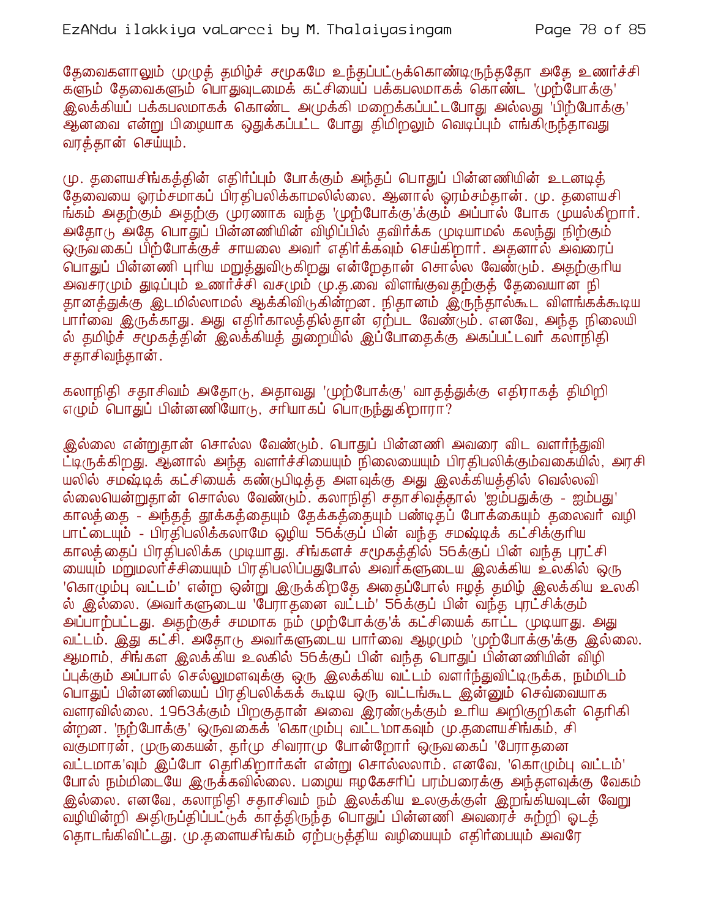தேவைகளாலும் முழுத் தமிழ்ச் சமூகமே உந்தப்பட்டுக்கொண்டிருந்ததோ அதே உணர்ச்சிகளும் தேவைகளும் பொதுவுடமைக் கட்சியைப் பக்கபலமாகக் கொண்ட 'முற்போக்கு' இலக்கியப் பக்கபலமாகக் கொண்ட அமுக்கி மறைக்கப்பட்டபோது அல்லது 'பிற்போக்கு' ஆனவை என்று பிழையாக ஒதுக்கப்பட்ட போது திமிறலும் வெடிப்பும் எங்கிருந்தாவது வரத்தான் செய்யும்.

மு. தளையசிங்கத்தின் எதிர்ப்பும் போக்கும் அந்தப் பொதுப் பின்னணியின் உடனடித் தேவையை ஓரம்சமாகப் பிரதிபலிக்காமலில்லை. ஆனால் ஓரம்சம்தான். மு. தளையசிங்கம் அதற்கும் அதற்கு முரணாக வந்த 'முற்போக்கு'க்கும் அப்பால் போக முயல்கிறார். அதோடு அதே பொதுப் பின்னணியின் விழிப்பில் தவிர்க்க முடியாமல் கலந்து நிற்கும் ஒருவகைப் பிற்போக்குச் சாயலை அவர் எதிர்க்கவும் செய்கிறார். அதனால் அவரைப் பொதுப் பின்னணி புரிய மறுத்துவிடுகிறது என்றேதான் சொல்ல வேண்டும். அதற்குரிய அவசரமும் துடிப்பும் உணர்ச்சி வசமும் மு.த.வை விளங்குவதற்குத் தேவையான நிதானத்துக்கு இடமில்லாமல் ஆக்கிவிடுகின்றன. நிதானம் இருந்தால்கூட விளங்கக்கூடிய பார்வை இருக்காது. அது எதிர்காலத்தில்தான் ஏற்பட வேண்டும். எனவே, அந்த நிலையில் தமிழ்ச் சமூகத்தின் இலக்கியத் துறையில் இப்போதைக்கு அகப்பட்டவர் கலாநிதி சதாசிவந்தான்.

கலாநிதி சதாசிவம் அதோடு, அதாவது 'முற்போக்கு' வாதத்துக்கு எதிராகத் திமிறி எழும் பொதுப் பின்னணியோடு, சரியாகப் பொருந்துகிறாரா?

இல்லை என்றுதான் சொல்ல வேண்டும். பொதுப் பின்னணி அவரை விட வளர்ந்துவிட்டிருக்கிறது. ஆனால் அந்த வளர்ச்சியையும் நிலையையும் பிரதிபலிக்கும்வகையில், அரசியலில் சமஷ்டிக் கட்சியைக் கண்டுபிடித்த அளவுக்கு அது இலக்கியத்தில் வெல்லவில்லையென்றுதான் சொல்ல வேண்டும். கலாநிதி சதாசிவத்தால் 'ஐம்பதுக்கு - ஐம்பது' காலத்தை - அந்தத் தூக்கத்தையும் தேக்கத்தையும் பண்டிதப் போக்கையும் தலைவர் வழிபாட்டையும் - பிரதிபலிக்கலாமே ஒழிய 56க்குப் பின் வந்த சமஷ்டிக் கட்சிக்குரிய காலத்தைப் பிரதிபலிக்க முடியாது. சிங்களச் சமூகத்தில் 56க்குப் பின் வந்த புரட்சியையும் மறுமலர்ச்சியையும் பிரதிபலிப்பதுபோல் அவர்களுடைய இலக்கிய உலகில் ஒரு 'கொழும்பு வட்டம்' என்ற ஒன்று இருக்கிறதே அதைப்போல் ஈழத் தமிழ் இலக்கிய உலகில் இல்லை. (அவர்களுடைய 'பேராதனை வட்டம்' 56க்குப் பின் வந்த புரட்சிக்கும் அப்பாற்பட்டது. அதற்குச் சமமாக நம் முற்போக்கு'க் கட்சியைக் காட்ட முடியாது. அது வட்டம். இது கட்சி. அதோடு அவர்களுடைய பார்வை ஆழமும் 'முற்போக்கு'க்கு இல்லை. ஆமாம், சிங்கள இலக்கிய உலகில் 56க்குப் பின் வந்த பொதுப் பின்னணியின் விழிப்புக்கும் அப்பால் செல்லுமளவுக்கு ஒரு இலக்கிய வட்டம் வளர்ந்துவிட்டிருக்க, நம்மிடம் பொதுப் பின்னணியைப் பிரதிபலிக்கக் கூடிய ஒரு வட்டங்கூட இன்னும் செவ்வையாக வளரவில்லை. 1963க்கும் பிறகுதான் அவை இரண்டுக்கும் உரிய அறிகுறிகள் தெரிகின்றன. 'நற்போக்கு' ஒருவகைக் 'கொழும்பு வட்ட'மாகவும் மு.தளையசிங்கம், சிவகுமாரன், முருகையன், தர்மு சிவராமு போன்றோர் ஒருவகைப் 'பேராதனை வட்டமாக'வும் இப்போ தெரிகிறார்கள் என்று சொல்லலாம். எனவே, 'கொழும்பு வட்டம்' போல் நம்மிடையே இருக்கவில்லை. பழைய ஈழகேசரிப் பரம்பரைக்கு அந்தளவுக்கு வேகம் இல்லை. எனவே, கலாநிதி சதாசிவம் நம் இலக்கிய உலகுக்குள் இறங்கியவுடன் வேறு வழியின்றி அதிருப்திப்பட்டுக் காத்திருந்த பொதுப் பின்னணி அவரைச் சுற்றி ஓடத் தொடங்கிவிட்டது. மு.தளையசிங்கம் ஏற்படுத்திய வழியையும் எதிர்பையும் அவரே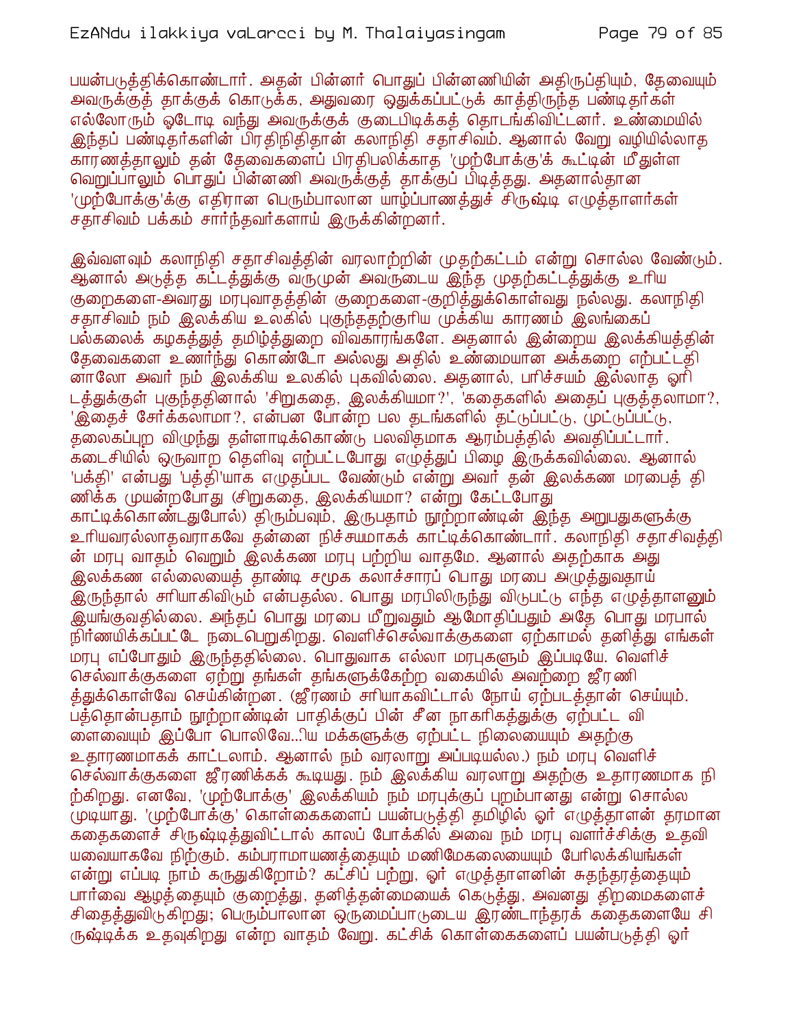பயன்படுத்திக்கொண்டார். அதன் பின்னர் பொதுப் பின்னணியின் அதிருப்தியும், தேவையும் அவருக்குத் தாக்குக் கொடுக்க, அதுவரை ஒதுக்கப்பட்டுக் காத்திருந்த பண்டிதர்கள் எல்லோரும் ஓடோடி வந்து அவருக்குக் குடைபிடிக்கத் தொடங்கிவிட்டனர். உண்மையில் இந்தப் பண்டிதர்களின் பிரதிநிதிதான் கலாநிதி சதாசிவம். ஆனால் வேறு வழியில்லாத காரணத்தாலும் தன் தேவைகளைப் பிரதிபலிக்காத 'முற்போக்கு'க் கூட்டின் மீதுள்ள வெறுப்பாலும் பொதுப் பின்னணி அவருக்குத் தாக்குப் பிடித்தது. அதனால்தான 'முற்போக்கு'க்கு எதிரான பெரும்பாலான யாழ்ப்பாணத்துச் சிருஷ்டி எழுத்தாளர்கள் சதாசிவம் பக்கம் சார்ந்தவர்களாய் இருக்கின்றனர்.

இவ்வளவும் கலாநிதி சதாசிவத்தின் வரலாற்றின் முதற்கட்டம் என்று சொல்ல வேண்டும். ஆனால் அடுத்த கட்டத்துக்கு வருமுன் அவருடைய இந்த முதற்கட்டத்துக்கு உரிய குறைகளை-அவரது மரபுவாதத்தின் குறைகளை-குறித்துக்கொள்வது நல்லது. கலாநிதி சதாசிவம் நம் இலக்கிய உலகில் புகுந்ததற்குரிய முக்கிய காரணம் இலங்கைப் பல்கலைக் கழகத்துத் தமிழ்த்துறை விவகாரங்களே. அதனால் இன்றைய இலக்கியத்தின் தேவைகளை உணர்ந்து கொண்டோ அல்லது அதில் உண்மையான அக்கறை எற்பட்டதி னாலோ அவர் நம் இலக்கிய உலகில் புகவில்லை. அதனால், பரிச்சயம் இல்லாத ஓரி டத்துக்குள் புகுந்ததினால் 'சிறுகதை, இலக்கியமா?', 'கதைகளில் அதைப் புகுத்தலாமா?, 'இதைச் சேர்க்கலாமா?, என்பன போன்ற பல தடங்களில் தட்டுப்பட்டு, முட்டுப்பட்டு, தலைகப்புற விழுந்து தள்ளாடிக்கொண்டு பலவிதமாக ஆரம்பத்தில் அவதிப்பட்டார். கடைசியில் ஒருவாற தெளிவு எற்பட்டபோது எழுத்துப் பிழை இருக்கவில்லை. ஆனால் 'பக்தி' என்பது 'பத்தி'யாக எழுதப்பட வேண்டும் என்று அவர் தன் இலக்கண மரபைத் தி ணிக்க முயன்றபோது (சிறுகதை, இலக்கியமா? என்று கேட்டபோது காட்டிக்கொண்டதுபோல்) திரும்பவும், இருபதாம் நூற்றாண்டின் இந்த அறுபதுகளுக்கு உரியவரல்லாதவராகவே தன்னை நிச்சயமாகக் காட்டிக்கொண்டார். கலாநிதி சதாசிவத்தி ன் மரபு வாதம் வெறும் இலக்கண மரபு பற்றிய வாதமே. ஆனால் அதற்காக அது இலக்கண எல்லையைத் தாண்டி சமூக கலாச்சாரப் பொது மரபை அமுத்துவதாய் இருந்தால் சரியாகிவிடும் என்பதல்ல. பொது மரபிலிருந்து விடுபட்டு எந்த எழுத்தாளனும் இயங்குவதில்லை. அந்தப் பொது மரபை மீறுவதும் ஆமோதிப்பதும் அதே பொது மரபால் நிர்ணயிக்கப்பட்டே நடைபெறுகிறது. வெளிச்செல்வாக்குகளை ஏற்காமல் தனித்து எங்கள் மரபு எப்போதும் இருந்ததில்லை. பொதுவாக எல்லா மரபுகளும் இப்படியே. வெளிச் செல்வாக்குகளை ஏற்று தங்கள் தங்களுக்கேற்ற வகையில் அவற்றை ஜீரணி த்துக்கொள்வே செய்கின்றன. (ஜீரணம் சரியாகவிட்டால் நோய் ஏற்படத்தான் செய்யும். பத்தொன்பதாம் நூற்றாண்டின் பாதிக்குப் பின் சீன நாகரிகத்துக்கு ஏற்பட்ட வி ளைவையும் இப்போ பொலிவே..ிய மக்களுக்கு ஏற்பட்ட நிலையையும் அதற்கு உதாரணமாகக் காட்டலாம். ஆனால் நம் வரலாறு அப்படியல்ல.) நம் மரபு வெளிச் செல்வாக்குகளை ஜீரணிக்கக் கூடியது. நம் இலக்கிய வரலாறு அதற்கு உதாரணமாக நி ற்கிறது. எனவே, 'முற்போக்கு' இலக்கியம் நம் மரபுக்குப் புறம்பானது என்று சொல்ல முடியாது. 'முற்போக்கு' கொள்கைகளைப் பயன்படுத்தி தமிழில் ஓர் எழுத்தாளன் தரமான கதைகளைச் சிருஷ்டித்துவிட்டால் காலப் போக்கில் அவை நம் மரபு வளர்ச்சிக்கு உதவி யவையாகவே நிற்கும். கம்பராமாயணத்தையும் மணிமேகலையையும் பேரிலக்கியங்கள் என்று எப்படி நாம் கருதுகிறோம்? கட்சிப் பற்று, ஓர் எழுத்தாளனின் சுதந்தரத்தையும் பார்வை ஆழத்தையும் குறைத்து, தனித்தன்மையைக் கெடுத்து, அவனது திறமைகளைச் சிதைத்துவிடுகிறது; பெரும்பாலான ஒருமைப்பாடுடைய இரண்டாந்தரக் கதைகளையே சி ருஷ்டிக்க உதவுகிறது என்ற வாதம் வேறு. கட்சிக் கொள்கைகளைப் பயன்படுத்தி ஓர்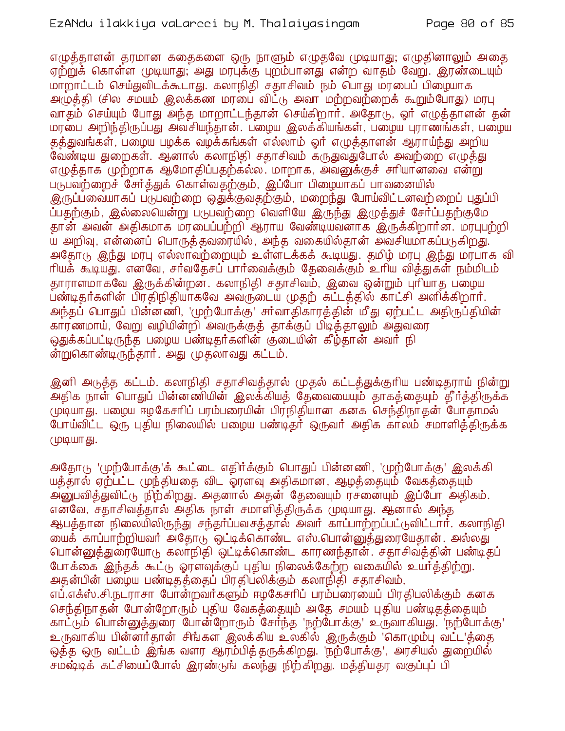எழுத்தாளன் தரமான கதைகளை ஒரு நாளும் எழுதவே முடியாது; எழுதினாலும் அதை ஏற்றுக் கொள்ள முடியாது; அது மரபுக்கு புறம்பானது என்ற வாதம் வேறு. இரண்டையும் மாறாட்டம் செய்துவிடக்கூடாது. கலாநிதி சதாசிவம் நம் பொது மரபைப் பிழையாக அமுத்தி (சில சமயம் இலக்கண மரபை விட்டு அவா மற்றவற்றைக் கூறும்போது) மரபு வாதம் செய்யும் போது அந்த மாறாட்டந்தான் செய்கிறார். அதோடு, ஓர் எழுத்தாளன் தன் மரபை அறிந்திருப்பது அவசியந்தான். பழைய இலக்கியங்கள், பழைய புராணங்கள், பழைய தத்துவங்கள், பழைய பழக்க வழக்கங்கள் எல்லாம் ஓர் எழுத்தாளன் ஆராய்ந்து அறிய வேண்டிய துறைகள். ஆனால் கலாநிதி சதாசிவம் கருதுவதுபோல் அவற்றை எழுத்து எழுத்தாக முற்றாக ஆமோதிப்பதற்கல்ல. மாறாக, அவனுக்குச் சரியானவை என்று படுபவற்றைச் சேர்த்துக் கொள்வதற்கும், இப்போ பிழையாகப் பாவனையில் இருப்பவையாகப் படுபவற்றை ஒதுக்குவதற்கும், மறைந்து போய்விட்டனவற்றைப் புதுப்பி ப்பதற்கும், இல்லையென்று படுபவற்றை வெளியே இருந்து இழுத்துச் சேர்ப்பதற்குமே தான் அவன் அதிகமாக மரபைப்பற்றி ஆராய வேண்டியவனாக இருக்கிறார்ன. மரபுபற்றி ய அறிவு, என்னைப் பொருத்தவரையில், அந்த வகையில்தான் அவசியமாகப்படுகிறது. அதோடு இந்து மரபு எல்லாவற்றையும் உள்ளடக்கக் கூடியது. தமிழ் மரபு இந்து மரபாக வி ரியக் கூடியது. எனவே, சர்வதேசப் பார்வைக்கும் தேவைக்கும் உரிய வித்துகள் நம்மிடம் தாராளமாகவே இருக்கின்றன. கலாநிதி சதாசிவம், இவை ஒன்றும் புரியாத பழைய பண்டிதர்களின் பிரதிநிதியாகவே அவருடைய முதற் கட்டத்தில் காட்சி அளிக்கிறார். அந்தப் பொதுப் பின்னணி, 'முற்போக்கு' சர்வாதிகாரத்தின் மீது ஏற்பட்ட அதிருப்தியின் காரணமாய், வேறு வழியின்றி அவருக்குத் தாக்குப் பிடித்தாலும் அதுவரை ஒதுக்கப்பட்டிருந்த பழைய பண்டிதர்களின் குடையின் கீழ்தான் அவர் நி ன்றுகொண்டிருந்தார். அது முதலாவது கட்டம்.

இனி அடுத்த கட்டம். கலாநிதி சதாசிவத்தால் முதல் கட்டத்துக்குரிய பண்டிதராய் நின்று அதிக நாள் பொதுப் பின்னணியின் இலக்கியத் தேவையையும் தாகத்தையும் தீர்த்திருக்க முடியாது. பழைய ஈழகேசரிப் பரம்பரையின் பிரதிநிதியான கனக செந்திநாதன் போதாமல் போய்விட்ட ஒரு புதிய நிலையில் பழைய பண்டிதர் ஒருவர் அதிக காலம் சமாளித்திருக்க முடியாது.

அதோடு 'முற்போக்கு'க் கூட்டை எதிர்க்கும் பொதுப் பின்னணி, 'முற்போக்கு' இலக்கி யத்தால் ஏற்பட்ட முந்தியதை விட ஓரளவு அதிகமான, ஆழத்தையும் வேகத்தையும் அனுபவித்துவிட்டு நிற்கிறது. அதனால் அதன் தேவையும் ரசனையும் இப்போ அதிகம். எனவே, சதாசிவத்தால் அதிக நாள் சமாளித்திருக்க முடியாது. ஆனால் அந்த ஆபத்தான நிலையிலிருந்து சந்தர்ப்பவசத்தால் அவர் காப்பாற்றப்பட்டுவிட்டார். கலாநிதி யைக் காப்பாற்றியவர் அதோடு ஒட்டிக்கொண்ட எஸ்.பொன்னுத்துரையேதான். அல்லது பொன்னுத்துரையோடு கலாநிதி ஒட்டிக்கொண்ட காரணந்தான். சதாசிவத்தின் பண்டிதப் போக்கை இந்தக் கூட்டு ஓரளவுக்குப் புதிய நிலைக்கேற்ற வகையில் உயர்த்திற்று. அதன்பின் பழைய பண்டிதத்தைப் பிரதிபலிக்கும் கலாநிதி சதாசிவம், எப்.எக்ஸ்.சி.நடராசா போன்றவர்களும் ஈழகேசரிப் பரம்பரையைப் பிரதிபலிக்கும் கனக செந்திநாதன் போன்றோரும் புதிய வேகத்தையும் அதே சமயம் புதிய பண்டிதத்தையும் காட்டும் பொன்னுத்துரை போன்றோரும் சேர்ந்த 'நற்போக்கு' உருவாகியது. 'நற்போக்கு' உருவாகிய பின்னர்தான் சிங்கள இலக்கிய உலகில் இருக்கும் 'கொழும்பு வட்ட'த்தை ஒத்த ஒரு வட்டம் இங்க வளர ஆரம்பித்தருக்கிறது. 'நற்போக்கு', அரசியல் துறையில் சமஷ்டிக் கட்சியைப்போல் இரண்டுங் கலந்து நிற்கிறது. மத்தியதர வகுப்புப் பி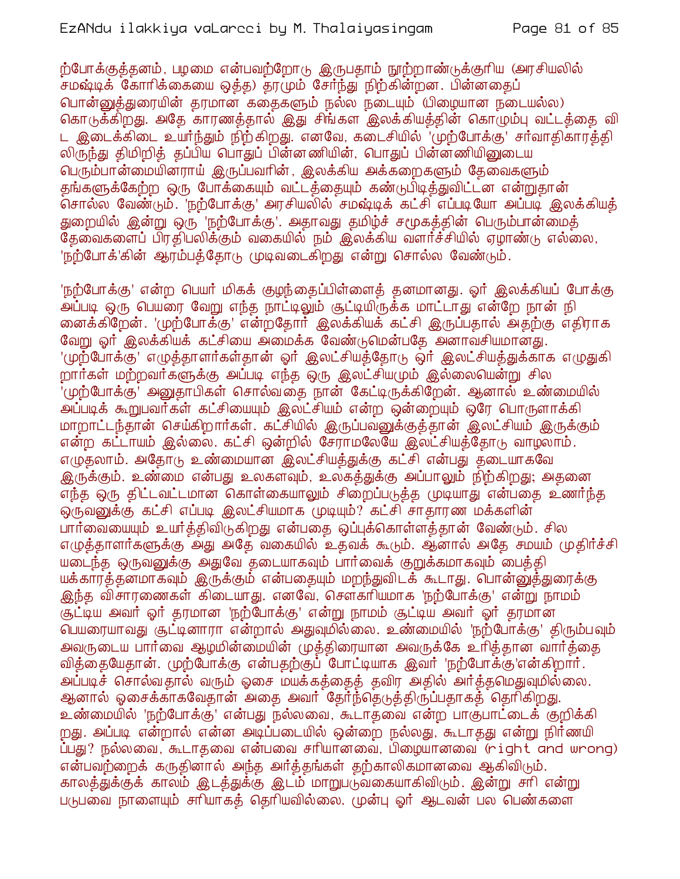ற்போக்குத்தனம், பழமை என்பவற்றோடு இருபதாம் நூற்றாண்டுக்குரிய (அரசியலில் சமஷ்டிக் கோரிக்கையை ஒத்த) தரமும் சேர்ந்து நிற்கின்றன. பின்னதைப் பொன்னுத்துரையின் தரமான கதைகளும் நல்ல நடையும் (பிழையான நடையல்ல) கொடுக்கிறது. அதே காரணத்தால் இது சிங்கள இலக்கியத்தின் கொழும்பு வட்டத்தை விட இடைக்கிடை உயர்ந்தும் நிற்கிறது. எனவே, கடைசியில் 'முற்போக்கு' சர்வாதிகாரத்திலிருந்து திமிறித் தப்பிய பொதுப் பின்னணியின், பொதுப் பின்னணியினுடைய பெரும்பான்மையினராய் இருப்பவரின், இலக்கிய அக்கறைகளும் தேவைகளும் தங்களுக்கேற்ற ஒரு போக்கையும் வட்டத்தையும் கண்டுபிடித்துவிட்டன என்றுதான் சொல்ல வேண்டும். 'நற்போக்கு' அரசியலில் சமஷ்டிக் கட்சி எப்படியோ அப்படி இலக்கியத் துறையில் இன்று ஒரு 'நற்போக்கு'. அதாவது தமிழ்ச் சமூகத்தின் பெரும்பான்மைத் தேவைகளைப் பிரதிபலிக்கும் வகையில் நம் இலக்கிய வளர்ச்சியில் ஏழாண்டு எல்லை, 'நற்போக்'கின் ஆரம்பத்தோடு முடிவடைகிறது என்று சொல்ல வேண்டும்.

'நற்போக்கு' என்ற பெயர் மிகக் குழந்தைப்பிள்ளைத் தனமானது. ஓர் இலக்கியப் போக்கு அப்படி ஒரு பெயரை வேறு எந்த நாட்டிலும் சூட்டியிருக்க மாட்டாது என்றே நான் நினைக்கிறேன். 'முற்போக்கு' என்றதோர் இலக்கியக் கட்சி இருப்பதால் அதற்கு எதிராக வேறு ஓர் இலக்கியக் கட்சியை அமைக்க வேண்டுமென்பதே அனாவசியமானது. 'முற்போக்கு' எழுத்தாளர்கள்தான் ஓர் இலட்சியத்தோடு ஓர் இலட்சியத்துக்காக எழுதுகிறார்கள் மற்றவர்களுக்கு அப்படி எந்த ஒரு இலட்சியமும் இல்லையென்று சில 'முற்போக்கு' அனுதாபிகள் சொல்வதை நான் கேட்டிருக்கிறேன். ஆனால் உண்மையில் அப்படிக் கூறுபவர்கள் கட்சியையும் இலட்சியம் என்ற ஒன்றையும் ஒரே பொருளாக்கி மாறாட்டந்தான் செய்கிறார்கள். கட்சியில் இருப்பவனுக்குத்தான் இலட்சியம் இருக்கும் என்ற கட்டாயம் இல்லை. கட்சி ஒன்றில் சேராமலேயே இலட்சியத்தோடு வாழலாம். எழுதலாம். அதோடு உண்மையான இலட்சியத்துக்கு கட்சி என்பது தடையாகவே இருக்கும். உண்மை என்பது உலகளவும், உலகத்துக்கு அப்பாலும் நிற்கிறது; அதனை எந்த ஒரு திட்டவட்டமான கொள்கையாலும் சிறைப்படுத்த முடியாது என்பதை உணர்ந்த ஒருவனுக்கு கட்சி எப்படி இலட்சியமாக முடியும்? கட்சி சாதாரண மக்களின் பார்வையையும் உயர்த்திவிடுகிறது என்பதை ஒப்புக்கொள்ளத்தான் வேண்டும். சில எழுத்தாளர்களுக்கு அது அதே வகையில் உதவக் கூடும். ஆனால் அதே சமயம் முதிர்ச்சியடைந்த ஒருவனுக்கு அதுவே தடையாகவும் பார்வைக் குறுக்கமாகவும் பைத்தியக்காரத்தனமாகவும் இருக்கும் என்பதையும் மறந்துவிடக் கூடாது. பொன்னுத்துரைக்கு இந்த விசாரணைகள் கிடையாது. எனவே, சௌகரியமாக 'நற்போக்கு' என்று நாமம் சூட்டிய அவர் ஓர் தரமான 'நற்போக்கு' என்று நாமம் சூட்டிய அவர் ஓர் தரமான பெயரையாவது சூட்டினாரா என்றால் அதுவுமில்லை. உண்மையில் 'நற்போக்கு' திரும்பவும் அவருடைய பார்வை ஆழமின்மையின் முத்திரையான அவருக்கே உரித்தான வார்த்தை வித்தையேதான். முற்போக்கு என்பதற்குப் போட்டியாக இவர் 'நற்போக்கு'என்கிறார். அப்படிச் சொல்வதால் வரும் ஓசை மயக்கத்தைத் தவிர அதில் அர்த்தமெதுவுமில்லை. ஆனால் ஓசைக்காகவேதான் அதை அவர் தேர்ந்தெடுத்திருப்பதாகத் தெரிகிறது. உண்மையில் 'நற்போக்கு' என்பது நல்லவை, கூடாதவை என்ற பாகுபாட்டைக் குறிக்கிறது. அப்படி என்றால் என்ன அடிப்படையில் ஒன்றை நல்லது, கூடாதது என்று நிர்ணயிப்பது? நல்லவை, கூடாதவை என்பவை சரியானவை, பிழையானவை (right and wrong) என்பவற்றைக் கருதினால் அந்த அர்த்தங்கள் தற்காலிகமானவை ஆகிவிடும். காலத்துக்குக் காலம் இடத்துக்கு இடம் மாறுபடுவகையாகிவிடும். இன்று சரி என்று படுபவை நாளையும் சரியாகத் தெரியவில்லை. முன்பு ஓர் ஆடவன் பல பெண்களை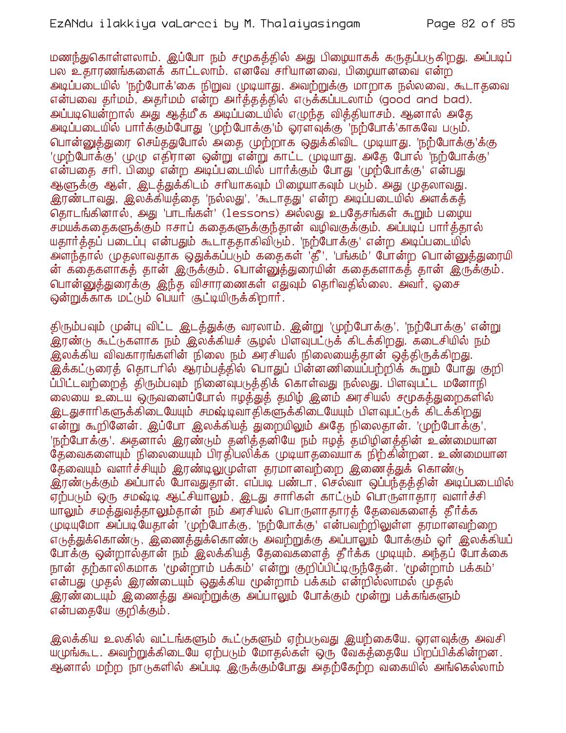மணந்துகொள்ளலாம். இப்போ நம் சமூகத்தில் அது பிழையாகக் கருதப்படுகிறது. அப்படிப் பல உதாரணங்களைக் காட்டலாம். எனவே சரியானவை, பிழையானவை என்ற அடிப்படையில் 'நற்போக்'கை நிறுவ முடியாது. அவற்றுக்கு மாறாக நல்லவை, கூடாதவை என்பவை தர்மம், அதர்மம் என்ற அர்த்தத்தில் எடுக்கப்படலாம் (good and bad). அப்படியென்றால் அது ஆத்மீக அடிப்படையில் எழுந்த வித்தியாசம். ஆனால் அதே அடிப்படையில் பார்க்கும்போது 'முற்போக்கு'ம் ஓரளவுக்கு 'நற்போக்'காகவே படும். பொன்னுத்துரை செய்ததுபோல் அதை முற்றாக ஒதுக்கிவிட முடியாது. 'நற்போக்கு'க்கு 'முற்போக்கு' முழு எதிரான ஒன்று என்று காட்ட முடியாது. அதே போல் 'நற்போக்கு' என்பதை சரி, பிழை என்ற அடிப்படையில் பார்க்கும் போது 'முற்போக்கு' என்பது ஆளுக்கு ஆள், இடத்துக்கிடம் சரியாகவும் பிழையாகவும் படும். அது முதலாவது. இரண்டாவது, இலக்கியத்தை 'நல்லது', 'கூடாதது' என்ற அடிப்படையில் அளக்கத் தொடங்கினால், அது 'பாடங்கள்' (lessons) அல்லது உபதேசங்கள் கூறும் பழைய சமயக்கதைகளுக்கும் ஈசாப் கதைகளுக்குந்தான் வழிவகுக்கும். அப்படிப் பார்த்தால் யதார்த்தப் படைப்பு என்பதும் கூடாததாகிவிடும். 'நற்போக்கு' என்ற அடிப்படையில் அளந்தால் முதலாவதாக ஒதுக்கப்படும் கதைகள் 'தீ', 'பங்கம்' போன்ற பொன்னுத்துரையின் கதைகளாகத் தான் இருக்கும். பொன்னுத்துரையின் கதைகளாகத் தான் இருக்கும். பொன்னுத்துரைக்கு இந்த விசாரணைகள் எதுவும் தெரிவதில்லை. அவர், ஓசை ஒன்றுக்காக மட்டும் பெயர் சூட்டியிருக்கிறார்.

திரும்பவும் முன்பு விட்ட இடத்துக்கு வரலாம். இன்று 'முற்போக்கு', 'நற்போக்கு' என்று இரண்டு கூட்டுகளாக நம் இலக்கியச் சூழல் பிளவுபட்டுக் கிடக்கிறது. கடைசியில் நம் இலக்கிய விவகாரங்களின் நிலை நம் அரசியல் நிலையைத்தான் ஒத்திருக்கிறது. இக்கட்டுரைத் தொடரில் ஆரம்பத்தில் பொதுப் பின்னணியைப்பற்றிக் கூறும் போது குறிப்பிட்டவற்றைத் திரும்பவும் நினைவுபடுத்திக் கொள்வது நல்லது. பிளவுபட்ட மனோநிலையை உடைய ஒருவனைப்போல் ஈழத்துத் தமிழ் இனம் அரசியல் சமூகத்துறைகளில் இடதுசாரிகளுக்கிடையேயும் சமஷ்டிவாதிகளுக்கிடையேயும் பிளவுபட்டுக் கிடக்கிறது என்று கூறினேன். இப்போ இலக்கியத் துறையிலும் அதே நிலைதான். 'முற்போக்கு', 'நற்போக்கு'. அதனால் இரண்டும் தனித்தனியே நம் ஈழத் தமிழினத்தின் உண்மையான தேவைகளையும் நிலையையும் பிரதிபலிக்க முடியாதவையாக நிற்கின்றன. உண்மையான தேவையும் வளர்ச்சியும் இரண்டிலுமுள்ள தரமானவற்றை இணைத்துக் கொண்டு இரண்டுக்கும் அப்பால் போவதுதான். எப்படி பண்டா, செல்வா ஒப்பந்தத்தின் அடிப்படையில் ஏற்படும் ஒரு சமஷ்டி ஆட்சியாலும், இடது சாரிகள் காட்டும் பொருளாதார வளர்ச்சியாலும் சமத்துவத்தாலும்தான் நம் அரசியல் பொருளாதாரத் தேவைகளைத் தீர்க்க முடியுமோ அப்படியேதான் 'முற்போக்கு, 'நற்போக்கு' என்பவற்றிலுள்ள தரமானவற்றை எடுத்துக்கொண்டு, இணைத்துக்கொண்டு அவற்றுக்கு அப்பாலும் போக்கும் ஓர் இலக்கியப் போக்கு ஒன்றால்தான் நம் இலக்கியத் தேவைகளைத் தீர்க்க முடியும். அந்தப் போக்கை நான் தற்காலிகமாக 'மூன்றாம் பக்கம்' என்று குறிப்பிட்டிருந்தேன். 'மூன்றாம் பக்கம்' என்பது முதல் இரண்டையும் ஒதுக்கிய மூன்றாம் பக்கம் என்றில்லாமல் முதல் இரண்டையும் இணைத்து அவற்றுக்கு அப்பாலும் போக்கும் மூன்று பக்கங்களும் என்பதையே குறிக்கும்.

இலக்கிய உலகில் வட்டங்களும் கூட்டுகளும் ஏற்படுவது இயற்கையே. ஓரளவுக்கு அவசியமுங்கூட. அவற்றுக்கிடையே ஏற்படும் மோதல்கள் ஒரு வேகத்தையே பிறப்பிக்கின்றன. ஆனால் மற்ற நாடுகளில் அப்படி இருக்கும்போது அதற்கேற்ற வகையில் அங்கெல்லாம்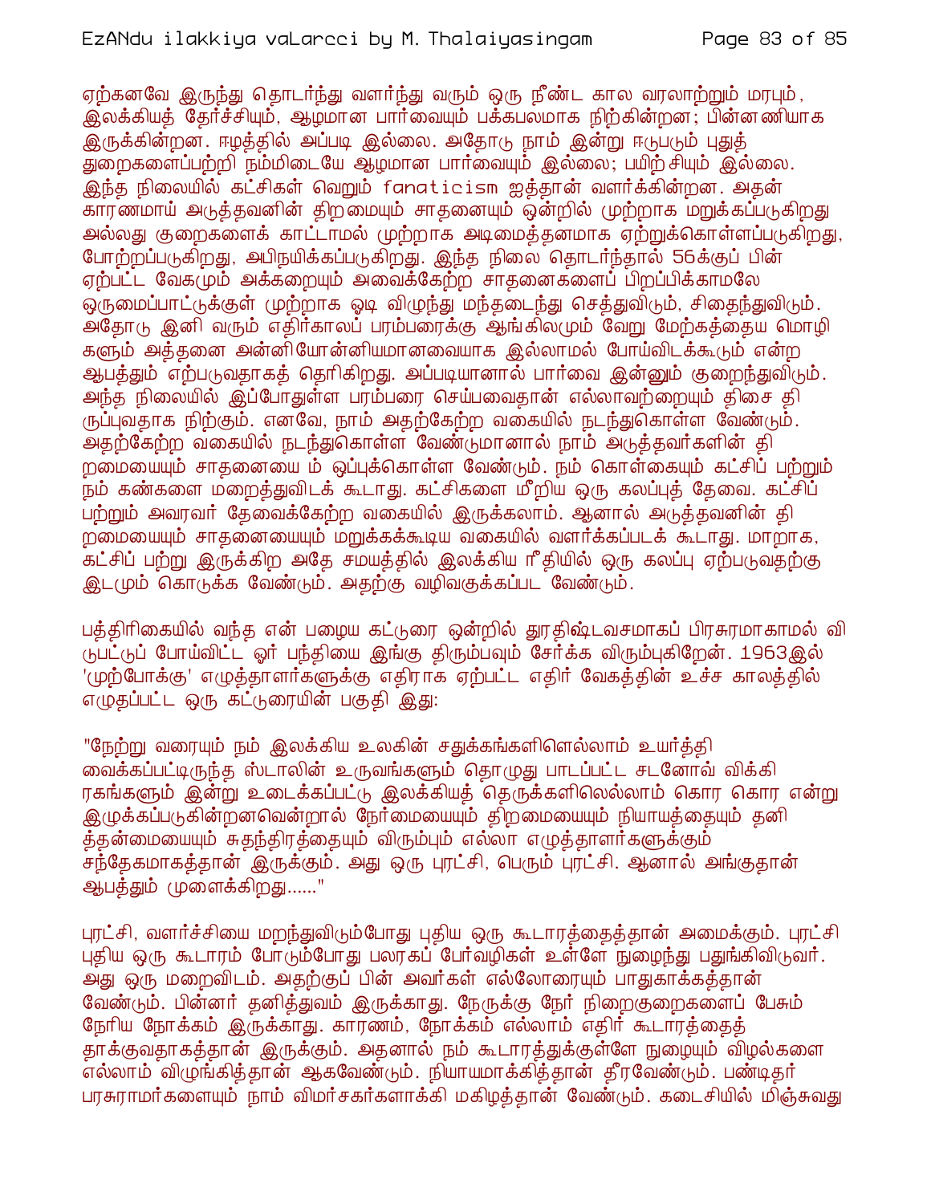ஏற்கனவே இருந்து தொடர்ந்து வளர்ந்து வரும் ஒரு நீண்ட கால வரலாற்றும் மரபும், இலக்கியத் தேர்ச்சியும், ஆழமான பார்வையும் பக்கபலமாக நிற்கின்றன; பின்னணியாக இருக்கின்றன. ஈழத்தில் அப்படி இல்லை. அதோடு நாம் இன்று ஈடுபடும் புதுத் துறைகளைப்பற்றி நம்மிடையே ஆழமான பார்வையும் இல்லை; பயிற்சியும் இல்லை. இந்த நிலையில் கட்சிகள் வெறும் fanaticism ஐத்தான் வளர்க்கின்றன. அதன் காரணமாய் அடுத்தவனின் திறமையும் சாதனையும் ஒன்றில் முற்றாக மறுக்கப்படுகிறது அல்லது குறைகளைக் காட்டாமல் முற்றாக அடிமைத்தனமாக ஏற்றுக்கொள்ளப்படுகிறது, போற்றப்படுகிறது, அபிநயிக்கப்படுகிறது. இந்த நிலை தொடர்ந்தால் 56க்குப் பின் ஏற்பட்ட வேகமும் அக்கறையும் அவைக்கேற்ற சாதனைகளைப் பிறப்பிக்காமலே ஒருமைப்பாட்டுக்குள் முற்றாக ஓடி விழுந்து மந்தடைந்து செத்துவிடும், சிதைந்துவிடும். அதோடு இனி வரும் எதிர்காலப் பரம்பரைக்கு ஆங்கிலமும் வேறு மேற்கத்தைய மொழி களும் அத்தனை அன்னியோன்னியமானவையாக இல்லாமல் போய்விடக்கூடும் என்ற ஆபத்தும் எற்படுவதாகத் தெரிகிறது. அப்படியானால் பார்வை இன்னும் குறைந்துவிடும். அந்த நிலையில் இப்போதுள்ள பரம்பரை செய்பவைதான் எல்லாவற்றையும் திசை தி ருப்புவதாக நிற்கும். எனவே, நாம் அதற்கேற்ற வகையில் நடந்துகொள்ள வேண்டும். அதற்கேற்ற வகையில் நடந்துகொள்ள வேண்டுமானால் நாம் அடுத்தவர்களின் தி றமையையும் சாதனையை ம் ஒப்புக்கொள்ள வேண்டும். நம் கொள்கையும் கட்சிப் பற்றும் நம் கண்களை மறைத்துவிடக் கூடாது. கட்சிகளை மீறிய ஒரு கலப்புத் தேவை. கட்சிப் பற்றும் அவரவர் தேவைக்கேற்ற வகையில் இருக்கலாம். ஆனால் அடுத்தவனின் தி றமையையும் சாதனையையும் மறுக்கக்கூடிய வகையில் வளர்க்கப்படக் கூடாது. மாறாக, கட்சிப் பற்று இருக்கிற அதே சமயத்தில் இலக்கிய ரீதியில் ஒரு கலப்பு ஏற்படுவதற்கு இடமும் கொடுக்க வேண்டும். அதற்கு வழிவகுக்கப்பட வேண்டும்.

பத்திரிகையில் வந்த என் பழைய கட்டுரை ஒன்றில் துரதிஷ்டவசமாகப் பிரசுரமாகாமல் வி டுபட்டுப் போய்விட்ட ஓர் பந்தியை இங்கு திரும்பவும் சேர்க்க விரும்புகிறேன். 1963இல் 'முற்போக்கு' எழுத்தாளர்களுக்கு எதிராக ஏற்பட்ட எதிர் வேகத்தின் உச்ச காலத்தில் எழுதப்பட்ட ஒரு கட்டுரையின் பகுதி இது:

"நேற்று வரையும் நம் இலக்கிய உலகின் சதுக்கங்களிலெல்லாம் உயர்த்தி வைக்கப்பட்டிருந்த ஸ்டாலின் உருவங்களும் தொழுது பாடப்பட்ட சடனோவ் விக்கி ரகங்களும் இன்று உடைக்கப்பட்டு இலக்கியத் தெருக்களிலெல்லாம் கொர கொர என்று இழுக்கப்படுகின்றனவென்றால் நேர்மையையும் திறமையையும் நியாயத்தையும் தனி த்தன்மையையும் சுதந்திரத்தையும் விரும்பும் எல்லா எழுத்தாளர்களுக்கும் சந்தேகமாகத்தான் இருக்கும். அது ஒரு புரட்சி, பெரும் புரட்சி. ஆனால் அங்குதான் ஆபத்தும் முளைக்கிறது......"

புரட்சி, வளர்ச்சியை மறந்துவிடும்போது புதிய ஒரு கூடாரத்தைத்தான் அமைக்கும். புரட்சி புதிய ஒரு கூடாரம் போடும்போது பலரகப் பேர்வழிகள் உள்ளே நுழைந்து பதுங்கிவிடுவர். அது ஒரு மறைவிடம். அதற்குப் பின் அவர்கள் எல்லோரையும் பாதுகாக்கத்தான் வேண்டும். பின்னர் தனித்துவம் இருக்காது. நேருக்கு நேர் நிறைகுறைகளைப் பேசும் நேரிய நோக்கம் இருக்காது. காரணம், நோக்கம் எல்லாம் எதிர் கூடாரத்தைத் தாக்குவதாகத்தான் இருக்கும். அதனால் நம் கூடாரத்துக்குள்ளே நுழையும் விழல்களை எல்லாம் விழுங்கித்தான் ஆகவேண்டும். நியாயமாக்கித்தான் தீரவேண்டும். பண்டிதர் பரசுராமர்களையும் நாம் விமர்சகர்களாக்கி மகிழத்தான் வேண்டும். கடைசியில் மிஞ்சுவது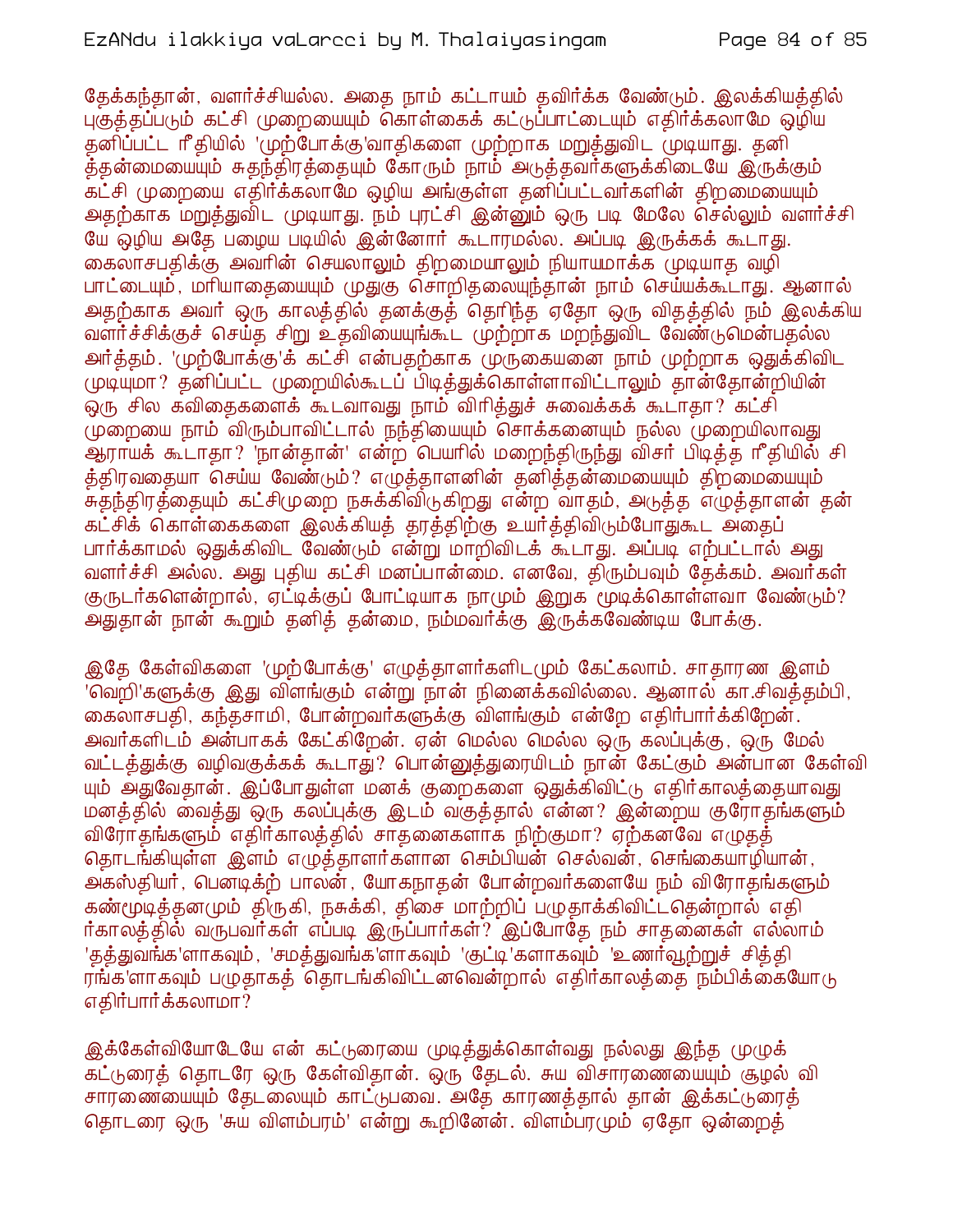தேக்கந்தான், வளர்ச்சியல்ல. அதை நாம் கட்டாயம் தவிர்க்க வேண்டும். இலக்கியத்தில் புகுத்தப்படும் கட்சி முறையையும் கொள்கைக் கட்டுப்பாட்டையும் எதிர்க்கலாமே ஒழிய தனிப்பட்ட ரீதியில் 'முற்போக்கு'வாதிகளை முற்றாக மறுத்துவிட முடியாது. தனித்தன்மையையும் சுதந்திரத்தையும் கோரும் நாம் அடுத்தவர்களுக்கிடையே இருக்கும் கட்சி முறையை எதிர்க்கலாமே ஒழிய அங்குள்ள தனிப்பட்டவர்களின் திறமையையும் அதற்காக மறுத்துவிட முடியாது. நம் புரட்சி இன்னும் ஒரு படி மேலே செல்லும் வளர்ச்சியே ஒழிய அதே பழைய படியில் இன்னோர் கூடாரமல்ல. அப்படி இருக்கக் கூடாது. கைலாசபதிக்கு அவரின் செயலாலும் திறமையாலும் நியாயமாக்க முடியாத வழி பாட்டையும், மரியாதையையும் முதுகு சொறிதலையுந்தான் நாம் செய்யக்கூடாது. ஆனால் அதற்காக அவர் ஒரு காலத்தில் தனக்குத் தெரிந்த ஏதோ ஒரு விதத்தில் நம் இலக்கிய வளர்ச்சிக்குச் செய்த சிறு உதவியையுங்கூட முற்றாக மறந்துவிட வேண்டுமென்பதல்ல அர்த்தம். 'முற்போக்கு'க் கட்சி என்பதற்காக முருகையனை நாம் முற்றாக ஒதுக்கிவிட முடியுமா? தனிப்பட்ட முறையில்கூடப் பிடித்துக்கொள்ளாவிட்டாலும் தான்தோன்றியின் ஒரு சில கவிதைகளைக் கூடவாவது நாம் விரித்துச் சுவைக்கக் கூடாதா? கட்சி முறையை நாம் விரும்பாவிட்டால் நந்தியையும் சொக்கனையும் நல்ல முறையிலாவது ஆராயக் கூடாதா? 'நான்தான்' என்ற பெயரில் மறைந்திருந்து விசர் பிடித்த ரீதியில் சித்திரவதையா செய்ய வேண்டும்? எழுத்தாளனின் தனித்தன்மையையும் திறமையையும் சுதந்திரத்தையும் கட்சிமுறை நசுக்கிவிடுகிறது என்ற வாதம், அடுத்த எழுத்தாளன் தன் கட்சிக் கொள்கைகளை இலக்கியத் தரத்திற்கு உயர்த்திவிடும்போதுகூட அதைப் பார்க்காமல் ஒதுக்கிவிட வேண்டும் என்று மாறிவிடக் கூடாது. அப்படி எற்பட்டால் அது வளர்ச்சி அல்ல. அது புதிய கட்சி மனப்பான்மை. எனவே, திரும்பவும் தேக்கம். அவர்கள் குருடர்களென்றால், ஏட்டிக்குப் போட்டியாக நாமும் இறுக மூடிக்கொள்ளவா வேண்டும்? அதுதான் நான் கூறும் தனித் தன்மை, நம்மவர்க்கு இருக்கவேண்டிய போக்கு.

இதே கேள்விகளை 'முற்போக்கு' எழுத்தாளர்களிடமும் கேட்கலாம். சாதாரண இளம் 'வெறி'களுக்கு இது விளங்கும் என்று நான் நினைக்கவில்லை. ஆனால் கா.சிவத்தம்பி, கைலாசபதி, கந்தசாமி, போன்றவர்களுக்கு விளங்கும் என்றே எதிர்பார்க்கிறேன். அவர்களிடம் அன்பாகக் கேட்கிறேன். ஏன் மெல்ல மெல்ல ஒரு கலப்புக்கு, ஒரு மேல் வட்டத்துக்கு வழிவகுக்கக் கூடாது? பொன்னுத்துரையிடம் நான் கேட்கும் அன்பான கேள்வியும் அதுவேதான். இப்போதுள்ள மனக் குறைகளை ஒதுக்கிவிட்டு எதிர்காலத்தையாவது மனத்தில் வைத்து ஒரு கலப்புக்கு இடம் வகுத்தால் என்ன? இன்றைய குரோதங்களும் விரோதங்களும் எதிர்காலத்தில் சாதனைகளாக நிற்குமா? ஏற்கனவே எழுதத் தொடங்கியுள்ள இளம் எழுத்தாளர்களான செம்பியன் செல்வன், செங்கையாழியான், அகஸ்தியர், பெனடிக்ற் பாலன், யோகநாதன் போன்றவர்களையே நம் விரோதங்களும் கண்மூடித்தனமும் திருகி, நசுக்கி, திசை மாற்றிப் பழுதாக்கிவிட்டதென்றால் எதிர்காலத்தில் வருபவர்கள் எப்படி இருப்பார்கள்? இப்போதே நம் சாதனைகள் எல்லாம் 'தத்துவங்க'ளாகவும், 'சமத்துவங்க'ளாகவும் 'குட்டி'களாகவும் 'உணர்வூற்றுச் சித்திரங்க'ளாகவும் பழுதாகத் தொடங்கிவிட்டனவென்றால் எதிர்காலத்தை நம்பிக்கையோடு எதிர்பார்க்கலாமா?

இக்கேள்வியோடேயே என் கட்டுரையை முடித்துக்கொள்வது நல்லது இந்த முழுக் கட்டுரைத் தொடரே ஒரு கேள்விதான். ஒரு தேடல். சுய விசாரணையையும் சூழல் விசாரணையையும் தேடலையும் காட்டுபவை. அதே காரணத்தால் தான் இக்கட்டுரைத் தொடரை ஒரு 'சுய விளம்பரம்' என்று கூறினேன். விளம்பரமும் ஏதோ ஒன்றைத்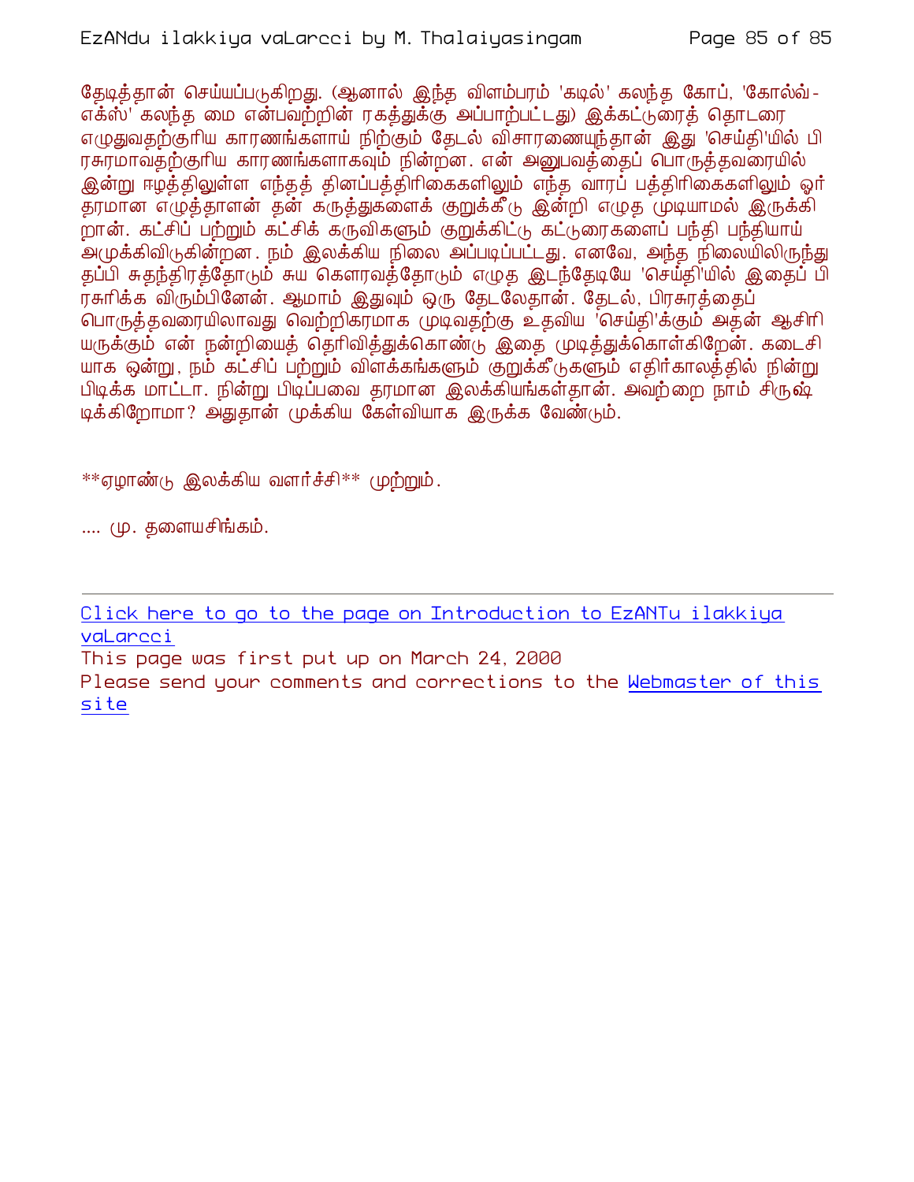தேடித்தான் செய்யப்படுகிறது. (ஆனால் இந்த விளம்பரம் 'கடில்' கலந்த கோப், 'கோல்வ்-எக்ஸ்' கலந்த மை என்பவற்றின் ரகத்துக்கு அப்பாற்பட்டது) இக்கட்டுரைத் தொடரை எழுதுவதற்குரிய காரணங்களாய் நிற்கும் தேடல் விசாரணையுந்தான் இது 'செய்தி'யில் பிரசுரமாவதற்குரிய காரணங்களாகவும் நின்றன. என் அனுபவத்தைப் பொருத்தவரையில் இன்று ஈழத்திலுள்ள எந்தத் தினப்பத்திரிகைகளிலும் எந்த வாரப் பத்திரிகைகளிலும் ஓர் தரமான எழுத்தாளன் தன் கருத்துகளைக் குறுக்கீடு இன்றி எழுத முடியாமல் இருக்கிறான். கட்சிப் பற்றும் கட்சிக் கருவிகளும் குறுக்கிட்டு கட்டுரைகளைப் பந்தி பந்தியாய் அமுக்கிவிடுகின்றன. நம் இலக்கிய நிலை அப்படிப்பட்டது. எனவே, அந்த நிலையிலிருந்து தப்பி சுதந்திரத்தோடும் சுய கௌரவத்தோடும் எழுத இடந்தேடியே 'செய்தி'யில் இதைப் பிரசுரிக்க விரும்பினேன். ஆமாம் இதுவும் ஒரு தேடலேதான். தேடல், பிரசுரத்தைப் பொருத்தவரையிலாவது வெற்றிகரமாக முடிவதற்கு உதவிய 'செய்தி'க்கும் அதன் ஆசிரியருக்கும் என் நன்றியைத் தெரிவித்துக்கொண்டு இதை முடித்துக்கொள்கிறேன். கடைசியாக ஒன்று, நம் கட்சிப் பற்றும் விளக்கங்களும் குறுக்கீடுகளும் எதிர்காலத்தில் நின்று பிடிக்க மாட்டா. நின்று பிடிப்பவை தரமான இலக்கியங்கள்தான். அவற்றை நாம் சிருஷ்டிக்கிறோமா? அதுதான் முக்கிய கேள்வியாக இருக்க வேண்டும்.

**ஏழாண்டு இலக்கிய வளர்ச்சி** முற்றும்.

.... மு. தளையசிங்கம்.

---

Click here to go to the page on Introduction to EzANTu ilakkiya vaLarcci

This page was first put up on March 24, 2000

Please send your comments and corrections to the Webmaster of this site